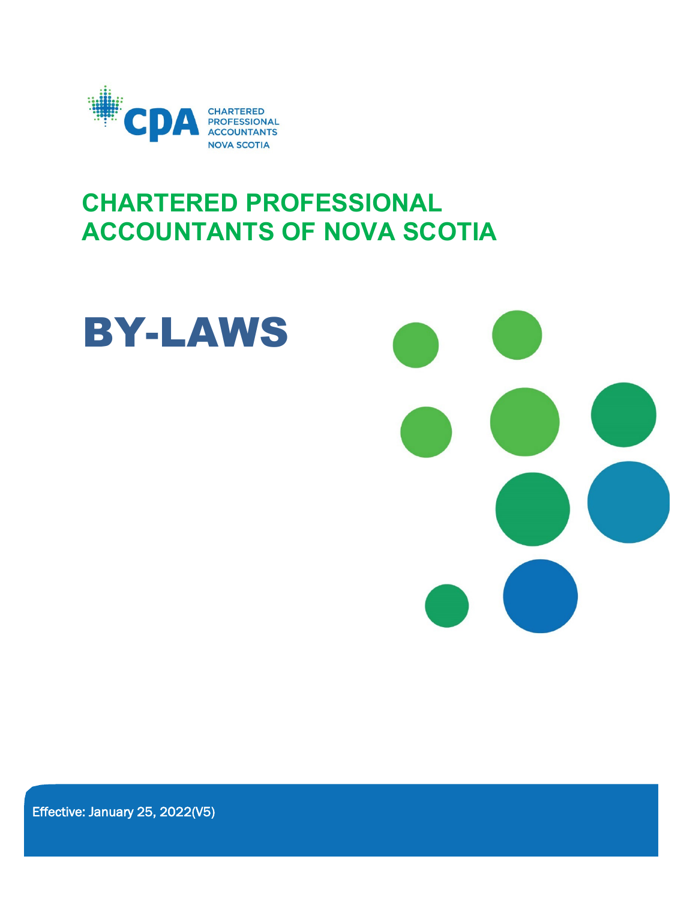CHARTERED PROFESSIONAL ACCOUNTANTS NOVA SCOTIA

# CHARTERED PROFESSIONAL ACCOUNTANTS OF NOVA SCOTIA

# BY-LAWS

Effective: January 25, 2022(V5)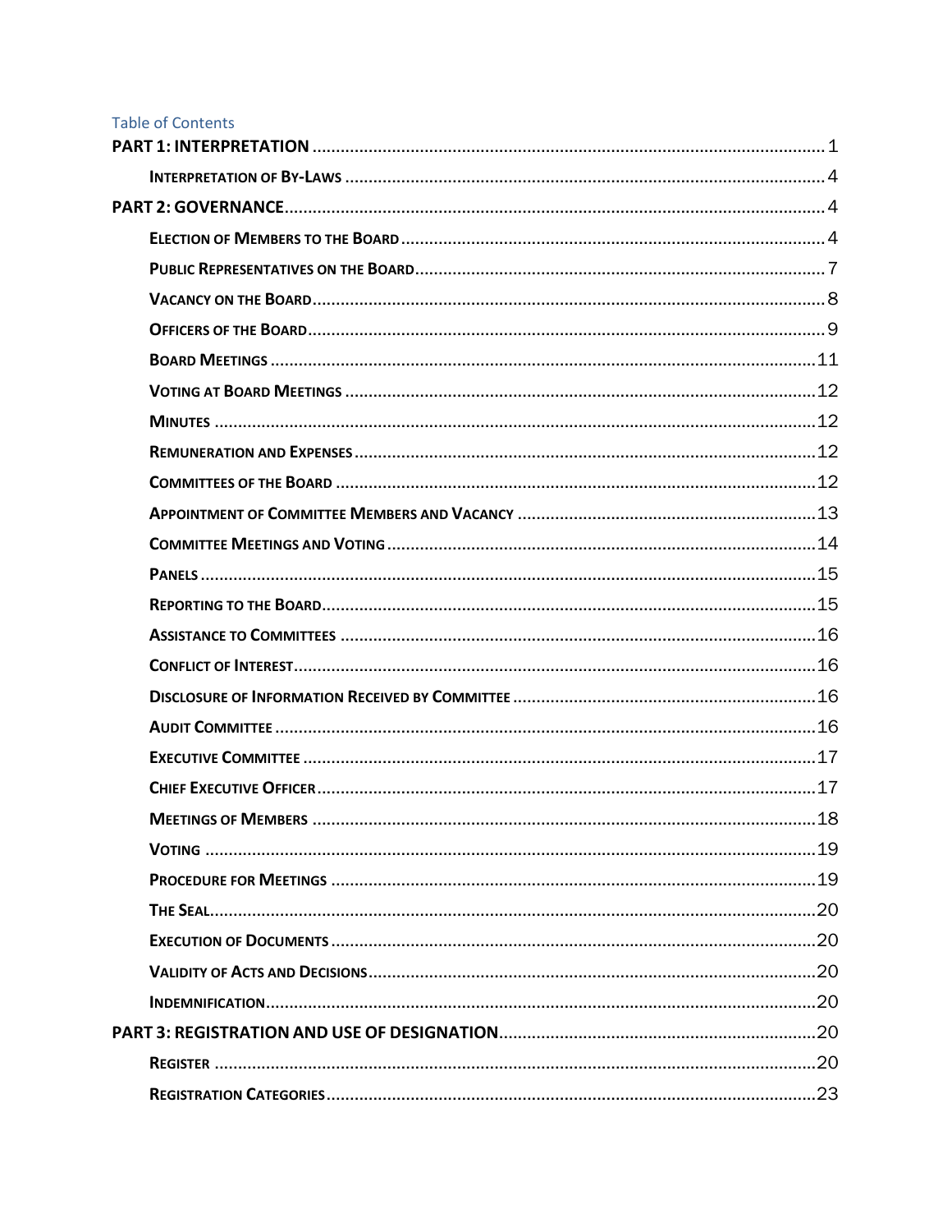Table of Contents

**PART 1: INTERPRETATION** .......... 1

- **Interpretation of By-Laws** .......... 4

**PART 2: GOVERNANCE** .......... 4

- **Election of Members to the Board** .......... 4
- **Public Representatives on the Board** .......... 7
- **Vacancy on the Board** .......... 8
- **Officers of the Board** .......... 9
- **Board Meetings** .......... 11
- **Voting at Board Meetings** .......... 12
- **Minutes** .......... 12
- **Remuneration and Expenses** .......... 12
- **Committees of the Board** .......... 12
- **Appointment of Committee Members and Vacancy** .......... 13
- **Committee Meetings and Voting** .......... 14
- **Panels** .......... 15
- **Reporting to the Board** .......... 15
- **Assistance to Committees** .......... 16
- **Conflict of Interest** .......... 16
- **Disclosure of Information Received by Committee** .......... 16
- **Audit Committee** .......... 16
- **Executive Committee** .......... 17
- **Chief Executive Officer** .......... 17
- **Meetings of Members** .......... 18
- **Voting** .......... 19
- **Procedure for Meetings** .......... 19
- **The Seal** .......... 20
- **Execution of Documents** .......... 20
- **Validity of Acts and Decisions** .......... 20
- **Indemnification** .......... 20

**PART 3: REGISTRATION AND USE OF DESIGNATION** .......... 20

- **Register** .......... 20
- **Registration Categories** .......... 23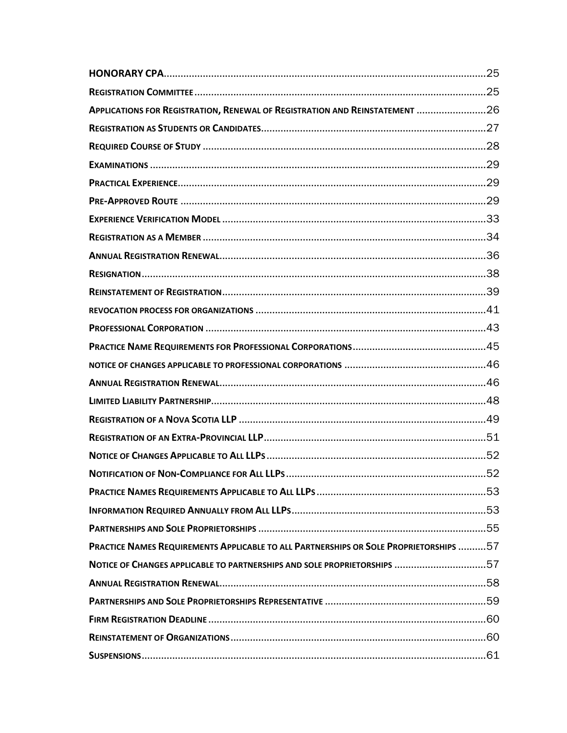**HONORARY CPA**......................................................................................................25

**REGISTRATION COMMITTEE**..............................................................................................25

**APPLICATIONS FOR REGISTRATION, RENEWAL OF REGISTRATION AND REINSTATEMENT**........................26

**REGISTRATION AS STUDENTS OR CANDIDATES**.....................................................................27

**REQUIRED COURSE OF STUDY**..........................................................................................28

**EXAMINATIONS**.............................................................................................................29

**PRACTICAL EXPERIENCE**..................................................................................................29

**PRE-APPROVED ROUTE**....................................................................................................29

**EXPERIENCE VERIFICATION MODEL**....................................................................................33

**REGISTRATION AS A MEMBER**...........................................................................................34

**ANNUAL REGISTRATION RENEWAL**.....................................................................................36

**RESIGNATION**................................................................................................................38

**REINSTATEMENT OF REGISTRATION**...................................................................................39

**REVOCATION PROCESS FOR ORGANIZATIONS**.......................................................................41

**PROFESSIONAL CORPORATION**..........................................................................................43

**PRACTICE NAME REQUIREMENTS FOR PROFESSIONAL CORPORATIONS**.......................................45

**NOTICE OF CHANGES APPLICABLE TO PROFESSIONAL CORPORATIONS**........................................46

**ANNUAL REGISTRATION RENEWAL**.....................................................................................46

**LIMITED LIABILITY PARTNERSHIP**........................................................................................48

**REGISTRATION OF A NOVA SCOTIA LLP**................................................................................49

**REGISTRATION OF AN EXTRA-PROVINCIAL LLP**.......................................................................51

**NOTICE OF CHANGES APPLICABLE TO ALL LLPS**......................................................................52

**NOTIFICATION OF NON-COMPLIANCE FOR ALL LLPS**................................................................52

**PRACTICE NAMES REQUIREMENTS APPLICABLE TO ALL LLPS**.....................................................53

**INFORMATION REQUIRED ANNUALLY FROM ALL LLPS**...............................................................53

**PARTNERSHIPS AND SOLE PROPRIETORSHIPS**.........................................................................55

**PRACTICE NAMES REQUIREMENTS APPLICABLE TO ALL PARTNERSHIPS OR SOLE PROPRIETORSHIPS**..........57

**NOTICE OF CHANGES APPLICABLE TO PARTNERSHIPS AND SOLE PROPRIETORSHIPS**.............................57

**ANNUAL REGISTRATION RENEWAL**.....................................................................................58

**PARTNERSHIPS AND SOLE PROPRIETORSHIPS REPRESENTATIVE**.................................................59

**FIRM REGISTRATION DEADLINE**..........................................................................................60

**REINSTATEMENT OF ORGANIZATIONS**..................................................................................60

**SUSPENSIONS**.................................................................................................................61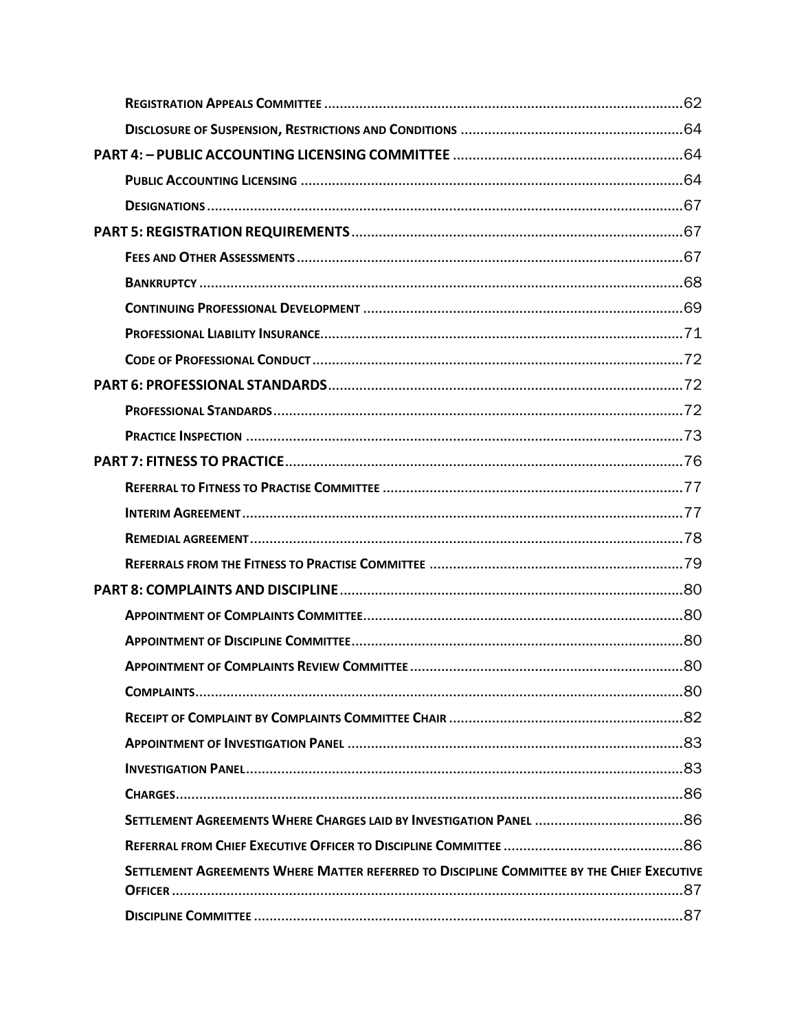REGISTRATION APPEALS COMMITTEE ........................................................................................ 62

DISCLOSURE OF SUSPENSION, RESTRICTIONS AND CONDITIONS ........................................................ 64

**PART 4: – PUBLIC ACCOUNTING LICENSING COMMITTEE** ........................................................ 64

PUBLIC ACCOUNTING LICENSING ........................................................................................ 64

DESIGNATIONS ........................................................................................ 67

**PART 5: REGISTRATION REQUIREMENTS** ........................................................................................ 67

FEES AND OTHER ASSESSMENTS ........................................................................................ 67

BANKRUPTCY ........................................................................................ 68

CONTINUING PROFESSIONAL DEVELOPMENT ........................................................................................ 69

PROFESSIONAL LIABILITY INSURANCE ........................................................................................ 71

CODE OF PROFESSIONAL CONDUCT ........................................................................................ 72

**PART 6: PROFESSIONAL STANDARDS** ........................................................................................ 72

PROFESSIONAL STANDARDS ........................................................................................ 72

PRACTICE INSPECTION ........................................................................................ 73

**PART 7: FITNESS TO PRACTICE** ........................................................................................ 76

REFERRAL TO FITNESS TO PRACTISE COMMITTEE ........................................................................................ 77

INTERIM AGREEMENT ........................................................................................ 77

REMEDIAL AGREEMENT ........................................................................................ 78

REFERRALS FROM THE FITNESS TO PRACTISE COMMITTEE ........................................................................................ 79

**PART 8: COMPLAINTS AND DISCIPLINE** ........................................................................................ 80

APPOINTMENT OF COMPLAINTS COMMITTEE ........................................................................................ 80

APPOINTMENT OF DISCIPLINE COMMITTEE ........................................................................................ 80

APPOINTMENT OF COMPLAINTS REVIEW COMMITTEE ........................................................................................ 80

COMPLAINTS ........................................................................................ 80

RECEIPT OF COMPLAINT BY COMPLAINTS COMMITTEE CHAIR ........................................................................................ 82

APPOINTMENT OF INVESTIGATION PANEL ........................................................................................ 83

INVESTIGATION PANEL ........................................................................................ 83

CHARGES ........................................................................................ 86

SETTLEMENT AGREEMENTS WHERE CHARGES LAID BY INVESTIGATION PANEL ........................................................................................ 86

REFERRAL FROM CHIEF EXECUTIVE OFFICER TO DISCIPLINE COMMITTEE ........................................................................................ 86

SETTLEMENT AGREEMENTS WHERE MATTER REFERRED TO DISCIPLINE COMMITTEE BY THE CHIEF EXECUTIVE OFFICER ........................................................................................ 87

DISCIPLINE COMMITTEE ........................................................................................ 87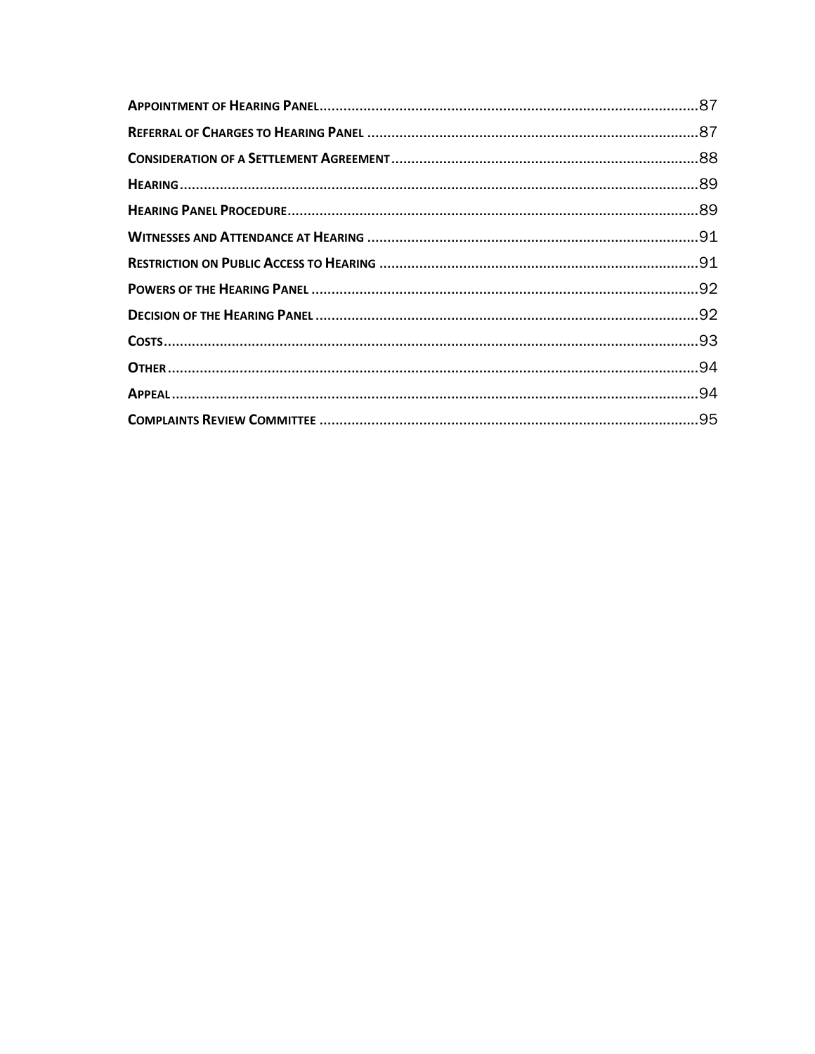**Appointment of Hearing Panel**..........87
**Referral of Charges to Hearing Panel**..........87
**Consideration of a Settlement Agreement**..........88
**Hearing**..........89
**Hearing Panel Procedure**..........89
**Witnesses and Attendance at Hearing**..........91
**Restriction on Public Access to Hearing**..........91
**Powers of the Hearing Panel**..........92
**Decision of the Hearing Panel**..........92
**Costs**..........93
**Other**..........94
**Appeal**..........94
**Complaints Review Committee**..........95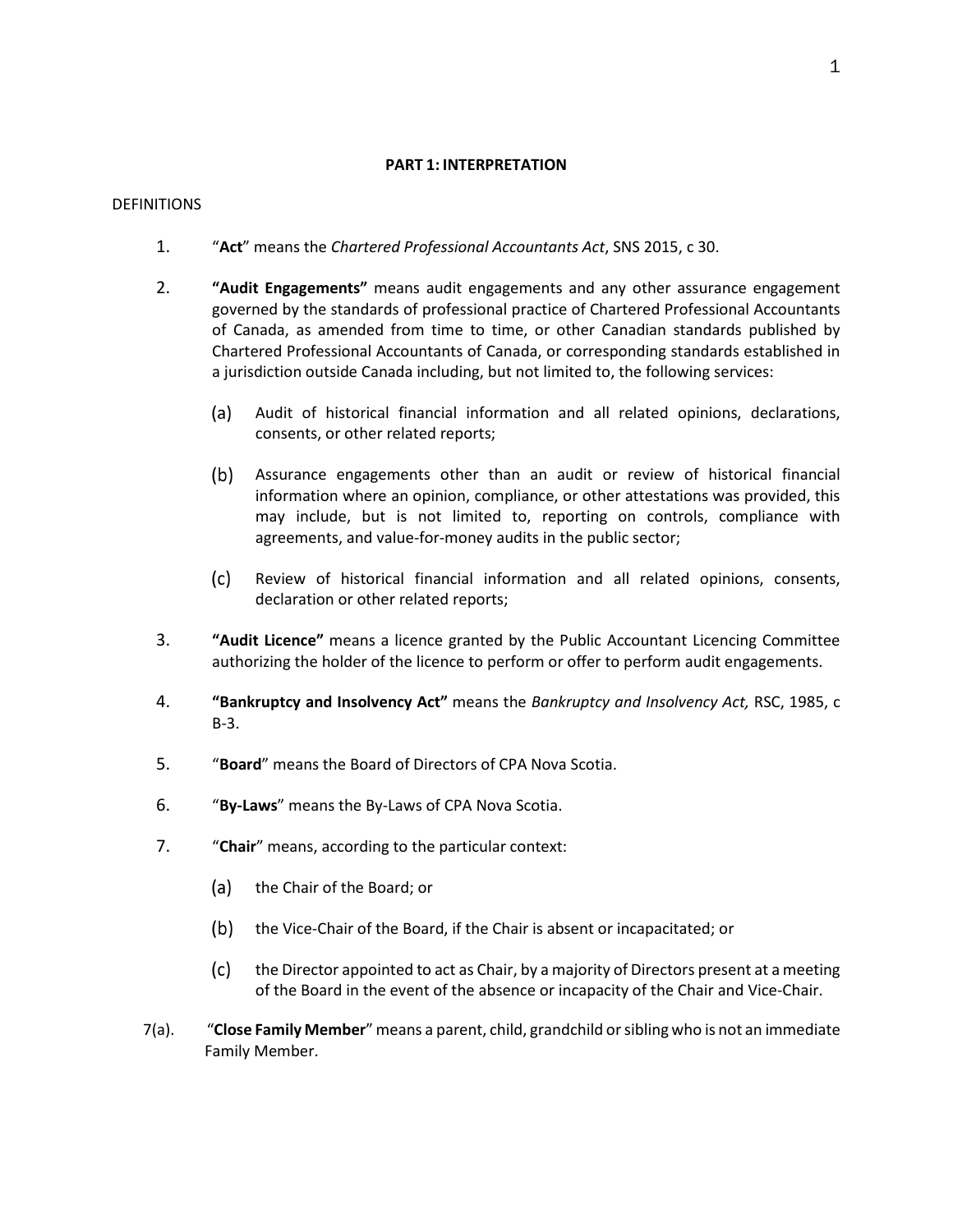## PART 1: INTERPRETATION

DEFINITIONS

1. "**Act**" means the *Chartered Professional Accountants Act*, SNS 2015, c 30.

2. **"Audit Engagements"** means audit engagements and any other assurance engagement governed by the standards of professional practice of Chartered Professional Accountants of Canada, as amended from time to time, or other Canadian standards published by Chartered Professional Accountants of Canada, or corresponding standards established in a jurisdiction outside Canada including, but not limited to, the following services:

   (a) Audit of historical financial information and all related opinions, declarations, consents, or other related reports;

   (b) Assurance engagements other than an audit or review of historical financial information where an opinion, compliance, or other attestations was provided, this may include, but is not limited to, reporting on controls, compliance with agreements, and value-for-money audits in the public sector;

   (c) Review of historical financial information and all related opinions, consents, declaration or other related reports;

3. **"Audit Licence"** means a licence granted by the Public Accountant Licencing Committee authorizing the holder of the licence to perform or offer to perform audit engagements.

4. **"Bankruptcy and Insolvency Act"** means the *Bankruptcy and Insolvency Act,* RSC, 1985, c B-3.

5. "**Board**" means the Board of Directors of CPA Nova Scotia.

6. "**By-Laws**" means the By-Laws of CPA Nova Scotia.

7. "**Chair**" means, according to the particular context:

   (a) the Chair of the Board; or

   (b) the Vice-Chair of the Board, if the Chair is absent or incapacitated; or

   (c) the Director appointed to act as Chair, by a majority of Directors present at a meeting of the Board in the event of the absence or incapacity of the Chair and Vice-Chair.

7(a). "**Close Family Member**" means a parent, child, grandchild or sibling who is not an immediate Family Member.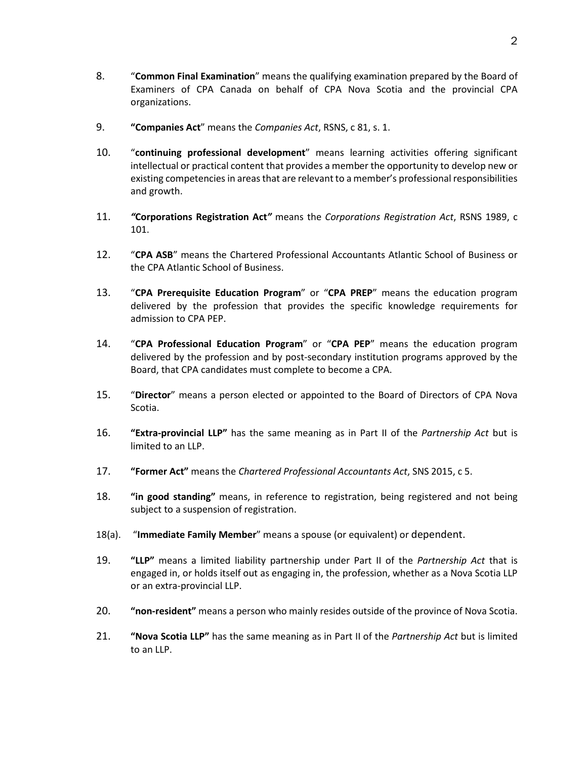8. "**Common Final Examination**" means the qualifying examination prepared by the Board of Examiners of CPA Canada on behalf of CPA Nova Scotia and the provincial CPA organizations.

9. **"Companies Act**" means the *Companies Act*, RSNS, c 81, s. 1.

10. "**continuing professional development**" means learning activities offering significant intellectual or practical content that provides a member the opportunity to develop new or existing competencies in areas that are relevant to a member's professional responsibilities and growth.

11. *"***Corporations Registration Act***"* means the *Corporations Registration Act*, RSNS 1989, c 101.

12. "**CPA ASB**" means the Chartered Professional Accountants Atlantic School of Business or the CPA Atlantic School of Business.

13. "**CPA Prerequisite Education Program**" or "**CPA PREP**" means the education program delivered by the profession that provides the specific knowledge requirements for admission to CPA PEP.

14. "**CPA Professional Education Program**" or "**CPA PEP**" means the education program delivered by the profession and by post-secondary institution programs approved by the Board, that CPA candidates must complete to become a CPA.

15. "**Director**" means a person elected or appointed to the Board of Directors of CPA Nova Scotia.

16. **"Extra-provincial LLP"** has the same meaning as in Part II of the *Partnership Act* but is limited to an LLP.

17. **"Former Act"** means the *Chartered Professional Accountants Act*, SNS 2015, c 5.

18. **"in good standing"** means, in reference to registration, being registered and not being subject to a suspension of registration.

18(a). "**Immediate Family Member**" means a spouse (or equivalent) or dependent.

19. **"LLP"** means a limited liability partnership under Part II of the *Partnership Act* that is engaged in, or holds itself out as engaging in, the profession, whether as a Nova Scotia LLP or an extra-provincial LLP.

20. **"non-resident"** means a person who mainly resides outside of the province of Nova Scotia.

21. **"Nova Scotia LLP"** has the same meaning as in Part II of the *Partnership Act* but is limited to an LLP.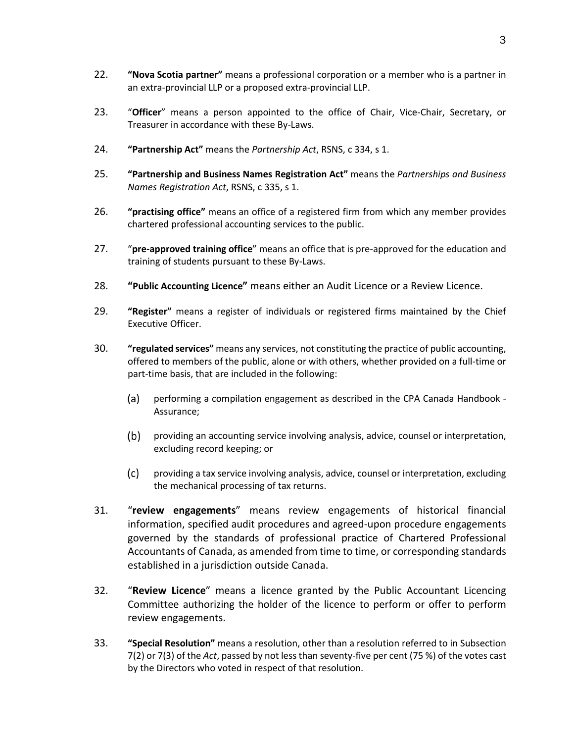22. **"Nova Scotia partner"** means a professional corporation or a member who is a partner in an extra-provincial LLP or a proposed extra-provincial LLP.

23. "**Officer**" means a person appointed to the office of Chair, Vice-Chair, Secretary, or Treasurer in accordance with these By-Laws.

24. **"Partnership Act"** means the *Partnership Act*, RSNS, c 334, s 1.

25. **"Partnership and Business Names Registration Act"** means the *Partnerships and Business Names Registration Act*, RSNS, c 335, s 1.

26. **"practising office"** means an office of a registered firm from which any member provides chartered professional accounting services to the public.

27. "**pre-approved training office**" means an office that is pre-approved for the education and training of students pursuant to these By-Laws.

28. **"Public Accounting Licence"** means either an Audit Licence or a Review Licence.

29. **"Register"** means a register of individuals or registered firms maintained by the Chief Executive Officer.

30. **"regulated services"** means any services, not constituting the practice of public accounting, offered to members of the public, alone or with others, whether provided on a full-time or part-time basis, that are included in the following:

    (a) performing a compilation engagement as described in the CPA Canada Handbook - Assurance;

    (b) providing an accounting service involving analysis, advice, counsel or interpretation, excluding record keeping; or

    (c) providing a tax service involving analysis, advice, counsel or interpretation, excluding the mechanical processing of tax returns.

31. "**review engagements**" means review engagements of historical financial information, specified audit procedures and agreed-upon procedure engagements governed by the standards of professional practice of Chartered Professional Accountants of Canada, as amended from time to time, or corresponding standards established in a jurisdiction outside Canada.

32. "**Review Licence**" means a licence granted by the Public Accountant Licencing Committee authorizing the holder of the licence to perform or offer to perform review engagements.

33. **"Special Resolution"** means a resolution, other than a resolution referred to in Subsection 7(2) or 7(3) of the *Act*, passed by not less than seventy-five per cent (75 %) of the votes cast by the Directors who voted in respect of that resolution.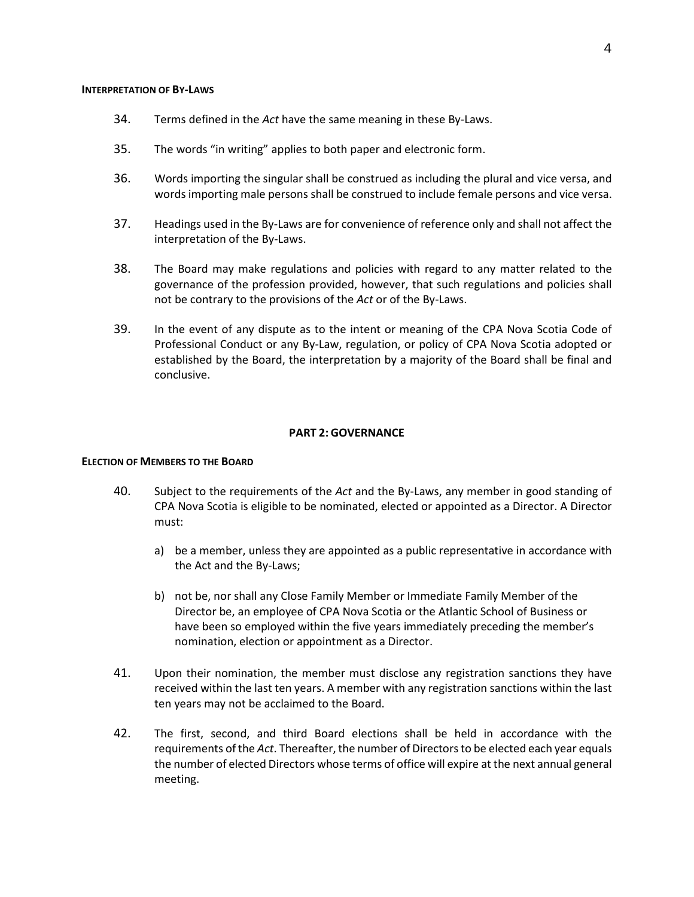#### INTERPRETATION OF BY-LAWS

34. Terms defined in the *Act* have the same meaning in these By-Laws.

35. The words "in writing" applies to both paper and electronic form.

36. Words importing the singular shall be construed as including the plural and vice versa, and words importing male persons shall be construed to include female persons and vice versa.

37. Headings used in the By-Laws are for convenience of reference only and shall not affect the interpretation of the By-Laws.

38. The Board may make regulations and policies with regard to any matter related to the governance of the profession provided, however, that such regulations and policies shall not be contrary to the provisions of the *Act* or of the By-Laws.

39. In the event of any dispute as to the intent or meaning of the CPA Nova Scotia Code of Professional Conduct or any By-Law, regulation, or policy of CPA Nova Scotia adopted or established by the Board, the interpretation by a majority of the Board shall be final and conclusive.

## PART 2: GOVERNANCE

#### ELECTION OF MEMBERS TO THE BOARD

40. Subject to the requirements of the *Act* and the By-Laws, any member in good standing of CPA Nova Scotia is eligible to be nominated, elected or appointed as a Director. A Director must:

    a) be a member, unless they are appointed as a public representative in accordance with the Act and the By-Laws;

    b) not be, nor shall any Close Family Member or Immediate Family Member of the Director be, an employee of CPA Nova Scotia or the Atlantic School of Business or have been so employed within the five years immediately preceding the member's nomination, election or appointment as a Director.

41. Upon their nomination, the member must disclose any registration sanctions they have received within the last ten years. A member with any registration sanctions within the last ten years may not be acclaimed to the Board.

42. The first, second, and third Board elections shall be held in accordance with the requirements of the *Act*. Thereafter, the number of Directors to be elected each year equals the number of elected Directors whose terms of office will expire at the next annual general meeting.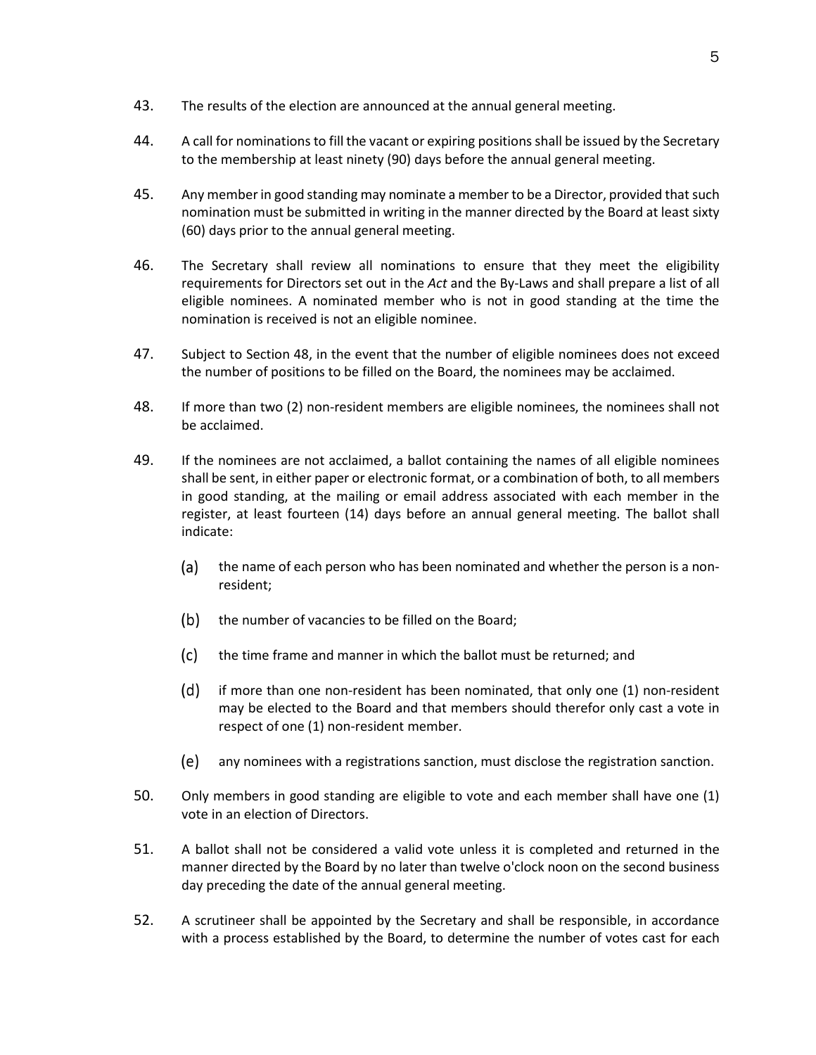43. The results of the election are announced at the annual general meeting.

44. A call for nominations to fill the vacant or expiring positions shall be issued by the Secretary to the membership at least ninety (90) days before the annual general meeting.

45. Any member in good standing may nominate a member to be a Director, provided that such nomination must be submitted in writing in the manner directed by the Board at least sixty (60) days prior to the annual general meeting.

46. The Secretary shall review all nominations to ensure that they meet the eligibility requirements for Directors set out in the *Act* and the By-Laws and shall prepare a list of all eligible nominees. A nominated member who is not in good standing at the time the nomination is received is not an eligible nominee.

47. Subject to Section 48, in the event that the number of eligible nominees does not exceed the number of positions to be filled on the Board, the nominees may be acclaimed.

48. If more than two (2) non-resident members are eligible nominees, the nominees shall not be acclaimed.

49. If the nominees are not acclaimed, a ballot containing the names of all eligible nominees shall be sent, in either paper or electronic format, or a combination of both, to all members in good standing, at the mailing or email address associated with each member in the register, at least fourteen (14) days before an annual general meeting. The ballot shall indicate:

    (a) the name of each person who has been nominated and whether the person is a non-resident;

    (b) the number of vacancies to be filled on the Board;

    (c) the time frame and manner in which the ballot must be returned; and

    (d) if more than one non-resident has been nominated, that only one (1) non-resident may be elected to the Board and that members should therefor only cast a vote in respect of one (1) non-resident member.

    (e) any nominees with a registrations sanction, must disclose the registration sanction.

50. Only members in good standing are eligible to vote and each member shall have one (1) vote in an election of Directors.

51. A ballot shall not be considered a valid vote unless it is completed and returned in the manner directed by the Board by no later than twelve o'clock noon on the second business day preceding the date of the annual general meeting.

52. A scrutineer shall be appointed by the Secretary and shall be responsible, in accordance with a process established by the Board, to determine the number of votes cast for each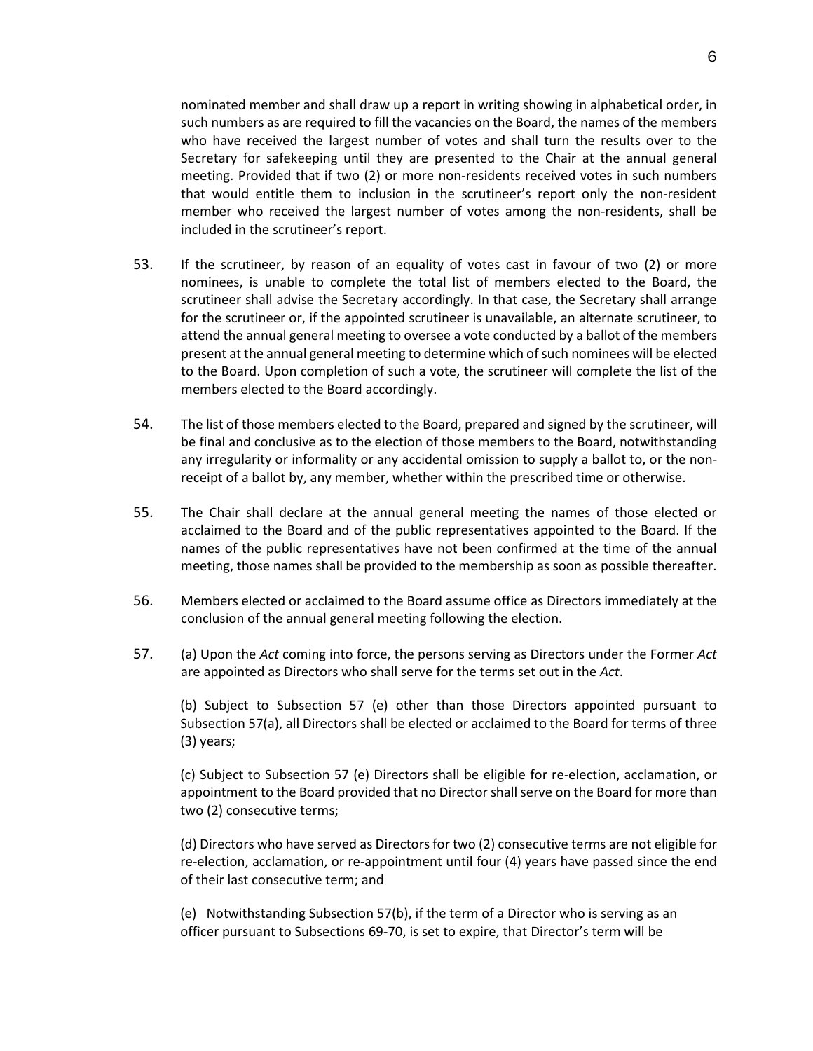nominated member and shall draw up a report in writing showing in alphabetical order, in such numbers as are required to fill the vacancies on the Board, the names of the members who have received the largest number of votes and shall turn the results over to the Secretary for safekeeping until they are presented to the Chair at the annual general meeting. Provided that if two (2) or more non-residents received votes in such numbers that would entitle them to inclusion in the scrutineer's report only the non-resident member who received the largest number of votes among the non-residents, shall be included in the scrutineer's report.

53. If the scrutineer, by reason of an equality of votes cast in favour of two (2) or more nominees, is unable to complete the total list of members elected to the Board, the scrutineer shall advise the Secretary accordingly. In that case, the Secretary shall arrange for the scrutineer or, if the appointed scrutineer is unavailable, an alternate scrutineer, to attend the annual general meeting to oversee a vote conducted by a ballot of the members present at the annual general meeting to determine which of such nominees will be elected to the Board. Upon completion of such a vote, the scrutineer will complete the list of the members elected to the Board accordingly.

54. The list of those members elected to the Board, prepared and signed by the scrutineer, will be final and conclusive as to the election of those members to the Board, notwithstanding any irregularity or informality or any accidental omission to supply a ballot to, or the non-receipt of a ballot by, any member, whether within the prescribed time or otherwise.

55. The Chair shall declare at the annual general meeting the names of those elected or acclaimed to the Board and of the public representatives appointed to the Board. If the names of the public representatives have not been confirmed at the time of the annual meeting, those names shall be provided to the membership as soon as possible thereafter.

56. Members elected or acclaimed to the Board assume office as Directors immediately at the conclusion of the annual general meeting following the election.

57. (a) Upon the *Act* coming into force, the persons serving as Directors under the Former *Act* are appointed as Directors who shall serve for the terms set out in the *Act*.

(b) Subject to Subsection 57 (e) other than those Directors appointed pursuant to Subsection 57(a), all Directors shall be elected or acclaimed to the Board for terms of three (3) years;

(c) Subject to Subsection 57 (e) Directors shall be eligible for re-election, acclamation, or appointment to the Board provided that no Director shall serve on the Board for more than two (2) consecutive terms;

(d) Directors who have served as Directors for two (2) consecutive terms are not eligible for re-election, acclamation, or re-appointment until four (4) years have passed since the end of their last consecutive term; and

(e) Notwithstanding Subsection 57(b), if the term of a Director who is serving as an officer pursuant to Subsections 69-70, is set to expire, that Director's term will be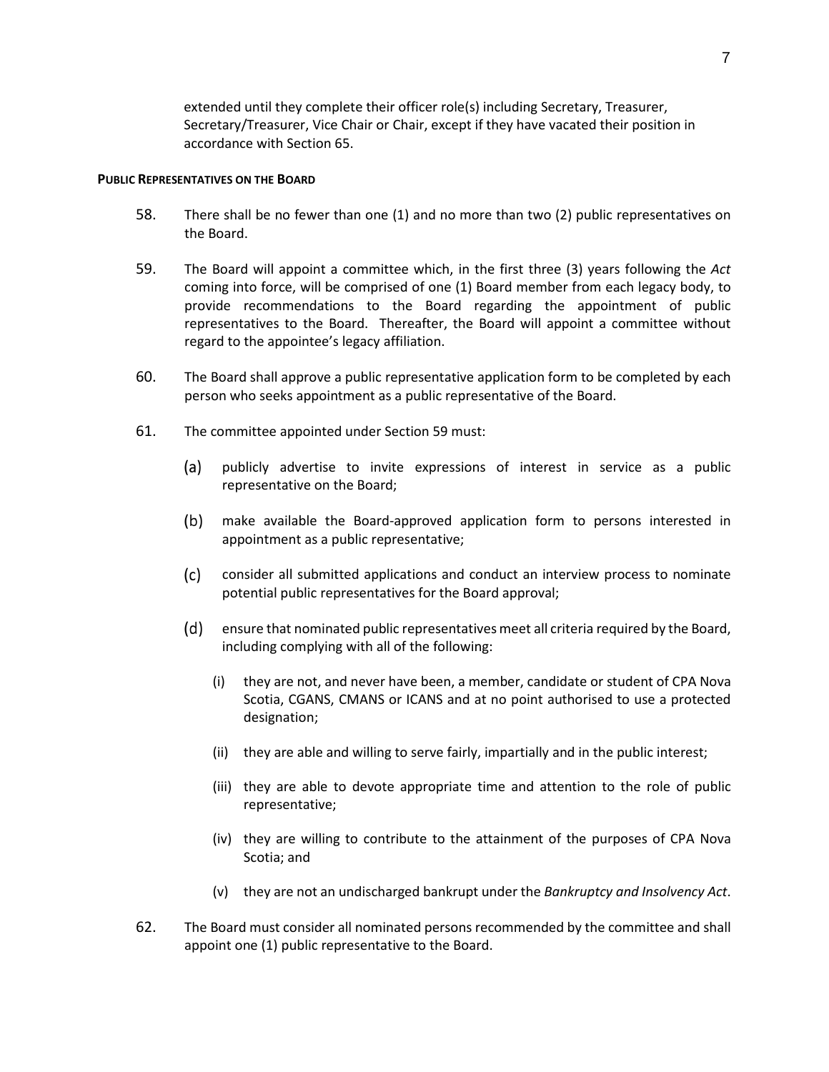extended until they complete their officer role(s) including Secretary, Treasurer, Secretary/Treasurer, Vice Chair or Chair, except if they have vacated their position in accordance with Section 65.

**PUBLIC REPRESENTATIVES ON THE BOARD**

58. There shall be no fewer than one (1) and no more than two (2) public representatives on the Board.

59. The Board will appoint a committee which, in the first three (3) years following the *Act* coming into force, will be comprised of one (1) Board member from each legacy body, to provide recommendations to the Board regarding the appointment of public representatives to the Board. Thereafter, the Board will appoint a committee without regard to the appointee's legacy affiliation.

60. The Board shall approve a public representative application form to be completed by each person who seeks appointment as a public representative of the Board.

61. The committee appointed under Section 59 must:

    (a) publicly advertise to invite expressions of interest in service as a public representative on the Board;

    (b) make available the Board-approved application form to persons interested in appointment as a public representative;

    (c) consider all submitted applications and conduct an interview process to nominate potential public representatives for the Board approval;

    (d) ensure that nominated public representatives meet all criteria required by the Board, including complying with all of the following:

        (i) they are not, and never have been, a member, candidate or student of CPA Nova Scotia, CGANS, CMANS or ICANS and at no point authorised to use a protected designation;

        (ii) they are able and willing to serve fairly, impartially and in the public interest;

        (iii) they are able to devote appropriate time and attention to the role of public representative;

        (iv) they are willing to contribute to the attainment of the purposes of CPA Nova Scotia; and

        (v) they are not an undischarged bankrupt under the *Bankruptcy and Insolvency Act*.

62. The Board must consider all nominated persons recommended by the committee and shall appoint one (1) public representative to the Board.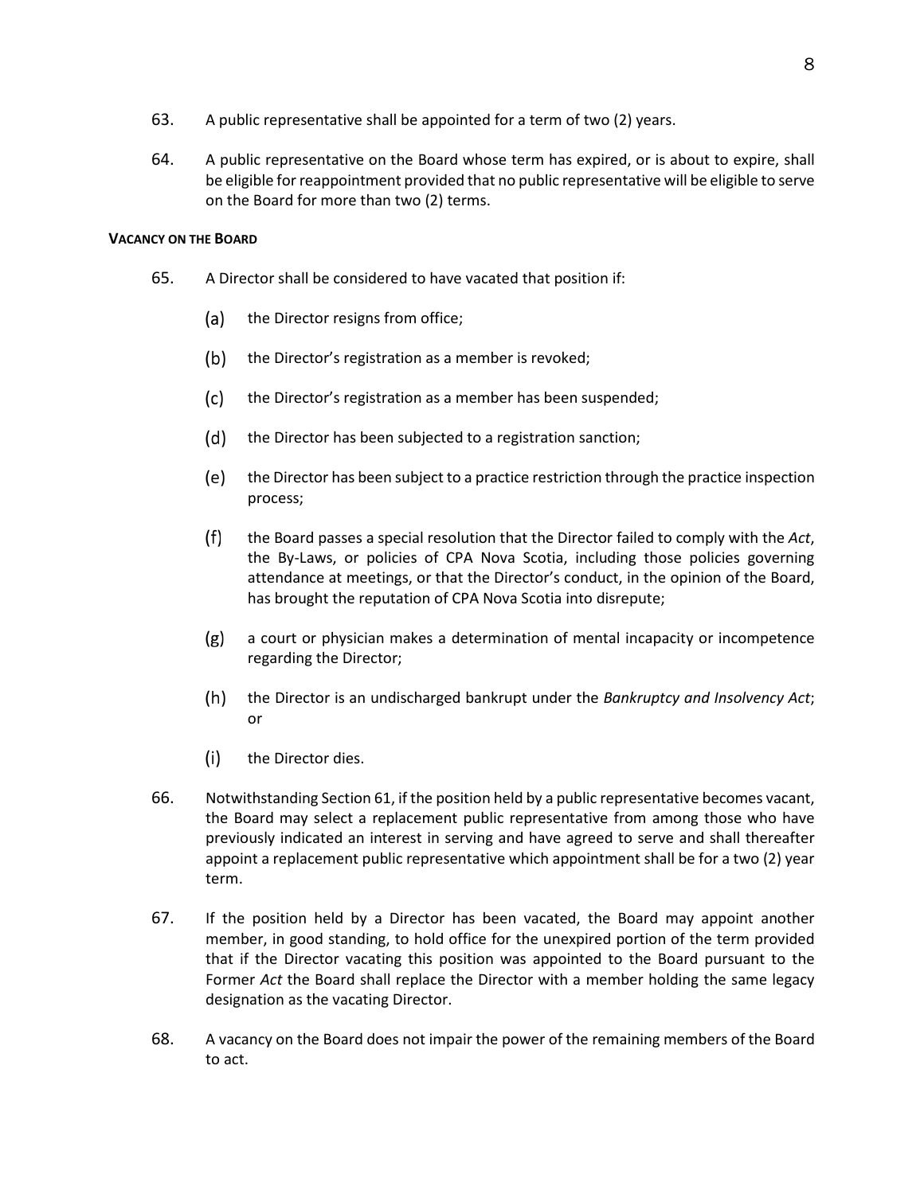63. A public representative shall be appointed for a term of two (2) years.

64. A public representative on the Board whose term has expired, or is about to expire, shall be eligible for reappointment provided that no public representative will be eligible to serve on the Board for more than two (2) terms.

**VACANCY ON THE BOARD**

65. A Director shall be considered to have vacated that position if:

    (a) the Director resigns from office;

    (b) the Director's registration as a member is revoked;

    (c) the Director's registration as a member has been suspended;

    (d) the Director has been subjected to a registration sanction;

    (e) the Director has been subject to a practice restriction through the practice inspection process;

    (f) the Board passes a special resolution that the Director failed to comply with the *Act*, the By-Laws, or policies of CPA Nova Scotia, including those policies governing attendance at meetings, or that the Director's conduct, in the opinion of the Board, has brought the reputation of CPA Nova Scotia into disrepute;

    (g) a court or physician makes a determination of mental incapacity or incompetence regarding the Director;

    (h) the Director is an undischarged bankrupt under the *Bankruptcy and Insolvency Act*; or

    (i) the Director dies.

66. Notwithstanding Section 61, if the position held by a public representative becomes vacant, the Board may select a replacement public representative from among those who have previously indicated an interest in serving and have agreed to serve and shall thereafter appoint a replacement public representative which appointment shall be for a two (2) year term.

67. If the position held by a Director has been vacated, the Board may appoint another member, in good standing, to hold office for the unexpired portion of the term provided that if the Director vacating this position was appointed to the Board pursuant to the Former *Act* the Board shall replace the Director with a member holding the same legacy designation as the vacating Director.

68. A vacancy on the Board does not impair the power of the remaining members of the Board to act.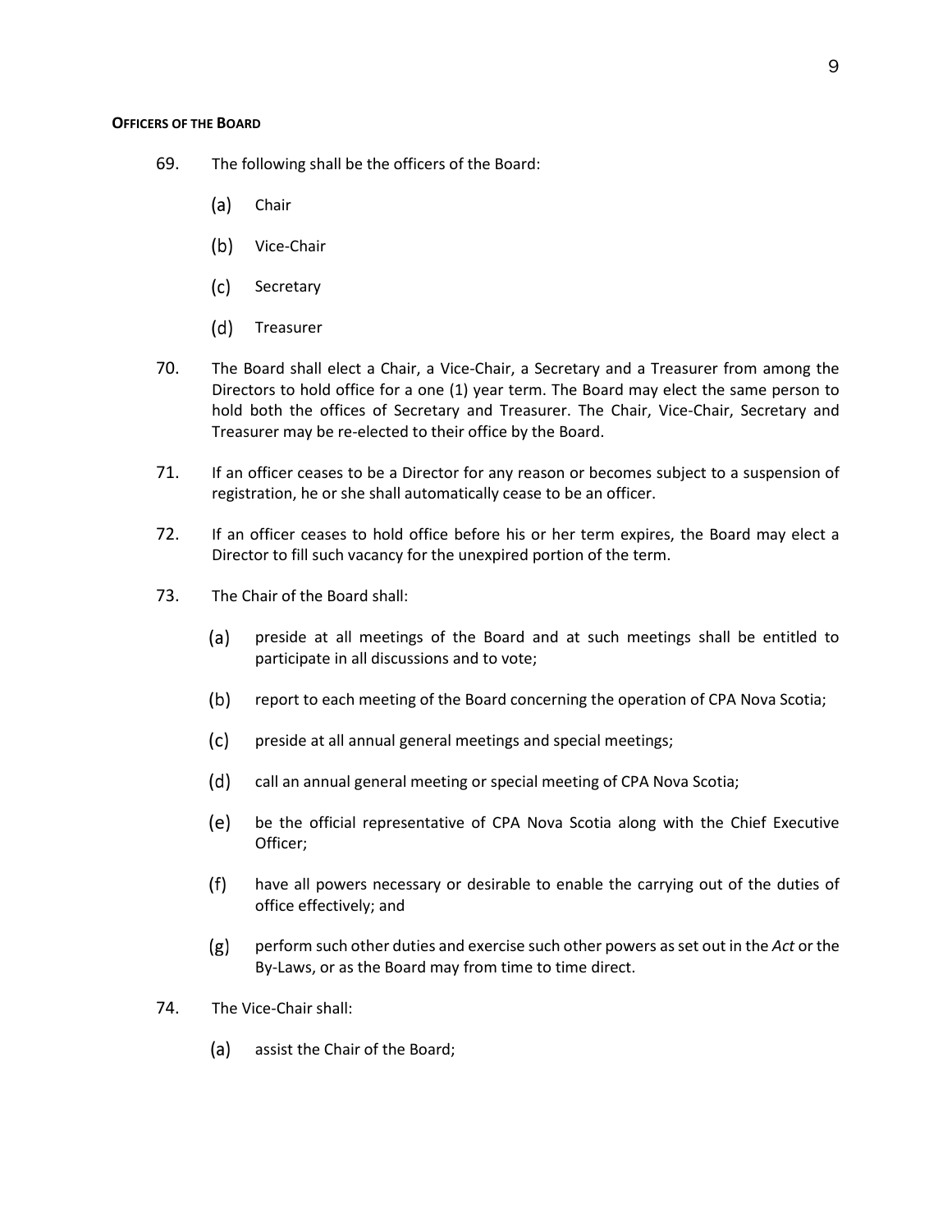**OFFICERS OF THE BOARD**

69. The following shall be the officers of the Board:

   (a) Chair

   (b) Vice-Chair

   (c) Secretary

   (d) Treasurer

70. The Board shall elect a Chair, a Vice-Chair, a Secretary and a Treasurer from among the Directors to hold office for a one (1) year term. The Board may elect the same person to hold both the offices of Secretary and Treasurer. The Chair, Vice-Chair, Secretary and Treasurer may be re-elected to their office by the Board.

71. If an officer ceases to be a Director for any reason or becomes subject to a suspension of registration, he or she shall automatically cease to be an officer.

72. If an officer ceases to hold office before his or her term expires, the Board may elect a Director to fill such vacancy for the unexpired portion of the term.

73. The Chair of the Board shall:

   (a) preside at all meetings of the Board and at such meetings shall be entitled to participate in all discussions and to vote;

   (b) report to each meeting of the Board concerning the operation of CPA Nova Scotia;

   (c) preside at all annual general meetings and special meetings;

   (d) call an annual general meeting or special meeting of CPA Nova Scotia;

   (e) be the official representative of CPA Nova Scotia along with the Chief Executive Officer;

   (f) have all powers necessary or desirable to enable the carrying out of the duties of office effectively; and

   (g) perform such other duties and exercise such other powers as set out in the *Act* or the By-Laws, or as the Board may from time to time direct.

74. The Vice-Chair shall:

   (a) assist the Chair of the Board;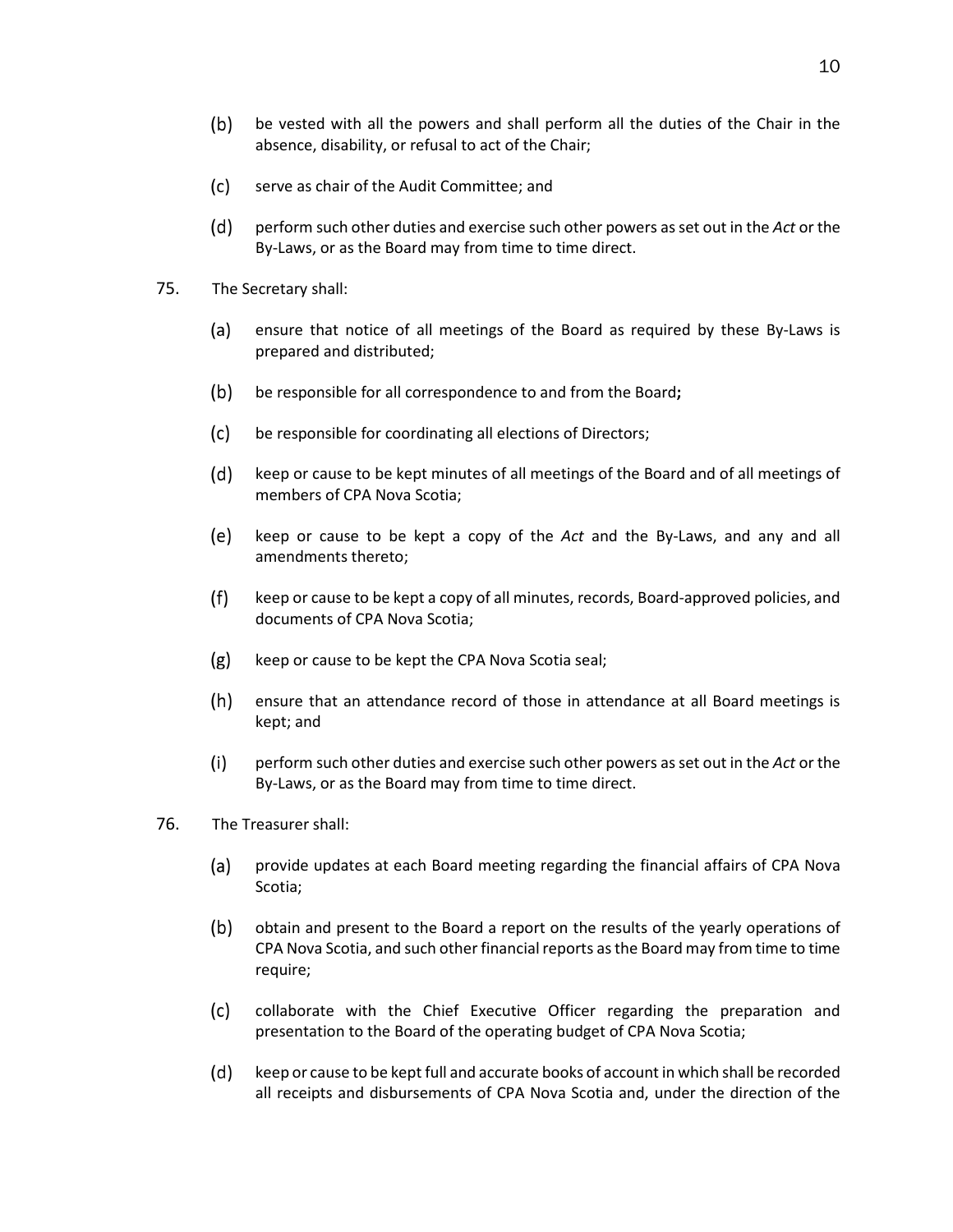(b) be vested with all the powers and shall perform all the duties of the Chair in the absence, disability, or refusal to act of the Chair;

(c) serve as chair of the Audit Committee; and

(d) perform such other duties and exercise such other powers as set out in the *Act* or the By-Laws, or as the Board may from time to time direct.

75. The Secretary shall:

(a) ensure that notice of all meetings of the Board as required by these By-Laws is prepared and distributed;

(b) be responsible for all correspondence to and from the Board**;**

(c) be responsible for coordinating all elections of Directors;

(d) keep or cause to be kept minutes of all meetings of the Board and of all meetings of members of CPA Nova Scotia;

(e) keep or cause to be kept a copy of the *Act* and the By-Laws, and any and all amendments thereto;

(f) keep or cause to be kept a copy of all minutes, records, Board-approved policies, and documents of CPA Nova Scotia;

(g) keep or cause to be kept the CPA Nova Scotia seal;

(h) ensure that an attendance record of those in attendance at all Board meetings is kept; and

(i) perform such other duties and exercise such other powers as set out in the *Act* or the By-Laws, or as the Board may from time to time direct.

76. The Treasurer shall:

(a) provide updates at each Board meeting regarding the financial affairs of CPA Nova Scotia;

(b) obtain and present to the Board a report on the results of the yearly operations of CPA Nova Scotia, and such other financial reports as the Board may from time to time require;

(c) collaborate with the Chief Executive Officer regarding the preparation and presentation to the Board of the operating budget of CPA Nova Scotia;

(d) keep or cause to be kept full and accurate books of account in which shall be recorded all receipts and disbursements of CPA Nova Scotia and, under the direction of the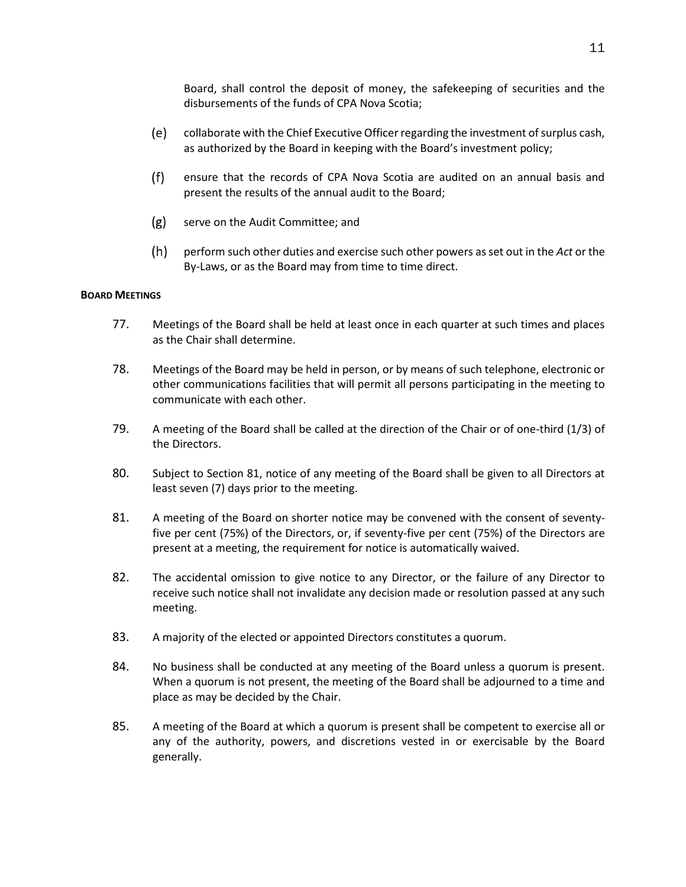Board, shall control the deposit of money, the safekeeping of securities and the disbursements of the funds of CPA Nova Scotia;

(e) collaborate with the Chief Executive Officer regarding the investment of surplus cash, as authorized by the Board in keeping with the Board's investment policy;

(f) ensure that the records of CPA Nova Scotia are audited on an annual basis and present the results of the annual audit to the Board;

(g) serve on the Audit Committee; and

(h) perform such other duties and exercise such other powers as set out in the *Act* or the By-Laws, or as the Board may from time to time direct.

**BOARD MEETINGS**

77. Meetings of the Board shall be held at least once in each quarter at such times and places as the Chair shall determine.

78. Meetings of the Board may be held in person, or by means of such telephone, electronic or other communications facilities that will permit all persons participating in the meeting to communicate with each other.

79. A meeting of the Board shall be called at the direction of the Chair or of one-third (1/3) of the Directors.

80. Subject to Section 81, notice of any meeting of the Board shall be given to all Directors at least seven (7) days prior to the meeting.

81. A meeting of the Board on shorter notice may be convened with the consent of seventy-five per cent (75%) of the Directors, or, if seventy-five per cent (75%) of the Directors are present at a meeting, the requirement for notice is automatically waived.

82. The accidental omission to give notice to any Director, or the failure of any Director to receive such notice shall not invalidate any decision made or resolution passed at any such meeting.

83. A majority of the elected or appointed Directors constitutes a quorum.

84. No business shall be conducted at any meeting of the Board unless a quorum is present. When a quorum is not present, the meeting of the Board shall be adjourned to a time and place as may be decided by the Chair.

85. A meeting of the Board at which a quorum is present shall be competent to exercise all or any of the authority, powers, and discretions vested in or exercisable by the Board generally.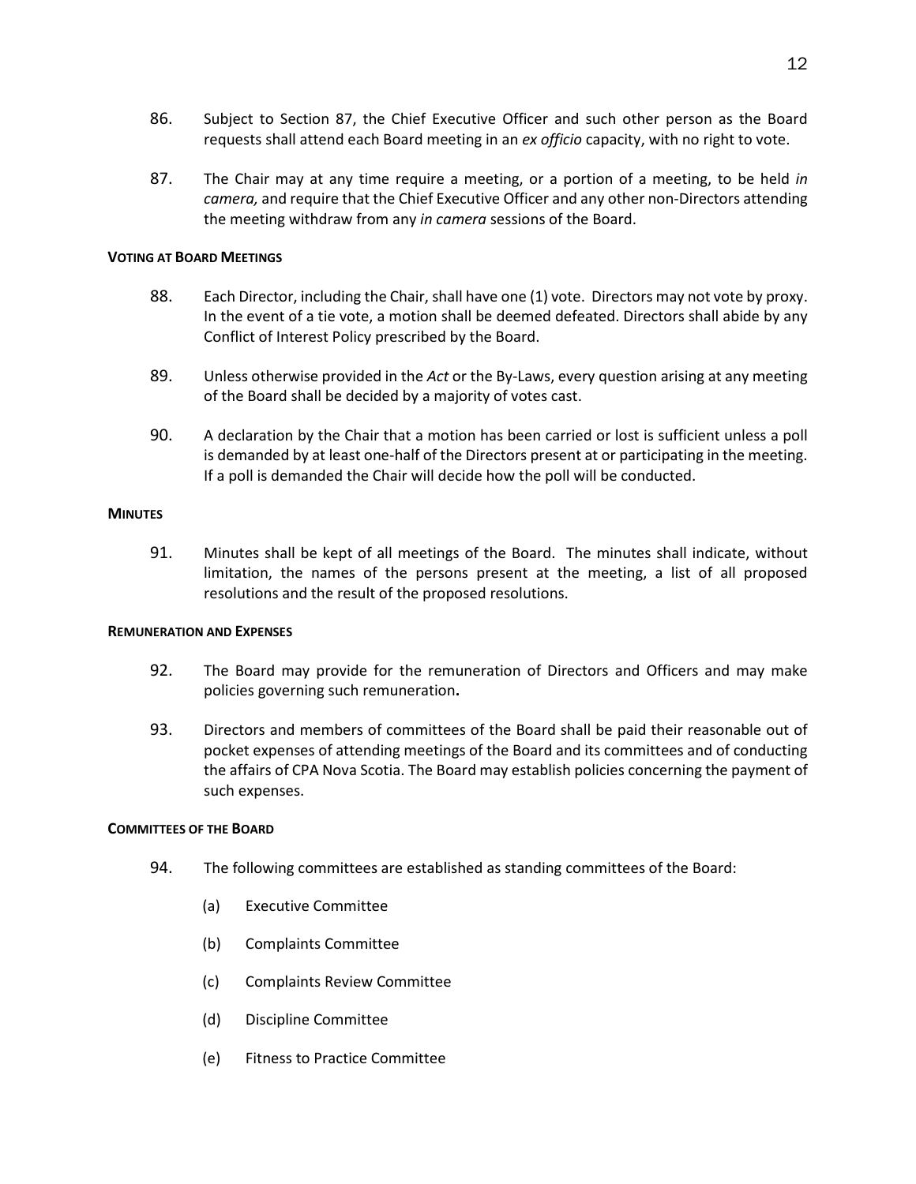86. Subject to Section 87, the Chief Executive Officer and such other person as the Board requests shall attend each Board meeting in an *ex officio* capacity, with no right to vote.

87. The Chair may at any time require a meeting, or a portion of a meeting, to be held *in camera,* and require that the Chief Executive Officer and any other non-Directors attending the meeting withdraw from any *in camera* sessions of the Board.

#### VOTING AT BOARD MEETINGS

88. Each Director, including the Chair, shall have one (1) vote. Directors may not vote by proxy. In the event of a tie vote, a motion shall be deemed defeated. Directors shall abide by any Conflict of Interest Policy prescribed by the Board.

89. Unless otherwise provided in the *Act* or the By-Laws, every question arising at any meeting of the Board shall be decided by a majority of votes cast.

90. A declaration by the Chair that a motion has been carried or lost is sufficient unless a poll is demanded by at least one-half of the Directors present at or participating in the meeting. If a poll is demanded the Chair will decide how the poll will be conducted.

#### MINUTES

91. Minutes shall be kept of all meetings of the Board. The minutes shall indicate, without limitation, the names of the persons present at the meeting, a list of all proposed resolutions and the result of the proposed resolutions.

#### REMUNERATION AND EXPENSES

92. The Board may provide for the remuneration of Directors and Officers and may make policies governing such remuneration**.**

93. Directors and members of committees of the Board shall be paid their reasonable out of pocket expenses of attending meetings of the Board and its committees and of conducting the affairs of CPA Nova Scotia. The Board may establish policies concerning the payment of such expenses.

#### COMMITTEES OF THE BOARD

94. The following committees are established as standing committees of the Board:

    (a) Executive Committee

    (b) Complaints Committee

    (c) Complaints Review Committee

    (d) Discipline Committee

    (e) Fitness to Practice Committee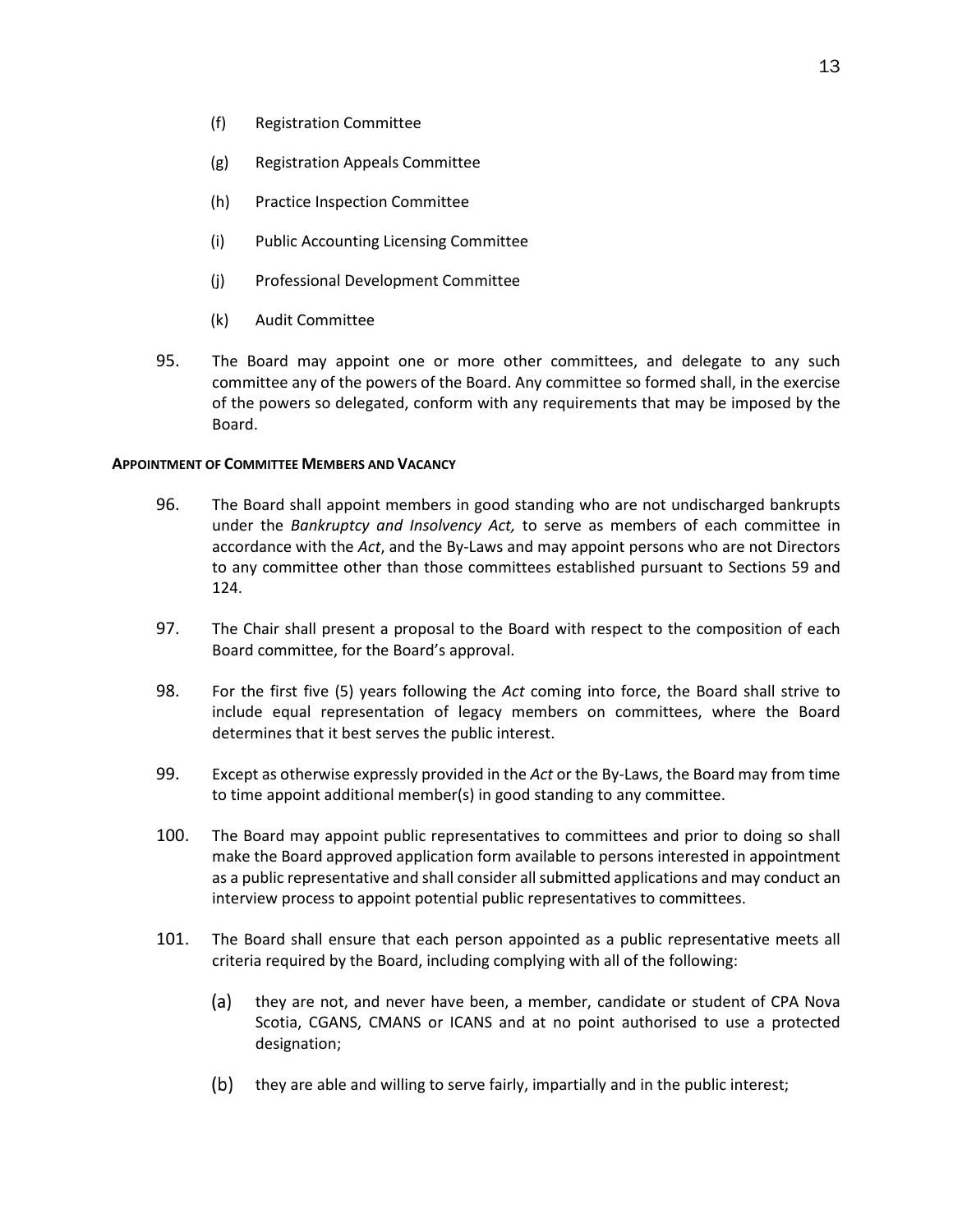(f) Registration Committee

(g) Registration Appeals Committee

(h) Practice Inspection Committee

(i) Public Accounting Licensing Committee

(j) Professional Development Committee

(k) Audit Committee

95. The Board may appoint one or more other committees, and delegate to any such committee any of the powers of the Board. Any committee so formed shall, in the exercise of the powers so delegated, conform with any requirements that may be imposed by the Board.

**APPOINTMENT OF COMMITTEE MEMBERS AND VACANCY**

96. The Board shall appoint members in good standing who are not undischarged bankrupts under the *Bankruptcy and Insolvency Act,* to serve as members of each committee in accordance with the *Act*, and the By-Laws and may appoint persons who are not Directors to any committee other than those committees established pursuant to Sections 59 and 124.

97. The Chair shall present a proposal to the Board with respect to the composition of each Board committee, for the Board's approval.

98. For the first five (5) years following the *Act* coming into force, the Board shall strive to include equal representation of legacy members on committees, where the Board determines that it best serves the public interest.

99. Except as otherwise expressly provided in the *Act* or the By-Laws, the Board may from time to time appoint additional member(s) in good standing to any committee.

100. The Board may appoint public representatives to committees and prior to doing so shall make the Board approved application form available to persons interested in appointment as a public representative and shall consider all submitted applications and may conduct an interview process to appoint potential public representatives to committees.

101. The Board shall ensure that each person appointed as a public representative meets all criteria required by the Board, including complying with all of the following:

(a) they are not, and never have been, a member, candidate or student of CPA Nova Scotia, CGANS, CMANS or ICANS and at no point authorised to use a protected designation;

(b) they are able and willing to serve fairly, impartially and in the public interest;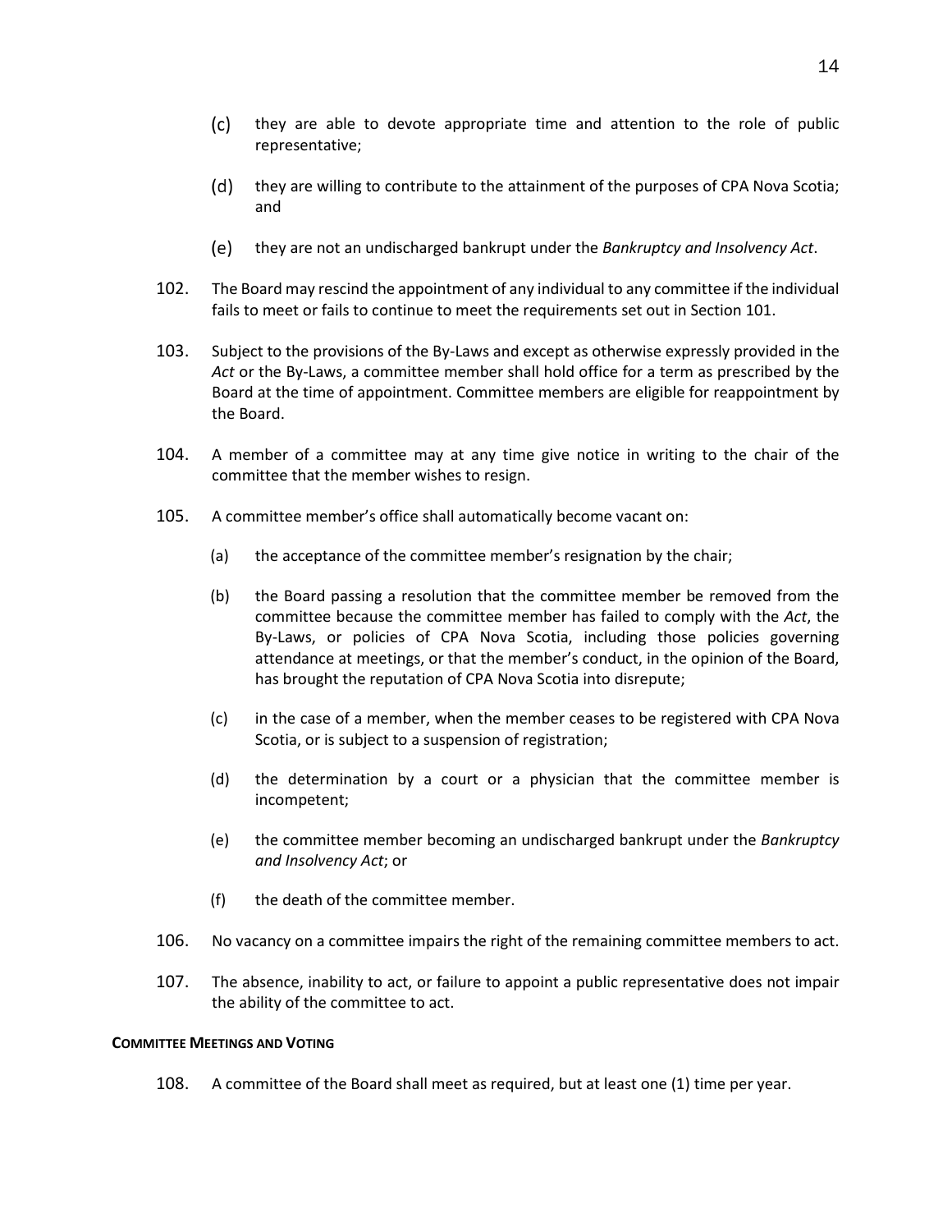(c) they are able to devote appropriate time and attention to the role of public representative;

(d) they are willing to contribute to the attainment of the purposes of CPA Nova Scotia; and

(e) they are not an undischarged bankrupt under the *Bankruptcy and Insolvency Act*.

102. The Board may rescind the appointment of any individual to any committee if the individual fails to meet or fails to continue to meet the requirements set out in Section 101.

103. Subject to the provisions of the By-Laws and except as otherwise expressly provided in the *Act* or the By-Laws, a committee member shall hold office for a term as prescribed by the Board at the time of appointment. Committee members are eligible for reappointment by the Board.

104. A member of a committee may at any time give notice in writing to the chair of the committee that the member wishes to resign.

105. A committee member's office shall automatically become vacant on:

(a) the acceptance of the committee member's resignation by the chair;

(b) the Board passing a resolution that the committee member be removed from the committee because the committee member has failed to comply with the *Act*, the By-Laws, or policies of CPA Nova Scotia, including those policies governing attendance at meetings, or that the member's conduct, in the opinion of the Board, has brought the reputation of CPA Nova Scotia into disrepute;

(c) in the case of a member, when the member ceases to be registered with CPA Nova Scotia, or is subject to a suspension of registration;

(d) the determination by a court or a physician that the committee member is incompetent;

(e) the committee member becoming an undischarged bankrupt under the *Bankruptcy and Insolvency Act*; or

(f) the death of the committee member.

106. No vacancy on a committee impairs the right of the remaining committee members to act.

107. The absence, inability to act, or failure to appoint a public representative does not impair the ability of the committee to act.

**COMMITTEE MEETINGS AND VOTING**

108. A committee of the Board shall meet as required, but at least one (1) time per year.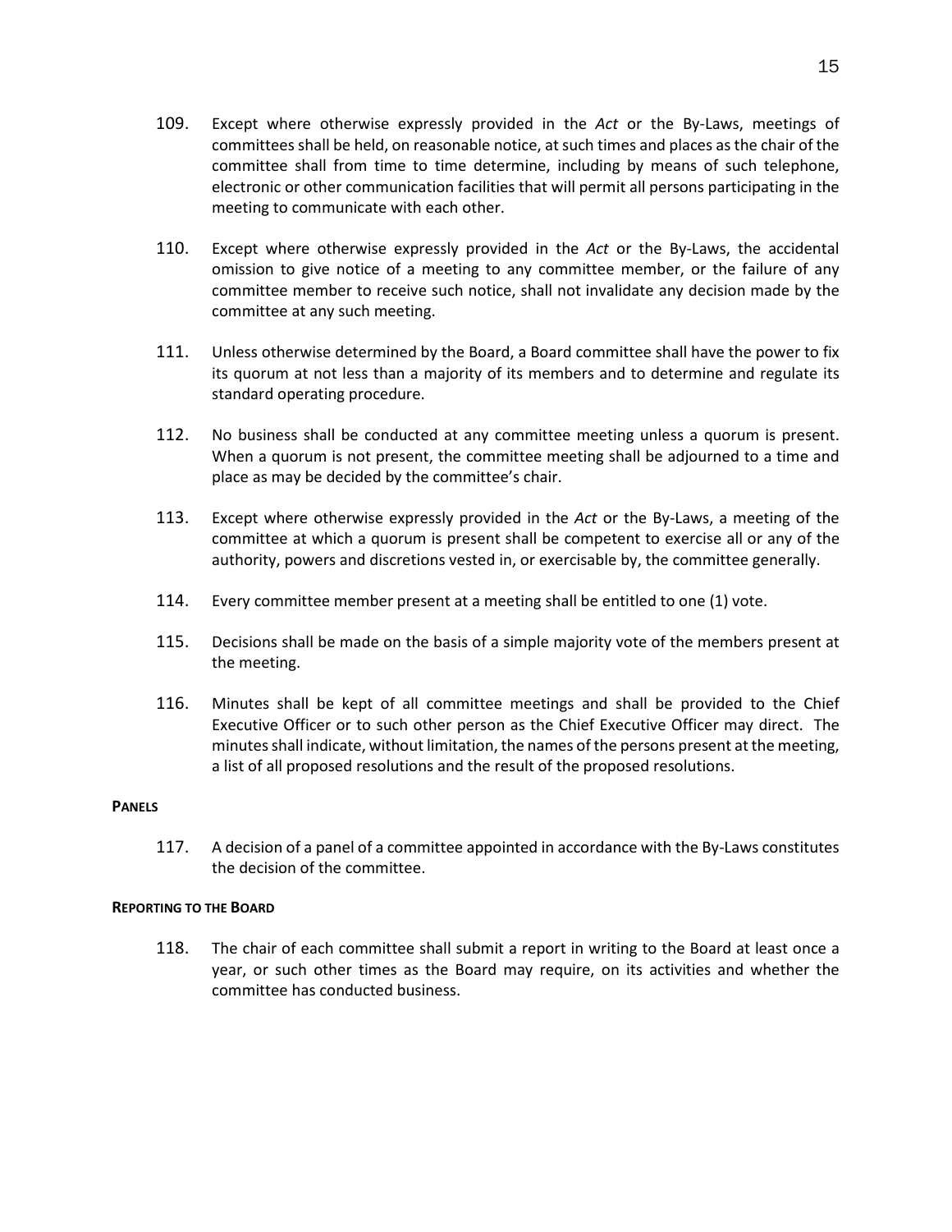109. Except where otherwise expressly provided in the *Act* or the By-Laws, meetings of committees shall be held, on reasonable notice, at such times and places as the chair of the committee shall from time to time determine, including by means of such telephone, electronic or other communication facilities that will permit all persons participating in the meeting to communicate with each other.

110. Except where otherwise expressly provided in the *Act* or the By-Laws, the accidental omission to give notice of a meeting to any committee member, or the failure of any committee member to receive such notice, shall not invalidate any decision made by the committee at any such meeting.

111. Unless otherwise determined by the Board, a Board committee shall have the power to fix its quorum at not less than a majority of its members and to determine and regulate its standard operating procedure.

112. No business shall be conducted at any committee meeting unless a quorum is present. When a quorum is not present, the committee meeting shall be adjourned to a time and place as may be decided by the committee's chair.

113. Except where otherwise expressly provided in the *Act* or the By-Laws, a meeting of the committee at which a quorum is present shall be competent to exercise all or any of the authority, powers and discretions vested in, or exercisable by, the committee generally.

114. Every committee member present at a meeting shall be entitled to one (1) vote.

115. Decisions shall be made on the basis of a simple majority vote of the members present at the meeting.

116. Minutes shall be kept of all committee meetings and shall be provided to the Chief Executive Officer or to such other person as the Chief Executive Officer may direct. The minutes shall indicate, without limitation, the names of the persons present at the meeting, a list of all proposed resolutions and the result of the proposed resolutions.

**PANELS**

117. A decision of a panel of a committee appointed in accordance with the By-Laws constitutes the decision of the committee.

**REPORTING TO THE BOARD**

118. The chair of each committee shall submit a report in writing to the Board at least once a year, or such other times as the Board may require, on its activities and whether the committee has conducted business.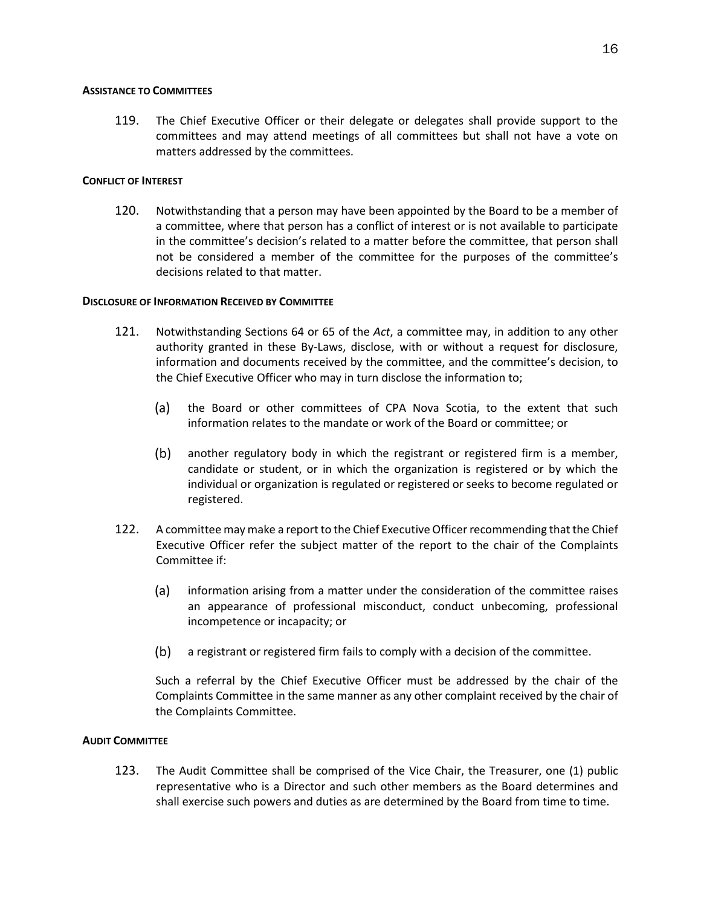#### **ASSISTANCE TO COMMITTEES**

119. The Chief Executive Officer or their delegate or delegates shall provide support to the committees and may attend meetings of all committees but shall not have a vote on matters addressed by the committees.

#### **CONFLICT OF INTEREST**

120. Notwithstanding that a person may have been appointed by the Board to be a member of a committee, where that person has a conflict of interest or is not available to participate in the committee's decision's related to a matter before the committee, that person shall not be considered a member of the committee for the purposes of the committee's decisions related to that matter.

#### **DISCLOSURE OF INFORMATION RECEIVED BY COMMITTEE**

121. Notwithstanding Sections 64 or 65 of the *Act*, a committee may, in addition to any other authority granted in these By-Laws, disclose, with or without a request for disclosure, information and documents received by the committee, and the committee's decision, to the Chief Executive Officer who may in turn disclose the information to;

    (a) the Board or other committees of CPA Nova Scotia, to the extent that such information relates to the mandate or work of the Board or committee; or

    (b) another regulatory body in which the registrant or registered firm is a member, candidate or student, or in which the organization is registered or by which the individual or organization is regulated or registered or seeks to become regulated or registered.

122. A committee may make a report to the Chief Executive Officer recommending that the Chief Executive Officer refer the subject matter of the report to the chair of the Complaints Committee if:

    (a) information arising from a matter under the consideration of the committee raises an appearance of professional misconduct, conduct unbecoming, professional incompetence or incapacity; or

    (b) a registrant or registered firm fails to comply with a decision of the committee.

    Such a referral by the Chief Executive Officer must be addressed by the chair of the Complaints Committee in the same manner as any other complaint received by the chair of the Complaints Committee.

#### **AUDIT COMMITTEE**

123. The Audit Committee shall be comprised of the Vice Chair, the Treasurer, one (1) public representative who is a Director and such other members as the Board determines and shall exercise such powers and duties as are determined by the Board from time to time.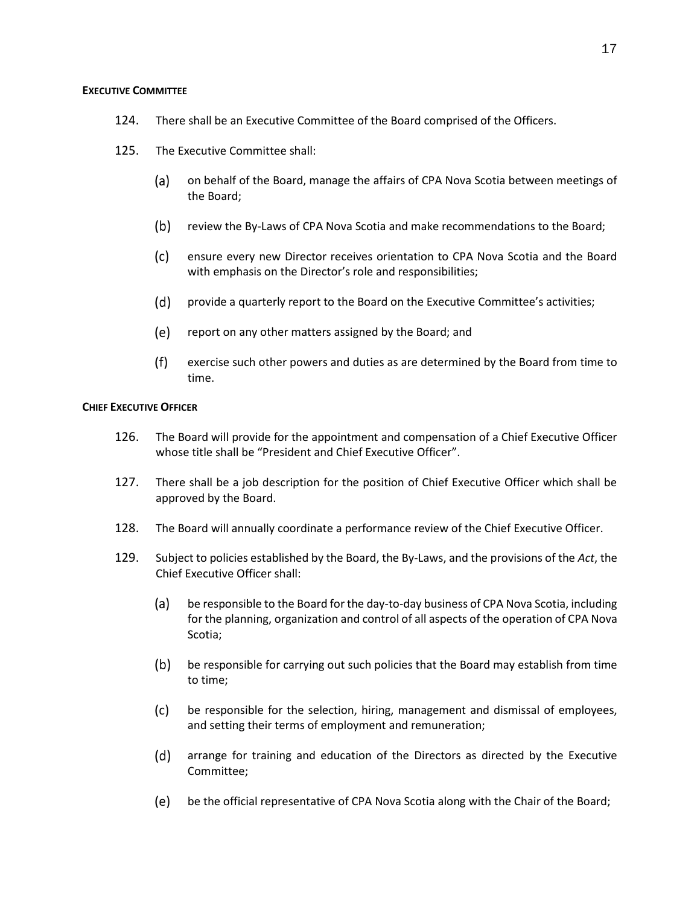#### EXECUTIVE COMMITTEE

124. There shall be an Executive Committee of the Board comprised of the Officers.

125. The Executive Committee shall:

   (a) on behalf of the Board, manage the affairs of CPA Nova Scotia between meetings of the Board;

   (b) review the By-Laws of CPA Nova Scotia and make recommendations to the Board;

   (c) ensure every new Director receives orientation to CPA Nova Scotia and the Board with emphasis on the Director's role and responsibilities;

   (d) provide a quarterly report to the Board on the Executive Committee's activities;

   (e) report on any other matters assigned by the Board; and

   (f) exercise such other powers and duties as are determined by the Board from time to time.

#### CHIEF EXECUTIVE OFFICER

126. The Board will provide for the appointment and compensation of a Chief Executive Officer whose title shall be "President and Chief Executive Officer".

127. There shall be a job description for the position of Chief Executive Officer which shall be approved by the Board.

128. The Board will annually coordinate a performance review of the Chief Executive Officer.

129. Subject to policies established by the Board, the By-Laws, and the provisions of the *Act*, the Chief Executive Officer shall:

   (a) be responsible to the Board for the day-to-day business of CPA Nova Scotia, including for the planning, organization and control of all aspects of the operation of CPA Nova Scotia;

   (b) be responsible for carrying out such policies that the Board may establish from time to time;

   (c) be responsible for the selection, hiring, management and dismissal of employees, and setting their terms of employment and remuneration;

   (d) arrange for training and education of the Directors as directed by the Executive Committee;

   (e) be the official representative of CPA Nova Scotia along with the Chair of the Board;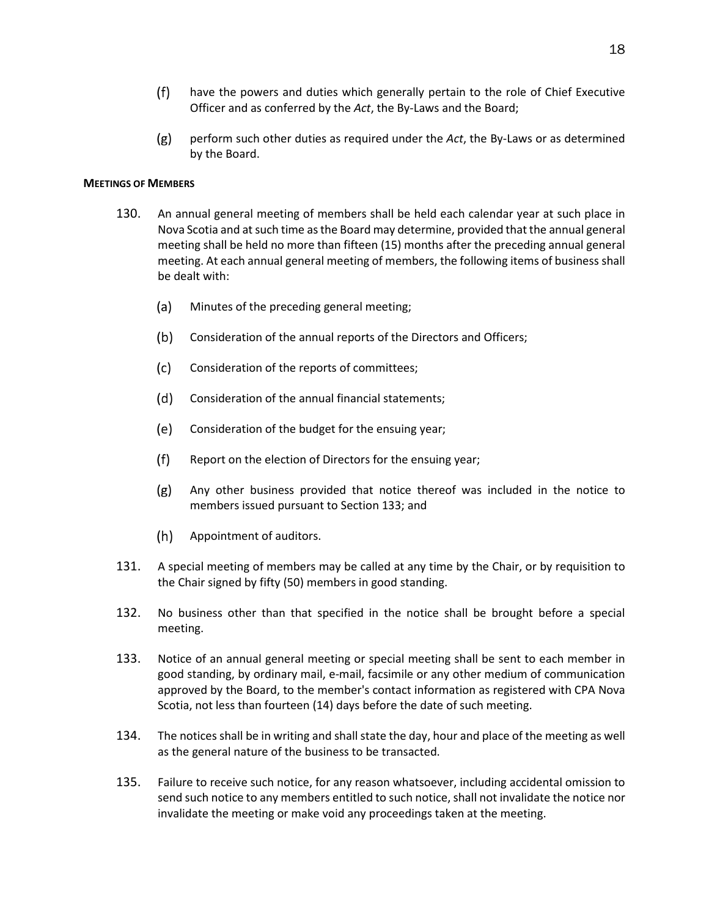(f) have the powers and duties which generally pertain to the role of Chief Executive Officer and as conferred by the *Act*, the By-Laws and the Board;

(g) perform such other duties as required under the *Act*, the By-Laws or as determined by the Board.

**MEETINGS OF MEMBERS**

130. An annual general meeting of members shall be held each calendar year at such place in Nova Scotia and at such time as the Board may determine, provided that the annual general meeting shall be held no more than fifteen (15) months after the preceding annual general meeting. At each annual general meeting of members, the following items of business shall be dealt with:

   (a) Minutes of the preceding general meeting;

   (b) Consideration of the annual reports of the Directors and Officers;

   (c) Consideration of the reports of committees;

   (d) Consideration of the annual financial statements;

   (e) Consideration of the budget for the ensuing year;

   (f) Report on the election of Directors for the ensuing year;

   (g) Any other business provided that notice thereof was included in the notice to members issued pursuant to Section 133; and

   (h) Appointment of auditors.

131. A special meeting of members may be called at any time by the Chair, or by requisition to the Chair signed by fifty (50) members in good standing.

132. No business other than that specified in the notice shall be brought before a special meeting.

133. Notice of an annual general meeting or special meeting shall be sent to each member in good standing, by ordinary mail, e-mail, facsimile or any other medium of communication approved by the Board, to the member's contact information as registered with CPA Nova Scotia, not less than fourteen (14) days before the date of such meeting.

134. The notices shall be in writing and shall state the day, hour and place of the meeting as well as the general nature of the business to be transacted.

135. Failure to receive such notice, for any reason whatsoever, including accidental omission to send such notice to any members entitled to such notice, shall not invalidate the notice nor invalidate the meeting or make void any proceedings taken at the meeting.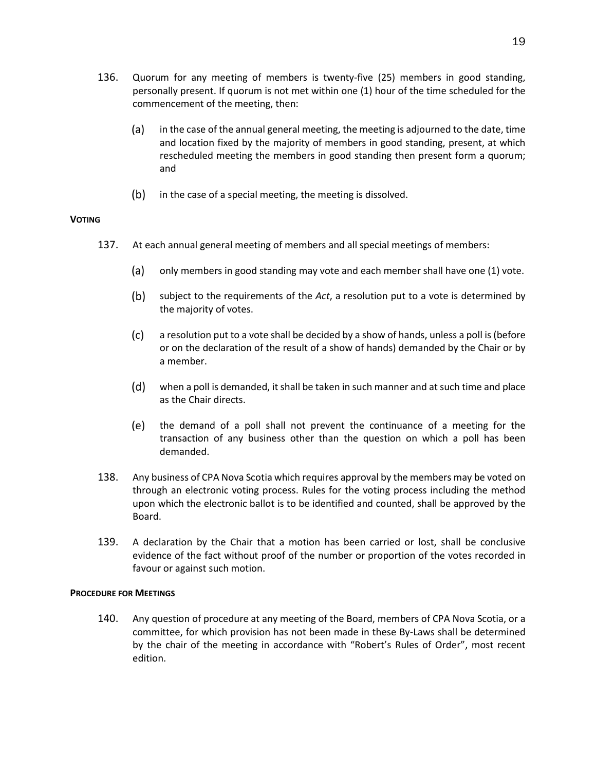136. Quorum for any meeting of members is twenty-five (25) members in good standing, personally present. If quorum is not met within one (1) hour of the time scheduled for the commencement of the meeting, then:

   (a) in the case of the annual general meeting, the meeting is adjourned to the date, time and location fixed by the majority of members in good standing, present, at which rescheduled meeting the members in good standing then present form a quorum; and

   (b) in the case of a special meeting, the meeting is dissolved.

**VOTING**

137. At each annual general meeting of members and all special meetings of members:

   (a) only members in good standing may vote and each member shall have one (1) vote.

   (b) subject to the requirements of the *Act*, a resolution put to a vote is determined by the majority of votes.

   (c) a resolution put to a vote shall be decided by a show of hands, unless a poll is (before or on the declaration of the result of a show of hands) demanded by the Chair or by a member.

   (d) when a poll is demanded, it shall be taken in such manner and at such time and place as the Chair directs.

   (e) the demand of a poll shall not prevent the continuance of a meeting for the transaction of any business other than the question on which a poll has been demanded.

138. Any business of CPA Nova Scotia which requires approval by the members may be voted on through an electronic voting process. Rules for the voting process including the method upon which the electronic ballot is to be identified and counted, shall be approved by the Board.

139. A declaration by the Chair that a motion has been carried or lost, shall be conclusive evidence of the fact without proof of the number or proportion of the votes recorded in favour or against such motion.

**PROCEDURE FOR MEETINGS**

140. Any question of procedure at any meeting of the Board, members of CPA Nova Scotia, or a committee, for which provision has not been made in these By-Laws shall be determined by the chair of the meeting in accordance with "Robert's Rules of Order", most recent edition.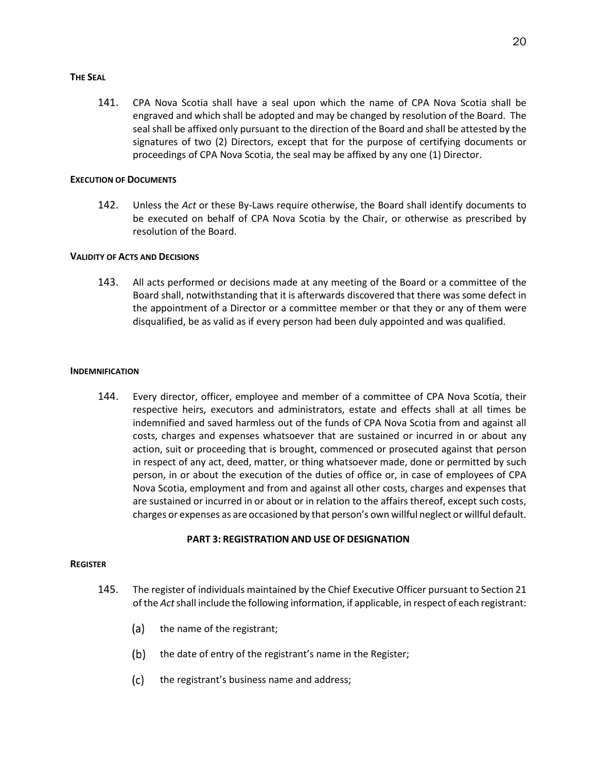**THE SEAL**

141. CPA Nova Scotia shall have a seal upon which the name of CPA Nova Scotia shall be engraved and which shall be adopted and may be changed by resolution of the Board. The seal shall be affixed only pursuant to the direction of the Board and shall be attested by the signatures of two (2) Directors, except that for the purpose of certifying documents or proceedings of CPA Nova Scotia, the seal may be affixed by any one (1) Director.

**EXECUTION OF DOCUMENTS**

142. Unless the *Act* or these By-Laws require otherwise, the Board shall identify documents to be executed on behalf of CPA Nova Scotia by the Chair, or otherwise as prescribed by resolution of the Board.

**VALIDITY OF ACTS AND DECISIONS**

143. All acts performed or decisions made at any meeting of the Board or a committee of the Board shall, notwithstanding that it is afterwards discovered that there was some defect in the appointment of a Director or a committee member or that they or any of them were disqualified, be as valid as if every person had been duly appointed and was qualified.

**INDEMNIFICATION**

144. Every director, officer, employee and member of a committee of CPA Nova Scotia, their respective heirs, executors and administrators, estate and effects shall at all times be indemnified and saved harmless out of the funds of CPA Nova Scotia from and against all costs, charges and expenses whatsoever that are sustained or incurred in or about any action, suit or proceeding that is brought, commenced or prosecuted against that person in respect of any act, deed, matter, or thing whatsoever made, done or permitted by such person, in or about the execution of the duties of office or, in case of employees of CPA Nova Scotia, employment and from and against all other costs, charges and expenses that are sustained or incurred in or about or in relation to the affairs thereof, except such costs, charges or expenses as are occasioned by that person's own willful neglect or willful default.

## PART 3: REGISTRATION AND USE OF DESIGNATION

**REGISTER**

145. The register of individuals maintained by the Chief Executive Officer pursuant to Section 21 of the *Act* shall include the following information, if applicable, in respect of each registrant:

 (a) the name of the registrant;

 (b) the date of entry of the registrant's name in the Register;

 (c) the registrant's business name and address;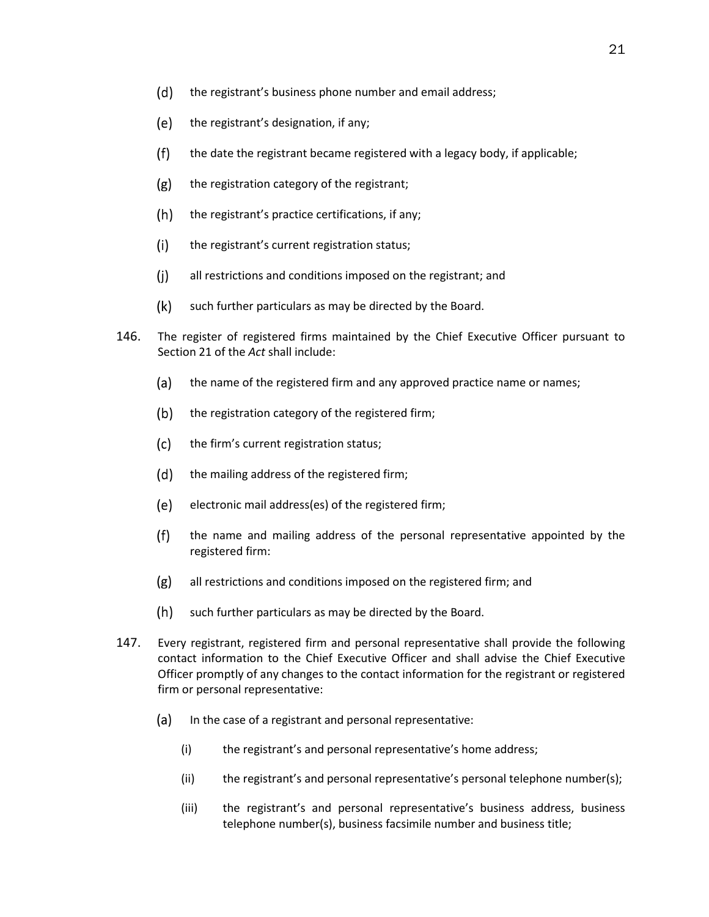(d) the registrant's business phone number and email address;

(e) the registrant's designation, if any;

(f) the date the registrant became registered with a legacy body, if applicable;

(g) the registration category of the registrant;

(h) the registrant's practice certifications, if any;

(i) the registrant's current registration status;

(j) all restrictions and conditions imposed on the registrant; and

(k) such further particulars as may be directed by the Board.

146. The register of registered firms maintained by the Chief Executive Officer pursuant to Section 21 of the *Act* shall include:

(a) the name of the registered firm and any approved practice name or names;

(b) the registration category of the registered firm;

(c) the firm's current registration status;

(d) the mailing address of the registered firm;

(e) electronic mail address(es) of the registered firm;

(f) the name and mailing address of the personal representative appointed by the registered firm:

(g) all restrictions and conditions imposed on the registered firm; and

(h) such further particulars as may be directed by the Board.

147. Every registrant, registered firm and personal representative shall provide the following contact information to the Chief Executive Officer and shall advise the Chief Executive Officer promptly of any changes to the contact information for the registrant or registered firm or personal representative:

(a) In the case of a registrant and personal representative:

(i) the registrant's and personal representative's home address;

(ii) the registrant's and personal representative's personal telephone number(s);

(iii) the registrant's and personal representative's business address, business telephone number(s), business facsimile number and business title;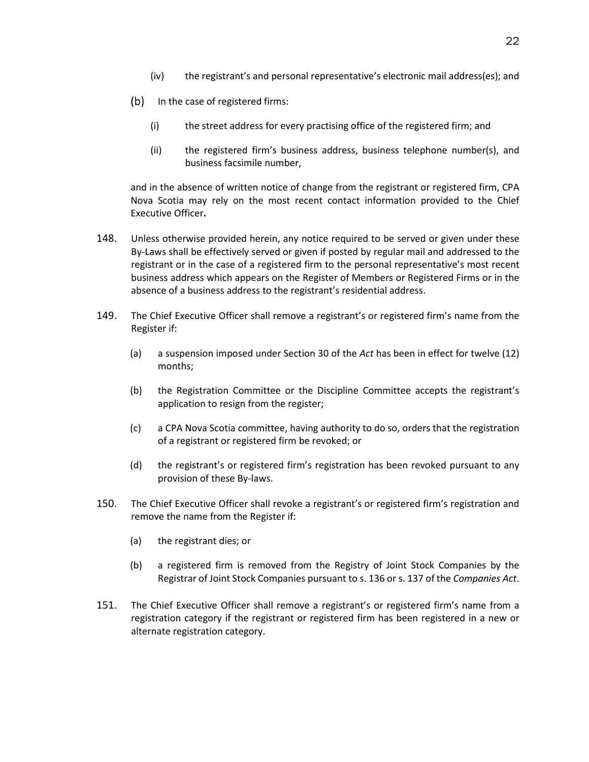(iv) the registrant's and personal representative's electronic mail address(es); and

(b) In the case of registered firms:

(i) the street address for every practising office of the registered firm; and

(ii) the registered firm's business address, business telephone number(s), and business facsimile number,

and in the absence of written notice of change from the registrant or registered firm, CPA Nova Scotia may rely on the most recent contact information provided to the Chief Executive Officer.

148. Unless otherwise provided herein, any notice required to be served or given under these By-Laws shall be effectively served or given if posted by regular mail and addressed to the registrant or in the case of a registered firm to the personal representative's most recent business address which appears on the Register of Members or Registered Firms or in the absence of a business address to the registrant's residential address.

149. The Chief Executive Officer shall remove a registrant's or registered firm's name from the Register if:

(a) a suspension imposed under Section 30 of the *Act* has been in effect for twelve (12) months;

(b) the Registration Committee or the Discipline Committee accepts the registrant's application to resign from the register;

(c) a CPA Nova Scotia committee, having authority to do so, orders that the registration of a registrant or registered firm be revoked; or

(d) the registrant's or registered firm's registration has been revoked pursuant to any provision of these By-laws.

150. The Chief Executive Officer shall revoke a registrant's or registered firm's registration and remove the name from the Register if:

(a) the registrant dies; or

(b) a registered firm is removed from the Registry of Joint Stock Companies by the Registrar of Joint Stock Companies pursuant to s. 136 or s. 137 of the *Companies Act*.

151. The Chief Executive Officer shall remove a registrant's or registered firm's name from a registration category if the registrant or registered firm has been registered in a new or alternate registration category.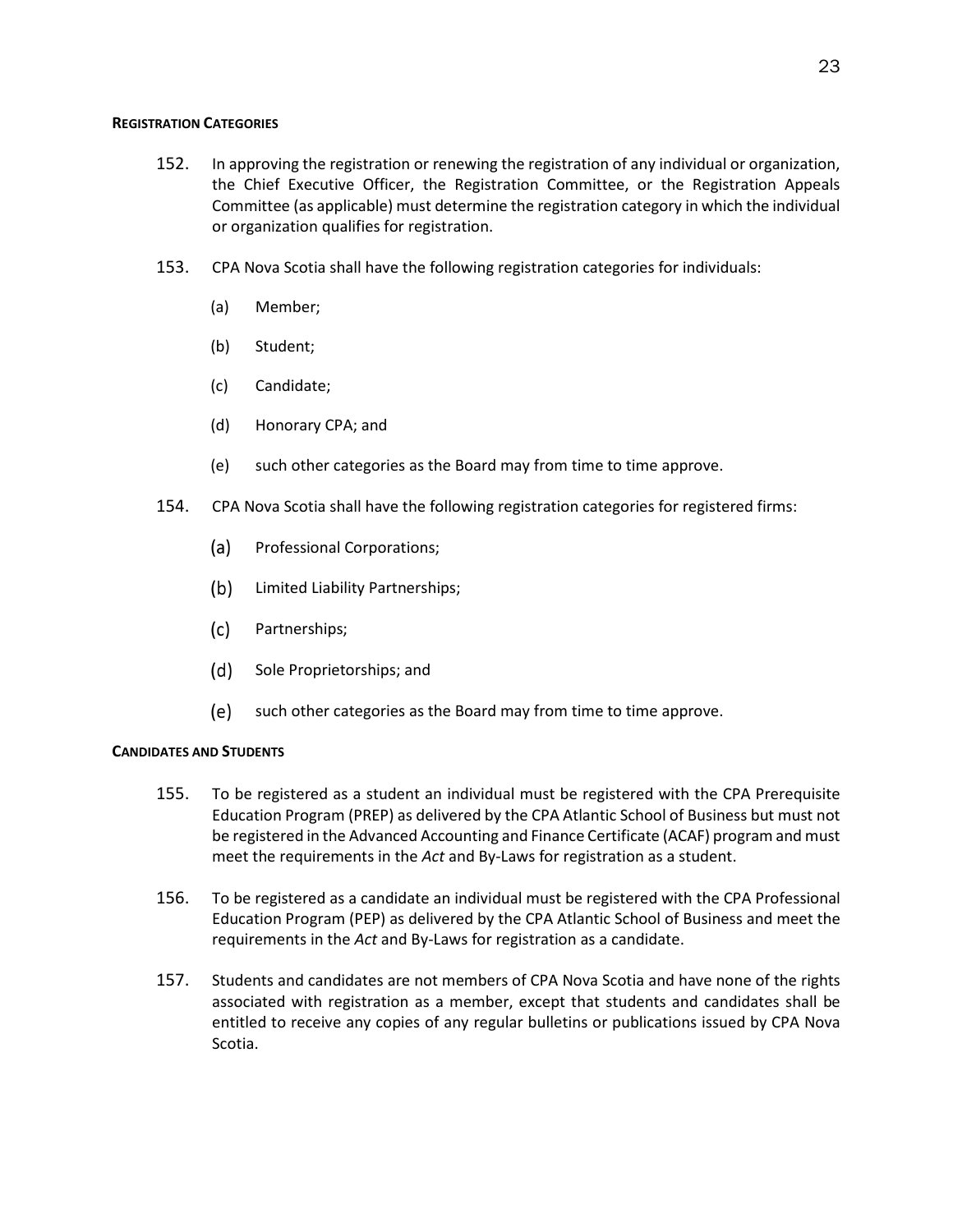#### **Registration Categories**

152. In approving the registration or renewing the registration of any individual or organization, the Chief Executive Officer, the Registration Committee, or the Registration Appeals Committee (as applicable) must determine the registration category in which the individual or organization qualifies for registration.

153. CPA Nova Scotia shall have the following registration categories for individuals:

    (a) Member;

    (b) Student;

    (c) Candidate;

    (d) Honorary CPA; and

    (e) such other categories as the Board may from time to time approve.

154. CPA Nova Scotia shall have the following registration categories for registered firms:

    (a) Professional Corporations;

    (b) Limited Liability Partnerships;

    (c) Partnerships;

    (d) Sole Proprietorships; and

    (e) such other categories as the Board may from time to time approve.

#### **Candidates and Students**

155. To be registered as a student an individual must be registered with the CPA Prerequisite Education Program (PREP) as delivered by the CPA Atlantic School of Business but must not be registered in the Advanced Accounting and Finance Certificate (ACAF) program and must meet the requirements in the *Act* and By-Laws for registration as a student.

156. To be registered as a candidate an individual must be registered with the CPA Professional Education Program (PEP) as delivered by the CPA Atlantic School of Business and meet the requirements in the *Act* and By-Laws for registration as a candidate.

157. Students and candidates are not members of CPA Nova Scotia and have none of the rights associated with registration as a member, except that students and candidates shall be entitled to receive any copies of any regular bulletins or publications issued by CPA Nova Scotia.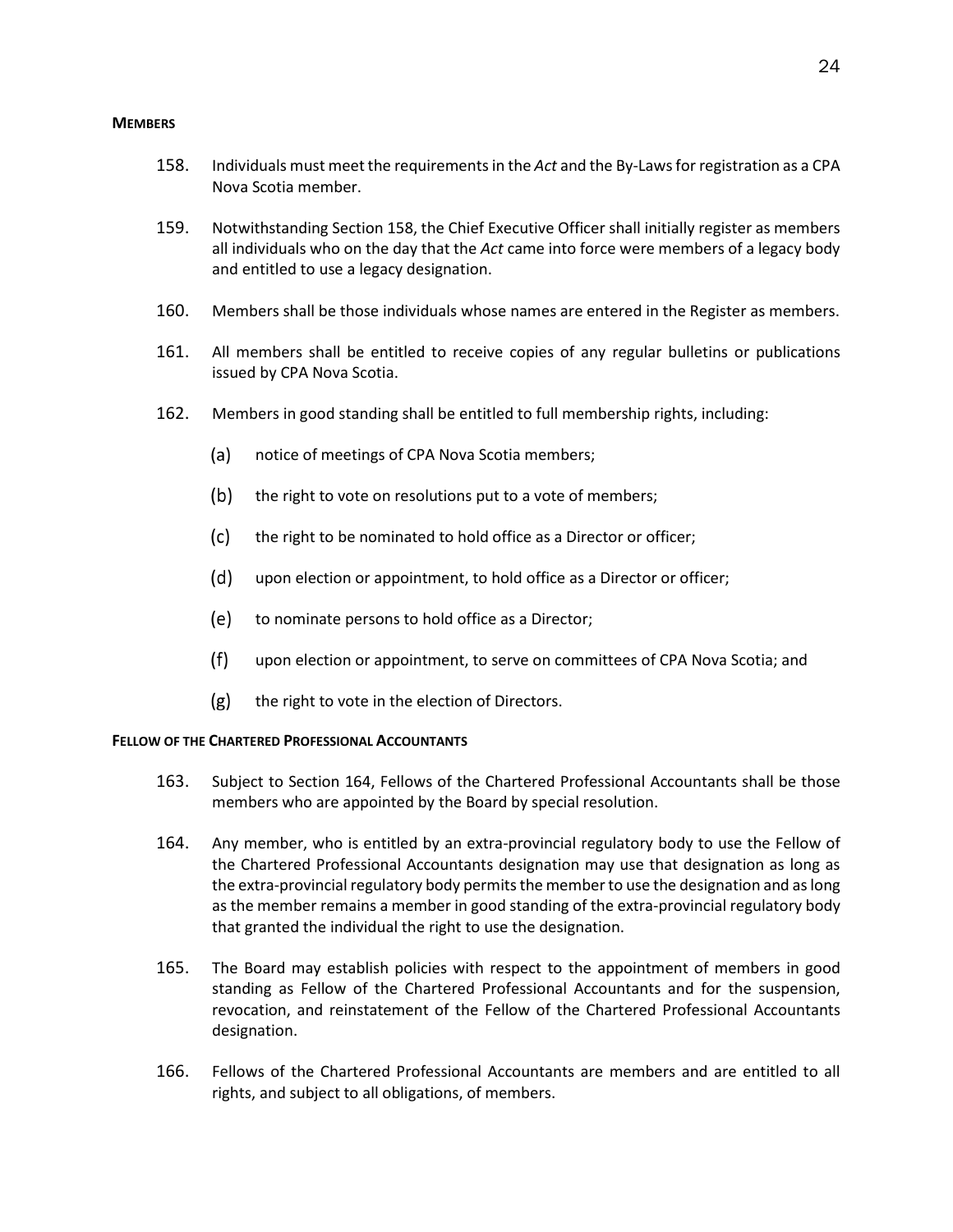## MEMBERS

158. Individuals must meet the requirements in the *Act* and the By-Laws for registration as a CPA Nova Scotia member.

159. Notwithstanding Section 158, the Chief Executive Officer shall initially register as members all individuals who on the day that the *Act* came into force were members of a legacy body and entitled to use a legacy designation.

160. Members shall be those individuals whose names are entered in the Register as members.

161. All members shall be entitled to receive copies of any regular bulletins or publications issued by CPA Nova Scotia.

162. Members in good standing shall be entitled to full membership rights, including:

   (a) notice of meetings of CPA Nova Scotia members;

   (b) the right to vote on resolutions put to a vote of members;

   (c) the right to be nominated to hold office as a Director or officer;

   (d) upon election or appointment, to hold office as a Director or officer;

   (e) to nominate persons to hold office as a Director;

   (f) upon election or appointment, to serve on committees of CPA Nova Scotia; and

   (g) the right to vote in the election of Directors.

## FELLOW OF THE CHARTERED PROFESSIONAL ACCOUNTANTS

163. Subject to Section 164, Fellows of the Chartered Professional Accountants shall be those members who are appointed by the Board by special resolution.

164. Any member, who is entitled by an extra-provincial regulatory body to use the Fellow of the Chartered Professional Accountants designation may use that designation as long as the extra-provincial regulatory body permits the member to use the designation and as long as the member remains a member in good standing of the extra-provincial regulatory body that granted the individual the right to use the designation.

165. The Board may establish policies with respect to the appointment of members in good standing as Fellow of the Chartered Professional Accountants and for the suspension, revocation, and reinstatement of the Fellow of the Chartered Professional Accountants designation.

166. Fellows of the Chartered Professional Accountants are members and are entitled to all rights, and subject to all obligations, of members.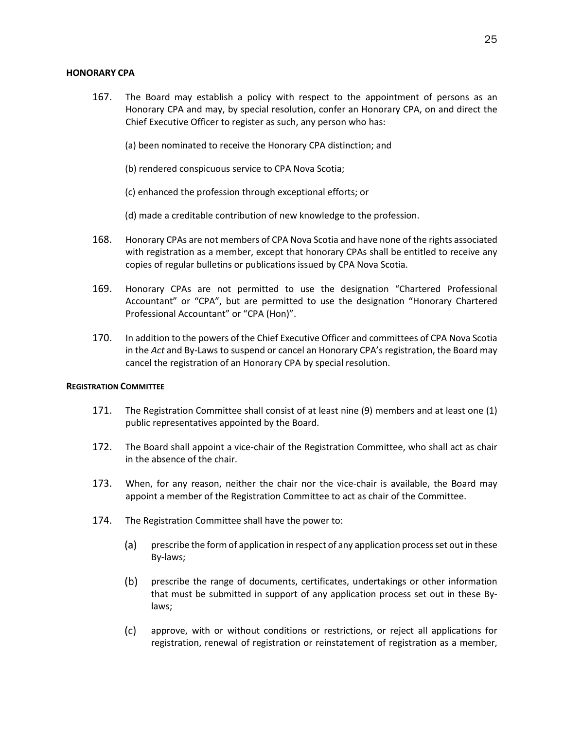## HONORARY CPA

167. The Board may establish a policy with respect to the appointment of persons as an Honorary CPA and may, by special resolution, confer an Honorary CPA, on and direct the Chief Executive Officer to register as such, any person who has:

    (a) been nominated to receive the Honorary CPA distinction; and

    (b) rendered conspicuous service to CPA Nova Scotia;

    (c) enhanced the profession through exceptional efforts; or

    (d) made a creditable contribution of new knowledge to the profession.

168. Honorary CPAs are not members of CPA Nova Scotia and have none of the rights associated with registration as a member, except that honorary CPAs shall be entitled to receive any copies of regular bulletins or publications issued by CPA Nova Scotia.

169. Honorary CPAs are not permitted to use the designation "Chartered Professional Accountant" or "CPA", but are permitted to use the designation "Honorary Chartered Professional Accountant" or "CPA (Hon)".

170. In addition to the powers of the Chief Executive Officer and committees of CPA Nova Scotia in the *Act* and By-Laws to suspend or cancel an Honorary CPA's registration, the Board may cancel the registration of an Honorary CPA by special resolution.

## REGISTRATION COMMITTEE

171. The Registration Committee shall consist of at least nine (9) members and at least one (1) public representatives appointed by the Board.

172. The Board shall appoint a vice-chair of the Registration Committee, who shall act as chair in the absence of the chair.

173. When, for any reason, neither the chair nor the vice-chair is available, the Board may appoint a member of the Registration Committee to act as chair of the Committee.

174. The Registration Committee shall have the power to:

    (a) prescribe the form of application in respect of any application process set out in these By-laws;

    (b) prescribe the range of documents, certificates, undertakings or other information that must be submitted in support of any application process set out in these By-laws;

    (c) approve, with or without conditions or restrictions, or reject all applications for registration, renewal of registration or reinstatement of registration as a member,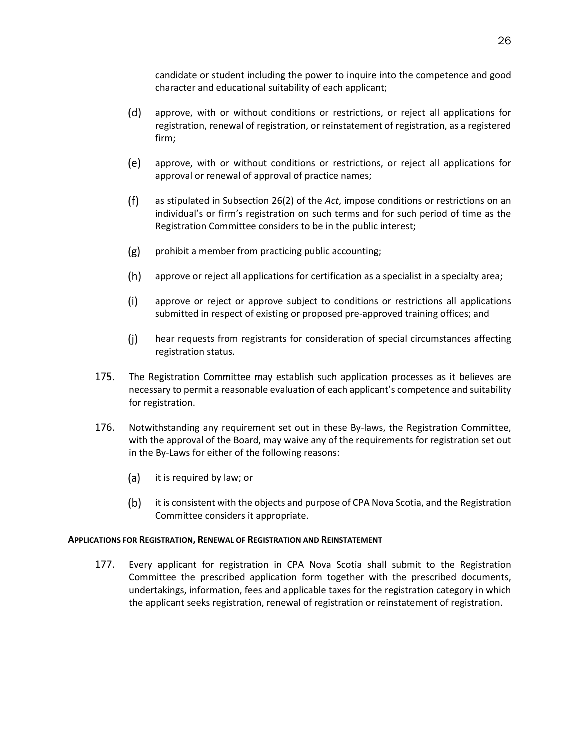candidate or student including the power to inquire into the competence and good character and educational suitability of each applicant;

(d) approve, with or without conditions or restrictions, or reject all applications for registration, renewal of registration, or reinstatement of registration, as a registered firm;

(e) approve, with or without conditions or restrictions, or reject all applications for approval or renewal of approval of practice names;

(f) as stipulated in Subsection 26(2) of the *Act*, impose conditions or restrictions on an individual's or firm's registration on such terms and for such period of time as the Registration Committee considers to be in the public interest;

(g) prohibit a member from practicing public accounting;

(h) approve or reject all applications for certification as a specialist in a specialty area;

(i) approve or reject or approve subject to conditions or restrictions all applications submitted in respect of existing or proposed pre-approved training offices; and

(j) hear requests from registrants for consideration of special circumstances affecting registration status.

175. The Registration Committee may establish such application processes as it believes are necessary to permit a reasonable evaluation of each applicant's competence and suitability for registration.

176. Notwithstanding any requirement set out in these By-laws, the Registration Committee, with the approval of the Board, may waive any of the requirements for registration set out in the By-Laws for either of the following reasons:

(a) it is required by law; or

(b) it is consistent with the objects and purpose of CPA Nova Scotia, and the Registration Committee considers it appropriate.

**APPLICATIONS FOR REGISTRATION, RENEWAL OF REGISTRATION AND REINSTATEMENT**

177. Every applicant for registration in CPA Nova Scotia shall submit to the Registration Committee the prescribed application form together with the prescribed documents, undertakings, information, fees and applicable taxes for the registration category in which the applicant seeks registration, renewal of registration or reinstatement of registration.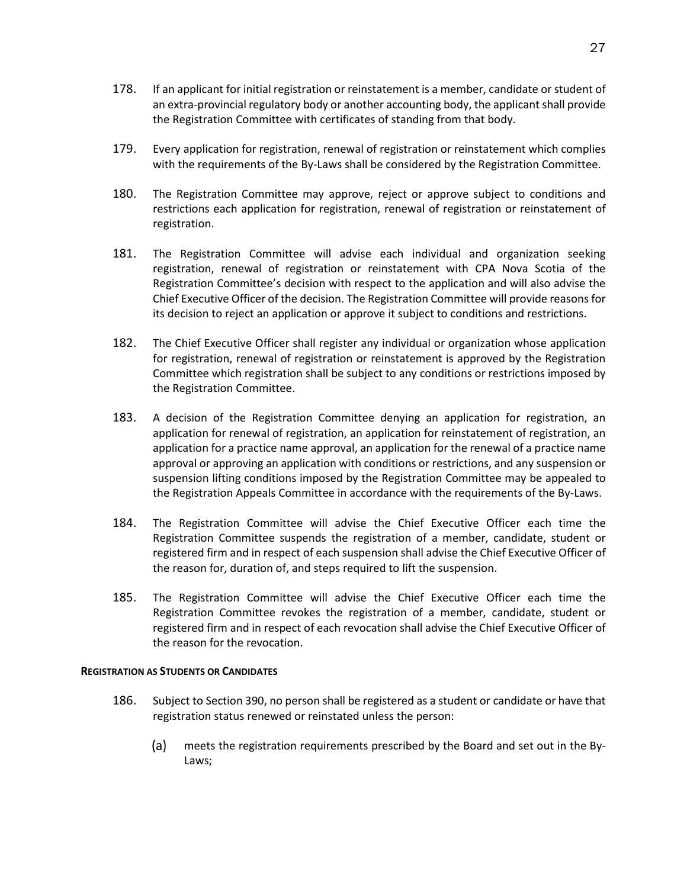178. If an applicant for initial registration or reinstatement is a member, candidate or student of an extra-provincial regulatory body or another accounting body, the applicant shall provide the Registration Committee with certificates of standing from that body.

179. Every application for registration, renewal of registration or reinstatement which complies with the requirements of the By-Laws shall be considered by the Registration Committee.

180. The Registration Committee may approve, reject or approve subject to conditions and restrictions each application for registration, renewal of registration or reinstatement of registration.

181. The Registration Committee will advise each individual and organization seeking registration, renewal of registration or reinstatement with CPA Nova Scotia of the Registration Committee's decision with respect to the application and will also advise the Chief Executive Officer of the decision. The Registration Committee will provide reasons for its decision to reject an application or approve it subject to conditions and restrictions.

182. The Chief Executive Officer shall register any individual or organization whose application for registration, renewal of registration or reinstatement is approved by the Registration Committee which registration shall be subject to any conditions or restrictions imposed by the Registration Committee.

183. A decision of the Registration Committee denying an application for registration, an application for renewal of registration, an application for reinstatement of registration, an application for a practice name approval, an application for the renewal of a practice name approval or approving an application with conditions or restrictions, and any suspension or suspension lifting conditions imposed by the Registration Committee may be appealed to the Registration Appeals Committee in accordance with the requirements of the By-Laws.

184. The Registration Committee will advise the Chief Executive Officer each time the Registration Committee suspends the registration of a member, candidate, student or registered firm and in respect of each suspension shall advise the Chief Executive Officer of the reason for, duration of, and steps required to lift the suspension.

185. The Registration Committee will advise the Chief Executive Officer each time the Registration Committee revokes the registration of a member, candidate, student or registered firm and in respect of each revocation shall advise the Chief Executive Officer of the reason for the revocation.

**REGISTRATION AS STUDENTS OR CANDIDATES**

186. Subject to Section 390, no person shall be registered as a student or candidate or have that registration status renewed or reinstated unless the person:

    (a) meets the registration requirements prescribed by the Board and set out in the By-Laws;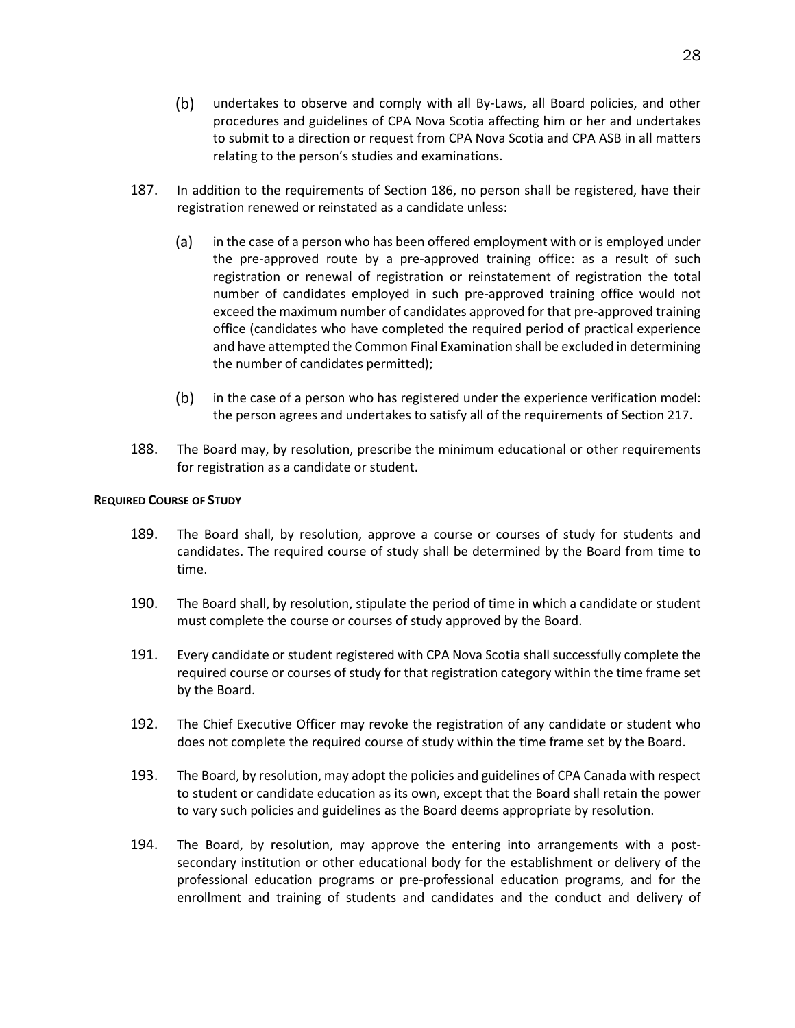(b) undertakes to observe and comply with all By-Laws, all Board policies, and other procedures and guidelines of CPA Nova Scotia affecting him or her and undertakes to submit to a direction or request from CPA Nova Scotia and CPA ASB in all matters relating to the person's studies and examinations.

187. In addition to the requirements of Section 186, no person shall be registered, have their registration renewed or reinstated as a candidate unless:

(a) in the case of a person who has been offered employment with or is employed under the pre-approved route by a pre-approved training office: as a result of such registration or renewal of registration or reinstatement of registration the total number of candidates employed in such pre-approved training office would not exceed the maximum number of candidates approved for that pre-approved training office (candidates who have completed the required period of practical experience and have attempted the Common Final Examination shall be excluded in determining the number of candidates permitted);

(b) in the case of a person who has registered under the experience verification model: the person agrees and undertakes to satisfy all of the requirements of Section 217.

188. The Board may, by resolution, prescribe the minimum educational or other requirements for registration as a candidate or student.

**REQUIRED COURSE OF STUDY**

189. The Board shall, by resolution, approve a course or courses of study for students and candidates. The required course of study shall be determined by the Board from time to time.

190. The Board shall, by resolution, stipulate the period of time in which a candidate or student must complete the course or courses of study approved by the Board.

191. Every candidate or student registered with CPA Nova Scotia shall successfully complete the required course or courses of study for that registration category within the time frame set by the Board.

192. The Chief Executive Officer may revoke the registration of any candidate or student who does not complete the required course of study within the time frame set by the Board.

193. The Board, by resolution, may adopt the policies and guidelines of CPA Canada with respect to student or candidate education as its own, except that the Board shall retain the power to vary such policies and guidelines as the Board deems appropriate by resolution.

194. The Board, by resolution, may approve the entering into arrangements with a post-secondary institution or other educational body for the establishment or delivery of the professional education programs or pre-professional education programs, and for the enrollment and training of students and candidates and the conduct and delivery of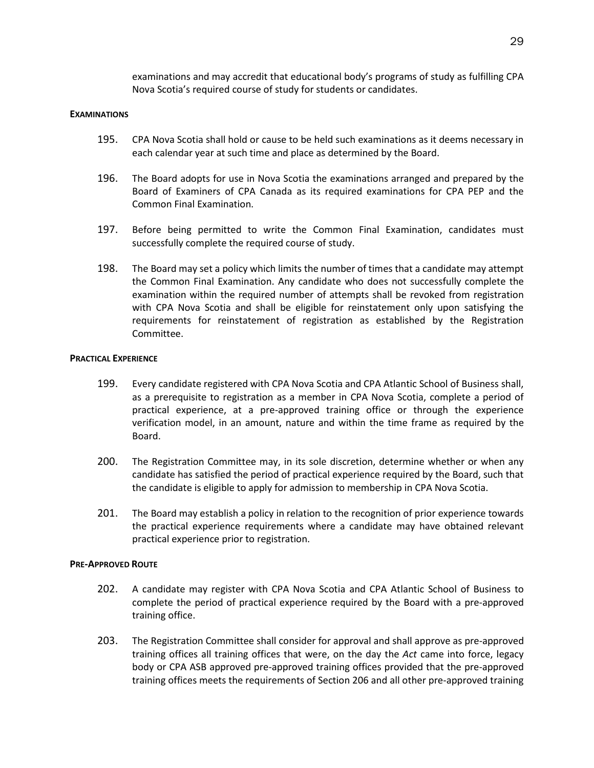examinations and may accredit that educational body's programs of study as fulfilling CPA Nova Scotia's required course of study for students or candidates.

**EXAMINATIONS**

195. CPA Nova Scotia shall hold or cause to be held such examinations as it deems necessary in each calendar year at such time and place as determined by the Board.

196. The Board adopts for use in Nova Scotia the examinations arranged and prepared by the Board of Examiners of CPA Canada as its required examinations for CPA PEP and the Common Final Examination.

197. Before being permitted to write the Common Final Examination, candidates must successfully complete the required course of study.

198. The Board may set a policy which limits the number of times that a candidate may attempt the Common Final Examination. Any candidate who does not successfully complete the examination within the required number of attempts shall be revoked from registration with CPA Nova Scotia and shall be eligible for reinstatement only upon satisfying the requirements for reinstatement of registration as established by the Registration Committee.

**PRACTICAL EXPERIENCE**

199. Every candidate registered with CPA Nova Scotia and CPA Atlantic School of Business shall, as a prerequisite to registration as a member in CPA Nova Scotia, complete a period of practical experience, at a pre-approved training office or through the experience verification model, in an amount, nature and within the time frame as required by the Board.

200. The Registration Committee may, in its sole discretion, determine whether or when any candidate has satisfied the period of practical experience required by the Board, such that the candidate is eligible to apply for admission to membership in CPA Nova Scotia.

201. The Board may establish a policy in relation to the recognition of prior experience towards the practical experience requirements where a candidate may have obtained relevant practical experience prior to registration.

**PRE-APPROVED ROUTE**

202. A candidate may register with CPA Nova Scotia and CPA Atlantic School of Business to complete the period of practical experience required by the Board with a pre-approved training office.

203. The Registration Committee shall consider for approval and shall approve as pre-approved training offices all training offices that were, on the day the *Act* came into force, legacy body or CPA ASB approved pre-approved training offices provided that the pre-approved training offices meets the requirements of Section 206 and all other pre-approved training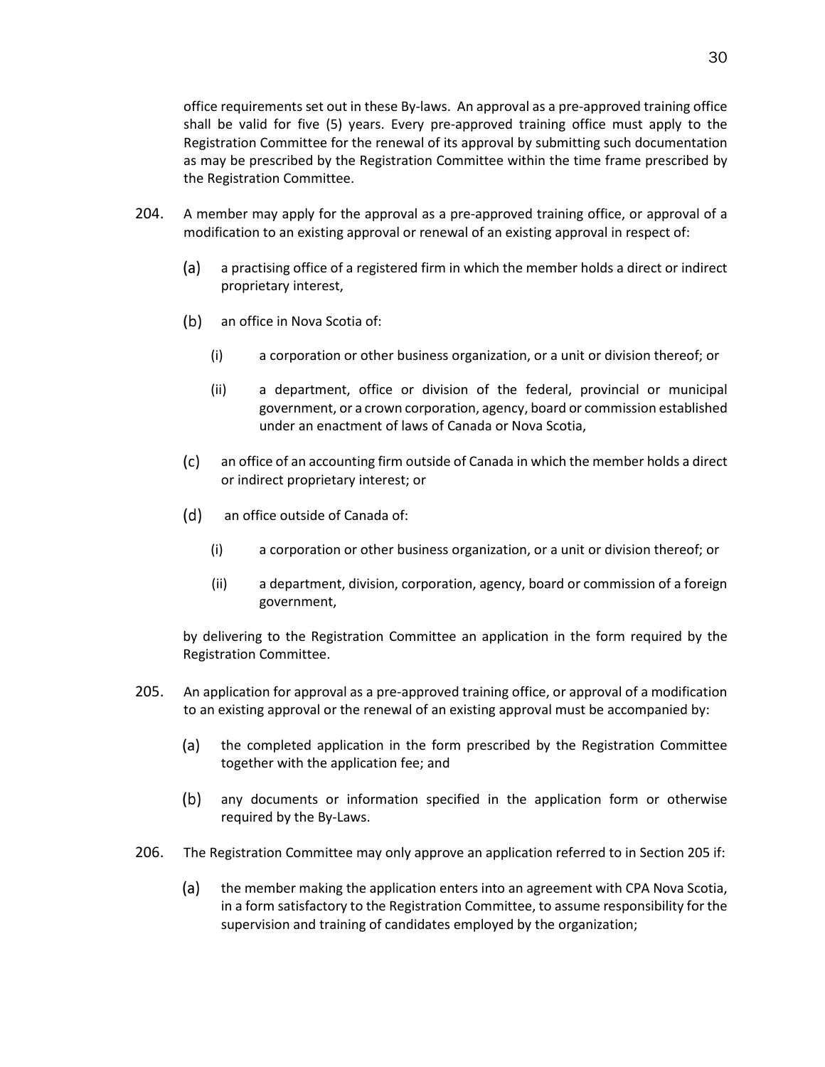office requirements set out in these By-laws. An approval as a pre-approved training office shall be valid for five (5) years. Every pre-approved training office must apply to the Registration Committee for the renewal of its approval by submitting such documentation as may be prescribed by the Registration Committee within the time frame prescribed by the Registration Committee.

204. A member may apply for the approval as a pre-approved training office, or approval of a modification to an existing approval or renewal of an existing approval in respect of:

(a) a practising office of a registered firm in which the member holds a direct or indirect proprietary interest,

(b) an office in Nova Scotia of:

(i) a corporation or other business organization, or a unit or division thereof; or

(ii) a department, office or division of the federal, provincial or municipal government, or a crown corporation, agency, board or commission established under an enactment of laws of Canada or Nova Scotia,

(c) an office of an accounting firm outside of Canada in which the member holds a direct or indirect proprietary interest; or

(d) an office outside of Canada of:

(i) a corporation or other business organization, or a unit or division thereof; or

(ii) a department, division, corporation, agency, board or commission of a foreign government,

by delivering to the Registration Committee an application in the form required by the Registration Committee.

205. An application for approval as a pre-approved training office, or approval of a modification to an existing approval or the renewal of an existing approval must be accompanied by:

(a) the completed application in the form prescribed by the Registration Committee together with the application fee; and

(b) any documents or information specified in the application form or otherwise required by the By-Laws.

206. The Registration Committee may only approve an application referred to in Section 205 if:

(a) the member making the application enters into an agreement with CPA Nova Scotia, in a form satisfactory to the Registration Committee, to assume responsibility for the supervision and training of candidates employed by the organization;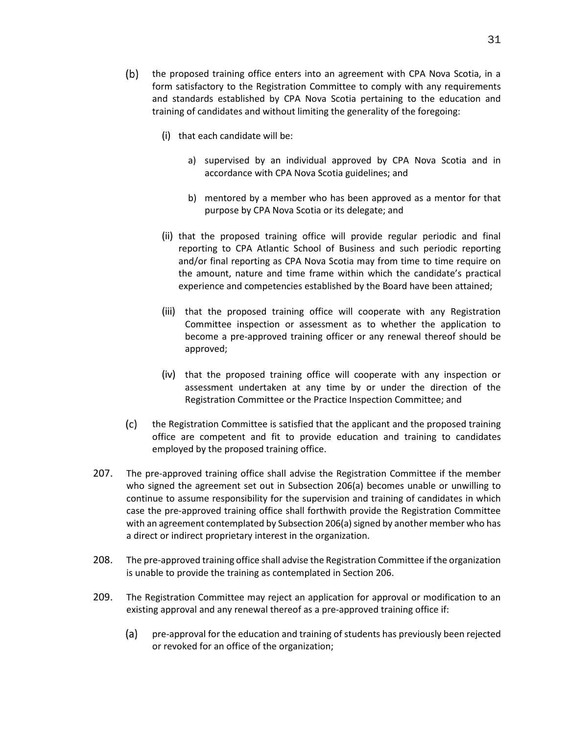(b) the proposed training office enters into an agreement with CPA Nova Scotia, in a form satisfactory to the Registration Committee to comply with any requirements and standards established by CPA Nova Scotia pertaining to the education and training of candidates and without limiting the generality of the foregoing:

   (i) that each candidate will be:

      a) supervised by an individual approved by CPA Nova Scotia and in accordance with CPA Nova Scotia guidelines; and

      b) mentored by a member who has been approved as a mentor for that purpose by CPA Nova Scotia or its delegate; and

   (ii) that the proposed training office will provide regular periodic and final reporting to CPA Atlantic School of Business and such periodic reporting and/or final reporting as CPA Nova Scotia may from time to time require on the amount, nature and time frame within which the candidate's practical experience and competencies established by the Board have been attained;

   (iii) that the proposed training office will cooperate with any Registration Committee inspection or assessment as to whether the application to become a pre-approved training officer or any renewal thereof should be approved;

   (iv) that the proposed training office will cooperate with any inspection or assessment undertaken at any time by or under the direction of the Registration Committee or the Practice Inspection Committee; and

(c) the Registration Committee is satisfied that the applicant and the proposed training office are competent and fit to provide education and training to candidates employed by the proposed training office.

207. The pre-approved training office shall advise the Registration Committee if the member who signed the agreement set out in Subsection 206(a) becomes unable or unwilling to continue to assume responsibility for the supervision and training of candidates in which case the pre-approved training office shall forthwith provide the Registration Committee with an agreement contemplated by Subsection 206(a) signed by another member who has a direct or indirect proprietary interest in the organization.

208. The pre-approved training office shall advise the Registration Committee if the organization is unable to provide the training as contemplated in Section 206.

209. The Registration Committee may reject an application for approval or modification to an existing approval and any renewal thereof as a pre-approved training office if:

(a) pre-approval for the education and training of students has previously been rejected or revoked for an office of the organization;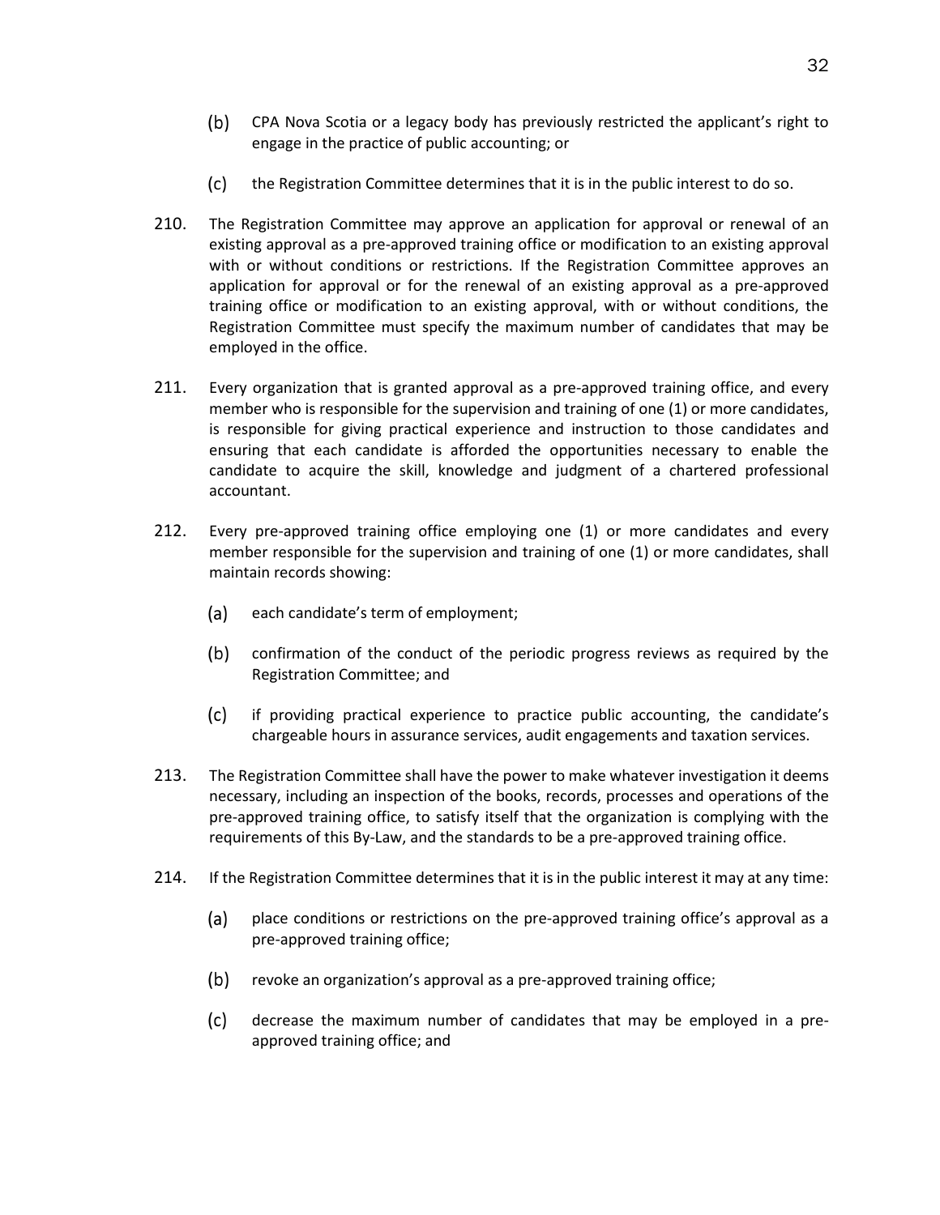(b) CPA Nova Scotia or a legacy body has previously restricted the applicant's right to engage in the practice of public accounting; or

(c) the Registration Committee determines that it is in the public interest to do so.

210. The Registration Committee may approve an application for approval or renewal of an existing approval as a pre-approved training office or modification to an existing approval with or without conditions or restrictions. If the Registration Committee approves an application for approval or for the renewal of an existing approval as a pre-approved training office or modification to an existing approval, with or without conditions, the Registration Committee must specify the maximum number of candidates that may be employed in the office.

211. Every organization that is granted approval as a pre-approved training office, and every member who is responsible for the supervision and training of one (1) or more candidates, is responsible for giving practical experience and instruction to those candidates and ensuring that each candidate is afforded the opportunities necessary to enable the candidate to acquire the skill, knowledge and judgment of a chartered professional accountant.

212. Every pre-approved training office employing one (1) or more candidates and every member responsible for the supervision and training of one (1) or more candidates, shall maintain records showing:

(a) each candidate's term of employment;

(b) confirmation of the conduct of the periodic progress reviews as required by the Registration Committee; and

(c) if providing practical experience to practice public accounting, the candidate's chargeable hours in assurance services, audit engagements and taxation services.

213. The Registration Committee shall have the power to make whatever investigation it deems necessary, including an inspection of the books, records, processes and operations of the pre-approved training office, to satisfy itself that the organization is complying with the requirements of this By-Law, and the standards to be a pre-approved training office.

214. If the Registration Committee determines that it is in the public interest it may at any time:

(a) place conditions or restrictions on the pre-approved training office's approval as a pre-approved training office;

(b) revoke an organization's approval as a pre-approved training office;

(c) decrease the maximum number of candidates that may be employed in a pre-approved training office; and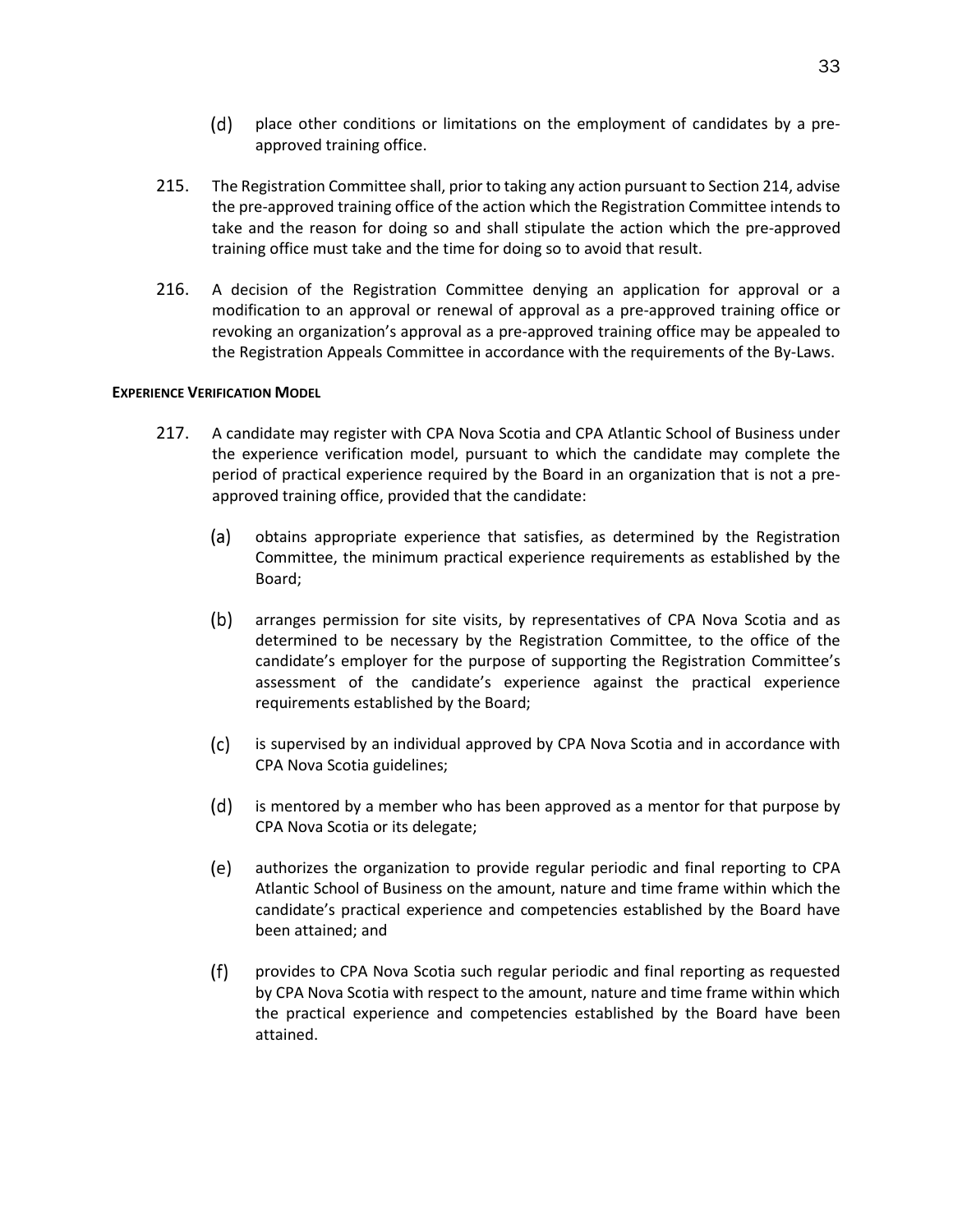(d) place other conditions or limitations on the employment of candidates by a pre-approved training office.

215. The Registration Committee shall, prior to taking any action pursuant to Section 214, advise the pre-approved training office of the action which the Registration Committee intends to take and the reason for doing so and shall stipulate the action which the pre-approved training office must take and the time for doing so to avoid that result.

216. A decision of the Registration Committee denying an application for approval or a modification to an approval or renewal of approval as a pre-approved training office or revoking an organization's approval as a pre-approved training office may be appealed to the Registration Appeals Committee in accordance with the requirements of the By-Laws.

**EXPERIENCE VERIFICATION MODEL**

217. A candidate may register with CPA Nova Scotia and CPA Atlantic School of Business under the experience verification model, pursuant to which the candidate may complete the period of practical experience required by the Board in an organization that is not a pre-approved training office, provided that the candidate:

  (a) obtains appropriate experience that satisfies, as determined by the Registration Committee, the minimum practical experience requirements as established by the Board;

  (b) arranges permission for site visits, by representatives of CPA Nova Scotia and as determined to be necessary by the Registration Committee, to the office of the candidate's employer for the purpose of supporting the Registration Committee's assessment of the candidate's experience against the practical experience requirements established by the Board;

  (c) is supervised by an individual approved by CPA Nova Scotia and in accordance with CPA Nova Scotia guidelines;

  (d) is mentored by a member who has been approved as a mentor for that purpose by CPA Nova Scotia or its delegate;

  (e) authorizes the organization to provide regular periodic and final reporting to CPA Atlantic School of Business on the amount, nature and time frame within which the candidate's practical experience and competencies established by the Board have been attained; and

  (f) provides to CPA Nova Scotia such regular periodic and final reporting as requested by CPA Nova Scotia with respect to the amount, nature and time frame within which the practical experience and competencies established by the Board have been attained.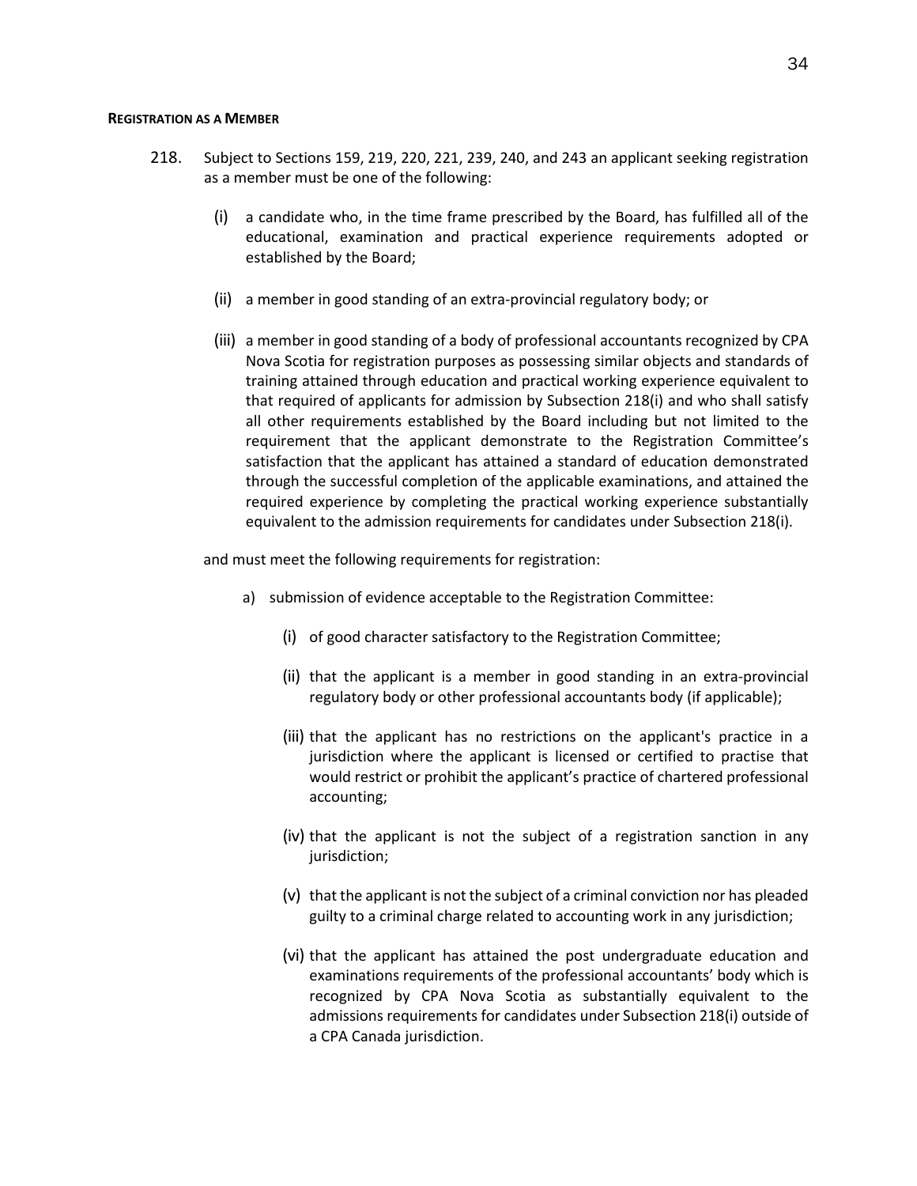**REGISTRATION AS A MEMBER**

218. Subject to Sections 159, 219, 220, 221, 239, 240, and 243 an applicant seeking registration as a member must be one of the following:

   (i) a candidate who, in the time frame prescribed by the Board, has fulfilled all of the educational, examination and practical experience requirements adopted or established by the Board;

   (ii) a member in good standing of an extra-provincial regulatory body; or

   (iii) a member in good standing of a body of professional accountants recognized by CPA Nova Scotia for registration purposes as possessing similar objects and standards of training attained through education and practical working experience equivalent to that required of applicants for admission by Subsection 218(i) and who shall satisfy all other requirements established by the Board including but not limited to the requirement that the applicant demonstrate to the Registration Committee's satisfaction that the applicant has attained a standard of education demonstrated through the successful completion of the applicable examinations, and attained the required experience by completing the practical working experience substantially equivalent to the admission requirements for candidates under Subsection 218(i).

and must meet the following requirements for registration:

a) submission of evidence acceptable to the Registration Committee:

   (i) of good character satisfactory to the Registration Committee;

   (ii) that the applicant is a member in good standing in an extra-provincial regulatory body or other professional accountants body (if applicable);

   (iii) that the applicant has no restrictions on the applicant's practice in a jurisdiction where the applicant is licensed or certified to practise that would restrict or prohibit the applicant's practice of chartered professional accounting;

   (iv) that the applicant is not the subject of a registration sanction in any jurisdiction;

   (v) that the applicant is not the subject of a criminal conviction nor has pleaded guilty to a criminal charge related to accounting work in any jurisdiction;

   (vi) that the applicant has attained the post undergraduate education and examinations requirements of the professional accountants' body which is recognized by CPA Nova Scotia as substantially equivalent to the admissions requirements for candidates under Subsection 218(i) outside of a CPA Canada jurisdiction.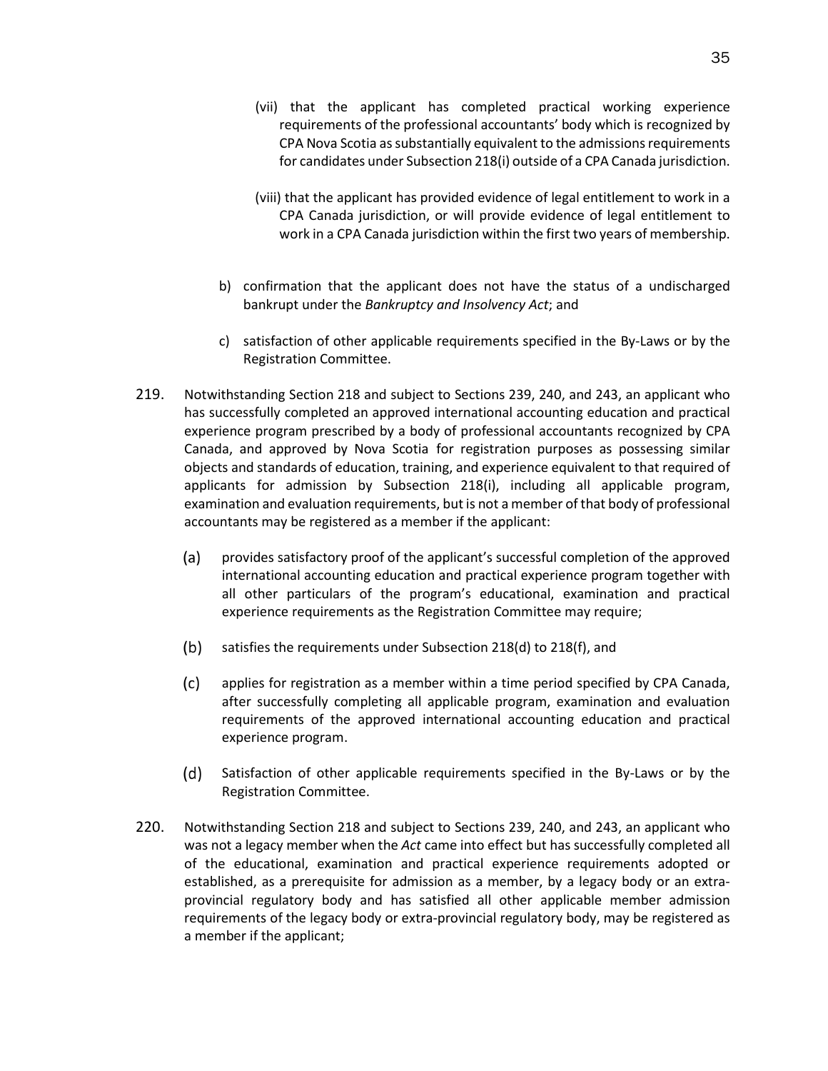(vii) that the applicant has completed practical working experience requirements of the professional accountants' body which is recognized by CPA Nova Scotia as substantially equivalent to the admissions requirements for candidates under Subsection 218(i) outside of a CPA Canada jurisdiction.

(viii) that the applicant has provided evidence of legal entitlement to work in a CPA Canada jurisdiction, or will provide evidence of legal entitlement to work in a CPA Canada jurisdiction within the first two years of membership.

b) confirmation that the applicant does not have the status of a undischarged bankrupt under the *Bankruptcy and Insolvency Act*; and

c) satisfaction of other applicable requirements specified in the By-Laws or by the Registration Committee.

219. Notwithstanding Section 218 and subject to Sections 239, 240, and 243, an applicant who has successfully completed an approved international accounting education and practical experience program prescribed by a body of professional accountants recognized by CPA Canada, and approved by Nova Scotia for registration purposes as possessing similar objects and standards of education, training, and experience equivalent to that required of applicants for admission by Subsection 218(i), including all applicable program, examination and evaluation requirements, but is not a member of that body of professional accountants may be registered as a member if the applicant:

(a) provides satisfactory proof of the applicant's successful completion of the approved international accounting education and practical experience program together with all other particulars of the program's educational, examination and practical experience requirements as the Registration Committee may require;

(b) satisfies the requirements under Subsection 218(d) to 218(f), and

(c) applies for registration as a member within a time period specified by CPA Canada, after successfully completing all applicable program, examination and evaluation requirements of the approved international accounting education and practical experience program.

(d) Satisfaction of other applicable requirements specified in the By-Laws or by the Registration Committee.

220. Notwithstanding Section 218 and subject to Sections 239, 240, and 243, an applicant who was not a legacy member when the *Act* came into effect but has successfully completed all of the educational, examination and practical experience requirements adopted or established, as a prerequisite for admission as a member, by a legacy body or an extra-provincial regulatory body and has satisfied all other applicable member admission requirements of the legacy body or extra-provincial regulatory body, may be registered as a member if the applicant;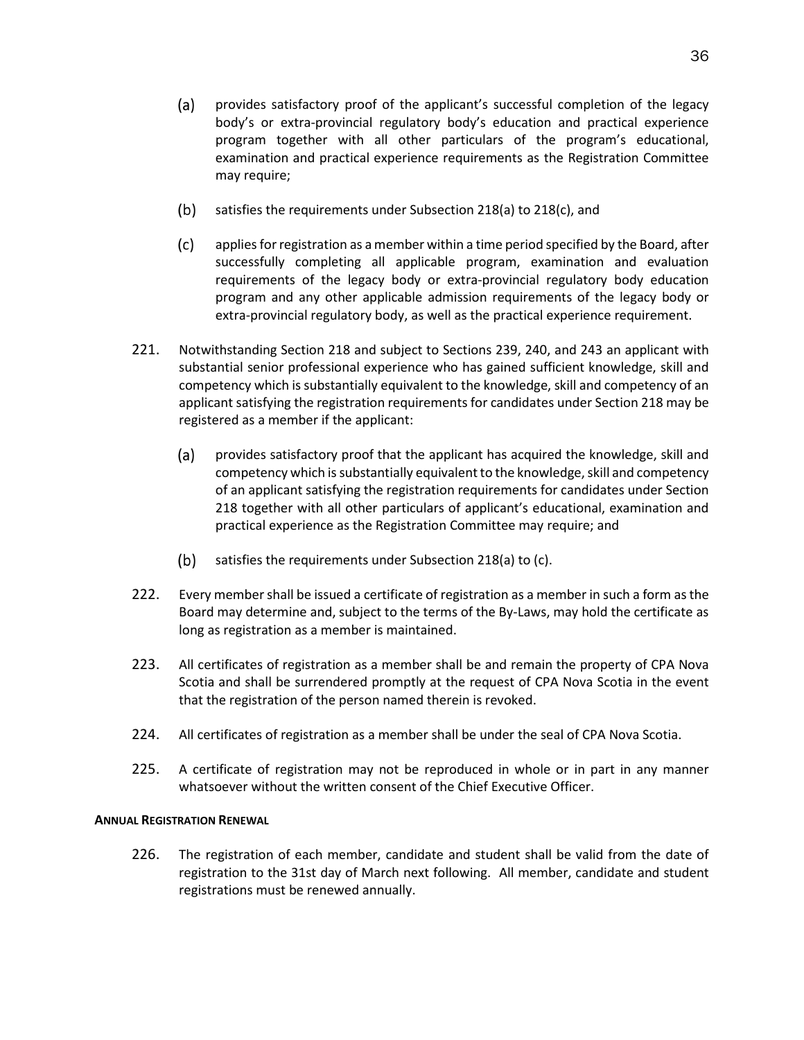(a) provides satisfactory proof of the applicant's successful completion of the legacy body's or extra-provincial regulatory body's education and practical experience program together with all other particulars of the program's educational, examination and practical experience requirements as the Registration Committee may require;

(b) satisfies the requirements under Subsection 218(a) to 218(c), and

(c) applies for registration as a member within a time period specified by the Board, after successfully completing all applicable program, examination and evaluation requirements of the legacy body or extra-provincial regulatory body education program and any other applicable admission requirements of the legacy body or extra-provincial regulatory body, as well as the practical experience requirement.

221. Notwithstanding Section 218 and subject to Sections 239, 240, and 243 an applicant with substantial senior professional experience who has gained sufficient knowledge, skill and competency which is substantially equivalent to the knowledge, skill and competency of an applicant satisfying the registration requirements for candidates under Section 218 may be registered as a member if the applicant:

(a) provides satisfactory proof that the applicant has acquired the knowledge, skill and competency which is substantially equivalent to the knowledge, skill and competency of an applicant satisfying the registration requirements for candidates under Section 218 together with all other particulars of applicant's educational, examination and practical experience as the Registration Committee may require; and

(b) satisfies the requirements under Subsection 218(a) to (c).

222. Every member shall be issued a certificate of registration as a member in such a form as the Board may determine and, subject to the terms of the By-Laws, may hold the certificate as long as registration as a member is maintained.

223. All certificates of registration as a member shall be and remain the property of CPA Nova Scotia and shall be surrendered promptly at the request of CPA Nova Scotia in the event that the registration of the person named therein is revoked.

224. All certificates of registration as a member shall be under the seal of CPA Nova Scotia.

225. A certificate of registration may not be reproduced in whole or in part in any manner whatsoever without the written consent of the Chief Executive Officer.

**ANNUAL REGISTRATION RENEWAL**

226. The registration of each member, candidate and student shall be valid from the date of registration to the 31st day of March next following. All member, candidate and student registrations must be renewed annually.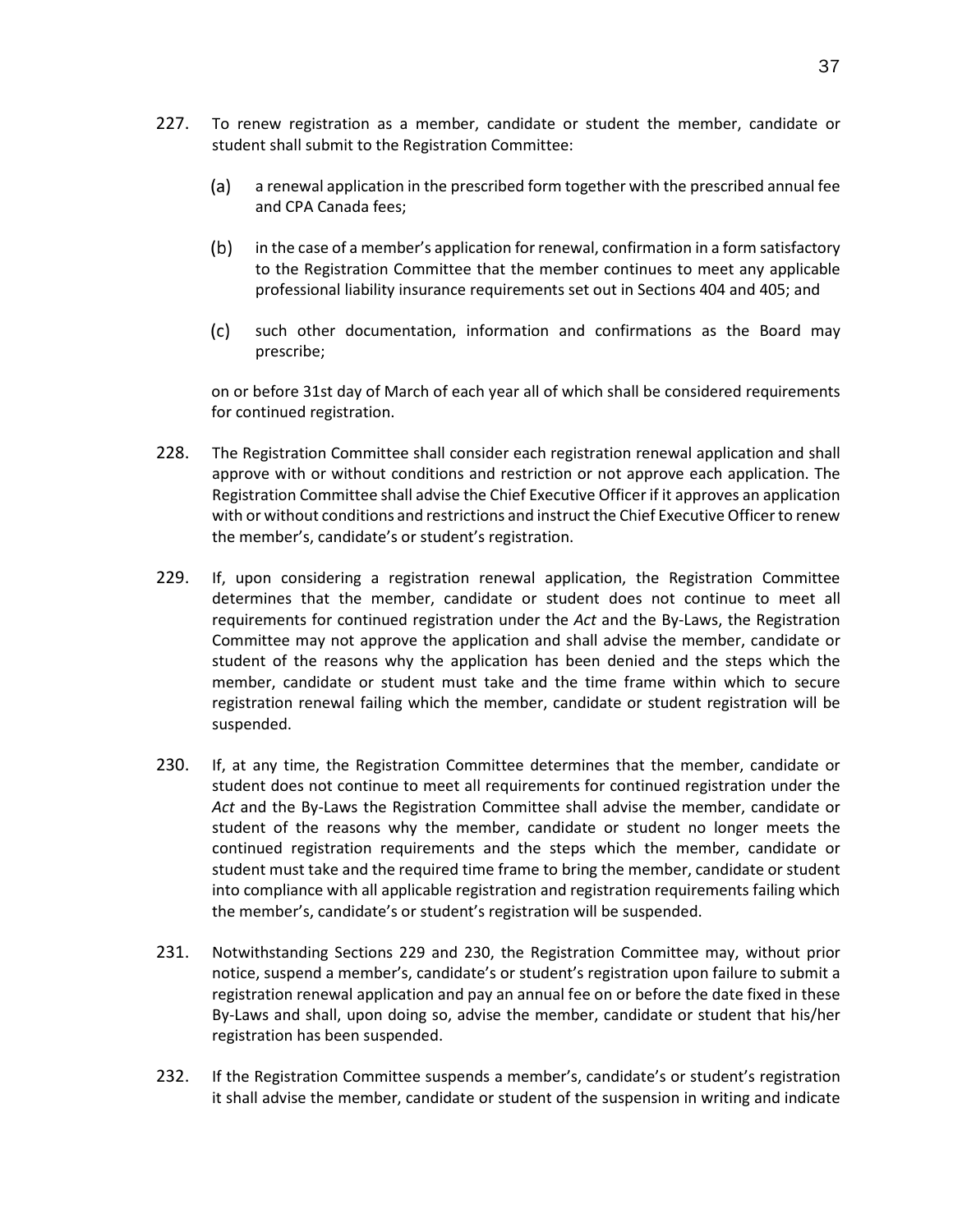227. To renew registration as a member, candidate or student the member, candidate or student shall submit to the Registration Committee:

   (a) a renewal application in the prescribed form together with the prescribed annual fee and CPA Canada fees;

   (b) in the case of a member's application for renewal, confirmation in a form satisfactory to the Registration Committee that the member continues to meet any applicable professional liability insurance requirements set out in Sections 404 and 405; and

   (c) such other documentation, information and confirmations as the Board may prescribe;

   on or before 31st day of March of each year all of which shall be considered requirements for continued registration.

228. The Registration Committee shall consider each registration renewal application and shall approve with or without conditions and restriction or not approve each application. The Registration Committee shall advise the Chief Executive Officer if it approves an application with or without conditions and restrictions and instruct the Chief Executive Officer to renew the member's, candidate's or student's registration.

229. If, upon considering a registration renewal application, the Registration Committee determines that the member, candidate or student does not continue to meet all requirements for continued registration under the *Act* and the By-Laws, the Registration Committee may not approve the application and shall advise the member, candidate or student of the reasons why the application has been denied and the steps which the member, candidate or student must take and the time frame within which to secure registration renewal failing which the member, candidate or student registration will be suspended.

230. If, at any time, the Registration Committee determines that the member, candidate or student does not continue to meet all requirements for continued registration under the *Act* and the By-Laws the Registration Committee shall advise the member, candidate or student of the reasons why the member, candidate or student no longer meets the continued registration requirements and the steps which the member, candidate or student must take and the required time frame to bring the member, candidate or student into compliance with all applicable registration and registration requirements failing which the member's, candidate's or student's registration will be suspended.

231. Notwithstanding Sections 229 and 230, the Registration Committee may, without prior notice, suspend a member's, candidate's or student's registration upon failure to submit a registration renewal application and pay an annual fee on or before the date fixed in these By-Laws and shall, upon doing so, advise the member, candidate or student that his/her registration has been suspended.

232. If the Registration Committee suspends a member's, candidate's or student's registration it shall advise the member, candidate or student of the suspension in writing and indicate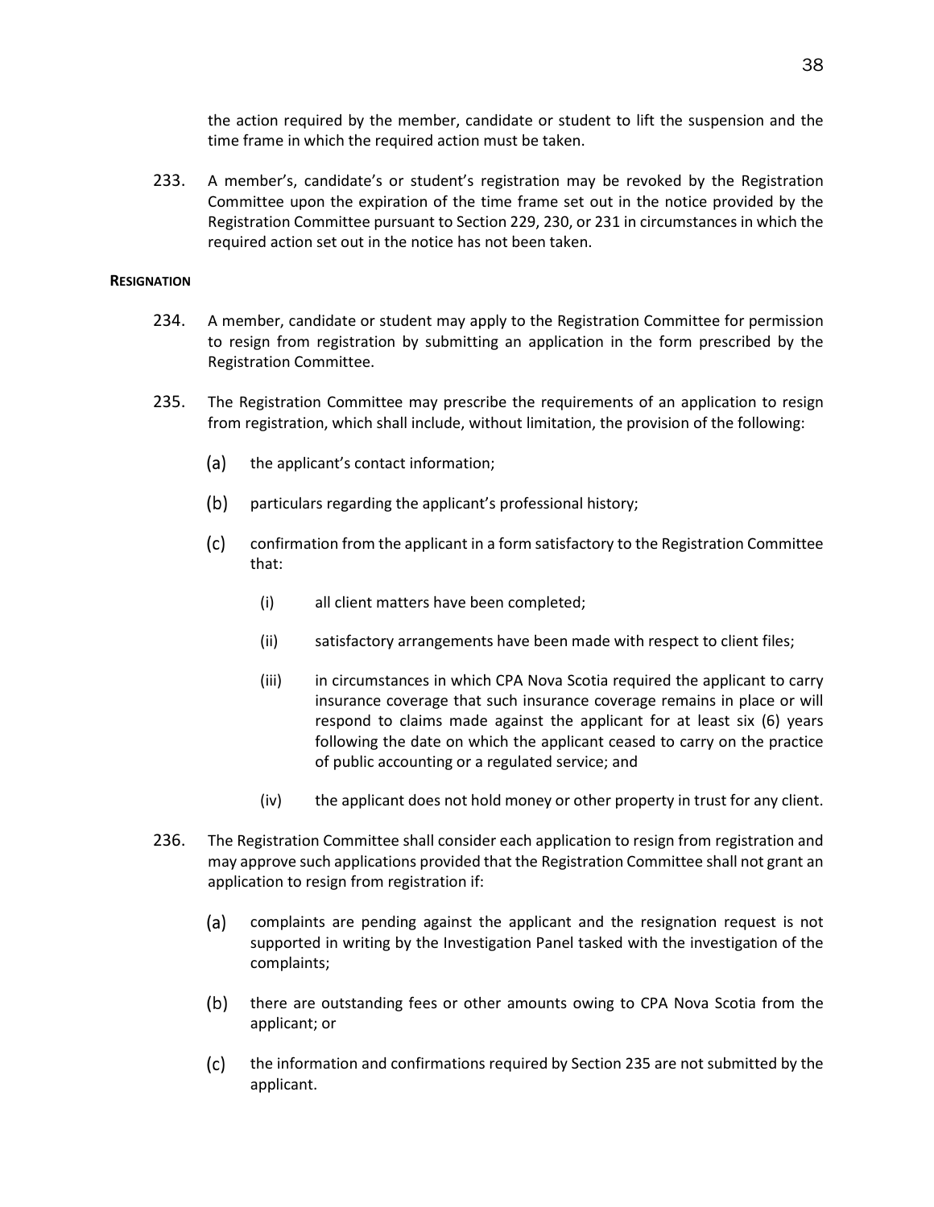the action required by the member, candidate or student to lift the suspension and the time frame in which the required action must be taken.

233. A member's, candidate's or student's registration may be revoked by the Registration Committee upon the expiration of the time frame set out in the notice provided by the Registration Committee pursuant to Section 229, 230, or 231 in circumstances in which the required action set out in the notice has not been taken.

**RESIGNATION**

234. A member, candidate or student may apply to the Registration Committee for permission to resign from registration by submitting an application in the form prescribed by the Registration Committee.

235. The Registration Committee may prescribe the requirements of an application to resign from registration, which shall include, without limitation, the provision of the following:

(a) the applicant's contact information;

(b) particulars regarding the applicant's professional history;

(c) confirmation from the applicant in a form satisfactory to the Registration Committee that:

(i) all client matters have been completed;

(ii) satisfactory arrangements have been made with respect to client files;

(iii) in circumstances in which CPA Nova Scotia required the applicant to carry insurance coverage that such insurance coverage remains in place or will respond to claims made against the applicant for at least six (6) years following the date on which the applicant ceased to carry on the practice of public accounting or a regulated service; and

(iv) the applicant does not hold money or other property in trust for any client.

236. The Registration Committee shall consider each application to resign from registration and may approve such applications provided that the Registration Committee shall not grant an application to resign from registration if:

(a) complaints are pending against the applicant and the resignation request is not supported in writing by the Investigation Panel tasked with the investigation of the complaints;

(b) there are outstanding fees or other amounts owing to CPA Nova Scotia from the applicant; or

(c) the information and confirmations required by Section 235 are not submitted by the applicant.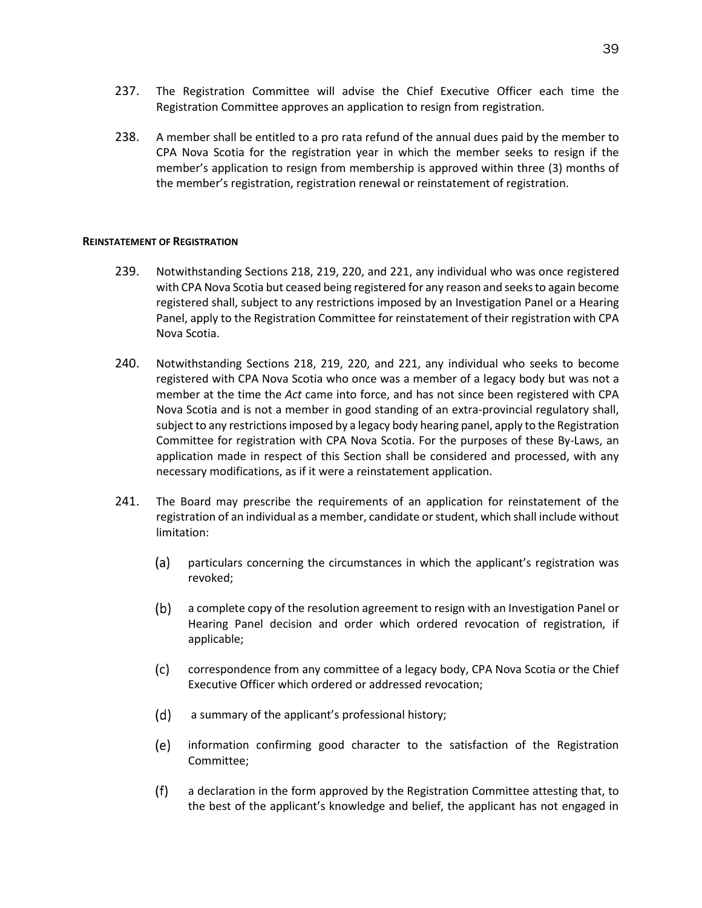237. The Registration Committee will advise the Chief Executive Officer each time the Registration Committee approves an application to resign from registration.

238. A member shall be entitled to a pro rata refund of the annual dues paid by the member to CPA Nova Scotia for the registration year in which the member seeks to resign if the member's application to resign from membership is approved within three (3) months of the member's registration, registration renewal or reinstatement of registration.

#### **REINSTATEMENT OF REGISTRATION**

239. Notwithstanding Sections 218, 219, 220, and 221, any individual who was once registered with CPA Nova Scotia but ceased being registered for any reason and seeks to again become registered shall, subject to any restrictions imposed by an Investigation Panel or a Hearing Panel, apply to the Registration Committee for reinstatement of their registration with CPA Nova Scotia.

240. Notwithstanding Sections 218, 219, 220, and 221, any individual who seeks to become registered with CPA Nova Scotia who once was a member of a legacy body but was not a member at the time the *Act* came into force, and has not since been registered with CPA Nova Scotia and is not a member in good standing of an extra-provincial regulatory shall, subject to any restrictions imposed by a legacy body hearing panel, apply to the Registration Committee for registration with CPA Nova Scotia. For the purposes of these By-Laws, an application made in respect of this Section shall be considered and processed, with any necessary modifications, as if it were a reinstatement application.

241. The Board may prescribe the requirements of an application for reinstatement of the registration of an individual as a member, candidate or student, which shall include without limitation:

(a) particulars concerning the circumstances in which the applicant's registration was revoked;

(b) a complete copy of the resolution agreement to resign with an Investigation Panel or Hearing Panel decision and order which ordered revocation of registration, if applicable;

(c) correspondence from any committee of a legacy body, CPA Nova Scotia or the Chief Executive Officer which ordered or addressed revocation;

(d) a summary of the applicant's professional history;

(e) information confirming good character to the satisfaction of the Registration Committee;

(f) a declaration in the form approved by the Registration Committee attesting that, to the best of the applicant's knowledge and belief, the applicant has not engaged in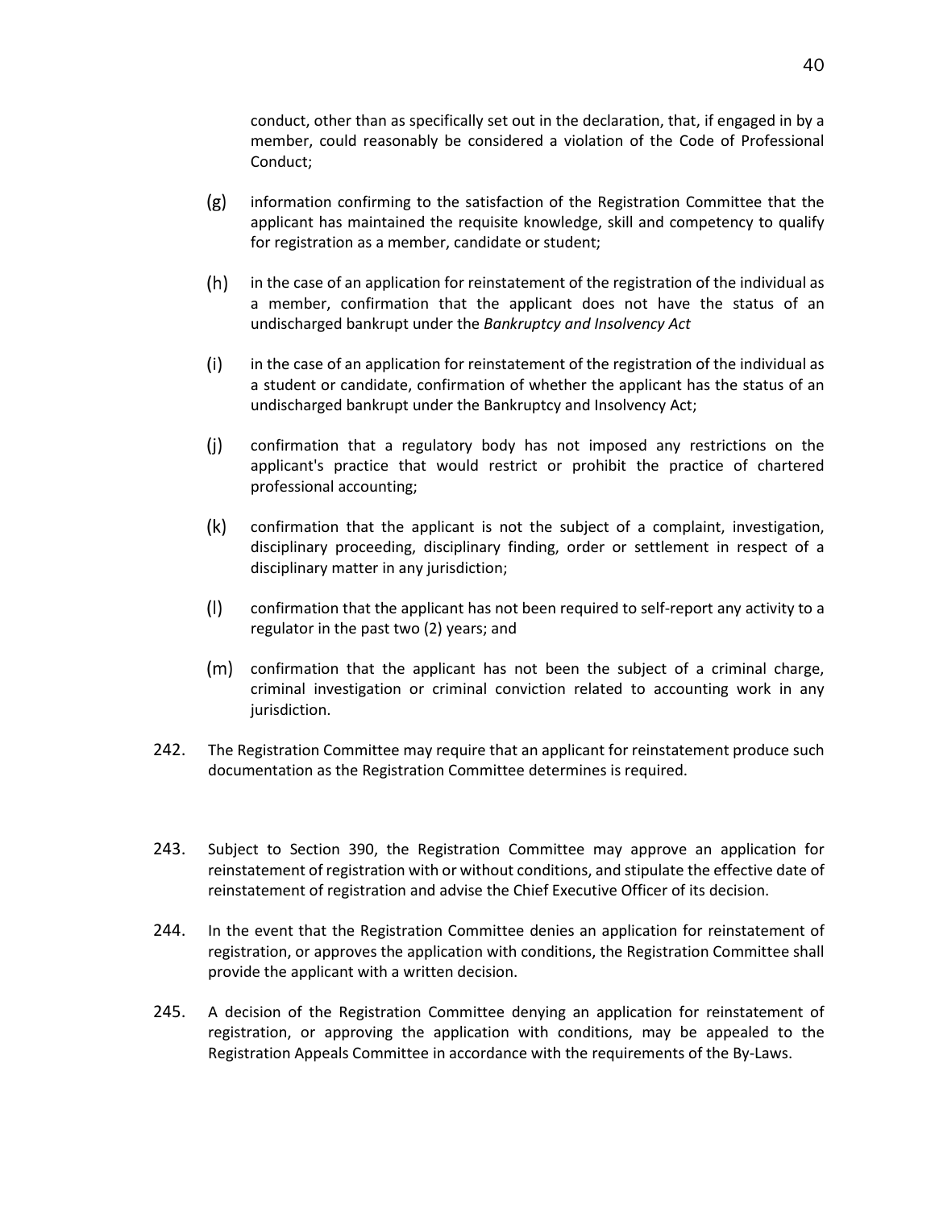conduct, other than as specifically set out in the declaration, that, if engaged in by a member, could reasonably be considered a violation of the Code of Professional Conduct;

(g) information confirming to the satisfaction of the Registration Committee that the applicant has maintained the requisite knowledge, skill and competency to qualify for registration as a member, candidate or student;

(h) in the case of an application for reinstatement of the registration of the individual as a member, confirmation that the applicant does not have the status of an undischarged bankrupt under the *Bankruptcy and Insolvency Act*

(i) in the case of an application for reinstatement of the registration of the individual as a student or candidate, confirmation of whether the applicant has the status of an undischarged bankrupt under the Bankruptcy and Insolvency Act;

(j) confirmation that a regulatory body has not imposed any restrictions on the applicant's practice that would restrict or prohibit the practice of chartered professional accounting;

(k) confirmation that the applicant is not the subject of a complaint, investigation, disciplinary proceeding, disciplinary finding, order or settlement in respect of a disciplinary matter in any jurisdiction;

(l) confirmation that the applicant has not been required to self-report any activity to a regulator in the past two (2) years; and

(m) confirmation that the applicant has not been the subject of a criminal charge, criminal investigation or criminal conviction related to accounting work in any jurisdiction.

242. The Registration Committee may require that an applicant for reinstatement produce such documentation as the Registration Committee determines is required.

243. Subject to Section 390, the Registration Committee may approve an application for reinstatement of registration with or without conditions, and stipulate the effective date of reinstatement of registration and advise the Chief Executive Officer of its decision.

244. In the event that the Registration Committee denies an application for reinstatement of registration, or approves the application with conditions, the Registration Committee shall provide the applicant with a written decision.

245. A decision of the Registration Committee denying an application for reinstatement of registration, or approving the application with conditions, may be appealed to the Registration Appeals Committee in accordance with the requirements of the By-Laws.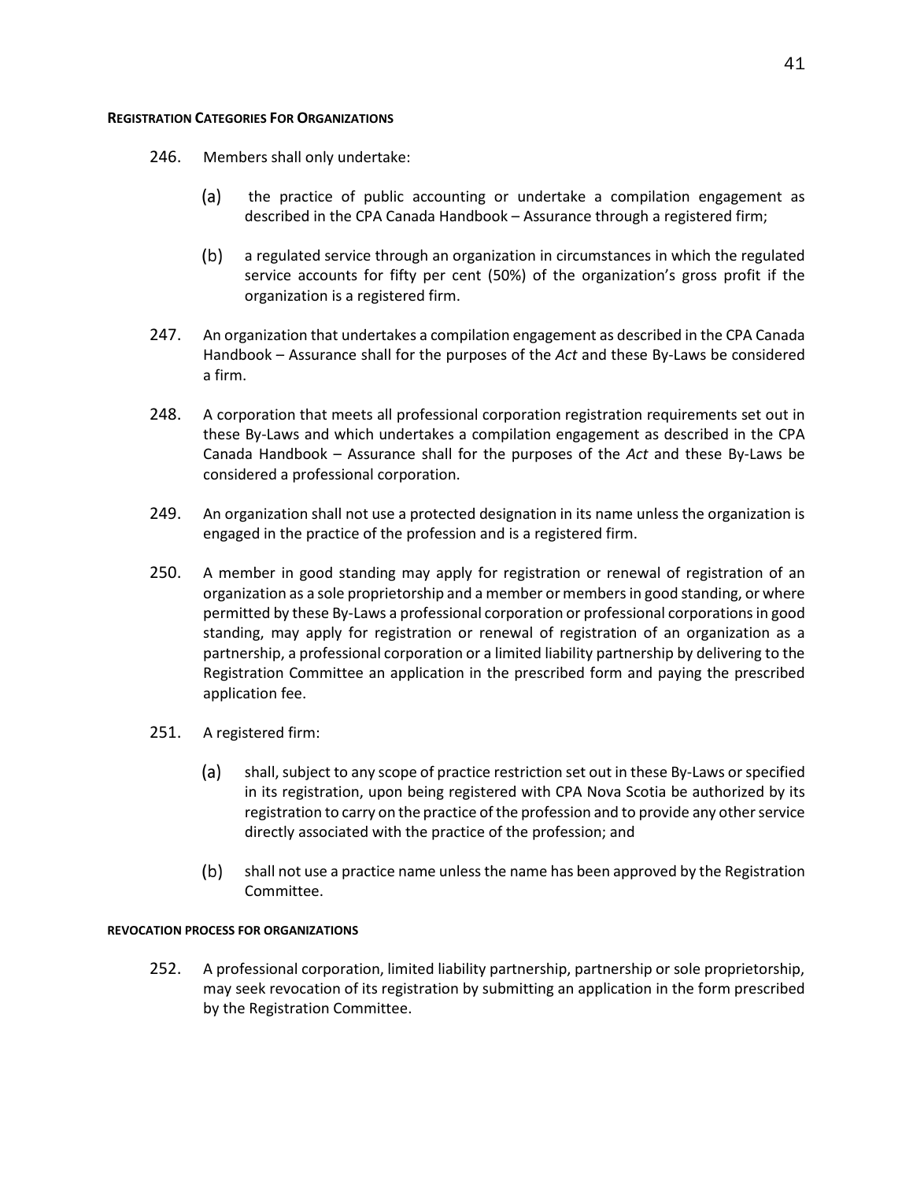#### **REGISTRATION CATEGORIES FOR ORGANIZATIONS**

246. Members shall only undertake:

   (a) the practice of public accounting or undertake a compilation engagement as described in the CPA Canada Handbook – Assurance through a registered firm;

   (b) a regulated service through an organization in circumstances in which the regulated service accounts for fifty per cent (50%) of the organization's gross profit if the organization is a registered firm.

247. An organization that undertakes a compilation engagement as described in the CPA Canada Handbook – Assurance shall for the purposes of the *Act* and these By-Laws be considered a firm.

248. A corporation that meets all professional corporation registration requirements set out in these By-Laws and which undertakes a compilation engagement as described in the CPA Canada Handbook – Assurance shall for the purposes of the *Act* and these By-Laws be considered a professional corporation.

249. An organization shall not use a protected designation in its name unless the organization is engaged in the practice of the profession and is a registered firm.

250. A member in good standing may apply for registration or renewal of registration of an organization as a sole proprietorship and a member or members in good standing, or where permitted by these By-Laws a professional corporation or professional corporations in good standing, may apply for registration or renewal of registration of an organization as a partnership, a professional corporation or a limited liability partnership by delivering to the Registration Committee an application in the prescribed form and paying the prescribed application fee.

251. A registered firm:

   (a) shall, subject to any scope of practice restriction set out in these By-Laws or specified in its registration, upon being registered with CPA Nova Scotia be authorized by its registration to carry on the practice of the profession and to provide any other service directly associated with the practice of the profession; and

   (b) shall not use a practice name unless the name has been approved by the Registration Committee.

##### **REVOCATION PROCESS FOR ORGANIZATIONS**

252. A professional corporation, limited liability partnership, partnership or sole proprietorship, may seek revocation of its registration by submitting an application in the form prescribed by the Registration Committee.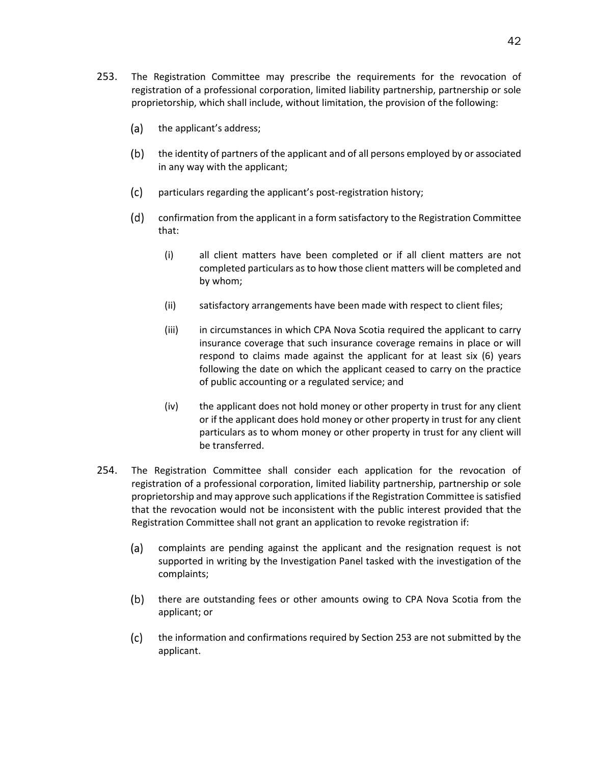253. The Registration Committee may prescribe the requirements for the revocation of registration of a professional corporation, limited liability partnership, partnership or sole proprietorship, which shall include, without limitation, the provision of the following:

   (a) the applicant's address;

   (b) the identity of partners of the applicant and of all persons employed by or associated in any way with the applicant;

   (c) particulars regarding the applicant's post-registration history;

   (d) confirmation from the applicant in a form satisfactory to the Registration Committee that:

      (i) all client matters have been completed or if all client matters are not completed particulars as to how those client matters will be completed and by whom;

      (ii) satisfactory arrangements have been made with respect to client files;

      (iii) in circumstances in which CPA Nova Scotia required the applicant to carry insurance coverage that such insurance coverage remains in place or will respond to claims made against the applicant for at least six (6) years following the date on which the applicant ceased to carry on the practice of public accounting or a regulated service; and

      (iv) the applicant does not hold money or other property in trust for any client or if the applicant does hold money or other property in trust for any client particulars as to whom money or other property in trust for any client will be transferred.

254. The Registration Committee shall consider each application for the revocation of registration of a professional corporation, limited liability partnership, partnership or sole proprietorship and may approve such applications if the Registration Committee is satisfied that the revocation would not be inconsistent with the public interest provided that the Registration Committee shall not grant an application to revoke registration if:

   (a) complaints are pending against the applicant and the resignation request is not supported in writing by the Investigation Panel tasked with the investigation of the complaints;

   (b) there are outstanding fees or other amounts owing to CPA Nova Scotia from the applicant; or

   (c) the information and confirmations required by Section 253 are not submitted by the applicant.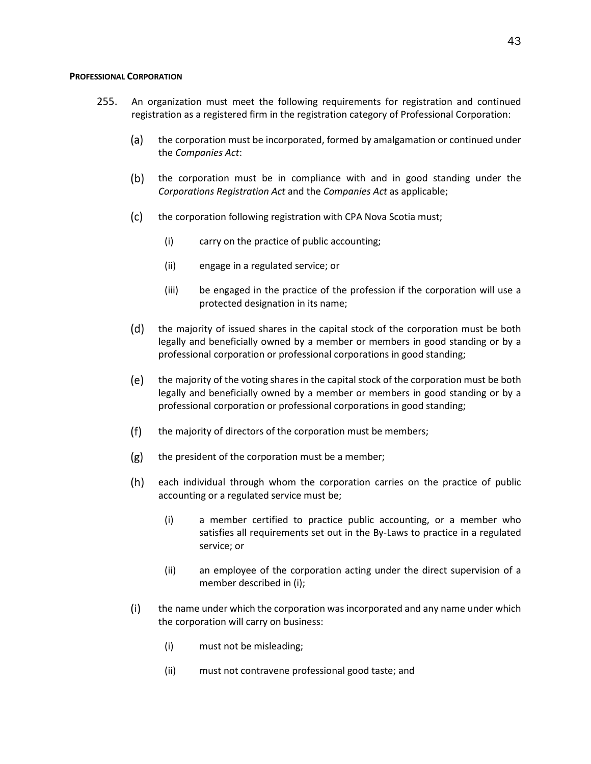**PROFESSIONAL CORPORATION**

255. An organization must meet the following requirements for registration and continued registration as a registered firm in the registration category of Professional Corporation:

   (a) the corporation must be incorporated, formed by amalgamation or continued under the *Companies Act*:

   (b) the corporation must be in compliance with and in good standing under the *Corporations Registration Act* and the *Companies Act* as applicable;

   (c) the corporation following registration with CPA Nova Scotia must;

      (i) carry on the practice of public accounting;

      (ii) engage in a regulated service; or

      (iii) be engaged in the practice of the profession if the corporation will use a protected designation in its name;

   (d) the majority of issued shares in the capital stock of the corporation must be both legally and beneficially owned by a member or members in good standing or by a professional corporation or professional corporations in good standing;

   (e) the majority of the voting shares in the capital stock of the corporation must be both legally and beneficially owned by a member or members in good standing or by a professional corporation or professional corporations in good standing;

   (f) the majority of directors of the corporation must be members;

   (g) the president of the corporation must be a member;

   (h) each individual through whom the corporation carries on the practice of public accounting or a regulated service must be;

      (i) a member certified to practice public accounting, or a member who satisfies all requirements set out in the By-Laws to practice in a regulated service; or

      (ii) an employee of the corporation acting under the direct supervision of a member described in (i);

   (i) the name under which the corporation was incorporated and any name under which the corporation will carry on business:

      (i) must not be misleading;

      (ii) must not contravene professional good taste; and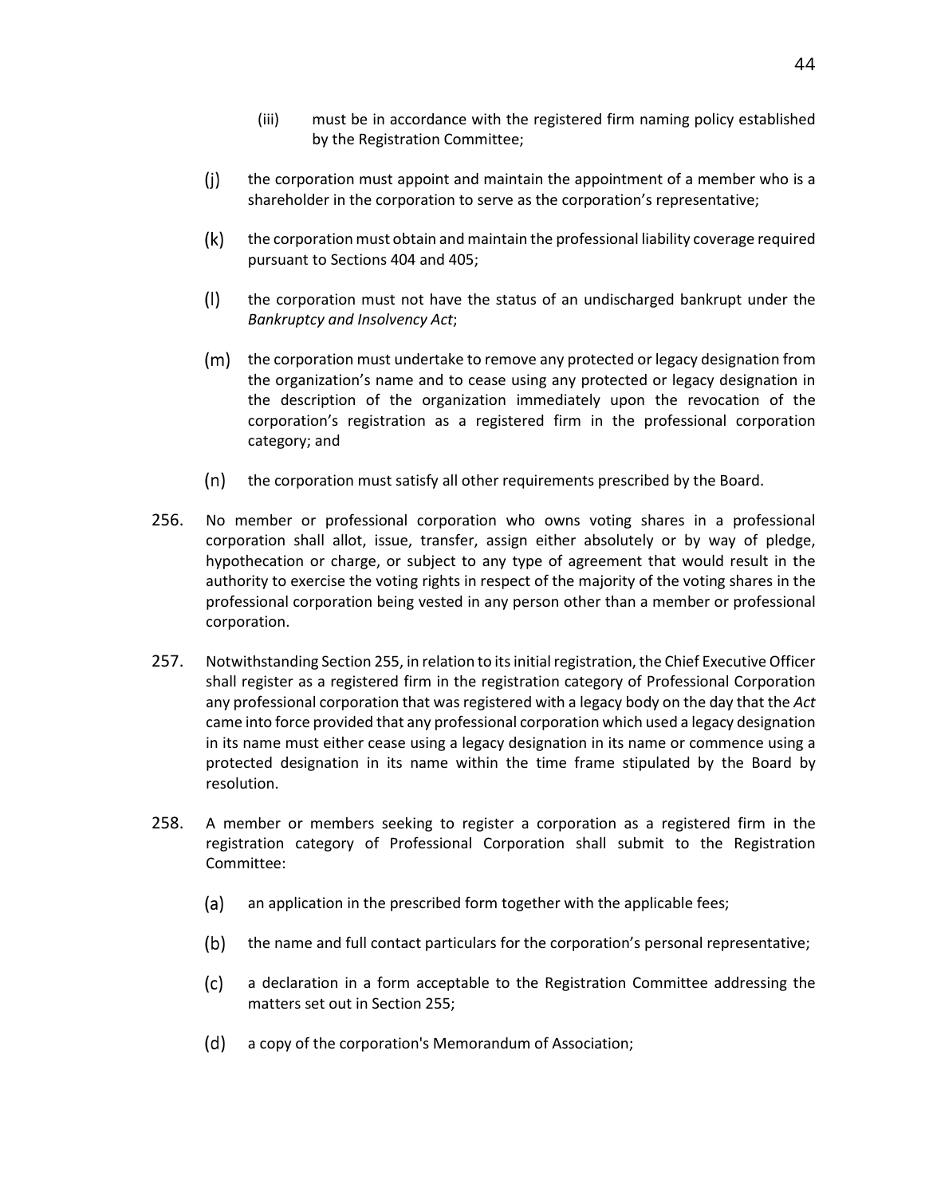(iii) must be in accordance with the registered firm naming policy established by the Registration Committee;

(j) the corporation must appoint and maintain the appointment of a member who is a shareholder in the corporation to serve as the corporation's representative;

(k) the corporation must obtain and maintain the professional liability coverage required pursuant to Sections 404 and 405;

(l) the corporation must not have the status of an undischarged bankrupt under the *Bankruptcy and Insolvency Act*;

(m) the corporation must undertake to remove any protected or legacy designation from the organization's name and to cease using any protected or legacy designation in the description of the organization immediately upon the revocation of the corporation's registration as a registered firm in the professional corporation category; and

(n) the corporation must satisfy all other requirements prescribed by the Board.

256. No member or professional corporation who owns voting shares in a professional corporation shall allot, issue, transfer, assign either absolutely or by way of pledge, hypothecation or charge, or subject to any type of agreement that would result in the authority to exercise the voting rights in respect of the majority of the voting shares in the professional corporation being vested in any person other than a member or professional corporation.

257. Notwithstanding Section 255, in relation to its initial registration, the Chief Executive Officer shall register as a registered firm in the registration category of Professional Corporation any professional corporation that was registered with a legacy body on the day that the *Act* came into force provided that any professional corporation which used a legacy designation in its name must either cease using a legacy designation in its name or commence using a protected designation in its name within the time frame stipulated by the Board by resolution.

258. A member or members seeking to register a corporation as a registered firm in the registration category of Professional Corporation shall submit to the Registration Committee:

(a) an application in the prescribed form together with the applicable fees;

(b) the name and full contact particulars for the corporation's personal representative;

(c) a declaration in a form acceptable to the Registration Committee addressing the matters set out in Section 255;

(d) a copy of the corporation's Memorandum of Association;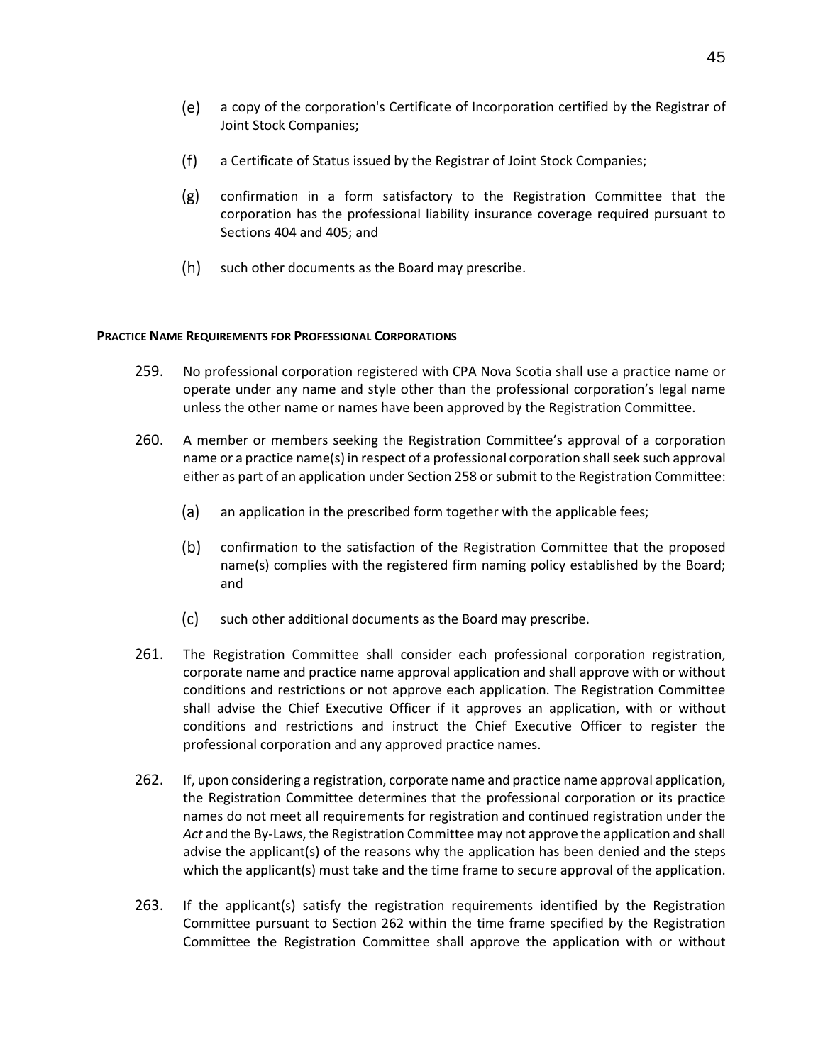(e) a copy of the corporation's Certificate of Incorporation certified by the Registrar of Joint Stock Companies;

(f) a Certificate of Status issued by the Registrar of Joint Stock Companies;

(g) confirmation in a form satisfactory to the Registration Committee that the corporation has the professional liability insurance coverage required pursuant to Sections 404 and 405; and

(h) such other documents as the Board may prescribe.

**PRACTICE NAME REQUIREMENTS FOR PROFESSIONAL CORPORATIONS**

259. No professional corporation registered with CPA Nova Scotia shall use a practice name or operate under any name and style other than the professional corporation's legal name unless the other name or names have been approved by the Registration Committee.

260. A member or members seeking the Registration Committee's approval of a corporation name or a practice name(s) in respect of a professional corporation shall seek such approval either as part of an application under Section 258 or submit to the Registration Committee:

(a) an application in the prescribed form together with the applicable fees;

(b) confirmation to the satisfaction of the Registration Committee that the proposed name(s) complies with the registered firm naming policy established by the Board; and

(c) such other additional documents as the Board may prescribe.

261. The Registration Committee shall consider each professional corporation registration, corporate name and practice name approval application and shall approve with or without conditions and restrictions or not approve each application. The Registration Committee shall advise the Chief Executive Officer if it approves an application, with or without conditions and restrictions and instruct the Chief Executive Officer to register the professional corporation and any approved practice names.

262. If, upon considering a registration, corporate name and practice name approval application, the Registration Committee determines that the professional corporation or its practice names do not meet all requirements for registration and continued registration under the *Act* and the By-Laws, the Registration Committee may not approve the application and shall advise the applicant(s) of the reasons why the application has been denied and the steps which the applicant(s) must take and the time frame to secure approval of the application.

263. If the applicant(s) satisfy the registration requirements identified by the Registration Committee pursuant to Section 262 within the time frame specified by the Registration Committee the Registration Committee shall approve the application with or without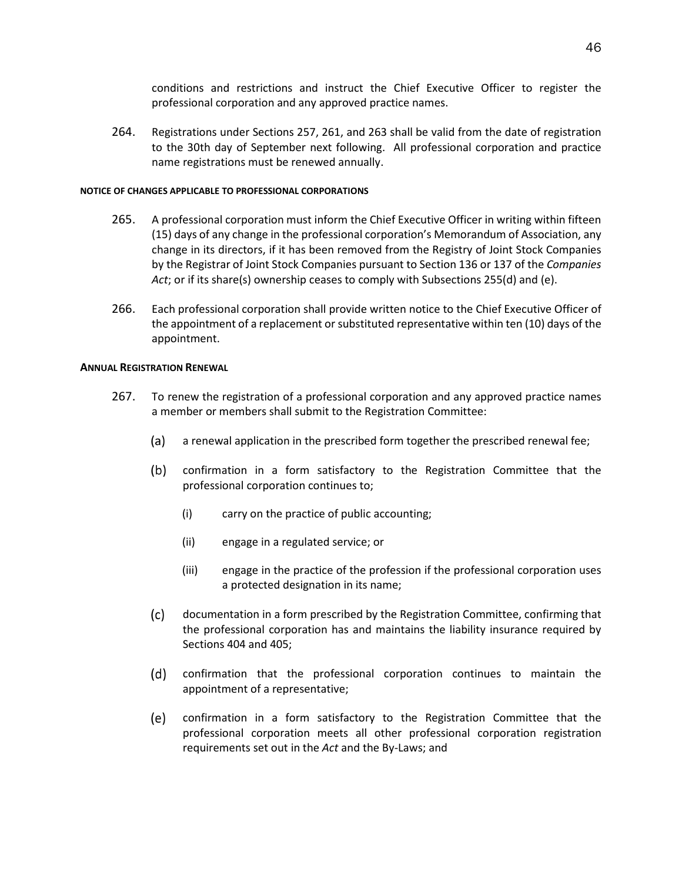conditions and restrictions and instruct the Chief Executive Officer to register the professional corporation and any approved practice names.

264. Registrations under Sections 257, 261, and 263 shall be valid from the date of registration to the 30th day of September next following. All professional corporation and practice name registrations must be renewed annually.

#### NOTICE OF CHANGES APPLICABLE TO PROFESSIONAL CORPORATIONS

265. A professional corporation must inform the Chief Executive Officer in writing within fifteen (15) days of any change in the professional corporation's Memorandum of Association, any change in its directors, if it has been removed from the Registry of Joint Stock Companies by the Registrar of Joint Stock Companies pursuant to Section 136 or 137 of the *Companies Act*; or if its share(s) ownership ceases to comply with Subsections 255(d) and (e).

266. Each professional corporation shall provide written notice to the Chief Executive Officer of the appointment of a replacement or substituted representative within ten (10) days of the appointment.

#### ANNUAL REGISTRATION RENEWAL

267. To renew the registration of a professional corporation and any approved practice names a member or members shall submit to the Registration Committee:

   (a) a renewal application in the prescribed form together the prescribed renewal fee;

   (b) confirmation in a form satisfactory to the Registration Committee that the professional corporation continues to;

      (i) carry on the practice of public accounting;

      (ii) engage in a regulated service; or

      (iii) engage in the practice of the profession if the professional corporation uses a protected designation in its name;

   (c) documentation in a form prescribed by the Registration Committee, confirming that the professional corporation has and maintains the liability insurance required by Sections 404 and 405;

   (d) confirmation that the professional corporation continues to maintain the appointment of a representative;

   (e) confirmation in a form satisfactory to the Registration Committee that the professional corporation meets all other professional corporation registration requirements set out in the *Act* and the By-Laws; and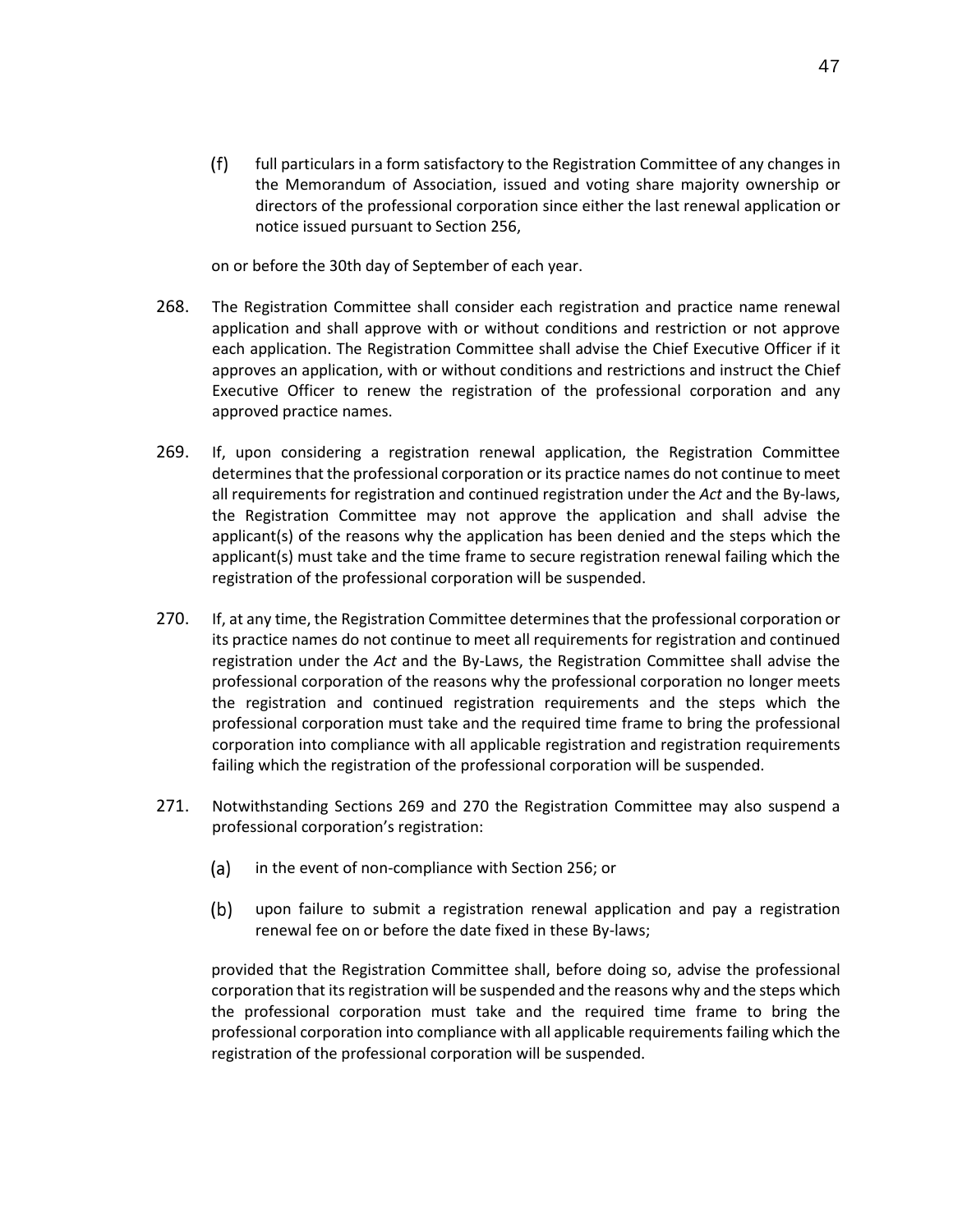(f) full particulars in a form satisfactory to the Registration Committee of any changes in the Memorandum of Association, issued and voting share majority ownership or directors of the professional corporation since either the last renewal application or notice issued pursuant to Section 256,

on or before the 30th day of September of each year.

268. The Registration Committee shall consider each registration and practice name renewal application and shall approve with or without conditions and restriction or not approve each application. The Registration Committee shall advise the Chief Executive Officer if it approves an application, with or without conditions and restrictions and instruct the Chief Executive Officer to renew the registration of the professional corporation and any approved practice names.

269. If, upon considering a registration renewal application, the Registration Committee determines that the professional corporation or its practice names do not continue to meet all requirements for registration and continued registration under the *Act* and the By-laws, the Registration Committee may not approve the application and shall advise the applicant(s) of the reasons why the application has been denied and the steps which the applicant(s) must take and the time frame to secure registration renewal failing which the registration of the professional corporation will be suspended.

270. If, at any time, the Registration Committee determines that the professional corporation or its practice names do not continue to meet all requirements for registration and continued registration under the *Act* and the By-Laws, the Registration Committee shall advise the professional corporation of the reasons why the professional corporation no longer meets the registration and continued registration requirements and the steps which the professional corporation must take and the required time frame to bring the professional corporation into compliance with all applicable registration and registration requirements failing which the registration of the professional corporation will be suspended.

271. Notwithstanding Sections 269 and 270 the Registration Committee may also suspend a professional corporation's registration:

(a) in the event of non-compliance with Section 256; or

(b) upon failure to submit a registration renewal application and pay a registration renewal fee on or before the date fixed in these By-laws;

provided that the Registration Committee shall, before doing so, advise the professional corporation that its registration will be suspended and the reasons why and the steps which the professional corporation must take and the required time frame to bring the professional corporation into compliance with all applicable requirements failing which the registration of the professional corporation will be suspended.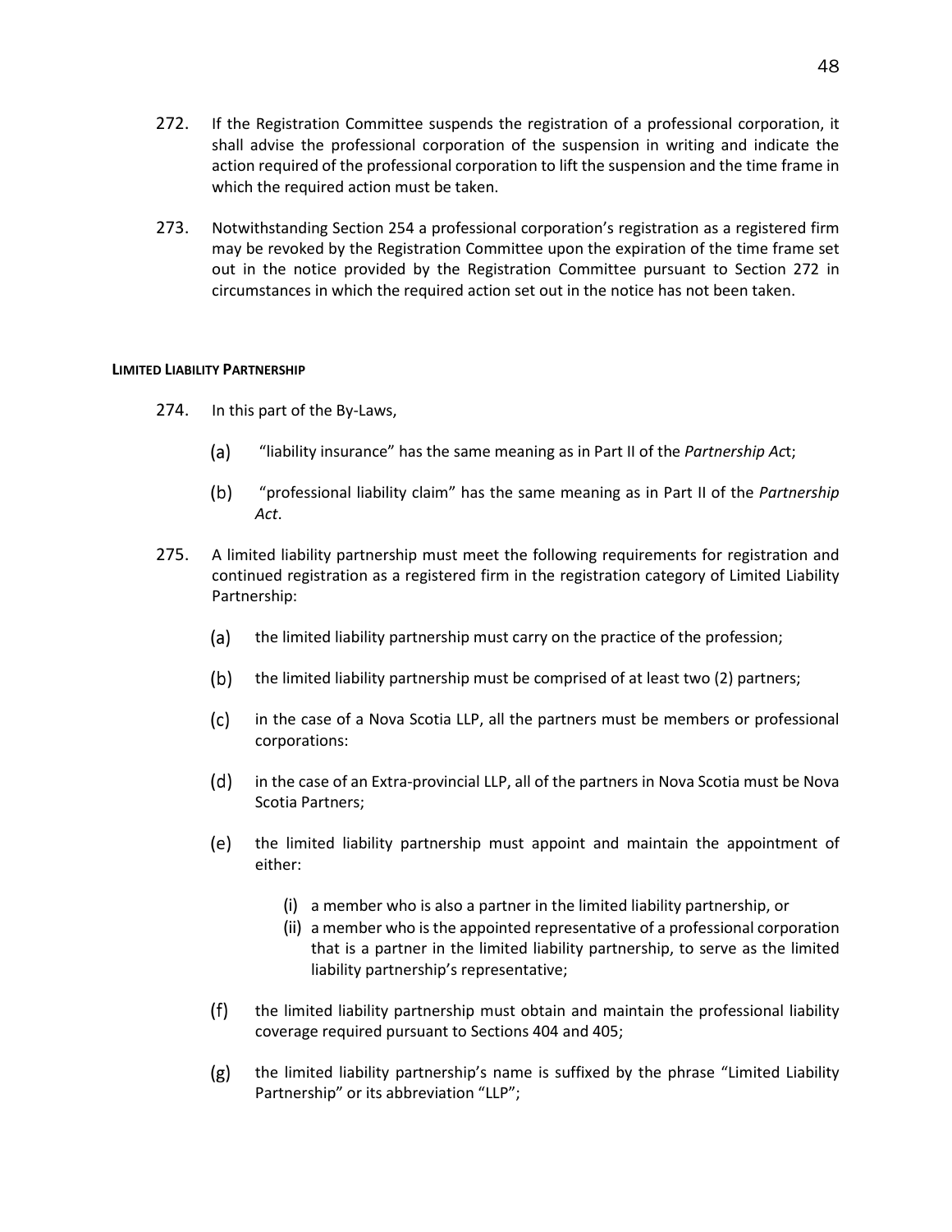272. If the Registration Committee suspends the registration of a professional corporation, it shall advise the professional corporation of the suspension in writing and indicate the action required of the professional corporation to lift the suspension and the time frame in which the required action must be taken.

273. Notwithstanding Section 254 a professional corporation's registration as a registered firm may be revoked by the Registration Committee upon the expiration of the time frame set out in the notice provided by the Registration Committee pursuant to Section 272 in circumstances in which the required action set out in the notice has not been taken.

**LIMITED LIABILITY PARTNERSHIP**

274. In this part of the By-Laws,

   (a) "liability insurance" has the same meaning as in Part II of the *Partnership Ac*t;

   (b) "professional liability claim" has the same meaning as in Part II of the *Partnership Act*.

275. A limited liability partnership must meet the following requirements for registration and continued registration as a registered firm in the registration category of Limited Liability Partnership:

   (a) the limited liability partnership must carry on the practice of the profession;

   (b) the limited liability partnership must be comprised of at least two (2) partners;

   (c) in the case of a Nova Scotia LLP, all the partners must be members or professional corporations:

   (d) in the case of an Extra-provincial LLP, all of the partners in Nova Scotia must be Nova Scotia Partners;

   (e) the limited liability partnership must appoint and maintain the appointment of either:

      (i) a member who is also a partner in the limited liability partnership, or
      (ii) a member who is the appointed representative of a professional corporation that is a partner in the limited liability partnership, to serve as the limited liability partnership's representative;

   (f) the limited liability partnership must obtain and maintain the professional liability coverage required pursuant to Sections 404 and 405;

   (g) the limited liability partnership's name is suffixed by the phrase "Limited Liability Partnership" or its abbreviation "LLP";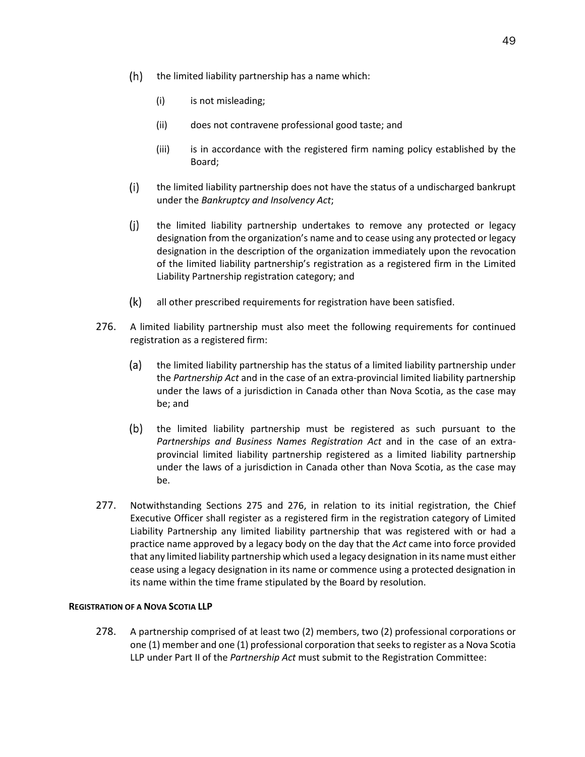(h) the limited liability partnership has a name which:

  (i) is not misleading;

  (ii) does not contravene professional good taste; and

  (iii) is in accordance with the registered firm naming policy established by the Board;

(i) the limited liability partnership does not have the status of a undischarged bankrupt under the *Bankruptcy and Insolvency Act*;

(j) the limited liability partnership undertakes to remove any protected or legacy designation from the organization's name and to cease using any protected or legacy designation in the description of the organization immediately upon the revocation of the limited liability partnership's registration as a registered firm in the Limited Liability Partnership registration category; and

(k) all other prescribed requirements for registration have been satisfied.

276. A limited liability partnership must also meet the following requirements for continued registration as a registered firm:

  (a) the limited liability partnership has the status of a limited liability partnership under the *Partnership Act* and in the case of an extra-provincial limited liability partnership under the laws of a jurisdiction in Canada other than Nova Scotia, as the case may be; and

  (b) the limited liability partnership must be registered as such pursuant to the *Partnerships and Business Names Registration Act* and in the case of an extra-provincial limited liability partnership registered as a limited liability partnership under the laws of a jurisdiction in Canada other than Nova Scotia, as the case may be.

277. Notwithstanding Sections 275 and 276, in relation to its initial registration, the Chief Executive Officer shall register as a registered firm in the registration category of Limited Liability Partnership any limited liability partnership that was registered with or had a practice name approved by a legacy body on the day that the *Act* came into force provided that any limited liability partnership which used a legacy designation in its name must either cease using a legacy designation in its name or commence using a protected designation in its name within the time frame stipulated by the Board by resolution.

**REGISTRATION OF A NOVA SCOTIA LLP**

278. A partnership comprised of at least two (2) members, two (2) professional corporations or one (1) member and one (1) professional corporation that seeks to register as a Nova Scotia LLP under Part II of the *Partnership Act* must submit to the Registration Committee: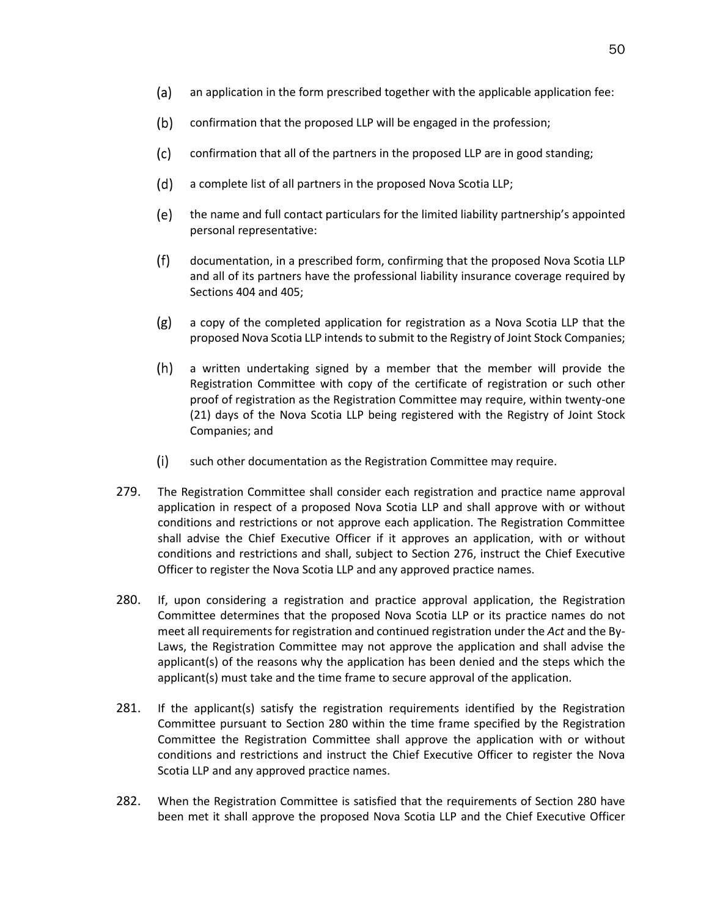(a) an application in the form prescribed together with the applicable application fee:

(b) confirmation that the proposed LLP will be engaged in the profession;

(c) confirmation that all of the partners in the proposed LLP are in good standing;

(d) a complete list of all partners in the proposed Nova Scotia LLP;

(e) the name and full contact particulars for the limited liability partnership's appointed personal representative:

(f) documentation, in a prescribed form, confirming that the proposed Nova Scotia LLP and all of its partners have the professional liability insurance coverage required by Sections 404 and 405;

(g) a copy of the completed application for registration as a Nova Scotia LLP that the proposed Nova Scotia LLP intends to submit to the Registry of Joint Stock Companies;

(h) a written undertaking signed by a member that the member will provide the Registration Committee with copy of the certificate of registration or such other proof of registration as the Registration Committee may require, within twenty-one (21) days of the Nova Scotia LLP being registered with the Registry of Joint Stock Companies; and

(i) such other documentation as the Registration Committee may require.

279. The Registration Committee shall consider each registration and practice name approval application in respect of a proposed Nova Scotia LLP and shall approve with or without conditions and restrictions or not approve each application. The Registration Committee shall advise the Chief Executive Officer if it approves an application, with or without conditions and restrictions and shall, subject to Section 276, instruct the Chief Executive Officer to register the Nova Scotia LLP and any approved practice names.

280. If, upon considering a registration and practice approval application, the Registration Committee determines that the proposed Nova Scotia LLP or its practice names do not meet all requirements for registration and continued registration under the *Act* and the By-Laws, the Registration Committee may not approve the application and shall advise the applicant(s) of the reasons why the application has been denied and the steps which the applicant(s) must take and the time frame to secure approval of the application.

281. If the applicant(s) satisfy the registration requirements identified by the Registration Committee pursuant to Section 280 within the time frame specified by the Registration Committee the Registration Committee shall approve the application with or without conditions and restrictions and instruct the Chief Executive Officer to register the Nova Scotia LLP and any approved practice names.

282. When the Registration Committee is satisfied that the requirements of Section 280 have been met it shall approve the proposed Nova Scotia LLP and the Chief Executive Officer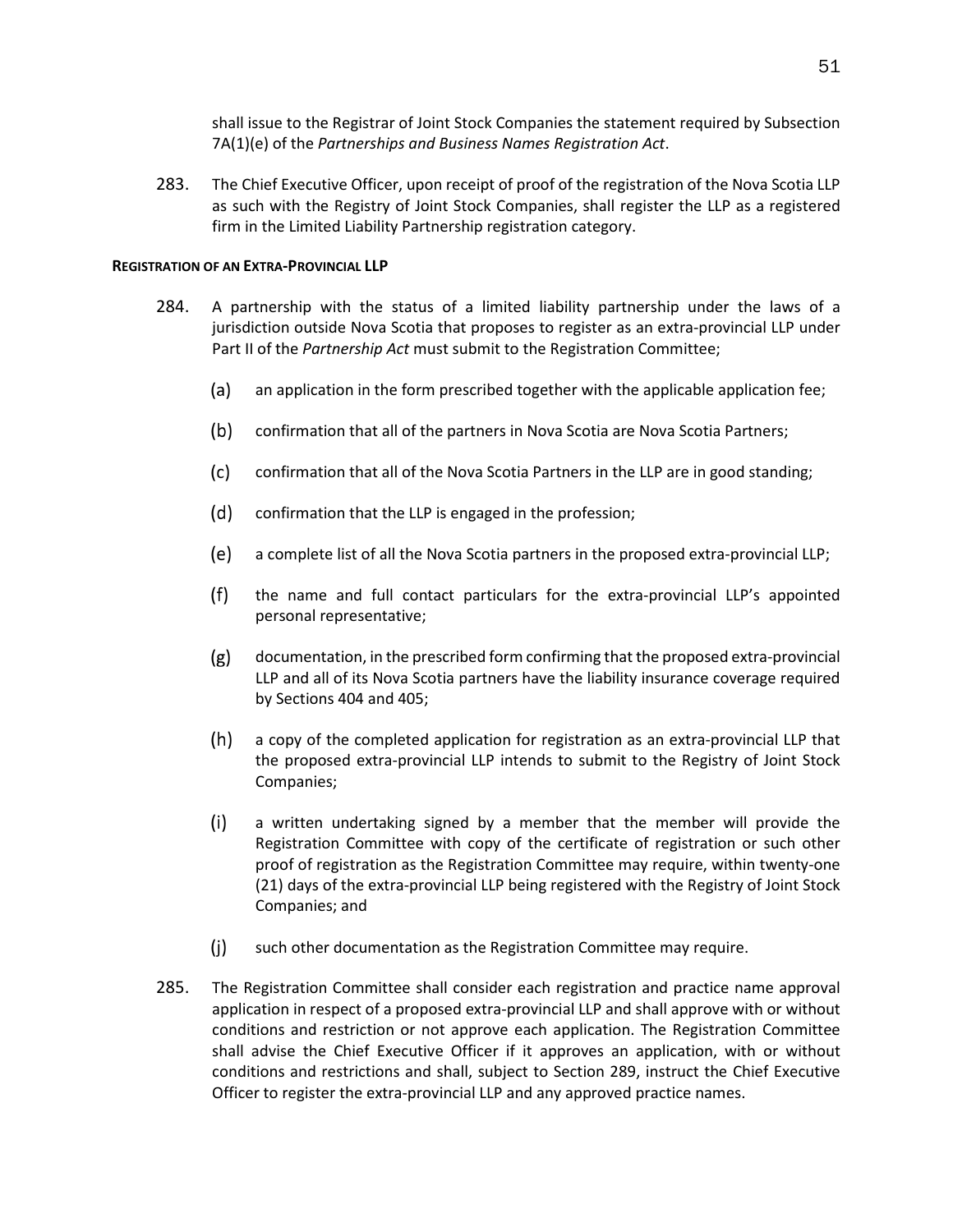shall issue to the Registrar of Joint Stock Companies the statement required by Subsection 7A(1)(e) of the *Partnerships and Business Names Registration Act*.

283. The Chief Executive Officer, upon receipt of proof of the registration of the Nova Scotia LLP as such with the Registry of Joint Stock Companies, shall register the LLP as a registered firm in the Limited Liability Partnership registration category.

**REGISTRATION OF AN EXTRA-PROVINCIAL LLP**

284. A partnership with the status of a limited liability partnership under the laws of a jurisdiction outside Nova Scotia that proposes to register as an extra-provincial LLP under Part II of the *Partnership Act* must submit to the Registration Committee;

   (a) an application in the form prescribed together with the applicable application fee;

   (b) confirmation that all of the partners in Nova Scotia are Nova Scotia Partners;

   (c) confirmation that all of the Nova Scotia Partners in the LLP are in good standing;

   (d) confirmation that the LLP is engaged in the profession;

   (e) a complete list of all the Nova Scotia partners in the proposed extra-provincial LLP;

   (f) the name and full contact particulars for the extra-provincial LLP's appointed personal representative;

   (g) documentation, in the prescribed form confirming that the proposed extra-provincial LLP and all of its Nova Scotia partners have the liability insurance coverage required by Sections 404 and 405;

   (h) a copy of the completed application for registration as an extra-provincial LLP that the proposed extra-provincial LLP intends to submit to the Registry of Joint Stock Companies;

   (i) a written undertaking signed by a member that the member will provide the Registration Committee with copy of the certificate of registration or such other proof of registration as the Registration Committee may require, within twenty-one (21) days of the extra-provincial LLP being registered with the Registry of Joint Stock Companies; and

   (j) such other documentation as the Registration Committee may require.

285. The Registration Committee shall consider each registration and practice name approval application in respect of a proposed extra-provincial LLP and shall approve with or without conditions and restriction or not approve each application. The Registration Committee shall advise the Chief Executive Officer if it approves an application, with or without conditions and restrictions and shall, subject to Section 289, instruct the Chief Executive Officer to register the extra-provincial LLP and any approved practice names.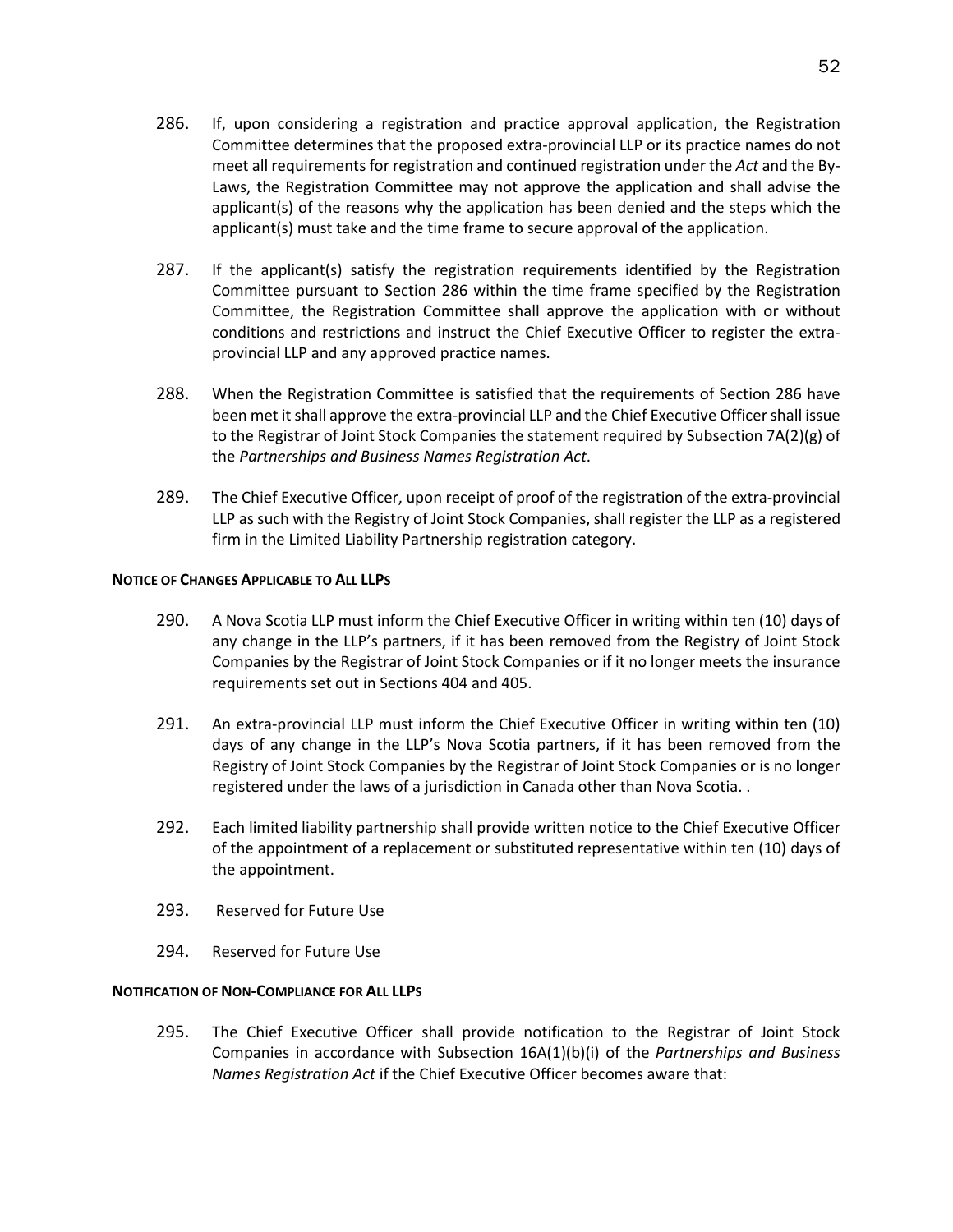286. If, upon considering a registration and practice approval application, the Registration Committee determines that the proposed extra-provincial LLP or its practice names do not meet all requirements for registration and continued registration under the *Act* and the By-Laws, the Registration Committee may not approve the application and shall advise the applicant(s) of the reasons why the application has been denied and the steps which the applicant(s) must take and the time frame to secure approval of the application.

287. If the applicant(s) satisfy the registration requirements identified by the Registration Committee pursuant to Section 286 within the time frame specified by the Registration Committee, the Registration Committee shall approve the application with or without conditions and restrictions and instruct the Chief Executive Officer to register the extra-provincial LLP and any approved practice names.

288. When the Registration Committee is satisfied that the requirements of Section 286 have been met it shall approve the extra-provincial LLP and the Chief Executive Officer shall issue to the Registrar of Joint Stock Companies the statement required by Subsection 7A(2)(g) of the *Partnerships and Business Names Registration Act*.

289. The Chief Executive Officer, upon receipt of proof of the registration of the extra-provincial LLP as such with the Registry of Joint Stock Companies, shall register the LLP as a registered firm in the Limited Liability Partnership registration category.

**NOTICE OF CHANGES APPLICABLE TO ALL LLPS**

290. A Nova Scotia LLP must inform the Chief Executive Officer in writing within ten (10) days of any change in the LLP's partners, if it has been removed from the Registry of Joint Stock Companies by the Registrar of Joint Stock Companies or if it no longer meets the insurance requirements set out in Sections 404 and 405.

291. An extra-provincial LLP must inform the Chief Executive Officer in writing within ten (10) days of any change in the LLP's Nova Scotia partners, if it has been removed from the Registry of Joint Stock Companies by the Registrar of Joint Stock Companies or is no longer registered under the laws of a jurisdiction in Canada other than Nova Scotia. .

292. Each limited liability partnership shall provide written notice to the Chief Executive Officer of the appointment of a replacement or substituted representative within ten (10) days of the appointment.

293. Reserved for Future Use

294. Reserved for Future Use

**NOTIFICATION OF NON-COMPLIANCE FOR ALL LLPS**

295. The Chief Executive Officer shall provide notification to the Registrar of Joint Stock Companies in accordance with Subsection 16A(1)(b)(i) of the *Partnerships and Business Names Registration Act* if the Chief Executive Officer becomes aware that: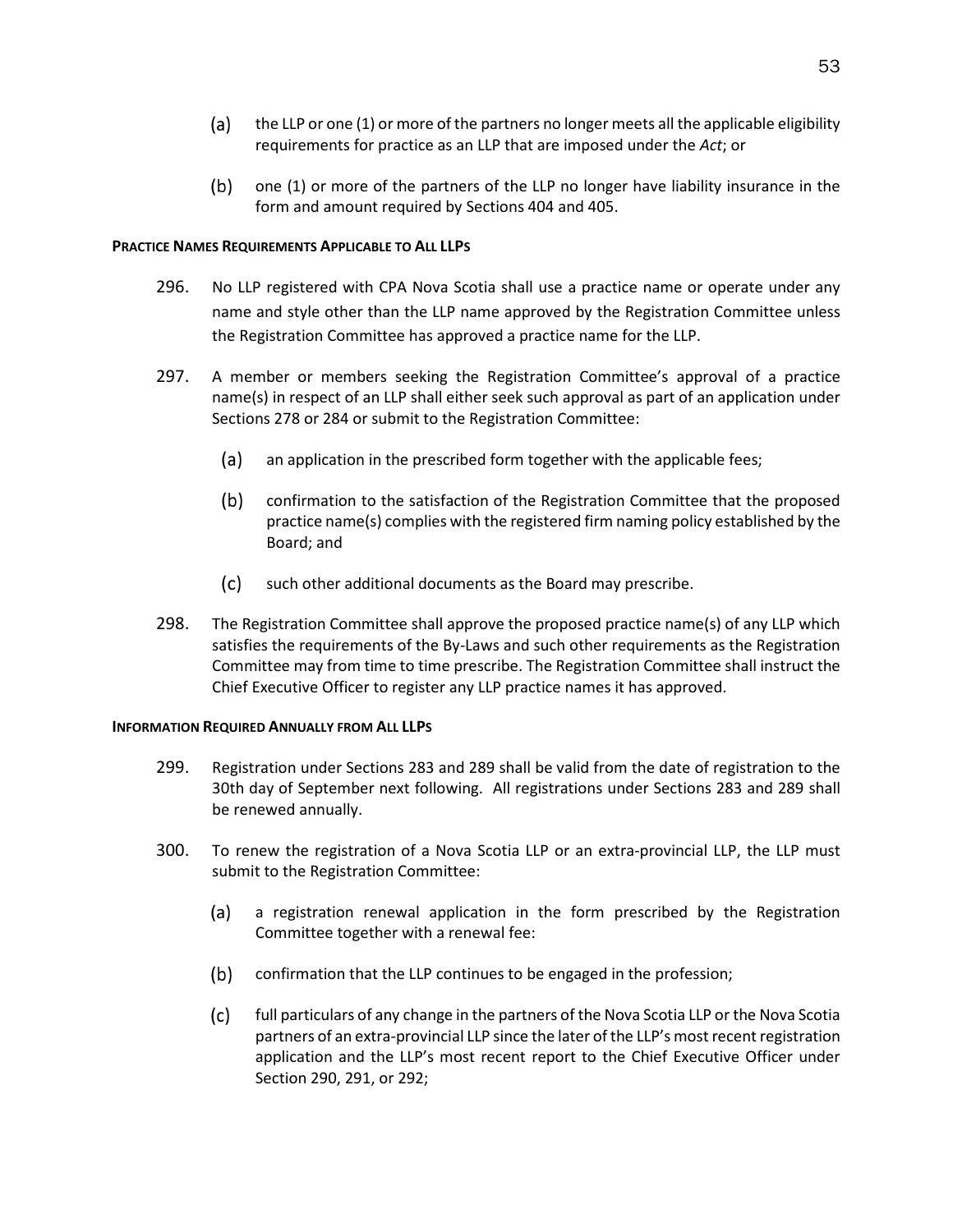(a) the LLP or one (1) or more of the partners no longer meets all the applicable eligibility requirements for practice as an LLP that are imposed under the *Act*; or

(b) one (1) or more of the partners of the LLP no longer have liability insurance in the form and amount required by Sections 404 and 405.

**PRACTICE NAMES REQUIREMENTS APPLICABLE TO ALL LLPS**

296. No LLP registered with CPA Nova Scotia shall use a practice name or operate under any name and style other than the LLP name approved by the Registration Committee unless the Registration Committee has approved a practice name for the LLP.

297. A member or members seeking the Registration Committee's approval of a practice name(s) in respect of an LLP shall either seek such approval as part of an application under Sections 278 or 284 or submit to the Registration Committee:

(a) an application in the prescribed form together with the applicable fees;

(b) confirmation to the satisfaction of the Registration Committee that the proposed practice name(s) complies with the registered firm naming policy established by the Board; and

(c) such other additional documents as the Board may prescribe.

298. The Registration Committee shall approve the proposed practice name(s) of any LLP which satisfies the requirements of the By-Laws and such other requirements as the Registration Committee may from time to time prescribe. The Registration Committee shall instruct the Chief Executive Officer to register any LLP practice names it has approved.

**INFORMATION REQUIRED ANNUALLY FROM ALL LLPS**

299. Registration under Sections 283 and 289 shall be valid from the date of registration to the 30th day of September next following. All registrations under Sections 283 and 289 shall be renewed annually.

300. To renew the registration of a Nova Scotia LLP or an extra-provincial LLP, the LLP must submit to the Registration Committee:

(a) a registration renewal application in the form prescribed by the Registration Committee together with a renewal fee:

(b) confirmation that the LLP continues to be engaged in the profession;

(c) full particulars of any change in the partners of the Nova Scotia LLP or the Nova Scotia partners of an extra-provincial LLP since the later of the LLP's most recent registration application and the LLP's most recent report to the Chief Executive Officer under Section 290, 291, or 292;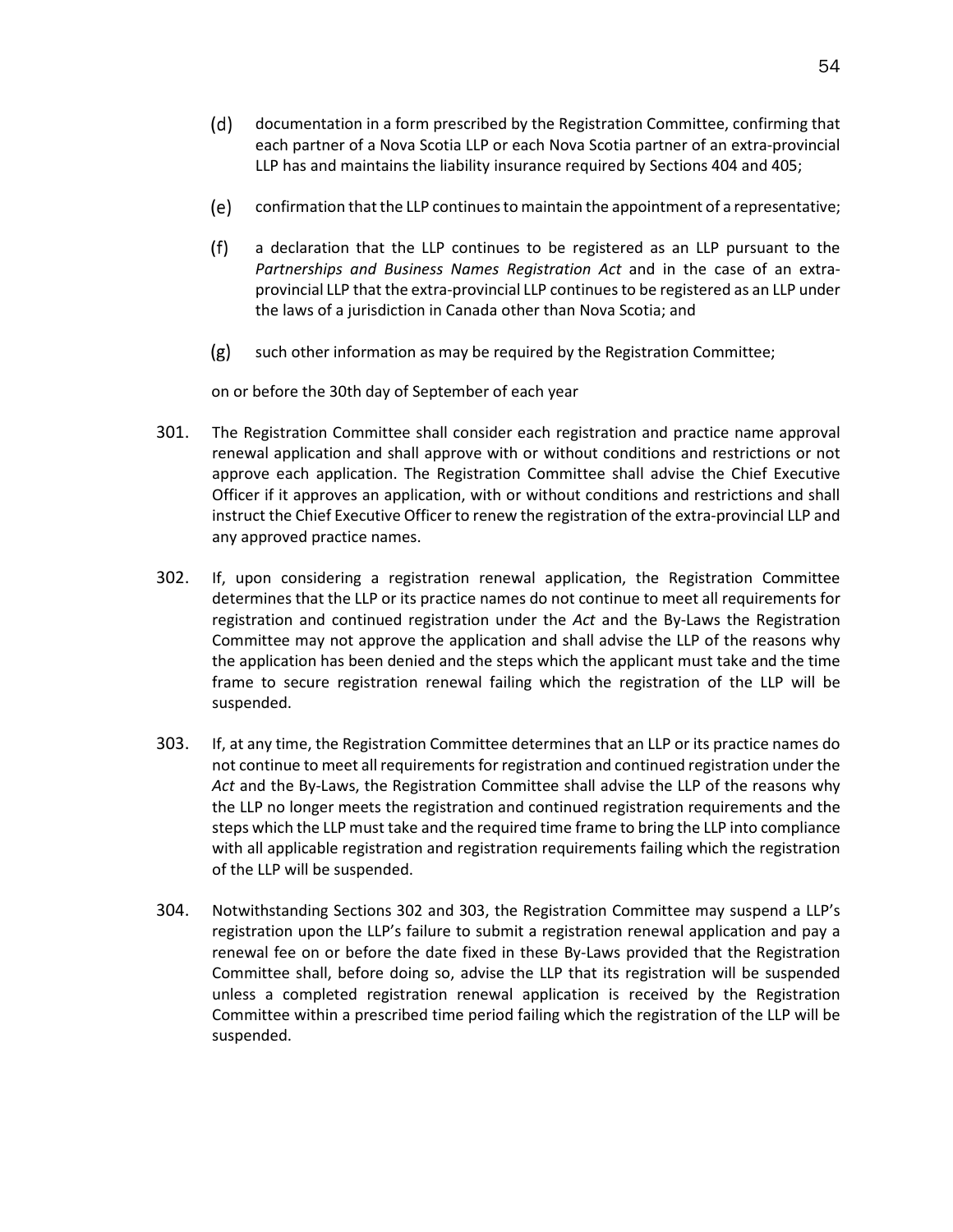(d) documentation in a form prescribed by the Registration Committee, confirming that each partner of a Nova Scotia LLP or each Nova Scotia partner of an extra-provincial LLP has and maintains the liability insurance required by Sections 404 and 405;

(e) confirmation that the LLP continues to maintain the appointment of a representative;

(f) a declaration that the LLP continues to be registered as an LLP pursuant to the *Partnerships and Business Names Registration Act* and in the case of an extra-provincial LLP that the extra-provincial LLP continues to be registered as an LLP under the laws of a jurisdiction in Canada other than Nova Scotia; and

(g) such other information as may be required by the Registration Committee;

on or before the 30th day of September of each year

301. The Registration Committee shall consider each registration and practice name approval renewal application and shall approve with or without conditions and restrictions or not approve each application. The Registration Committee shall advise the Chief Executive Officer if it approves an application, with or without conditions and restrictions and shall instruct the Chief Executive Officer to renew the registration of the extra-provincial LLP and any approved practice names.

302. If, upon considering a registration renewal application, the Registration Committee determines that the LLP or its practice names do not continue to meet all requirements for registration and continued registration under the *Act* and the By-Laws the Registration Committee may not approve the application and shall advise the LLP of the reasons why the application has been denied and the steps which the applicant must take and the time frame to secure registration renewal failing which the registration of the LLP will be suspended.

303. If, at any time, the Registration Committee determines that an LLP or its practice names do not continue to meet all requirements for registration and continued registration under the *Act* and the By-Laws, the Registration Committee shall advise the LLP of the reasons why the LLP no longer meets the registration and continued registration requirements and the steps which the LLP must take and the required time frame to bring the LLP into compliance with all applicable registration and registration requirements failing which the registration of the LLP will be suspended.

304. Notwithstanding Sections 302 and 303, the Registration Committee may suspend a LLP's registration upon the LLP's failure to submit a registration renewal application and pay a renewal fee on or before the date fixed in these By-Laws provided that the Registration Committee shall, before doing so, advise the LLP that its registration will be suspended unless a completed registration renewal application is received by the Registration Committee within a prescribed time period failing which the registration of the LLP will be suspended.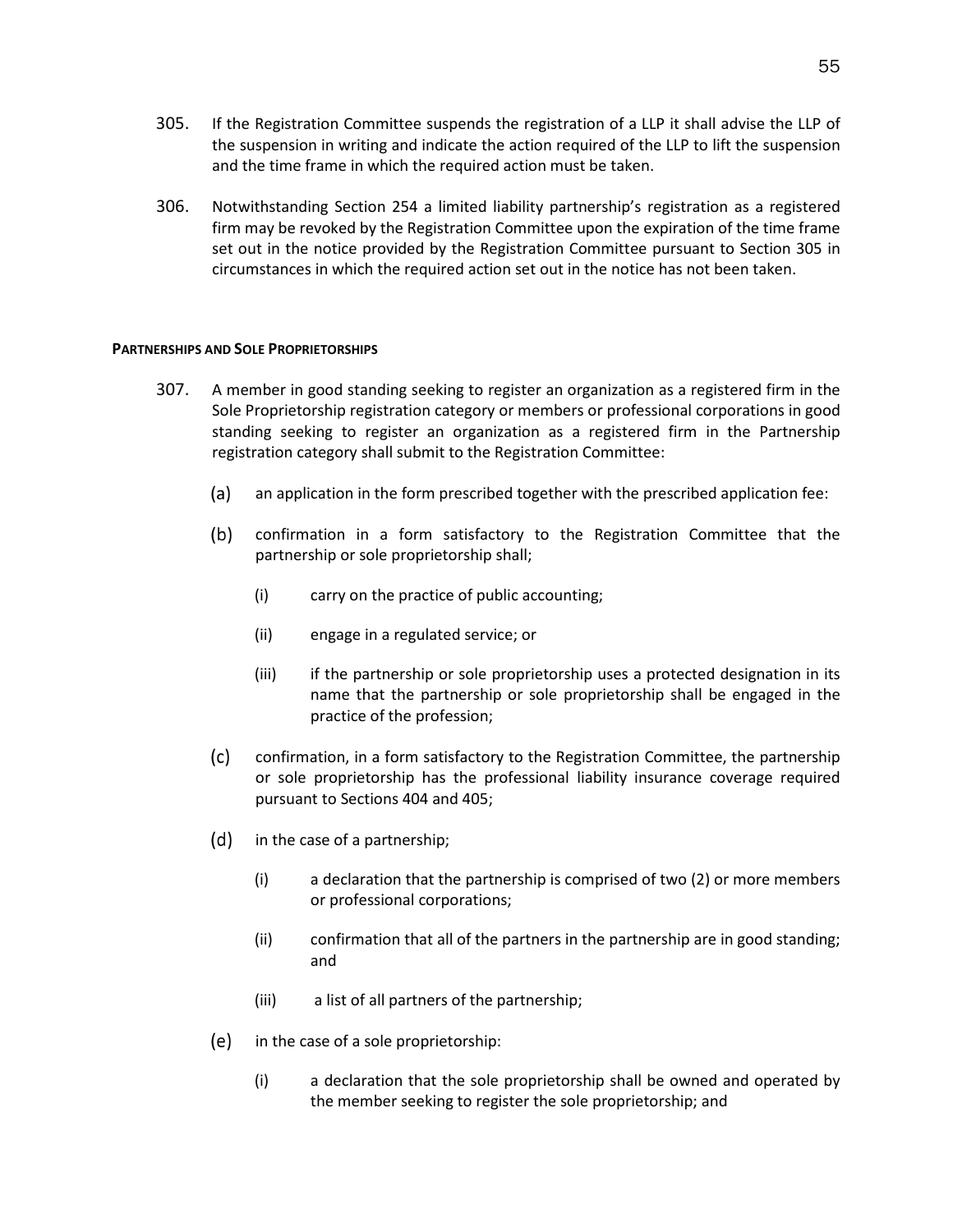305. If the Registration Committee suspends the registration of a LLP it shall advise the LLP of the suspension in writing and indicate the action required of the LLP to lift the suspension and the time frame in which the required action must be taken.

306. Notwithstanding Section 254 a limited liability partnership's registration as a registered firm may be revoked by the Registration Committee upon the expiration of the time frame set out in the notice provided by the Registration Committee pursuant to Section 305 in circumstances in which the required action set out in the notice has not been taken.

**PARTNERSHIPS AND SOLE PROPRIETORSHIPS**

307. A member in good standing seeking to register an organization as a registered firm in the Sole Proprietorship registration category or members or professional corporations in good standing seeking to register an organization as a registered firm in the Partnership registration category shall submit to the Registration Committee:

   (a) an application in the form prescribed together with the prescribed application fee:

   (b) confirmation in a form satisfactory to the Registration Committee that the partnership or sole proprietorship shall;

      (i) carry on the practice of public accounting;

      (ii) engage in a regulated service; or

      (iii) if the partnership or sole proprietorship uses a protected designation in its name that the partnership or sole proprietorship shall be engaged in the practice of the profession;

   (c) confirmation, in a form satisfactory to the Registration Committee, the partnership or sole proprietorship has the professional liability insurance coverage required pursuant to Sections 404 and 405;

   (d) in the case of a partnership;

      (i) a declaration that the partnership is comprised of two (2) or more members or professional corporations;

      (ii) confirmation that all of the partners in the partnership are in good standing; and

      (iii) a list of all partners of the partnership;

   (e) in the case of a sole proprietorship:

      (i) a declaration that the sole proprietorship shall be owned and operated by the member seeking to register the sole proprietorship; and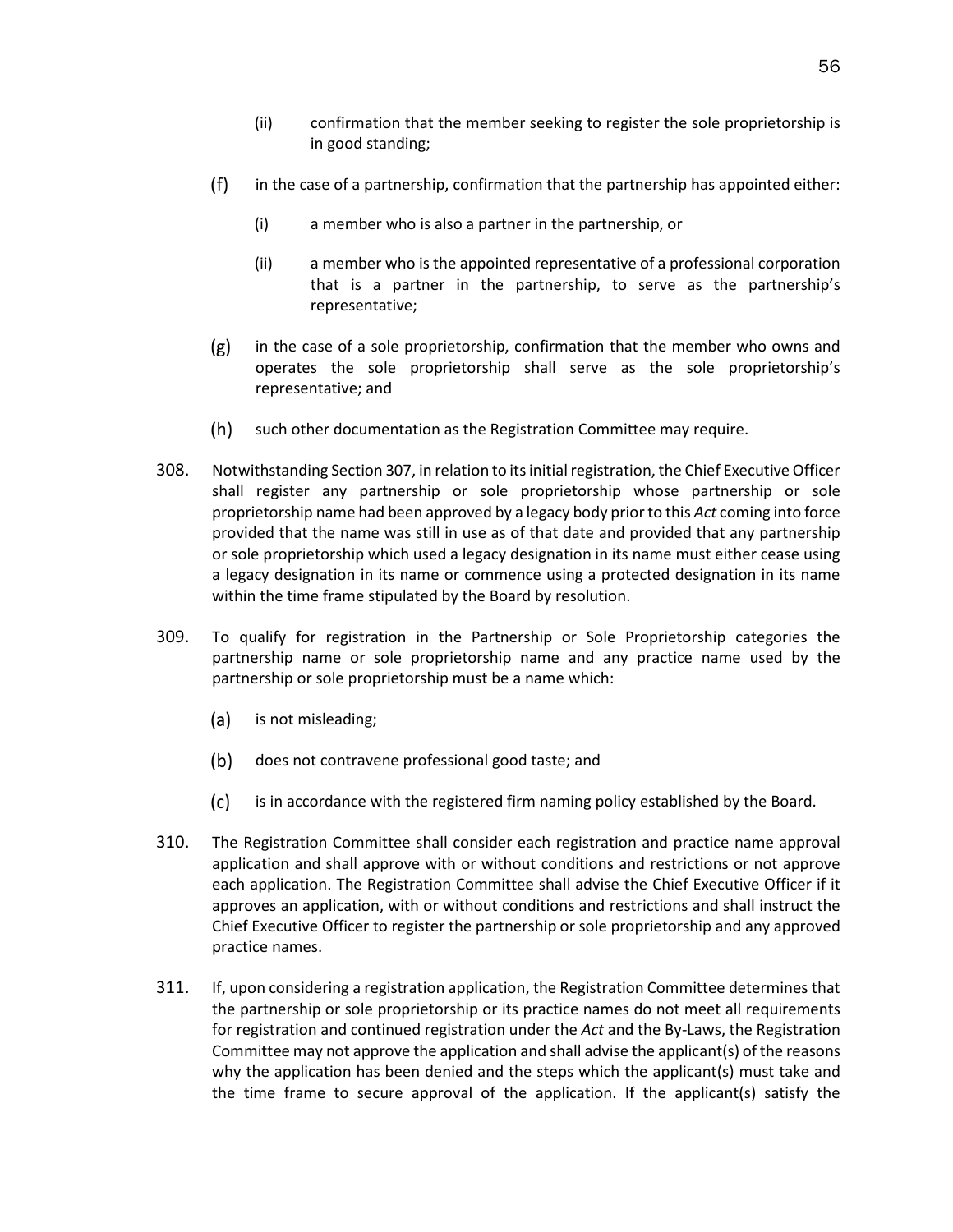(ii) confirmation that the member seeking to register the sole proprietorship is in good standing;

(f) in the case of a partnership, confirmation that the partnership has appointed either:

  (i) a member who is also a partner in the partnership, or

  (ii) a member who is the appointed representative of a professional corporation that is a partner in the partnership, to serve as the partnership's representative;

(g) in the case of a sole proprietorship, confirmation that the member who owns and operates the sole proprietorship shall serve as the sole proprietorship's representative; and

(h) such other documentation as the Registration Committee may require.

308. Notwithstanding Section 307, in relation to its initial registration, the Chief Executive Officer shall register any partnership or sole proprietorship whose partnership or sole proprietorship name had been approved by a legacy body prior to this *Act* coming into force provided that the name was still in use as of that date and provided that any partnership or sole proprietorship which used a legacy designation in its name must either cease using a legacy designation in its name or commence using a protected designation in its name within the time frame stipulated by the Board by resolution.

309. To qualify for registration in the Partnership or Sole Proprietorship categories the partnership name or sole proprietorship name and any practice name used by the partnership or sole proprietorship must be a name which:

(a) is not misleading;

(b) does not contravene professional good taste; and

(c) is in accordance with the registered firm naming policy established by the Board.

310. The Registration Committee shall consider each registration and practice name approval application and shall approve with or without conditions and restrictions or not approve each application. The Registration Committee shall advise the Chief Executive Officer if it approves an application, with or without conditions and restrictions and shall instruct the Chief Executive Officer to register the partnership or sole proprietorship and any approved practice names.

311. If, upon considering a registration application, the Registration Committee determines that the partnership or sole proprietorship or its practice names do not meet all requirements for registration and continued registration under the *Act* and the By-Laws, the Registration Committee may not approve the application and shall advise the applicant(s) of the reasons why the application has been denied and the steps which the applicant(s) must take and the time frame to secure approval of the application. If the applicant(s) satisfy the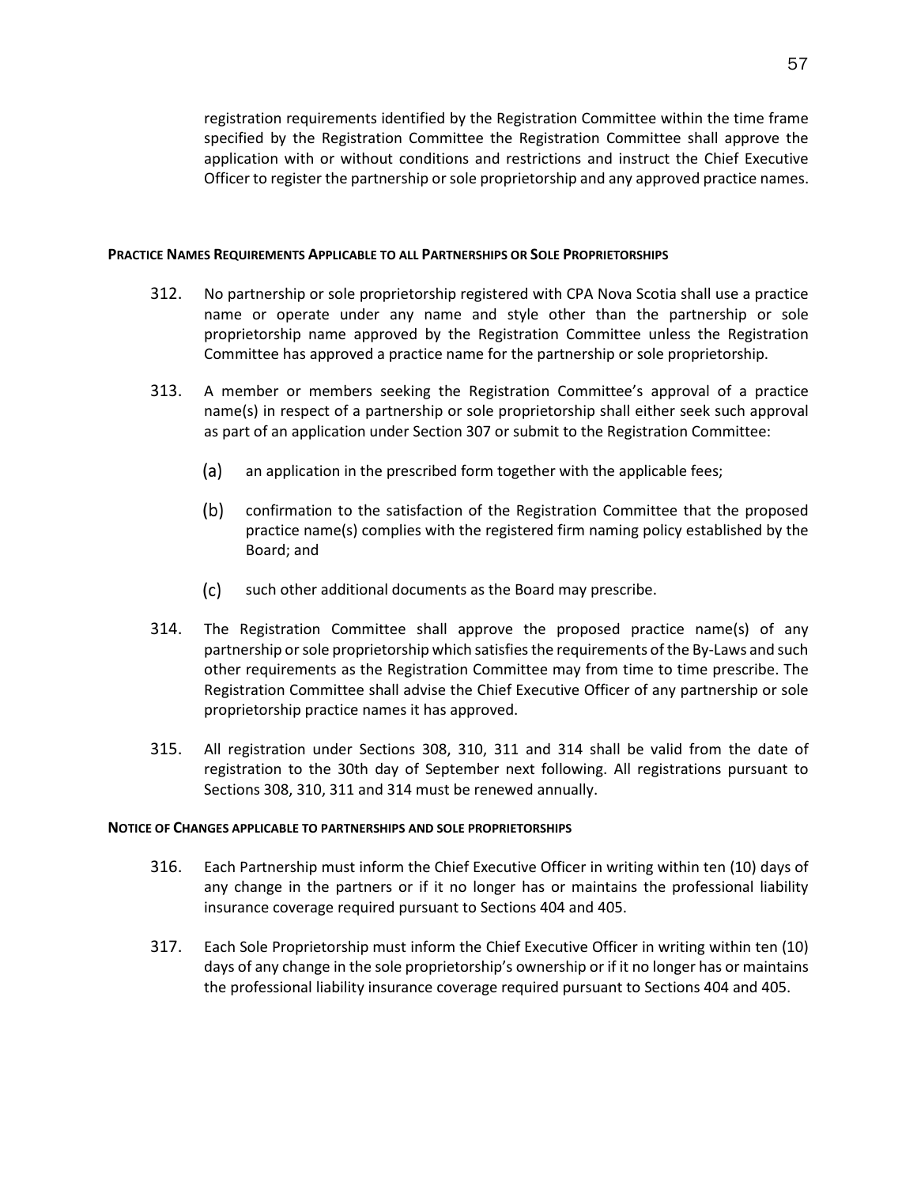registration requirements identified by the Registration Committee within the time frame specified by the Registration Committee the Registration Committee shall approve the application with or without conditions and restrictions and instruct the Chief Executive Officer to register the partnership or sole proprietorship and any approved practice names.

**PRACTICE NAMES REQUIREMENTS APPLICABLE TO ALL PARTNERSHIPS OR SOLE PROPRIETORSHIPS**

312. No partnership or sole proprietorship registered with CPA Nova Scotia shall use a practice name or operate under any name and style other than the partnership or sole proprietorship name approved by the Registration Committee unless the Registration Committee has approved a practice name for the partnership or sole proprietorship.

313. A member or members seeking the Registration Committee's approval of a practice name(s) in respect of a partnership or sole proprietorship shall either seek such approval as part of an application under Section 307 or submit to the Registration Committee:

   (a) an application in the prescribed form together with the applicable fees;

   (b) confirmation to the satisfaction of the Registration Committee that the proposed practice name(s) complies with the registered firm naming policy established by the Board; and

   (c) such other additional documents as the Board may prescribe.

314. The Registration Committee shall approve the proposed practice name(s) of any partnership or sole proprietorship which satisfies the requirements of the By-Laws and such other requirements as the Registration Committee may from time to time prescribe. The Registration Committee shall advise the Chief Executive Officer of any partnership or sole proprietorship practice names it has approved.

315. All registration under Sections 308, 310, 311 and 314 shall be valid from the date of registration to the 30th day of September next following. All registrations pursuant to Sections 308, 310, 311 and 314 must be renewed annually.

**NOTICE OF CHANGES APPLICABLE TO PARTNERSHIPS AND SOLE PROPRIETORSHIPS**

316. Each Partnership must inform the Chief Executive Officer in writing within ten (10) days of any change in the partners or if it no longer has or maintains the professional liability insurance coverage required pursuant to Sections 404 and 405.

317. Each Sole Proprietorship must inform the Chief Executive Officer in writing within ten (10) days of any change in the sole proprietorship's ownership or if it no longer has or maintains the professional liability insurance coverage required pursuant to Sections 404 and 405.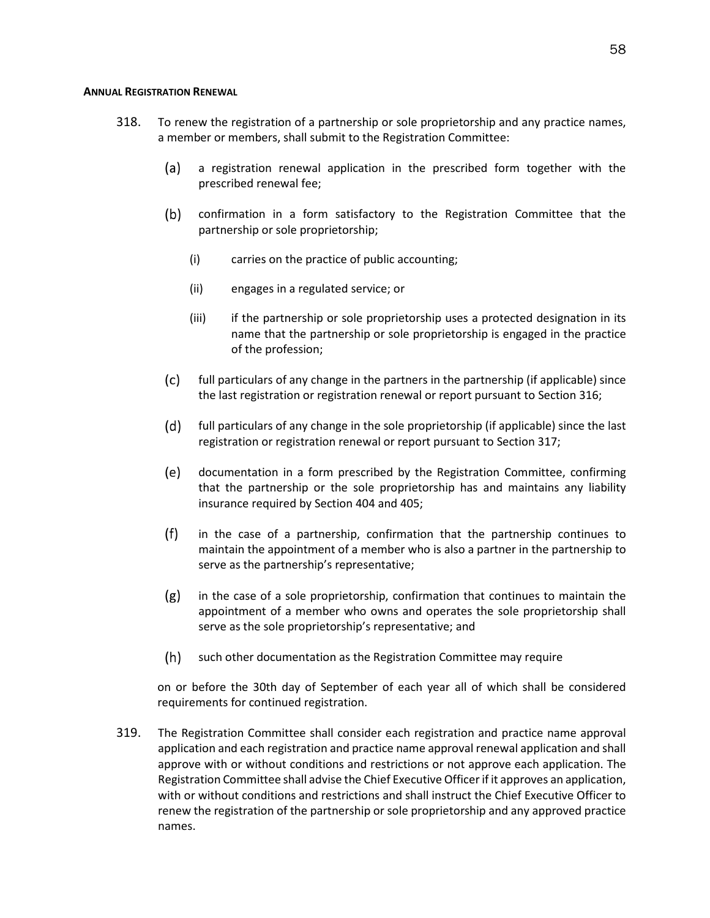**ANNUAL REGISTRATION RENEWAL**

318. To renew the registration of a partnership or sole proprietorship and any practice names, a member or members, shall submit to the Registration Committee:

   (a) a registration renewal application in the prescribed form together with the prescribed renewal fee;

   (b) confirmation in a form satisfactory to the Registration Committee that the partnership or sole proprietorship;

      (i) carries on the practice of public accounting;

      (ii) engages in a regulated service; or

      (iii) if the partnership or sole proprietorship uses a protected designation in its name that the partnership or sole proprietorship is engaged in the practice of the profession;

   (c) full particulars of any change in the partners in the partnership (if applicable) since the last registration or registration renewal or report pursuant to Section 316;

   (d) full particulars of any change in the sole proprietorship (if applicable) since the last registration or registration renewal or report pursuant to Section 317;

   (e) documentation in a form prescribed by the Registration Committee, confirming that the partnership or the sole proprietorship has and maintains any liability insurance required by Section 404 and 405;

   (f) in the case of a partnership, confirmation that the partnership continues to maintain the appointment of a member who is also a partner in the partnership to serve as the partnership's representative;

   (g) in the case of a sole proprietorship, confirmation that continues to maintain the appointment of a member who owns and operates the sole proprietorship shall serve as the sole proprietorship's representative; and

   (h) such other documentation as the Registration Committee may require

   on or before the 30th day of September of each year all of which shall be considered requirements for continued registration.

319. The Registration Committee shall consider each registration and practice name approval application and each registration and practice name approval renewal application and shall approve with or without conditions and restrictions or not approve each application. The Registration Committee shall advise the Chief Executive Officer if it approves an application, with or without conditions and restrictions and shall instruct the Chief Executive Officer to renew the registration of the partnership or sole proprietorship and any approved practice names.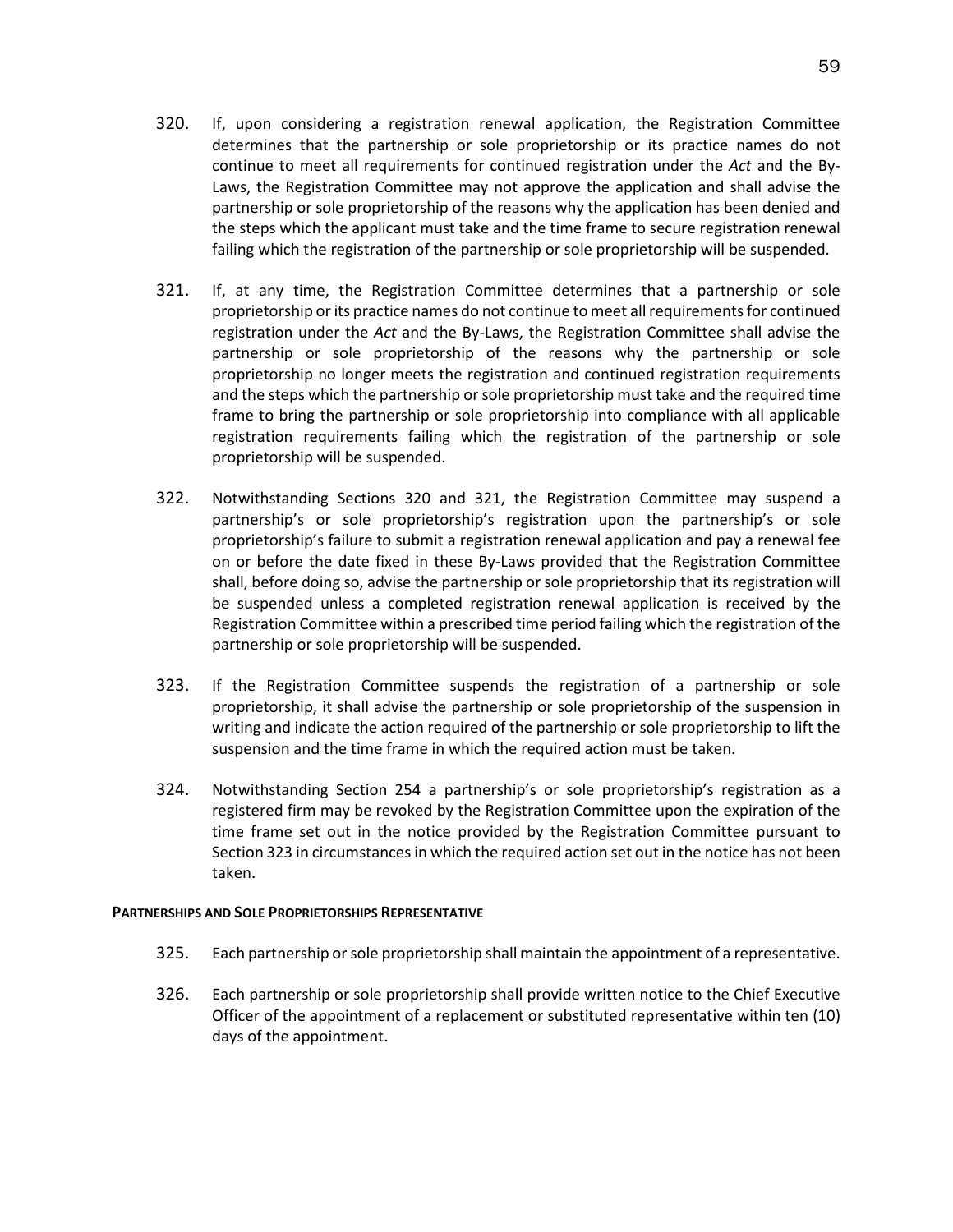320. If, upon considering a registration renewal application, the Registration Committee determines that the partnership or sole proprietorship or its practice names do not continue to meet all requirements for continued registration under the *Act* and the By-Laws, the Registration Committee may not approve the application and shall advise the partnership or sole proprietorship of the reasons why the application has been denied and the steps which the applicant must take and the time frame to secure registration renewal failing which the registration of the partnership or sole proprietorship will be suspended.

321. If, at any time, the Registration Committee determines that a partnership or sole proprietorship or its practice names do not continue to meet all requirements for continued registration under the *Act* and the By-Laws, the Registration Committee shall advise the partnership or sole proprietorship of the reasons why the partnership or sole proprietorship no longer meets the registration and continued registration requirements and the steps which the partnership or sole proprietorship must take and the required time frame to bring the partnership or sole proprietorship into compliance with all applicable registration requirements failing which the registration of the partnership or sole proprietorship will be suspended.

322. Notwithstanding Sections 320 and 321, the Registration Committee may suspend a partnership's or sole proprietorship's registration upon the partnership's or sole proprietorship's failure to submit a registration renewal application and pay a renewal fee on or before the date fixed in these By-Laws provided that the Registration Committee shall, before doing so, advise the partnership or sole proprietorship that its registration will be suspended unless a completed registration renewal application is received by the Registration Committee within a prescribed time period failing which the registration of the partnership or sole proprietorship will be suspended.

323. If the Registration Committee suspends the registration of a partnership or sole proprietorship, it shall advise the partnership or sole proprietorship of the suspension in writing and indicate the action required of the partnership or sole proprietorship to lift the suspension and the time frame in which the required action must be taken.

324. Notwithstanding Section 254 a partnership's or sole proprietorship's registration as a registered firm may be revoked by the Registration Committee upon the expiration of the time frame set out in the notice provided by the Registration Committee pursuant to Section 323 in circumstances in which the required action set out in the notice has not been taken.

**PARTNERSHIPS AND SOLE PROPRIETORSHIPS REPRESENTATIVE**

325. Each partnership or sole proprietorship shall maintain the appointment of a representative.

326. Each partnership or sole proprietorship shall provide written notice to the Chief Executive Officer of the appointment of a replacement or substituted representative within ten (10) days of the appointment.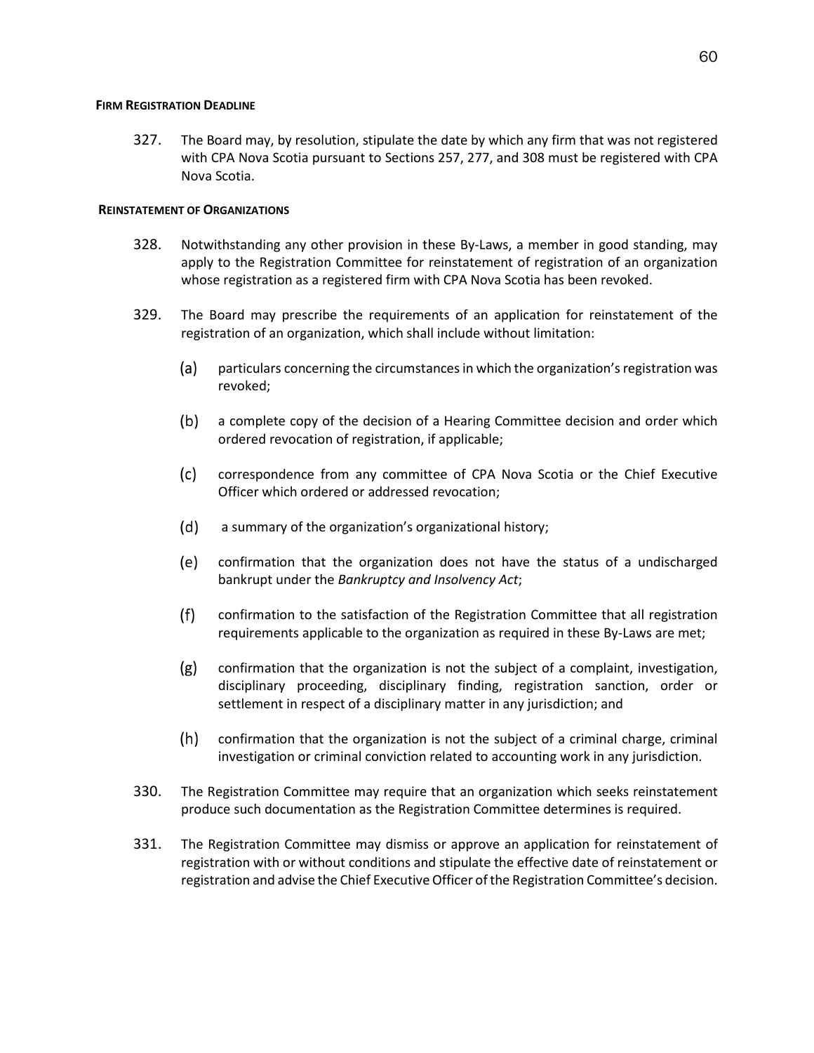#### FIRM REGISTRATION DEADLINE

327. The Board may, by resolution, stipulate the date by which any firm that was not registered with CPA Nova Scotia pursuant to Sections 257, 277, and 308 must be registered with CPA Nova Scotia.

#### REINSTATEMENT OF ORGANIZATIONS

328. Notwithstanding any other provision in these By-Laws, a member in good standing, may apply to the Registration Committee for reinstatement of registration of an organization whose registration as a registered firm with CPA Nova Scotia has been revoked.

329. The Board may prescribe the requirements of an application for reinstatement of the registration of an organization, which shall include without limitation:

   (a) particulars concerning the circumstances in which the organization's registration was revoked;

   (b) a complete copy of the decision of a Hearing Committee decision and order which ordered revocation of registration, if applicable;

   (c) correspondence from any committee of CPA Nova Scotia or the Chief Executive Officer which ordered or addressed revocation;

   (d) a summary of the organization's organizational history;

   (e) confirmation that the organization does not have the status of a undischarged bankrupt under the *Bankruptcy and Insolvency Act*;

   (f) confirmation to the satisfaction of the Registration Committee that all registration requirements applicable to the organization as required in these By-Laws are met;

   (g) confirmation that the organization is not the subject of a complaint, investigation, disciplinary proceeding, disciplinary finding, registration sanction, order or settlement in respect of a disciplinary matter in any jurisdiction; and

   (h) confirmation that the organization is not the subject of a criminal charge, criminal investigation or criminal conviction related to accounting work in any jurisdiction.

330. The Registration Committee may require that an organization which seeks reinstatement produce such documentation as the Registration Committee determines is required.

331. The Registration Committee may dismiss or approve an application for reinstatement of registration with or without conditions and stipulate the effective date of reinstatement or registration and advise the Chief Executive Officer of the Registration Committee's decision.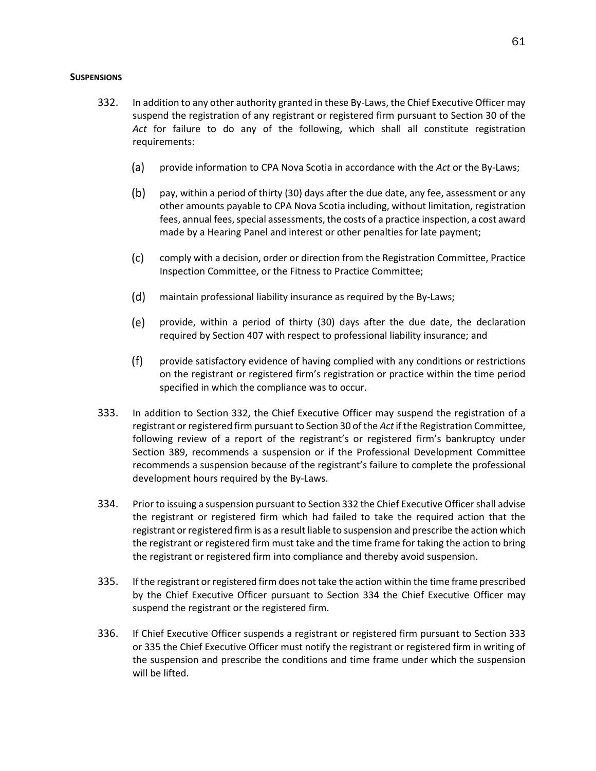**SUSPENSIONS**

332. In addition to any other authority granted in these By-Laws, the Chief Executive Officer may suspend the registration of any registrant or registered firm pursuant to Section 30 of the *Act* for failure to do any of the following, which shall all constitute registration requirements:

   (a) provide information to CPA Nova Scotia in accordance with the *Act* or the By-Laws;

   (b) pay, within a period of thirty (30) days after the due date, any fee, assessment or any other amounts payable to CPA Nova Scotia including, without limitation, registration fees, annual fees, special assessments, the costs of a practice inspection, a cost award made by a Hearing Panel and interest or other penalties for late payment;

   (c) comply with a decision, order or direction from the Registration Committee, Practice Inspection Committee, or the Fitness to Practice Committee;

   (d) maintain professional liability insurance as required by the By-Laws;

   (e) provide, within a period of thirty (30) days after the due date, the declaration required by Section 407 with respect to professional liability insurance; and

   (f) provide satisfactory evidence of having complied with any conditions or restrictions on the registrant or registered firm's registration or practice within the time period specified in which the compliance was to occur.

333. In addition to Section 332, the Chief Executive Officer may suspend the registration of a registrant or registered firm pursuant to Section 30 of the *Act* if the Registration Committee, following review of a report of the registrant's or registered firm's bankruptcy under Section 389, recommends a suspension or if the Professional Development Committee recommends a suspension because of the registrant's failure to complete the professional development hours required by the By-Laws.

334. Prior to issuing a suspension pursuant to Section 332 the Chief Executive Officer shall advise the registrant or registered firm which had failed to take the required action that the registrant or registered firm is as a result liable to suspension and prescribe the action which the registrant or registered firm must take and the time frame for taking the action to bring the registrant or registered firm into compliance and thereby avoid suspension.

335. If the registrant or registered firm does not take the action within the time frame prescribed by the Chief Executive Officer pursuant to Section 334 the Chief Executive Officer may suspend the registrant or the registered firm.

336. If Chief Executive Officer suspends a registrant or registered firm pursuant to Section 333 or 335 the Chief Executive Officer must notify the registrant or registered firm in writing of the suspension and prescribe the conditions and time frame under which the suspension will be lifted.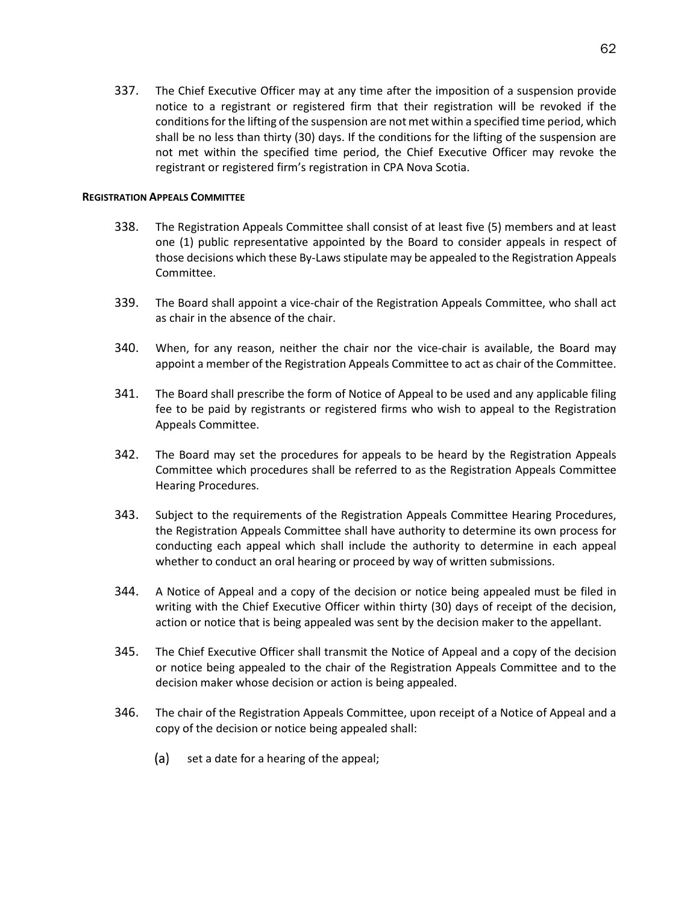337. The Chief Executive Officer may at any time after the imposition of a suspension provide notice to a registrant or registered firm that their registration will be revoked if the conditions for the lifting of the suspension are not met within a specified time period, which shall be no less than thirty (30) days. If the conditions for the lifting of the suspension are not met within the specified time period, the Chief Executive Officer may revoke the registrant or registered firm's registration in CPA Nova Scotia.

**REGISTRATION APPEALS COMMITTEE**

338. The Registration Appeals Committee shall consist of at least five (5) members and at least one (1) public representative appointed by the Board to consider appeals in respect of those decisions which these By-Laws stipulate may be appealed to the Registration Appeals Committee.

339. The Board shall appoint a vice-chair of the Registration Appeals Committee, who shall act as chair in the absence of the chair.

340. When, for any reason, neither the chair nor the vice-chair is available, the Board may appoint a member of the Registration Appeals Committee to act as chair of the Committee.

341. The Board shall prescribe the form of Notice of Appeal to be used and any applicable filing fee to be paid by registrants or registered firms who wish to appeal to the Registration Appeals Committee.

342. The Board may set the procedures for appeals to be heard by the Registration Appeals Committee which procedures shall be referred to as the Registration Appeals Committee Hearing Procedures.

343. Subject to the requirements of the Registration Appeals Committee Hearing Procedures, the Registration Appeals Committee shall have authority to determine its own process for conducting each appeal which shall include the authority to determine in each appeal whether to conduct an oral hearing or proceed by way of written submissions.

344. A Notice of Appeal and a copy of the decision or notice being appealed must be filed in writing with the Chief Executive Officer within thirty (30) days of receipt of the decision, action or notice that is being appealed was sent by the decision maker to the appellant.

345. The Chief Executive Officer shall transmit the Notice of Appeal and a copy of the decision or notice being appealed to the chair of the Registration Appeals Committee and to the decision maker whose decision or action is being appealed.

346. The chair of the Registration Appeals Committee, upon receipt of a Notice of Appeal and a copy of the decision or notice being appealed shall:

   (a) set a date for a hearing of the appeal;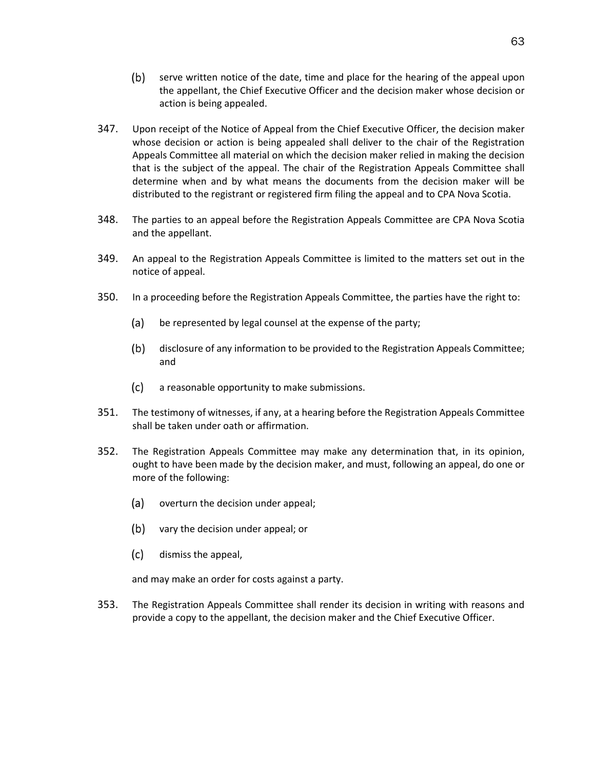(b) serve written notice of the date, time and place for the hearing of the appeal upon the appellant, the Chief Executive Officer and the decision maker whose decision or action is being appealed.

347. Upon receipt of the Notice of Appeal from the Chief Executive Officer, the decision maker whose decision or action is being appealed shall deliver to the chair of the Registration Appeals Committee all material on which the decision maker relied in making the decision that is the subject of the appeal. The chair of the Registration Appeals Committee shall determine when and by what means the documents from the decision maker will be distributed to the registrant or registered firm filing the appeal and to CPA Nova Scotia.

348. The parties to an appeal before the Registration Appeals Committee are CPA Nova Scotia and the appellant.

349. An appeal to the Registration Appeals Committee is limited to the matters set out in the notice of appeal.

350. In a proceeding before the Registration Appeals Committee, the parties have the right to:

(a) be represented by legal counsel at the expense of the party;

(b) disclosure of any information to be provided to the Registration Appeals Committee; and

(c) a reasonable opportunity to make submissions.

351. The testimony of witnesses, if any, at a hearing before the Registration Appeals Committee shall be taken under oath or affirmation.

352. The Registration Appeals Committee may make any determination that, in its opinion, ought to have been made by the decision maker, and must, following an appeal, do one or more of the following:

(a) overturn the decision under appeal;

(b) vary the decision under appeal; or

(c) dismiss the appeal,

and may make an order for costs against a party.

353. The Registration Appeals Committee shall render its decision in writing with reasons and provide a copy to the appellant, the decision maker and the Chief Executive Officer.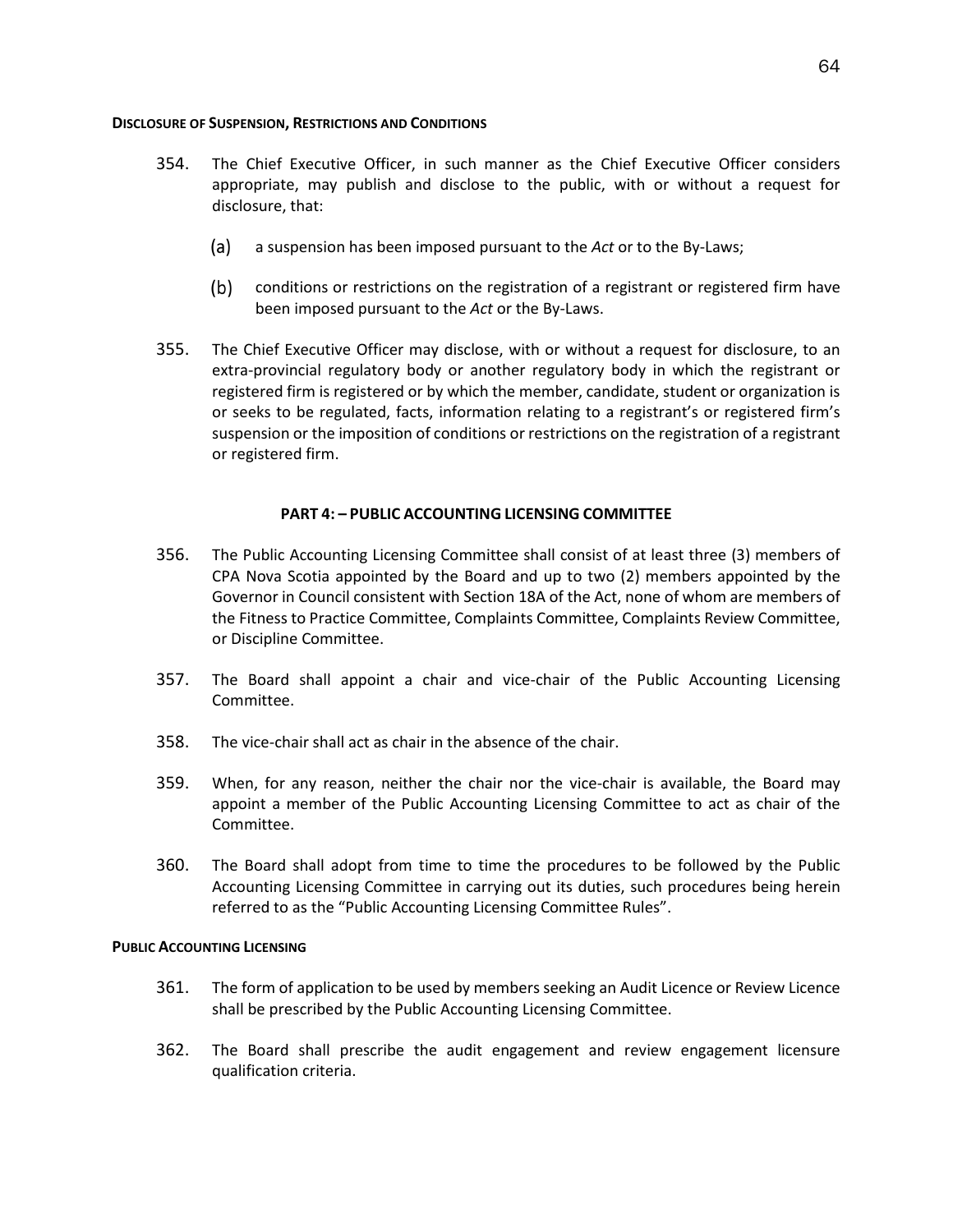**DISCLOSURE OF SUSPENSION, RESTRICTIONS AND CONDITIONS**

354. The Chief Executive Officer, in such manner as the Chief Executive Officer considers appropriate, may publish and disclose to the public, with or without a request for disclosure, that:

    (a) a suspension has been imposed pursuant to the *Act* or to the By-Laws;

    (b) conditions or restrictions on the registration of a registrant or registered firm have been imposed pursuant to the *Act* or the By-Laws.

355. The Chief Executive Officer may disclose, with or without a request for disclosure, to an extra-provincial regulatory body or another regulatory body in which the registrant or registered firm is registered or by which the member, candidate, student or organization is or seeks to be regulated, facts, information relating to a registrant's or registered firm's suspension or the imposition of conditions or restrictions on the registration of a registrant or registered firm.

## PART 4: – PUBLIC ACCOUNTING LICENSING COMMITTEE

356. The Public Accounting Licensing Committee shall consist of at least three (3) members of CPA Nova Scotia appointed by the Board and up to two (2) members appointed by the Governor in Council consistent with Section 18A of the Act, none of whom are members of the Fitness to Practice Committee, Complaints Committee, Complaints Review Committee, or Discipline Committee.

357. The Board shall appoint a chair and vice-chair of the Public Accounting Licensing Committee.

358. The vice-chair shall act as chair in the absence of the chair.

359. When, for any reason, neither the chair nor the vice-chair is available, the Board may appoint a member of the Public Accounting Licensing Committee to act as chair of the Committee.

360. The Board shall adopt from time to time the procedures to be followed by the Public Accounting Licensing Committee in carrying out its duties, such procedures being herein referred to as the "Public Accounting Licensing Committee Rules".

**PUBLIC ACCOUNTING LICENSING**

361. The form of application to be used by members seeking an Audit Licence or Review Licence shall be prescribed by the Public Accounting Licensing Committee.

362. The Board shall prescribe the audit engagement and review engagement licensure qualification criteria.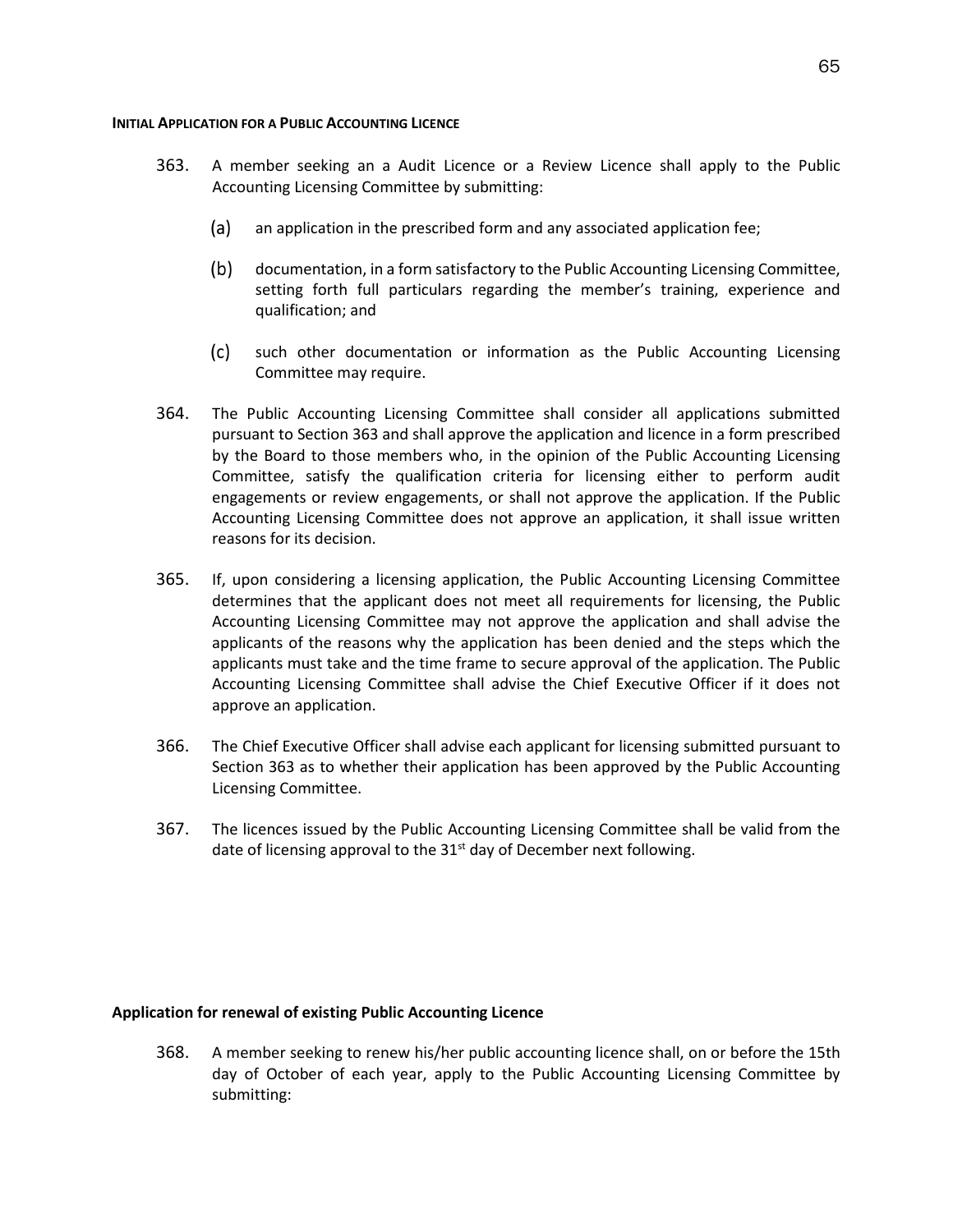#### INITIAL APPLICATION FOR A PUBLIC ACCOUNTING LICENCE

363. A member seeking an a Audit Licence or a Review Licence shall apply to the Public Accounting Licensing Committee by submitting:

    (a) an application in the prescribed form and any associated application fee;

    (b) documentation, in a form satisfactory to the Public Accounting Licensing Committee, setting forth full particulars regarding the member's training, experience and qualification; and

    (c) such other documentation or information as the Public Accounting Licensing Committee may require.

364. The Public Accounting Licensing Committee shall consider all applications submitted pursuant to Section 363 and shall approve the application and licence in a form prescribed by the Board to those members who, in the opinion of the Public Accounting Licensing Committee, satisfy the qualification criteria for licensing either to perform audit engagements or review engagements, or shall not approve the application. If the Public Accounting Licensing Committee does not approve an application, it shall issue written reasons for its decision.

365. If, upon considering a licensing application, the Public Accounting Licensing Committee determines that the applicant does not meet all requirements for licensing, the Public Accounting Licensing Committee may not approve the application and shall advise the applicants of the reasons why the application has been denied and the steps which the applicants must take and the time frame to secure approval of the application. The Public Accounting Licensing Committee shall advise the Chief Executive Officer if it does not approve an application.

366. The Chief Executive Officer shall advise each applicant for licensing submitted pursuant to Section 363 as to whether their application has been approved by the Public Accounting Licensing Committee.

367. The licences issued by the Public Accounting Licensing Committee shall be valid from the date of licensing approval to the 31st day of December next following.

#### Application for renewal of existing Public Accounting Licence

368. A member seeking to renew his/her public accounting licence shall, on or before the 15th day of October of each year, apply to the Public Accounting Licensing Committee by submitting: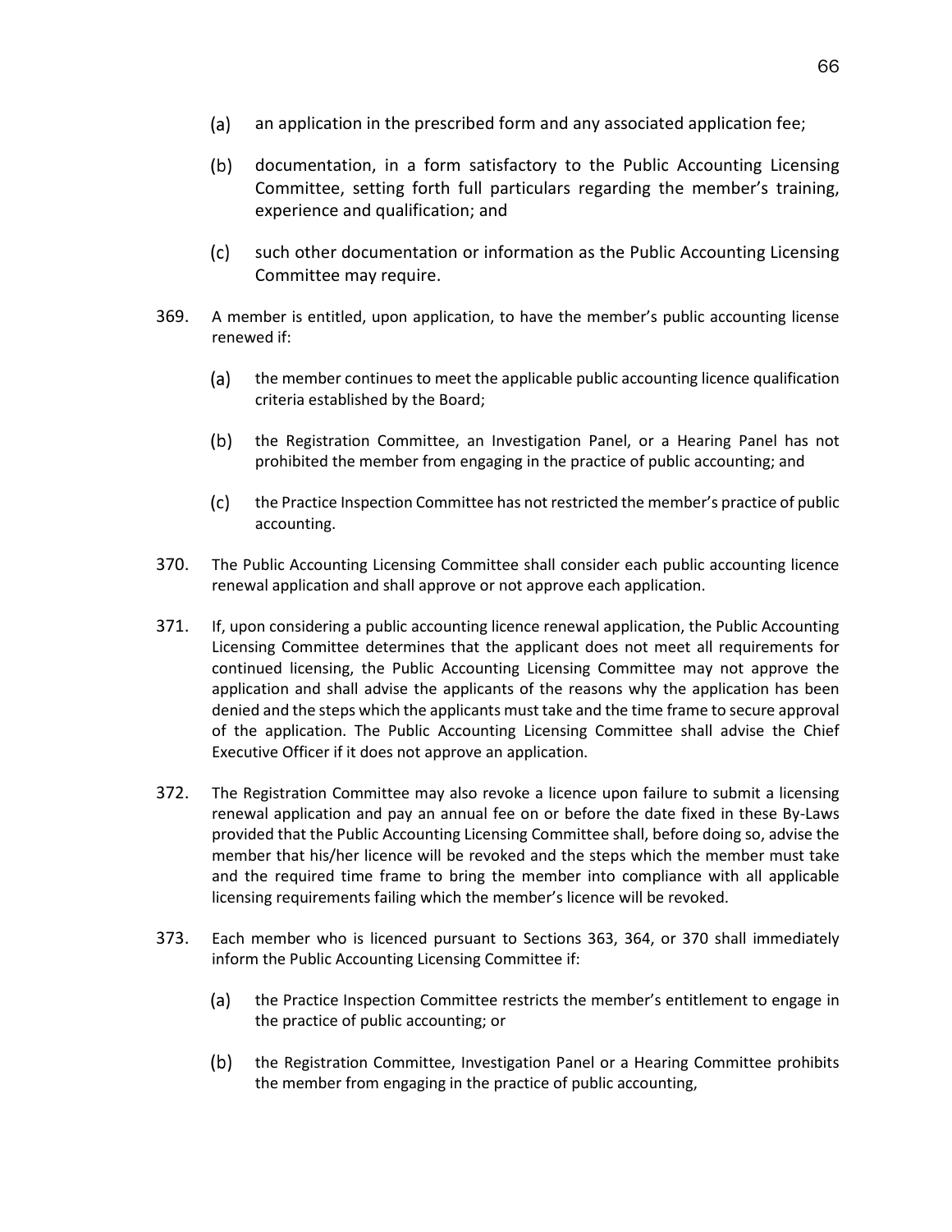(a) an application in the prescribed form and any associated application fee;

(b) documentation, in a form satisfactory to the Public Accounting Licensing Committee, setting forth full particulars regarding the member's training, experience and qualification; and

(c) such other documentation or information as the Public Accounting Licensing Committee may require.

369. A member is entitled, upon application, to have the member's public accounting license renewed if:

(a) the member continues to meet the applicable public accounting licence qualification criteria established by the Board;

(b) the Registration Committee, an Investigation Panel, or a Hearing Panel has not prohibited the member from engaging in the practice of public accounting; and

(c) the Practice Inspection Committee has not restricted the member's practice of public accounting.

370. The Public Accounting Licensing Committee shall consider each public accounting licence renewal application and shall approve or not approve each application.

371. If, upon considering a public accounting licence renewal application, the Public Accounting Licensing Committee determines that the applicant does not meet all requirements for continued licensing, the Public Accounting Licensing Committee may not approve the application and shall advise the applicants of the reasons why the application has been denied and the steps which the applicants must take and the time frame to secure approval of the application. The Public Accounting Licensing Committee shall advise the Chief Executive Officer if it does not approve an application.

372. The Registration Committee may also revoke a licence upon failure to submit a licensing renewal application and pay an annual fee on or before the date fixed in these By-Laws provided that the Public Accounting Licensing Committee shall, before doing so, advise the member that his/her licence will be revoked and the steps which the member must take and the required time frame to bring the member into compliance with all applicable licensing requirements failing which the member's licence will be revoked.

373. Each member who is licenced pursuant to Sections 363, 364, or 370 shall immediately inform the Public Accounting Licensing Committee if:

(a) the Practice Inspection Committee restricts the member's entitlement to engage in the practice of public accounting; or

(b) the Registration Committee, Investigation Panel or a Hearing Committee prohibits the member from engaging in the practice of public accounting,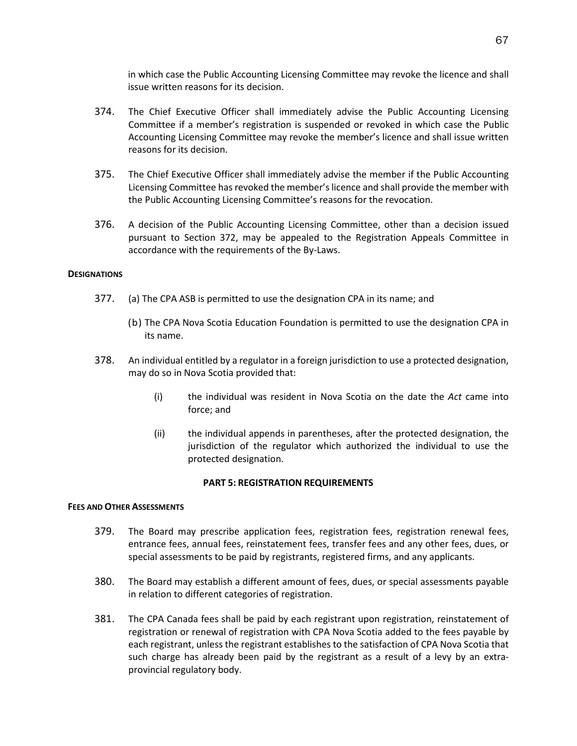in which case the Public Accounting Licensing Committee may revoke the licence and shall issue written reasons for its decision.

374. The Chief Executive Officer shall immediately advise the Public Accounting Licensing Committee if a member's registration is suspended or revoked in which case the Public Accounting Licensing Committee may revoke the member's licence and shall issue written reasons for its decision.

375. The Chief Executive Officer shall immediately advise the member if the Public Accounting Licensing Committee has revoked the member's licence and shall provide the member with the Public Accounting Licensing Committee's reasons for the revocation.

376. A decision of the Public Accounting Licensing Committee, other than a decision issued pursuant to Section 372, may be appealed to the Registration Appeals Committee in accordance with the requirements of the By-Laws.

**DESIGNATIONS**

377. (a) The CPA ASB is permitted to use the designation CPA in its name; and

(b) The CPA Nova Scotia Education Foundation is permitted to use the designation CPA in its name.

378. An individual entitled by a regulator in a foreign jurisdiction to use a protected designation, may do so in Nova Scotia provided that:

(i) the individual was resident in Nova Scotia on the date the *Act* came into force; and

(ii) the individual appends in parentheses, after the protected designation, the jurisdiction of the regulator which authorized the individual to use the protected designation.

## PART 5: REGISTRATION REQUIREMENTS

**FEES AND OTHER ASSESSMENTS**

379. The Board may prescribe application fees, registration fees, registration renewal fees, entrance fees, annual fees, reinstatement fees, transfer fees and any other fees, dues, or special assessments to be paid by registrants, registered firms, and any applicants.

380. The Board may establish a different amount of fees, dues, or special assessments payable in relation to different categories of registration.

381. The CPA Canada fees shall be paid by each registrant upon registration, reinstatement of registration or renewal of registration with CPA Nova Scotia added to the fees payable by each registrant, unless the registrant establishes to the satisfaction of CPA Nova Scotia that such charge has already been paid by the registrant as a result of a levy by an extra-provincial regulatory body.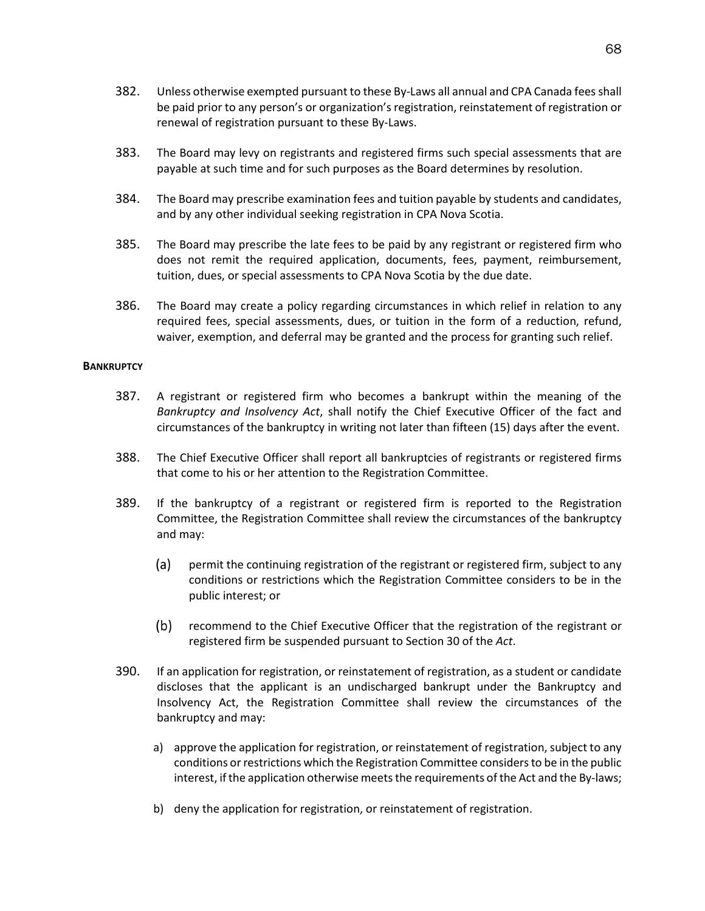382. Unless otherwise exempted pursuant to these By-Laws all annual and CPA Canada fees shall be paid prior to any person's or organization's registration, reinstatement of registration or renewal of registration pursuant to these By-Laws.

383. The Board may levy on registrants and registered firms such special assessments that are payable at such time and for such purposes as the Board determines by resolution.

384. The Board may prescribe examination fees and tuition payable by students and candidates, and by any other individual seeking registration in CPA Nova Scotia.

385. The Board may prescribe the late fees to be paid by any registrant or registered firm who does not remit the required application, documents, fees, payment, reimbursement, tuition, dues, or special assessments to CPA Nova Scotia by the due date.

386. The Board may create a policy regarding circumstances in which relief in relation to any required fees, special assessments, dues, or tuition in the form of a reduction, refund, waiver, exemption, and deferral may be granted and the process for granting such relief.

**BANKRUPTCY**

387. A registrant or registered firm who becomes a bankrupt within the meaning of the *Bankruptcy and Insolvency Act*, shall notify the Chief Executive Officer of the fact and circumstances of the bankruptcy in writing not later than fifteen (15) days after the event.

388. The Chief Executive Officer shall report all bankruptcies of registrants or registered firms that come to his or her attention to the Registration Committee.

389. If the bankruptcy of a registrant or registered firm is reported to the Registration Committee, the Registration Committee shall review the circumstances of the bankruptcy and may:

   (a) permit the continuing registration of the registrant or registered firm, subject to any conditions or restrictions which the Registration Committee considers to be in the public interest; or

   (b) recommend to the Chief Executive Officer that the registration of the registrant or registered firm be suspended pursuant to Section 30 of the *Act*.

390. If an application for registration, or reinstatement of registration, as a student or candidate discloses that the applicant is an undischarged bankrupt under the Bankruptcy and Insolvency Act, the Registration Committee shall review the circumstances of the bankruptcy and may:

   a) approve the application for registration, or reinstatement of registration, subject to any conditions or restrictions which the Registration Committee considers to be in the public interest, if the application otherwise meets the requirements of the Act and the By-laws;

   b) deny the application for registration, or reinstatement of registration.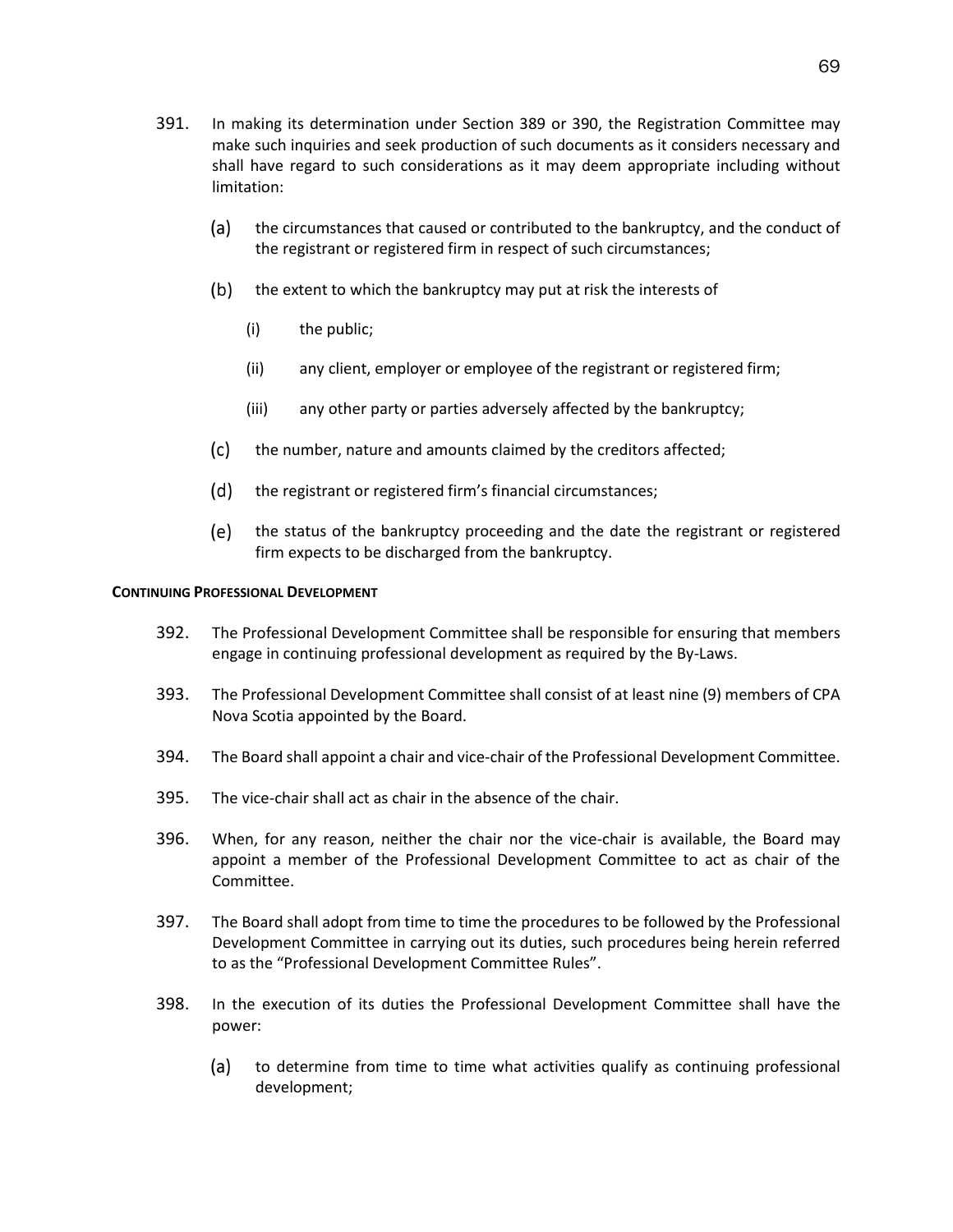391. In making its determination under Section 389 or 390, the Registration Committee may make such inquiries and seek production of such documents as it considers necessary and shall have regard to such considerations as it may deem appropriate including without limitation:

    (a) the circumstances that caused or contributed to the bankruptcy, and the conduct of the registrant or registered firm in respect of such circumstances;

    (b) the extent to which the bankruptcy may put at risk the interests of

        (i) the public;

        (ii) any client, employer or employee of the registrant or registered firm;

        (iii) any other party or parties adversely affected by the bankruptcy;

    (c) the number, nature and amounts claimed by the creditors affected;

    (d) the registrant or registered firm's financial circumstances;

    (e) the status of the bankruptcy proceeding and the date the registrant or registered firm expects to be discharged from the bankruptcy.

**CONTINUING PROFESSIONAL DEVELOPMENT**

392. The Professional Development Committee shall be responsible for ensuring that members engage in continuing professional development as required by the By-Laws.

393. The Professional Development Committee shall consist of at least nine (9) members of CPA Nova Scotia appointed by the Board.

394. The Board shall appoint a chair and vice-chair of the Professional Development Committee.

395. The vice-chair shall act as chair in the absence of the chair.

396. When, for any reason, neither the chair nor the vice-chair is available, the Board may appoint a member of the Professional Development Committee to act as chair of the Committee.

397. The Board shall adopt from time to time the procedures to be followed by the Professional Development Committee in carrying out its duties, such procedures being herein referred to as the "Professional Development Committee Rules".

398. In the execution of its duties the Professional Development Committee shall have the power:

    (a) to determine from time to time what activities qualify as continuing professional development;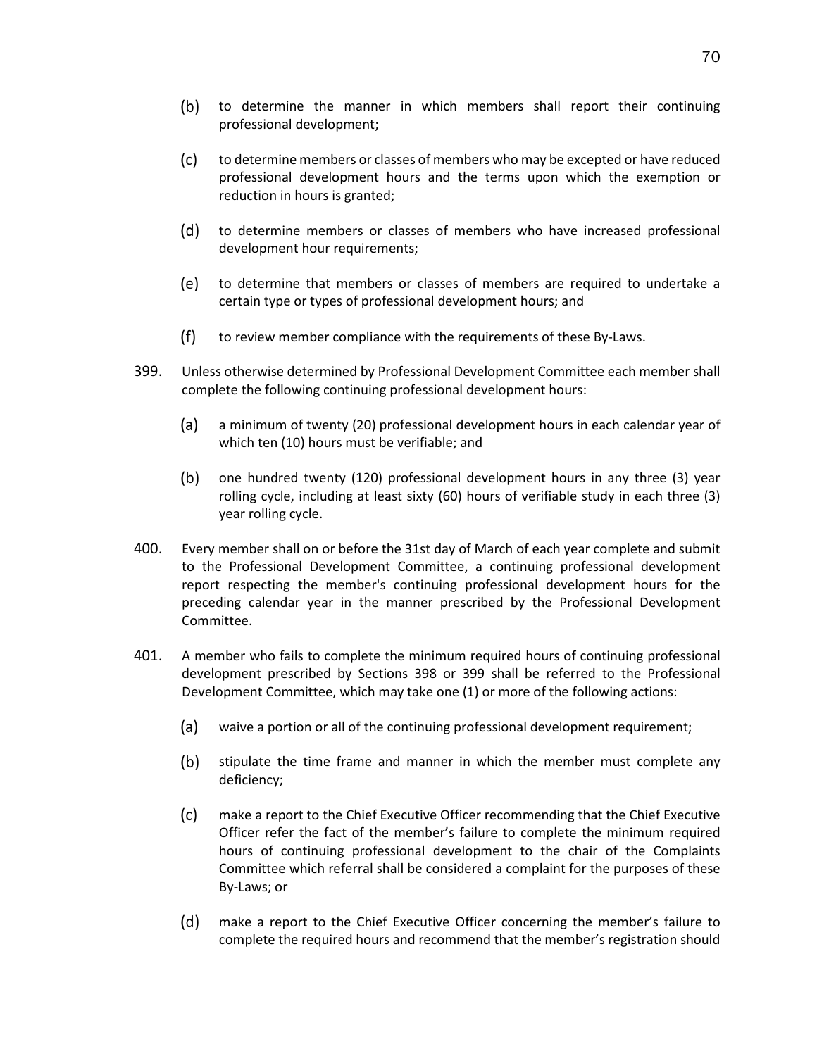(b) to determine the manner in which members shall report their continuing professional development;

(c) to determine members or classes of members who may be excepted or have reduced professional development hours and the terms upon which the exemption or reduction in hours is granted;

(d) to determine members or classes of members who have increased professional development hour requirements;

(e) to determine that members or classes of members are required to undertake a certain type or types of professional development hours; and

(f) to review member compliance with the requirements of these By-Laws.

399. Unless otherwise determined by Professional Development Committee each member shall complete the following continuing professional development hours:

(a) a minimum of twenty (20) professional development hours in each calendar year of which ten (10) hours must be verifiable; and

(b) one hundred twenty (120) professional development hours in any three (3) year rolling cycle, including at least sixty (60) hours of verifiable study in each three (3) year rolling cycle.

400. Every member shall on or before the 31st day of March of each year complete and submit to the Professional Development Committee, a continuing professional development report respecting the member's continuing professional development hours for the preceding calendar year in the manner prescribed by the Professional Development Committee.

401. A member who fails to complete the minimum required hours of continuing professional development prescribed by Sections 398 or 399 shall be referred to the Professional Development Committee, which may take one (1) or more of the following actions:

(a) waive a portion or all of the continuing professional development requirement;

(b) stipulate the time frame and manner in which the member must complete any deficiency;

(c) make a report to the Chief Executive Officer recommending that the Chief Executive Officer refer the fact of the member's failure to complete the minimum required hours of continuing professional development to the chair of the Complaints Committee which referral shall be considered a complaint for the purposes of these By-Laws; or

(d) make a report to the Chief Executive Officer concerning the member's failure to complete the required hours and recommend that the member's registration should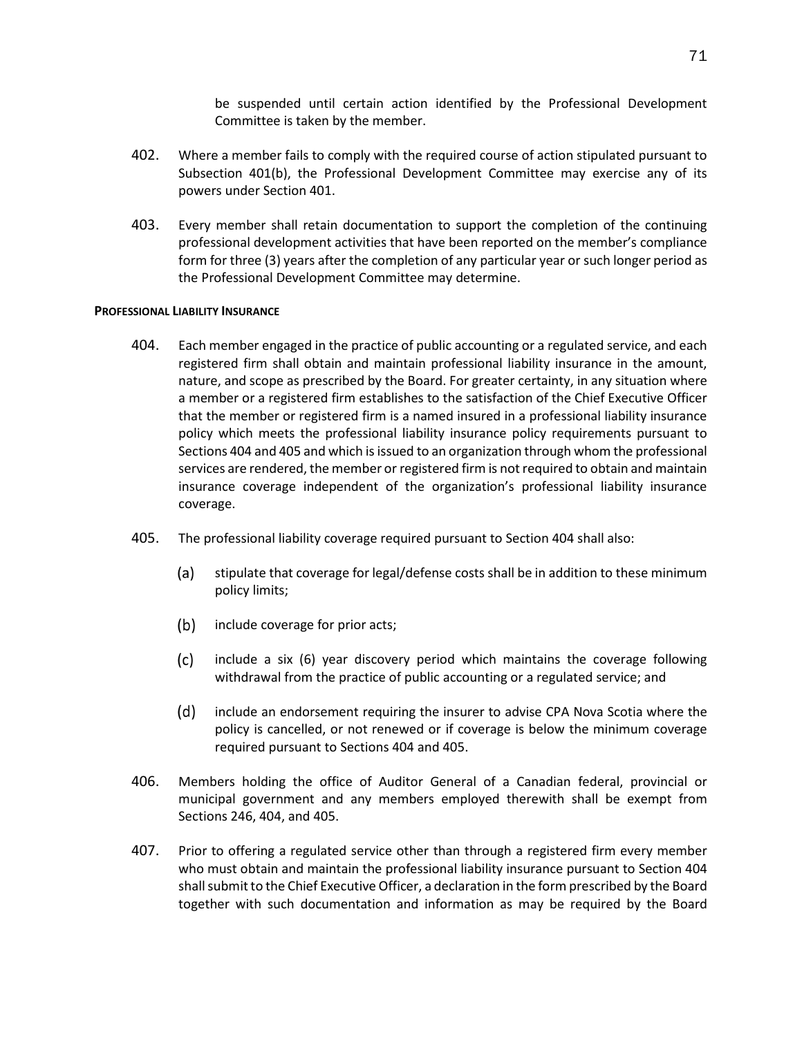be suspended until certain action identified by the Professional Development Committee is taken by the member.

402. Where a member fails to comply with the required course of action stipulated pursuant to Subsection 401(b), the Professional Development Committee may exercise any of its powers under Section 401.

403. Every member shall retain documentation to support the completion of the continuing professional development activities that have been reported on the member's compliance form for three (3) years after the completion of any particular year or such longer period as the Professional Development Committee may determine.

**PROFESSIONAL LIABILITY INSURANCE**

404. Each member engaged in the practice of public accounting or a regulated service, and each registered firm shall obtain and maintain professional liability insurance in the amount, nature, and scope as prescribed by the Board. For greater certainty, in any situation where a member or a registered firm establishes to the satisfaction of the Chief Executive Officer that the member or registered firm is a named insured in a professional liability insurance policy which meets the professional liability insurance policy requirements pursuant to Sections 404 and 405 and which is issued to an organization through whom the professional services are rendered, the member or registered firm is not required to obtain and maintain insurance coverage independent of the organization's professional liability insurance coverage.

405. The professional liability coverage required pursuant to Section 404 shall also:

   (a) stipulate that coverage for legal/defense costs shall be in addition to these minimum policy limits;

   (b) include coverage for prior acts;

   (c) include a six (6) year discovery period which maintains the coverage following withdrawal from the practice of public accounting or a regulated service; and

   (d) include an endorsement requiring the insurer to advise CPA Nova Scotia where the policy is cancelled, or not renewed or if coverage is below the minimum coverage required pursuant to Sections 404 and 405.

406. Members holding the office of Auditor General of a Canadian federal, provincial or municipal government and any members employed therewith shall be exempt from Sections 246, 404, and 405.

407. Prior to offering a regulated service other than through a registered firm every member who must obtain and maintain the professional liability insurance pursuant to Section 404 shall submit to the Chief Executive Officer, a declaration in the form prescribed by the Board together with such documentation and information as may be required by the Board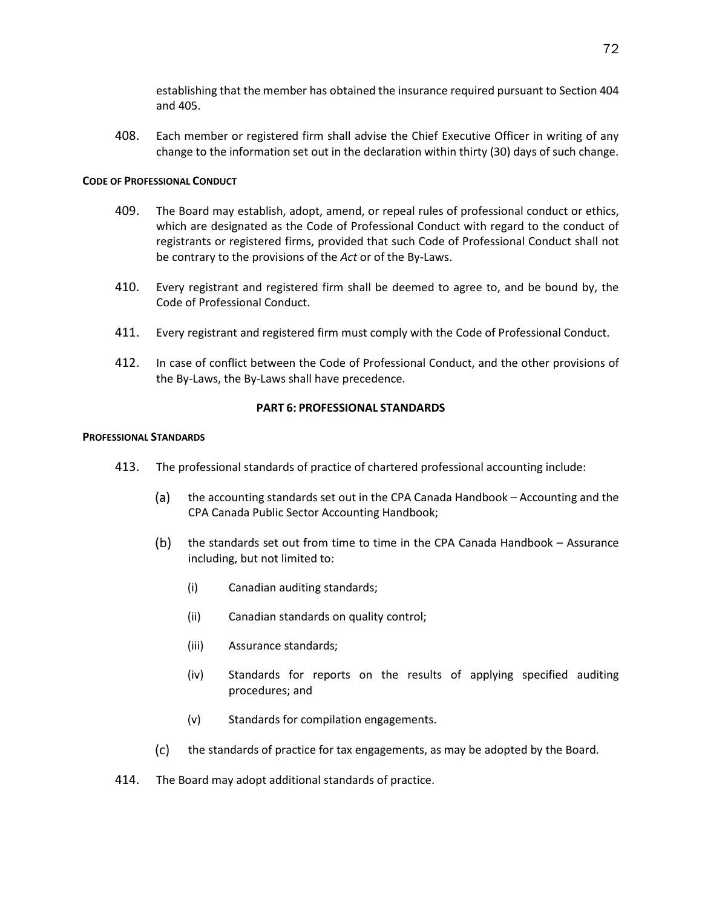establishing that the member has obtained the insurance required pursuant to Section 404 and 405.

408. Each member or registered firm shall advise the Chief Executive Officer in writing of any change to the information set out in the declaration within thirty (30) days of such change.

**CODE OF PROFESSIONAL CONDUCT**

409. The Board may establish, adopt, amend, or repeal rules of professional conduct or ethics, which are designated as the Code of Professional Conduct with regard to the conduct of registrants or registered firms, provided that such Code of Professional Conduct shall not be contrary to the provisions of the *Act* or of the By-Laws.

410. Every registrant and registered firm shall be deemed to agree to, and be bound by, the Code of Professional Conduct.

411. Every registrant and registered firm must comply with the Code of Professional Conduct.

412. In case of conflict between the Code of Professional Conduct, and the other provisions of the By-Laws, the By-Laws shall have precedence.

## PART 6: PROFESSIONAL STANDARDS

**PROFESSIONAL STANDARDS**

413. The professional standards of practice of chartered professional accounting include:

(a) the accounting standards set out in the CPA Canada Handbook – Accounting and the CPA Canada Public Sector Accounting Handbook;

(b) the standards set out from time to time in the CPA Canada Handbook – Assurance including, but not limited to:

(i) Canadian auditing standards;

(ii) Canadian standards on quality control;

(iii) Assurance standards;

(iv) Standards for reports on the results of applying specified auditing procedures; and

(v) Standards for compilation engagements.

(c) the standards of practice for tax engagements, as may be adopted by the Board.

414. The Board may adopt additional standards of practice.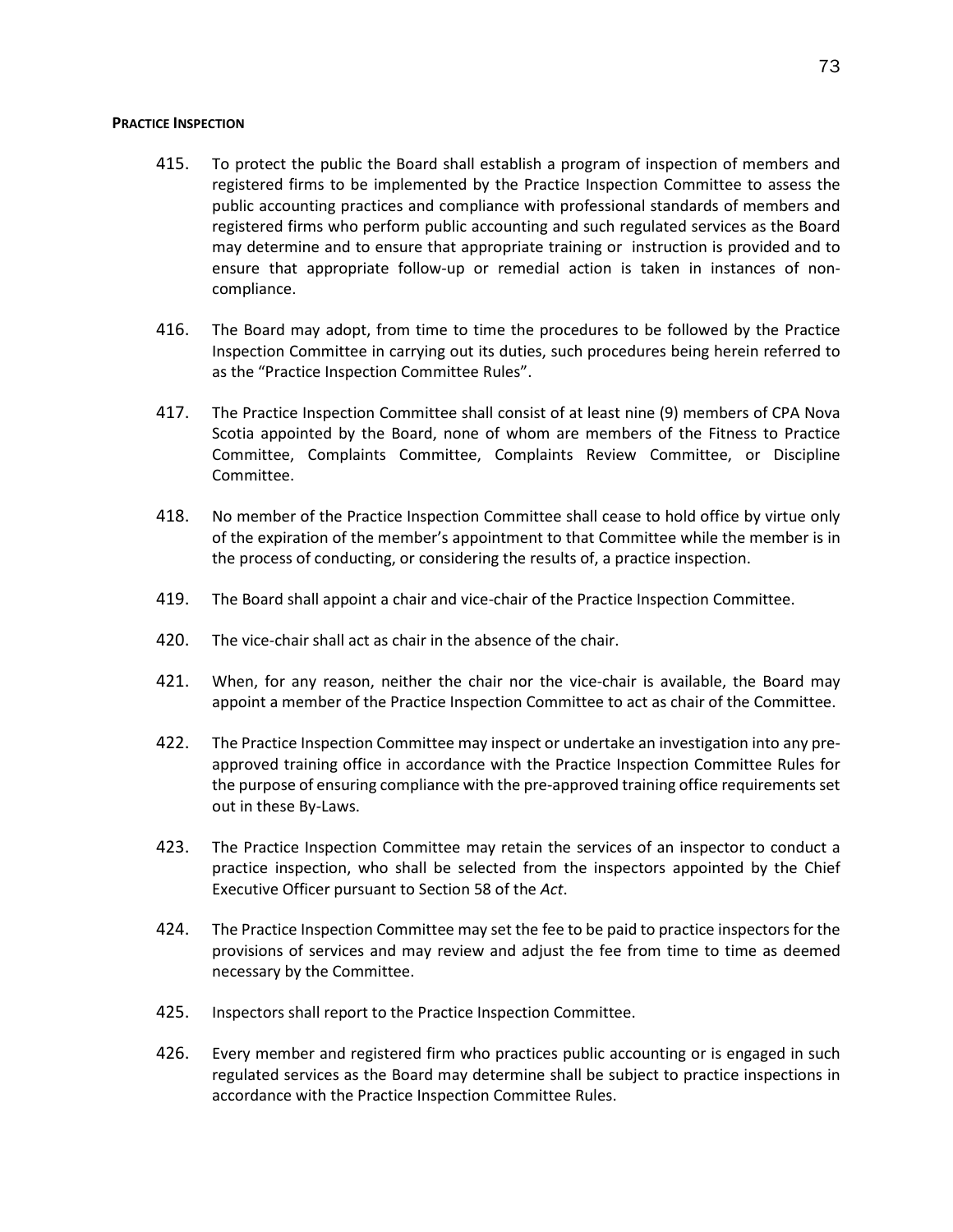**PRACTICE INSPECTION**

415. To protect the public the Board shall establish a program of inspection of members and registered firms to be implemented by the Practice Inspection Committee to assess the public accounting practices and compliance with professional standards of members and registered firms who perform public accounting and such regulated services as the Board may determine and to ensure that appropriate training or instruction is provided and to ensure that appropriate follow-up or remedial action is taken in instances of non-compliance.

416. The Board may adopt, from time to time the procedures to be followed by the Practice Inspection Committee in carrying out its duties, such procedures being herein referred to as the "Practice Inspection Committee Rules".

417. The Practice Inspection Committee shall consist of at least nine (9) members of CPA Nova Scotia appointed by the Board, none of whom are members of the Fitness to Practice Committee, Complaints Committee, Complaints Review Committee, or Discipline Committee.

418. No member of the Practice Inspection Committee shall cease to hold office by virtue only of the expiration of the member's appointment to that Committee while the member is in the process of conducting, or considering the results of, a practice inspection.

419. The Board shall appoint a chair and vice-chair of the Practice Inspection Committee.

420. The vice-chair shall act as chair in the absence of the chair.

421. When, for any reason, neither the chair nor the vice-chair is available, the Board may appoint a member of the Practice Inspection Committee to act as chair of the Committee.

422. The Practice Inspection Committee may inspect or undertake an investigation into any pre-approved training office in accordance with the Practice Inspection Committee Rules for the purpose of ensuring compliance with the pre-approved training office requirements set out in these By-Laws.

423. The Practice Inspection Committee may retain the services of an inspector to conduct a practice inspection, who shall be selected from the inspectors appointed by the Chief Executive Officer pursuant to Section 58 of the *Act*.

424. The Practice Inspection Committee may set the fee to be paid to practice inspectors for the provisions of services and may review and adjust the fee from time to time as deemed necessary by the Committee.

425. Inspectors shall report to the Practice Inspection Committee.

426. Every member and registered firm who practices public accounting or is engaged in such regulated services as the Board may determine shall be subject to practice inspections in accordance with the Practice Inspection Committee Rules.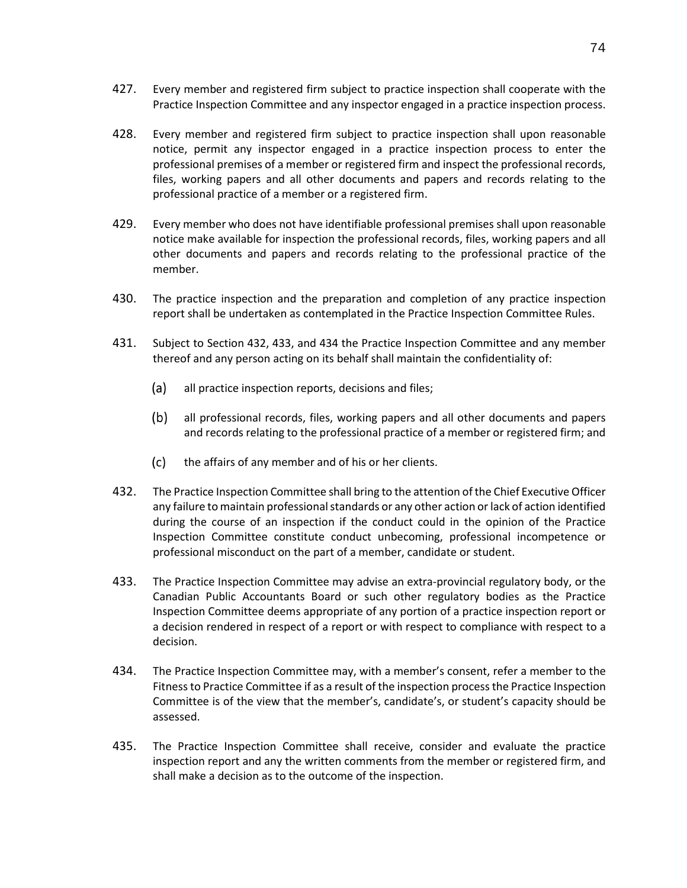427. Every member and registered firm subject to practice inspection shall cooperate with the Practice Inspection Committee and any inspector engaged in a practice inspection process.

428. Every member and registered firm subject to practice inspection shall upon reasonable notice, permit any inspector engaged in a practice inspection process to enter the professional premises of a member or registered firm and inspect the professional records, files, working papers and all other documents and papers and records relating to the professional practice of a member or a registered firm.

429. Every member who does not have identifiable professional premises shall upon reasonable notice make available for inspection the professional records, files, working papers and all other documents and papers and records relating to the professional practice of the member.

430. The practice inspection and the preparation and completion of any practice inspection report shall be undertaken as contemplated in the Practice Inspection Committee Rules.

431. Subject to Section 432, 433, and 434 the Practice Inspection Committee and any member thereof and any person acting on its behalf shall maintain the confidentiality of:

   (a) all practice inspection reports, decisions and files;

   (b) all professional records, files, working papers and all other documents and papers and records relating to the professional practice of a member or registered firm; and

   (c) the affairs of any member and of his or her clients.

432. The Practice Inspection Committee shall bring to the attention of the Chief Executive Officer any failure to maintain professional standards or any other action or lack of action identified during the course of an inspection if the conduct could in the opinion of the Practice Inspection Committee constitute conduct unbecoming, professional incompetence or professional misconduct on the part of a member, candidate or student.

433. The Practice Inspection Committee may advise an extra-provincial regulatory body, or the Canadian Public Accountants Board or such other regulatory bodies as the Practice Inspection Committee deems appropriate of any portion of a practice inspection report or a decision rendered in respect of a report or with respect to compliance with respect to a decision.

434. The Practice Inspection Committee may, with a member's consent, refer a member to the Fitness to Practice Committee if as a result of the inspection process the Practice Inspection Committee is of the view that the member's, candidate's, or student's capacity should be assessed.

435. The Practice Inspection Committee shall receive, consider and evaluate the practice inspection report and any the written comments from the member or registered firm, and shall make a decision as to the outcome of the inspection.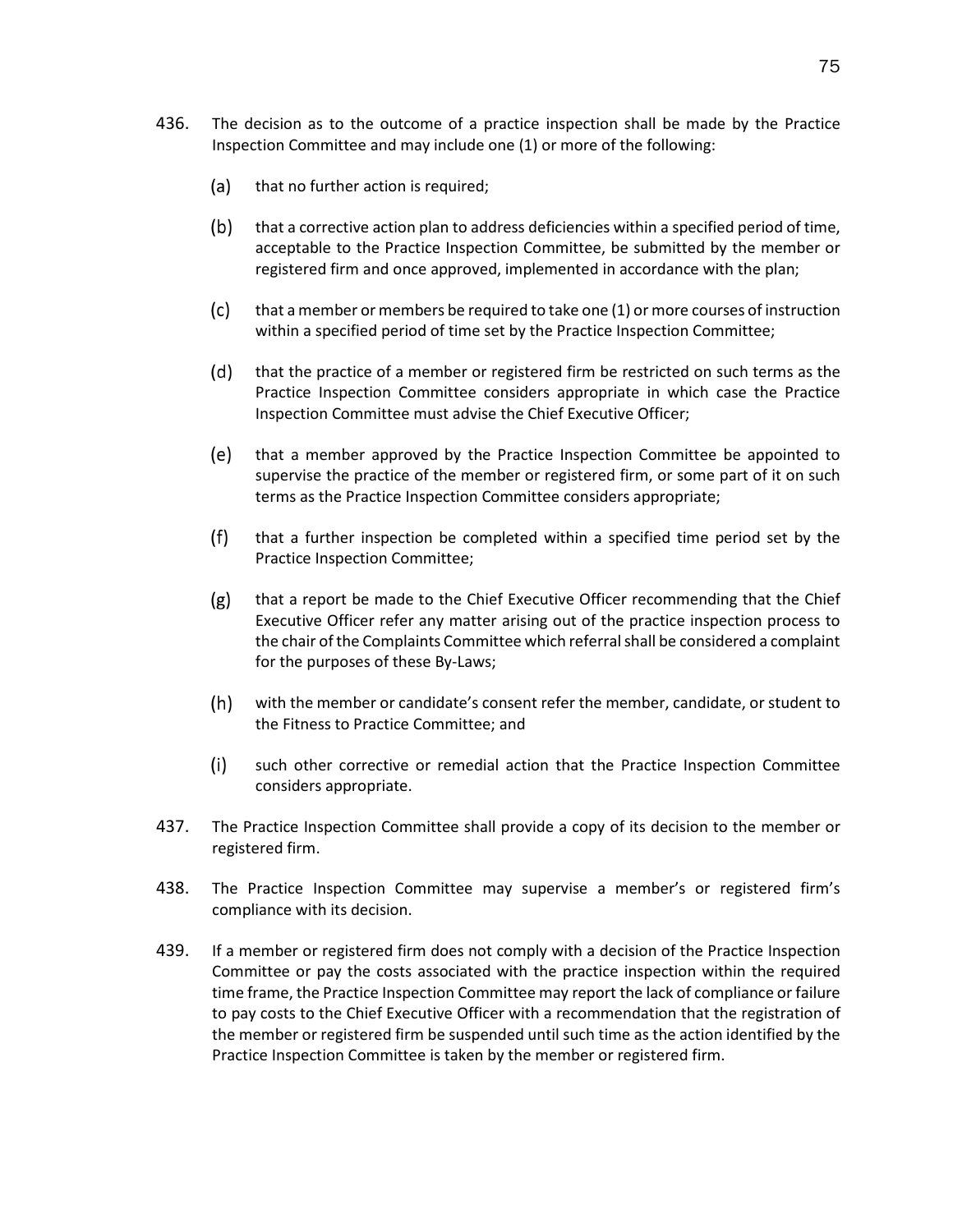436. The decision as to the outcome of a practice inspection shall be made by the Practice Inspection Committee and may include one (1) or more of the following:

   (a) that no further action is required;

   (b) that a corrective action plan to address deficiencies within a specified period of time, acceptable to the Practice Inspection Committee, be submitted by the member or registered firm and once approved, implemented in accordance with the plan;

   (c) that a member or members be required to take one (1) or more courses of instruction within a specified period of time set by the Practice Inspection Committee;

   (d) that the practice of a member or registered firm be restricted on such terms as the Practice Inspection Committee considers appropriate in which case the Practice Inspection Committee must advise the Chief Executive Officer;

   (e) that a member approved by the Practice Inspection Committee be appointed to supervise the practice of the member or registered firm, or some part of it on such terms as the Practice Inspection Committee considers appropriate;

   (f) that a further inspection be completed within a specified time period set by the Practice Inspection Committee;

   (g) that a report be made to the Chief Executive Officer recommending that the Chief Executive Officer refer any matter arising out of the practice inspection process to the chair of the Complaints Committee which referral shall be considered a complaint for the purposes of these By-Laws;

   (h) with the member or candidate's consent refer the member, candidate, or student to the Fitness to Practice Committee; and

   (i) such other corrective or remedial action that the Practice Inspection Committee considers appropriate.

437. The Practice Inspection Committee shall provide a copy of its decision to the member or registered firm.

438. The Practice Inspection Committee may supervise a member's or registered firm's compliance with its decision.

439. If a member or registered firm does not comply with a decision of the Practice Inspection Committee or pay the costs associated with the practice inspection within the required time frame, the Practice Inspection Committee may report the lack of compliance or failure to pay costs to the Chief Executive Officer with a recommendation that the registration of the member or registered firm be suspended until such time as the action identified by the Practice Inspection Committee is taken by the member or registered firm.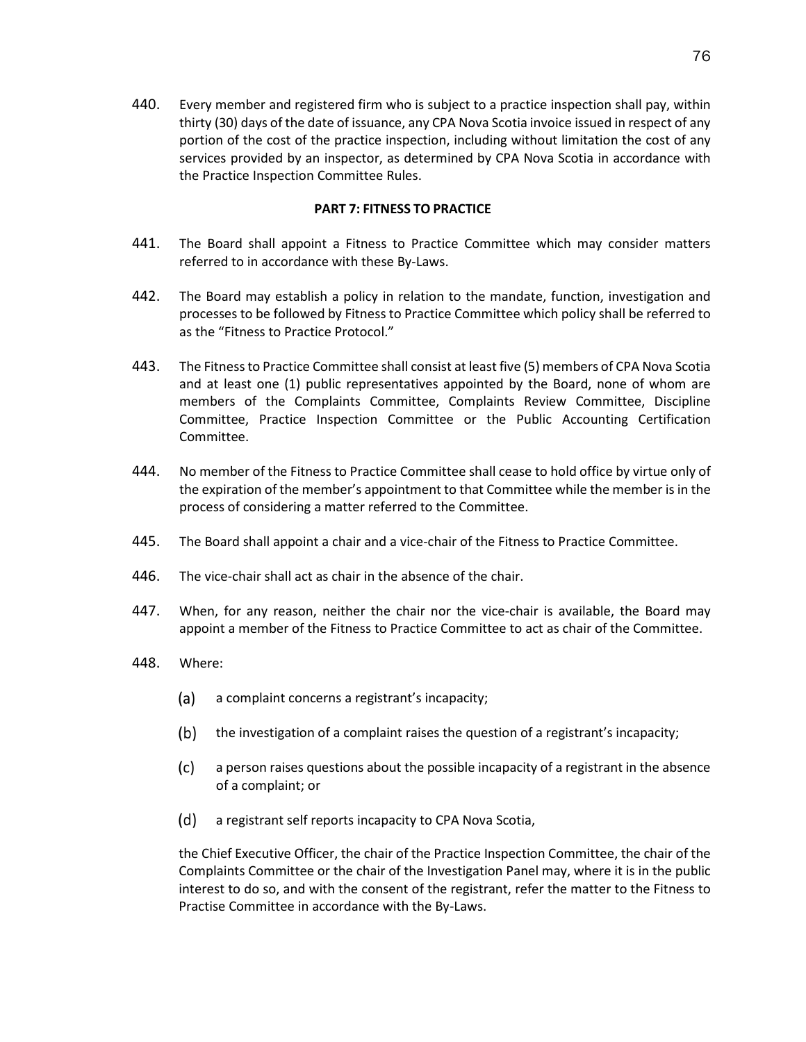440. Every member and registered firm who is subject to a practice inspection shall pay, within thirty (30) days of the date of issuance, any CPA Nova Scotia invoice issued in respect of any portion of the cost of the practice inspection, including without limitation the cost of any services provided by an inspector, as determined by CPA Nova Scotia in accordance with the Practice Inspection Committee Rules.

**PART 7: FITNESS TO PRACTICE**

441. The Board shall appoint a Fitness to Practice Committee which may consider matters referred to in accordance with these By-Laws.

442. The Board may establish a policy in relation to the mandate, function, investigation and processes to be followed by Fitness to Practice Committee which policy shall be referred to as the "Fitness to Practice Protocol."

443. The Fitness to Practice Committee shall consist at least five (5) members of CPA Nova Scotia and at least one (1) public representatives appointed by the Board, none of whom are members of the Complaints Committee, Complaints Review Committee, Discipline Committee, Practice Inspection Committee or the Public Accounting Certification Committee.

444. No member of the Fitness to Practice Committee shall cease to hold office by virtue only of the expiration of the member's appointment to that Committee while the member is in the process of considering a matter referred to the Committee.

445. The Board shall appoint a chair and a vice-chair of the Fitness to Practice Committee.

446. The vice-chair shall act as chair in the absence of the chair.

447. When, for any reason, neither the chair nor the vice-chair is available, the Board may appoint a member of the Fitness to Practice Committee to act as chair of the Committee.

448. Where:

(a) a complaint concerns a registrant's incapacity;

(b) the investigation of a complaint raises the question of a registrant's incapacity;

(c) a person raises questions about the possible incapacity of a registrant in the absence of a complaint; or

(d) a registrant self reports incapacity to CPA Nova Scotia,

the Chief Executive Officer, the chair of the Practice Inspection Committee, the chair of the Complaints Committee or the chair of the Investigation Panel may, where it is in the public interest to do so, and with the consent of the registrant, refer the matter to the Fitness to Practise Committee in accordance with the By-Laws.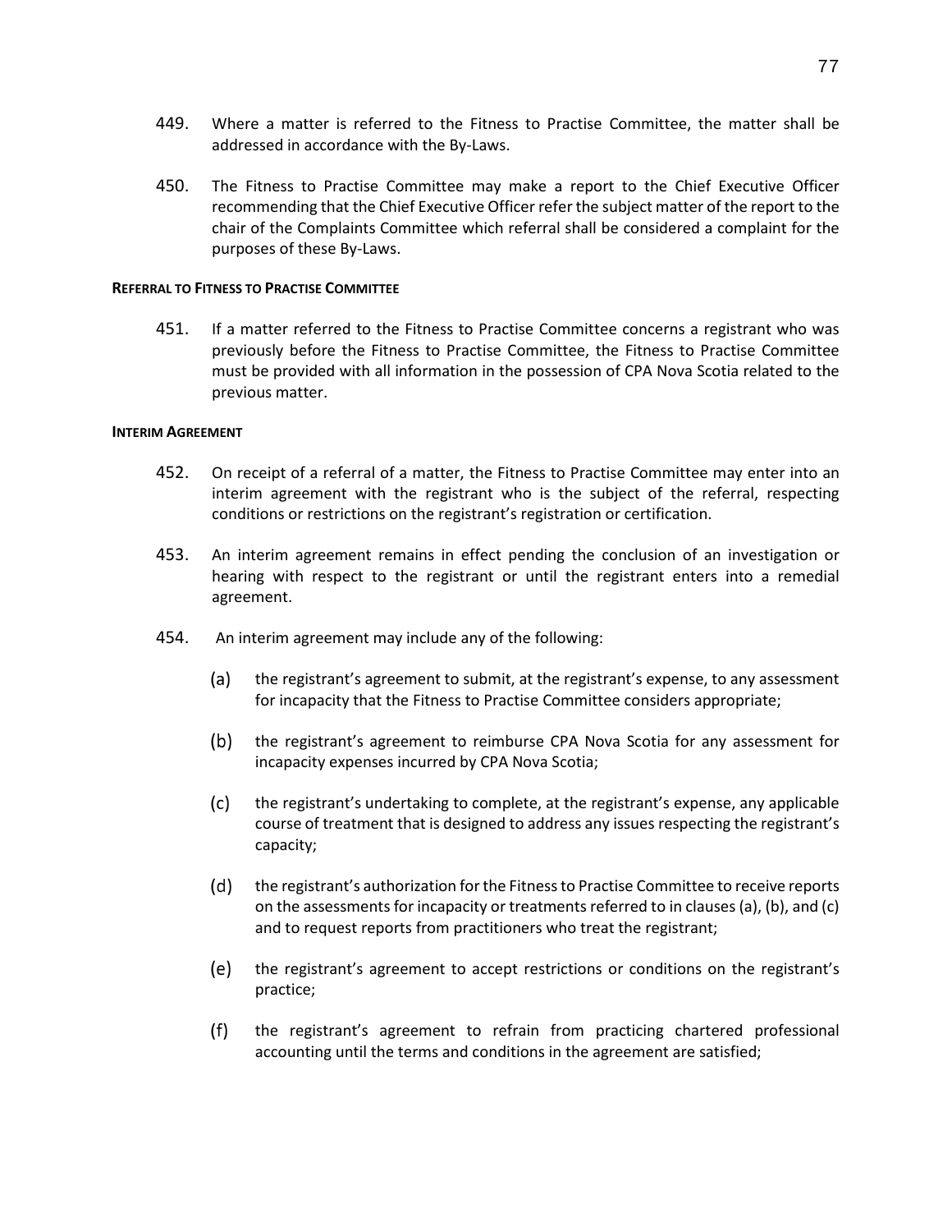449. Where a matter is referred to the Fitness to Practise Committee, the matter shall be addressed in accordance with the By-Laws.

450. The Fitness to Practise Committee may make a report to the Chief Executive Officer recommending that the Chief Executive Officer refer the subject matter of the report to the chair of the Complaints Committee which referral shall be considered a complaint for the purposes of these By-Laws.

**REFERRAL TO FITNESS TO PRACTISE COMMITTEE**

451. If a matter referred to the Fitness to Practise Committee concerns a registrant who was previously before the Fitness to Practise Committee, the Fitness to Practise Committee must be provided with all information in the possession of CPA Nova Scotia related to the previous matter.

**INTERIM AGREEMENT**

452. On receipt of a referral of a matter, the Fitness to Practise Committee may enter into an interim agreement with the registrant who is the subject of the referral, respecting conditions or restrictions on the registrant's registration or certification.

453. An interim agreement remains in effect pending the conclusion of an investigation or hearing with respect to the registrant or until the registrant enters into a remedial agreement.

454. An interim agreement may include any of the following:

   (a) the registrant's agreement to submit, at the registrant's expense, to any assessment for incapacity that the Fitness to Practise Committee considers appropriate;

   (b) the registrant's agreement to reimburse CPA Nova Scotia for any assessment for incapacity expenses incurred by CPA Nova Scotia;

   (c) the registrant's undertaking to complete, at the registrant's expense, any applicable course of treatment that is designed to address any issues respecting the registrant's capacity;

   (d) the registrant's authorization for the Fitness to Practise Committee to receive reports on the assessments for incapacity or treatments referred to in clauses (a), (b), and (c) and to request reports from practitioners who treat the registrant;

   (e) the registrant's agreement to accept restrictions or conditions on the registrant's practice;

   (f) the registrant's agreement to refrain from practicing chartered professional accounting until the terms and conditions in the agreement are satisfied;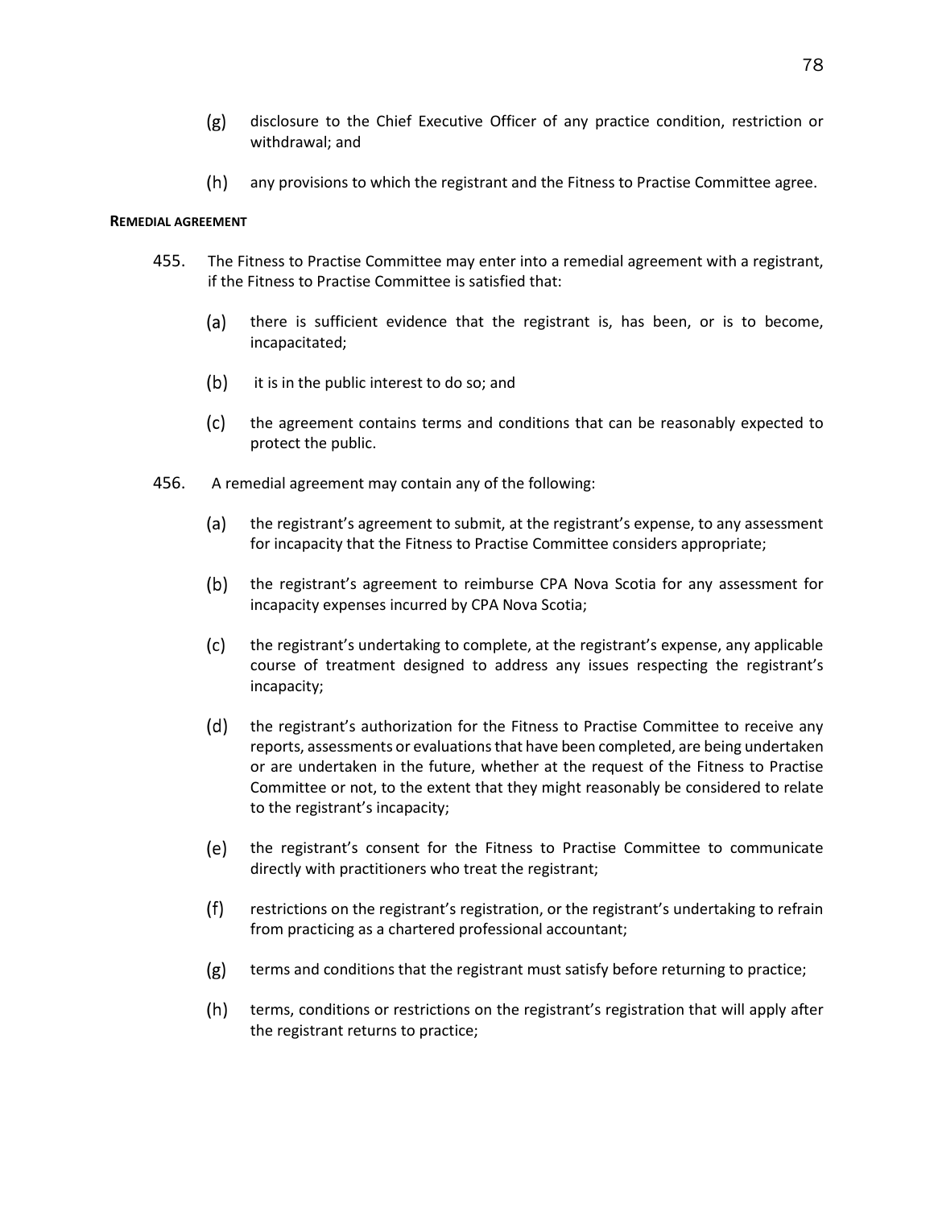(g) disclosure to the Chief Executive Officer of any practice condition, restriction or withdrawal; and

(h) any provisions to which the registrant and the Fitness to Practise Committee agree.

**REMEDIAL AGREEMENT**

455. The Fitness to Practise Committee may enter into a remedial agreement with a registrant, if the Fitness to Practise Committee is satisfied that:

(a) there is sufficient evidence that the registrant is, has been, or is to become, incapacitated;

(b) it is in the public interest to do so; and

(c) the agreement contains terms and conditions that can be reasonably expected to protect the public.

456. A remedial agreement may contain any of the following:

(a) the registrant's agreement to submit, at the registrant's expense, to any assessment for incapacity that the Fitness to Practise Committee considers appropriate;

(b) the registrant's agreement to reimburse CPA Nova Scotia for any assessment for incapacity expenses incurred by CPA Nova Scotia;

(c) the registrant's undertaking to complete, at the registrant's expense, any applicable course of treatment designed to address any issues respecting the registrant's incapacity;

(d) the registrant's authorization for the Fitness to Practise Committee to receive any reports, assessments or evaluations that have been completed, are being undertaken or are undertaken in the future, whether at the request of the Fitness to Practise Committee or not, to the extent that they might reasonably be considered to relate to the registrant's incapacity;

(e) the registrant's consent for the Fitness to Practise Committee to communicate directly with practitioners who treat the registrant;

(f) restrictions on the registrant's registration, or the registrant's undertaking to refrain from practicing as a chartered professional accountant;

(g) terms and conditions that the registrant must satisfy before returning to practice;

(h) terms, conditions or restrictions on the registrant's registration that will apply after the registrant returns to practice;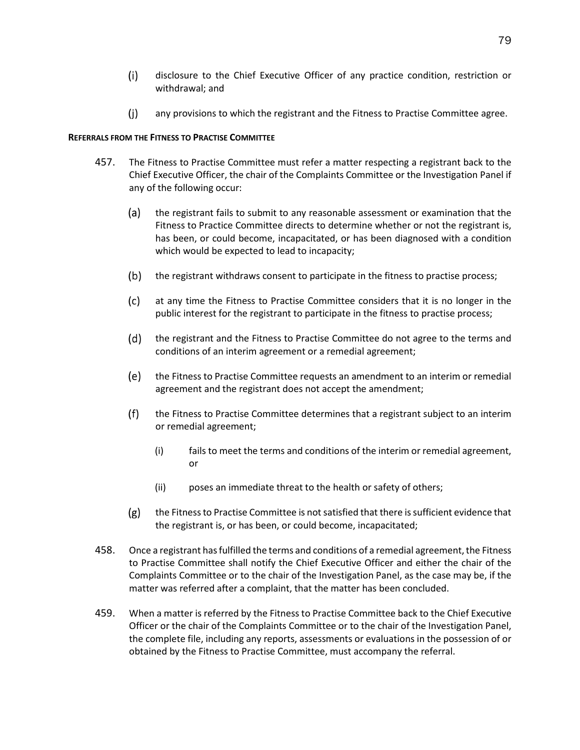(i) disclosure to the Chief Executive Officer of any practice condition, restriction or withdrawal; and

(j) any provisions to which the registrant and the Fitness to Practise Committee agree.

**REFERRALS FROM THE FITNESS TO PRACTISE COMMITTEE**

457. The Fitness to Practise Committee must refer a matter respecting a registrant back to the Chief Executive Officer, the chair of the Complaints Committee or the Investigation Panel if any of the following occur:

   (a) the registrant fails to submit to any reasonable assessment or examination that the Fitness to Practice Committee directs to determine whether or not the registrant is, has been, or could become, incapacitated, or has been diagnosed with a condition which would be expected to lead to incapacity;

   (b) the registrant withdraws consent to participate in the fitness to practise process;

   (c) at any time the Fitness to Practise Committee considers that it is no longer in the public interest for the registrant to participate in the fitness to practise process;

   (d) the registrant and the Fitness to Practise Committee do not agree to the terms and conditions of an interim agreement or a remedial agreement;

   (e) the Fitness to Practise Committee requests an amendment to an interim or remedial agreement and the registrant does not accept the amendment;

   (f) the Fitness to Practise Committee determines that a registrant subject to an interim or remedial agreement;

      (i) fails to meet the terms and conditions of the interim or remedial agreement, or

      (ii) poses an immediate threat to the health or safety of others;

   (g) the Fitness to Practise Committee is not satisfied that there is sufficient evidence that the registrant is, or has been, or could become, incapacitated;

458. Once a registrant has fulfilled the terms and conditions of a remedial agreement, the Fitness to Practise Committee shall notify the Chief Executive Officer and either the chair of the Complaints Committee or to the chair of the Investigation Panel, as the case may be, if the matter was referred after a complaint, that the matter has been concluded.

459. When a matter is referred by the Fitness to Practise Committee back to the Chief Executive Officer or the chair of the Complaints Committee or to the chair of the Investigation Panel, the complete file, including any reports, assessments or evaluations in the possession of or obtained by the Fitness to Practise Committee, must accompany the referral.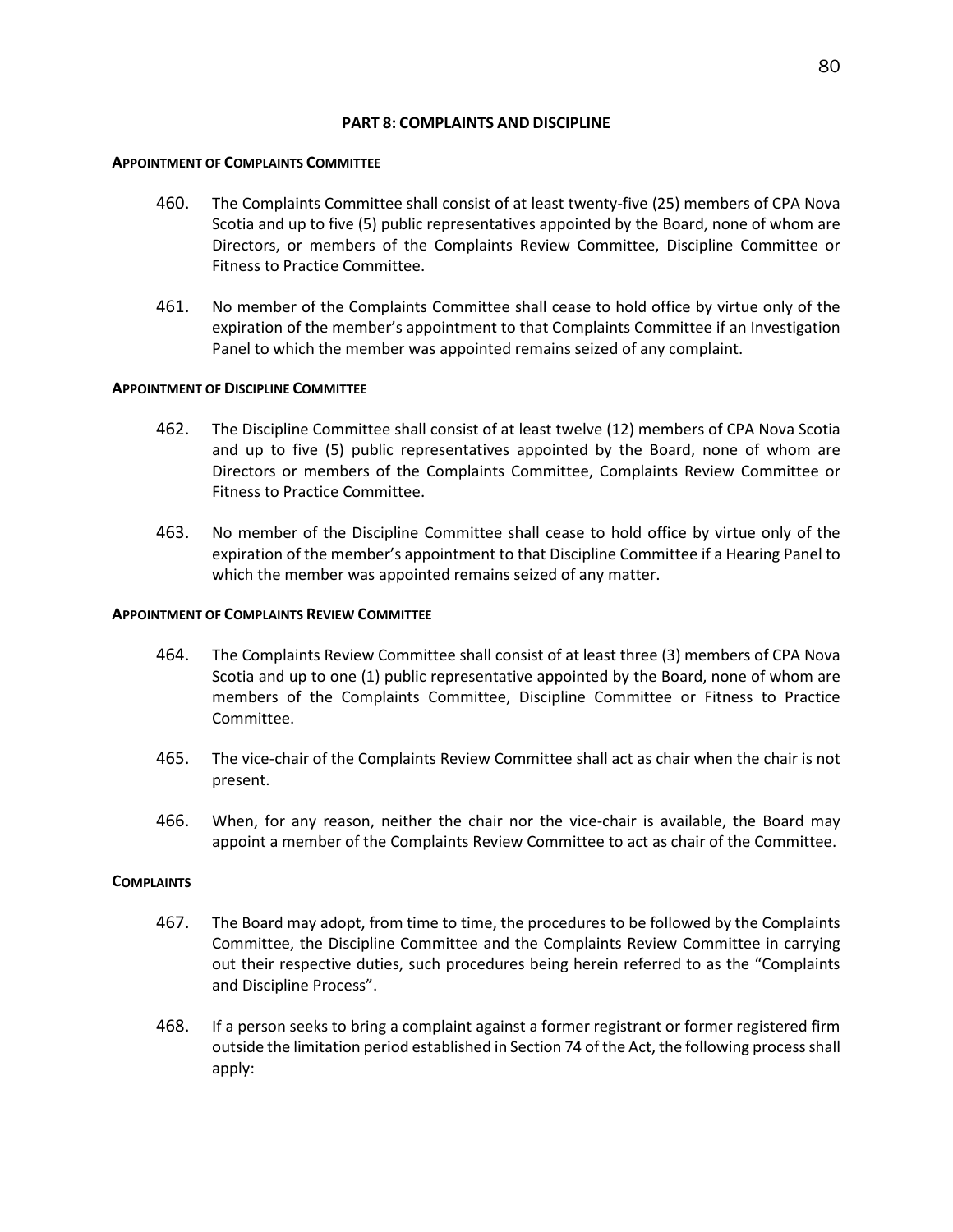## PART 8: COMPLAINTS AND DISCIPLINE

### APPOINTMENT OF COMPLAINTS COMMITTEE

460. The Complaints Committee shall consist of at least twenty-five (25) members of CPA Nova Scotia and up to five (5) public representatives appointed by the Board, none of whom are Directors, or members of the Complaints Review Committee, Discipline Committee or Fitness to Practice Committee.

461. No member of the Complaints Committee shall cease to hold office by virtue only of the expiration of the member's appointment to that Complaints Committee if an Investigation Panel to which the member was appointed remains seized of any complaint.

### APPOINTMENT OF DISCIPLINE COMMITTEE

462. The Discipline Committee shall consist of at least twelve (12) members of CPA Nova Scotia and up to five (5) public representatives appointed by the Board, none of whom are Directors or members of the Complaints Committee, Complaints Review Committee or Fitness to Practice Committee.

463. No member of the Discipline Committee shall cease to hold office by virtue only of the expiration of the member's appointment to that Discipline Committee if a Hearing Panel to which the member was appointed remains seized of any matter.

### APPOINTMENT OF COMPLAINTS REVIEW COMMITTEE

464. The Complaints Review Committee shall consist of at least three (3) members of CPA Nova Scotia and up to one (1) public representative appointed by the Board, none of whom are members of the Complaints Committee, Discipline Committee or Fitness to Practice Committee.

465. The vice-chair of the Complaints Review Committee shall act as chair when the chair is not present.

466. When, for any reason, neither the chair nor the vice-chair is available, the Board may appoint a member of the Complaints Review Committee to act as chair of the Committee.

### COMPLAINTS

467. The Board may adopt, from time to time, the procedures to be followed by the Complaints Committee, the Discipline Committee and the Complaints Review Committee in carrying out their respective duties, such procedures being herein referred to as the "Complaints and Discipline Process".

468. If a person seeks to bring a complaint against a former registrant or former registered firm outside the limitation period established in Section 74 of the Act, the following process shall apply: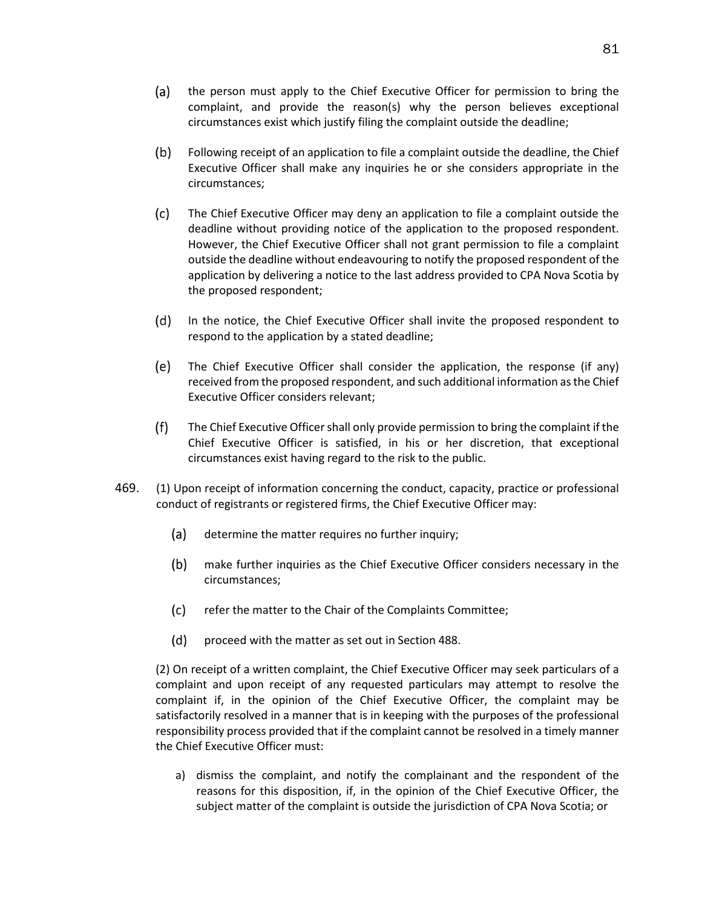(a) the person must apply to the Chief Executive Officer for permission to bring the complaint, and provide the reason(s) why the person believes exceptional circumstances exist which justify filing the complaint outside the deadline;

(b) Following receipt of an application to file a complaint outside the deadline, the Chief Executive Officer shall make any inquiries he or she considers appropriate in the circumstances;

(c) The Chief Executive Officer may deny an application to file a complaint outside the deadline without providing notice of the application to the proposed respondent. However, the Chief Executive Officer shall not grant permission to file a complaint outside the deadline without endeavouring to notify the proposed respondent of the application by delivering a notice to the last address provided to CPA Nova Scotia by the proposed respondent;

(d) In the notice, the Chief Executive Officer shall invite the proposed respondent to respond to the application by a stated deadline;

(e) The Chief Executive Officer shall consider the application, the response (if any) received from the proposed respondent, and such additional information as the Chief Executive Officer considers relevant;

(f) The Chief Executive Officer shall only provide permission to bring the complaint if the Chief Executive Officer is satisfied, in his or her discretion, that exceptional circumstances exist having regard to the risk to the public.

469. (1) Upon receipt of information concerning the conduct, capacity, practice or professional conduct of registrants or registered firms, the Chief Executive Officer may:

(a) determine the matter requires no further inquiry;

(b) make further inquiries as the Chief Executive Officer considers necessary in the circumstances;

(c) refer the matter to the Chair of the Complaints Committee;

(d) proceed with the matter as set out in Section 488.

(2) On receipt of a written complaint, the Chief Executive Officer may seek particulars of a complaint and upon receipt of any requested particulars may attempt to resolve the complaint if, in the opinion of the Chief Executive Officer, the complaint may be satisfactorily resolved in a manner that is in keeping with the purposes of the professional responsibility process provided that if the complaint cannot be resolved in a timely manner the Chief Executive Officer must:

a) dismiss the complaint, and notify the complainant and the respondent of the reasons for this disposition, if, in the opinion of the Chief Executive Officer, the subject matter of the complaint is outside the jurisdiction of CPA Nova Scotia; or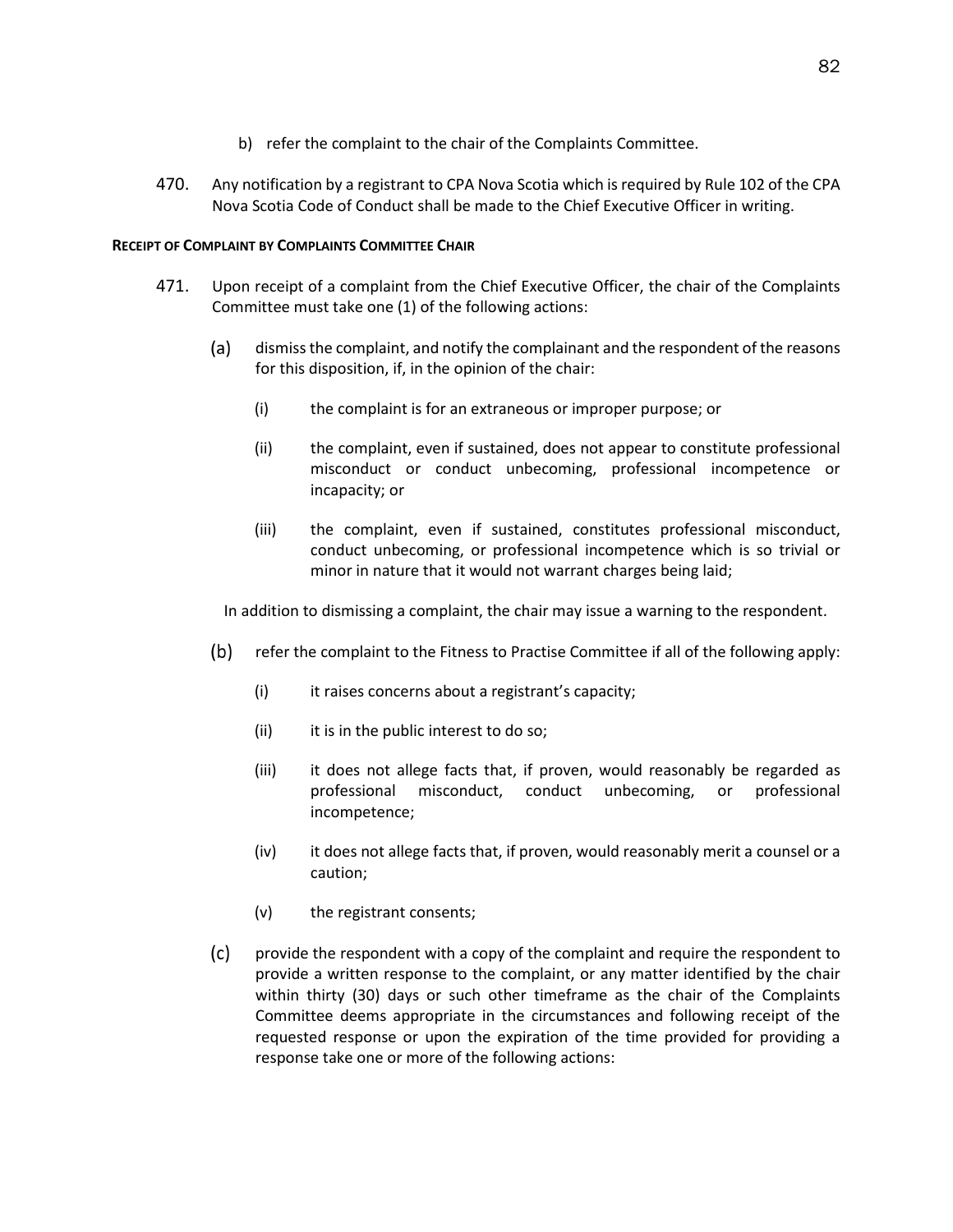b) refer the complaint to the chair of the Complaints Committee.

470. Any notification by a registrant to CPA Nova Scotia which is required by Rule 102 of the CPA Nova Scotia Code of Conduct shall be made to the Chief Executive Officer in writing.

**RECEIPT OF COMPLAINT BY COMPLAINTS COMMITTEE CHAIR**

471. Upon receipt of a complaint from the Chief Executive Officer, the chair of the Complaints Committee must take one (1) of the following actions:

(a) dismiss the complaint, and notify the complainant and the respondent of the reasons for this disposition, if, in the opinion of the chair:

(i) the complaint is for an extraneous or improper purpose; or

(ii) the complaint, even if sustained, does not appear to constitute professional misconduct or conduct unbecoming, professional incompetence or incapacity; or

(iii) the complaint, even if sustained, constitutes professional misconduct, conduct unbecoming, or professional incompetence which is so trivial or minor in nature that it would not warrant charges being laid;

In addition to dismissing a complaint, the chair may issue a warning to the respondent.

(b) refer the complaint to the Fitness to Practise Committee if all of the following apply:

(i) it raises concerns about a registrant's capacity;

(ii) it is in the public interest to do so;

(iii) it does not allege facts that, if proven, would reasonably be regarded as professional misconduct, conduct unbecoming, or professional incompetence;

(iv) it does not allege facts that, if proven, would reasonably merit a counsel or a caution;

(v) the registrant consents;

(c) provide the respondent with a copy of the complaint and require the respondent to provide a written response to the complaint, or any matter identified by the chair within thirty (30) days or such other timeframe as the chair of the Complaints Committee deems appropriate in the circumstances and following receipt of the requested response or upon the expiration of the time provided for providing a response take one or more of the following actions: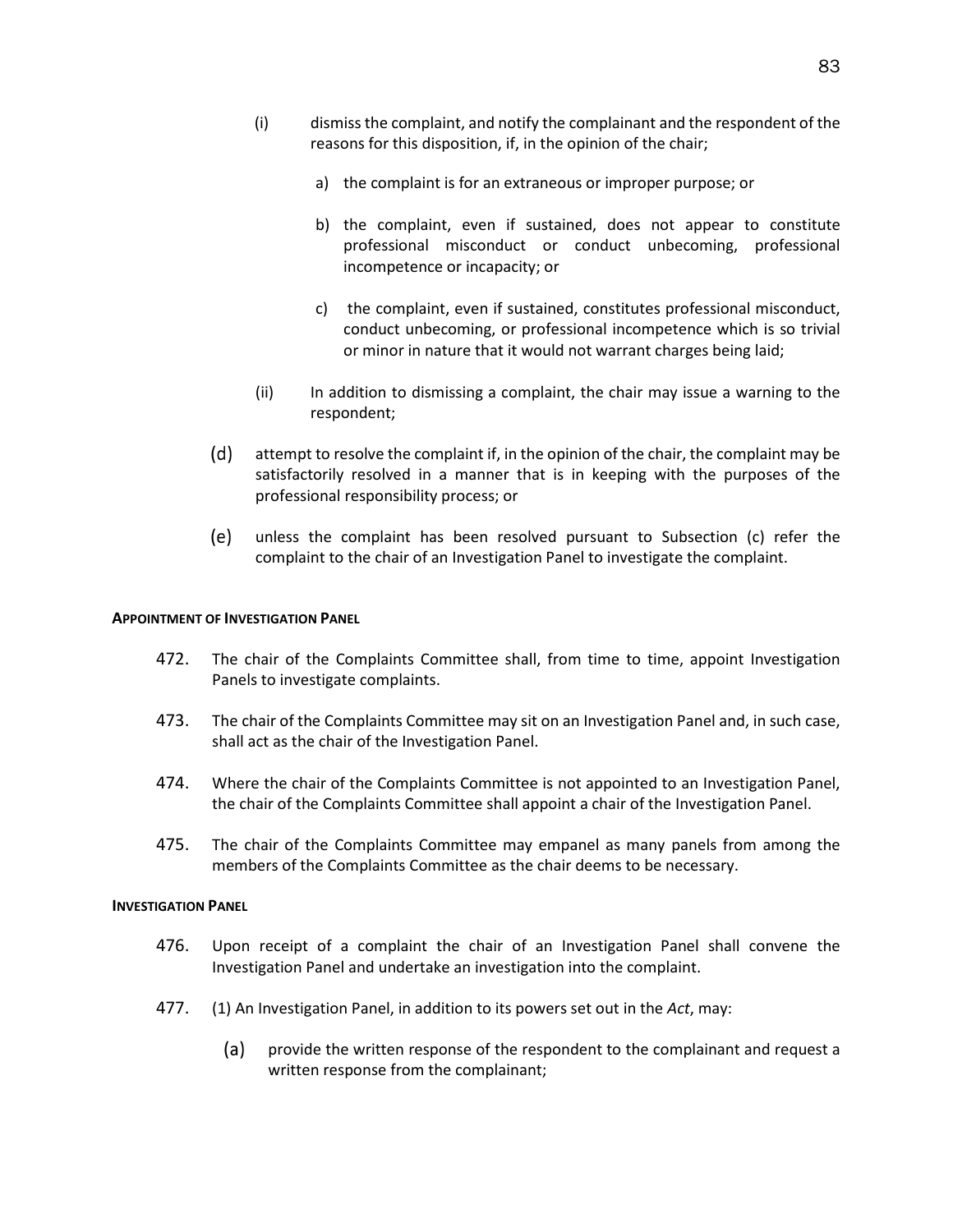(i) dismiss the complaint, and notify the complainant and the respondent of the reasons for this disposition, if, in the opinion of the chair;

a) the complaint is for an extraneous or improper purpose; or

b) the complaint, even if sustained, does not appear to constitute professional misconduct or conduct unbecoming, professional incompetence or incapacity; or

c) the complaint, even if sustained, constitutes professional misconduct, conduct unbecoming, or professional incompetence which is so trivial or minor in nature that it would not warrant charges being laid;

(ii) In addition to dismissing a complaint, the chair may issue a warning to the respondent;

(d) attempt to resolve the complaint if, in the opinion of the chair, the complaint may be satisfactorily resolved in a manner that is in keeping with the purposes of the professional responsibility process; or

(e) unless the complaint has been resolved pursuant to Subsection (c) refer the complaint to the chair of an Investigation Panel to investigate the complaint.

**APPOINTMENT OF INVESTIGATION PANEL**

472. The chair of the Complaints Committee shall, from time to time, appoint Investigation Panels to investigate complaints.

473. The chair of the Complaints Committee may sit on an Investigation Panel and, in such case, shall act as the chair of the Investigation Panel.

474. Where the chair of the Complaints Committee is not appointed to an Investigation Panel, the chair of the Complaints Committee shall appoint a chair of the Investigation Panel.

475. The chair of the Complaints Committee may empanel as many panels from among the members of the Complaints Committee as the chair deems to be necessary.

**INVESTIGATION PANEL**

476. Upon receipt of a complaint the chair of an Investigation Panel shall convene the Investigation Panel and undertake an investigation into the complaint.

477. (1) An Investigation Panel, in addition to its powers set out in the *Act*, may:

(a) provide the written response of the respondent to the complainant and request a written response from the complainant;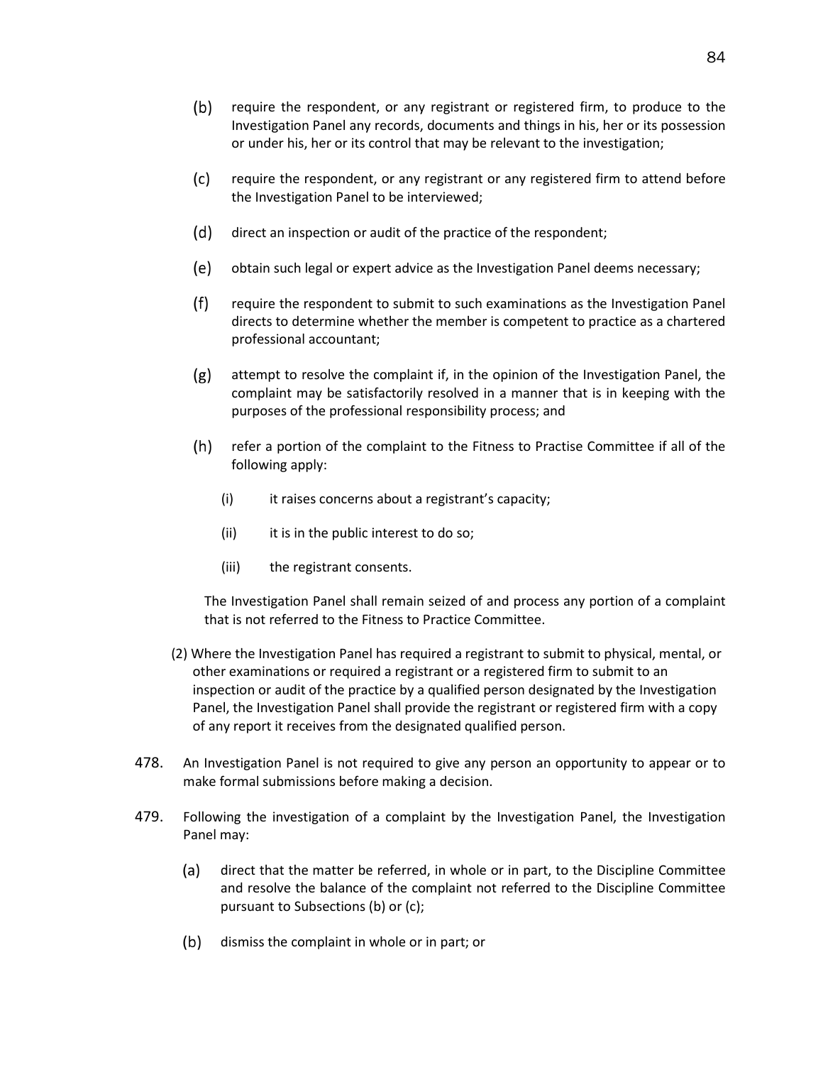(b) require the respondent, or any registrant or registered firm, to produce to the Investigation Panel any records, documents and things in his, her or its possession or under his, her or its control that may be relevant to the investigation;

(c) require the respondent, or any registrant or any registered firm to attend before the Investigation Panel to be interviewed;

(d) direct an inspection or audit of the practice of the respondent;

(e) obtain such legal or expert advice as the Investigation Panel deems necessary;

(f) require the respondent to submit to such examinations as the Investigation Panel directs to determine whether the member is competent to practice as a chartered professional accountant;

(g) attempt to resolve the complaint if, in the opinion of the Investigation Panel, the complaint may be satisfactorily resolved in a manner that is in keeping with the purposes of the professional responsibility process; and

(h) refer a portion of the complaint to the Fitness to Practise Committee if all of the following apply:

   (i) it raises concerns about a registrant's capacity;

   (ii) it is in the public interest to do so;

   (iii) the registrant consents.

The Investigation Panel shall remain seized of and process any portion of a complaint that is not referred to the Fitness to Practice Committee.

(2) Where the Investigation Panel has required a registrant to submit to physical, mental, or other examinations or required a registrant or a registered firm to submit to an inspection or audit of the practice by a qualified person designated by the Investigation Panel, the Investigation Panel shall provide the registrant or registered firm with a copy of any report it receives from the designated qualified person.

478. An Investigation Panel is not required to give any person an opportunity to appear or to make formal submissions before making a decision.

479. Following the investigation of a complaint by the Investigation Panel, the Investigation Panel may:

(a) direct that the matter be referred, in whole or in part, to the Discipline Committee and resolve the balance of the complaint not referred to the Discipline Committee pursuant to Subsections (b) or (c);

(b) dismiss the complaint in whole or in part; or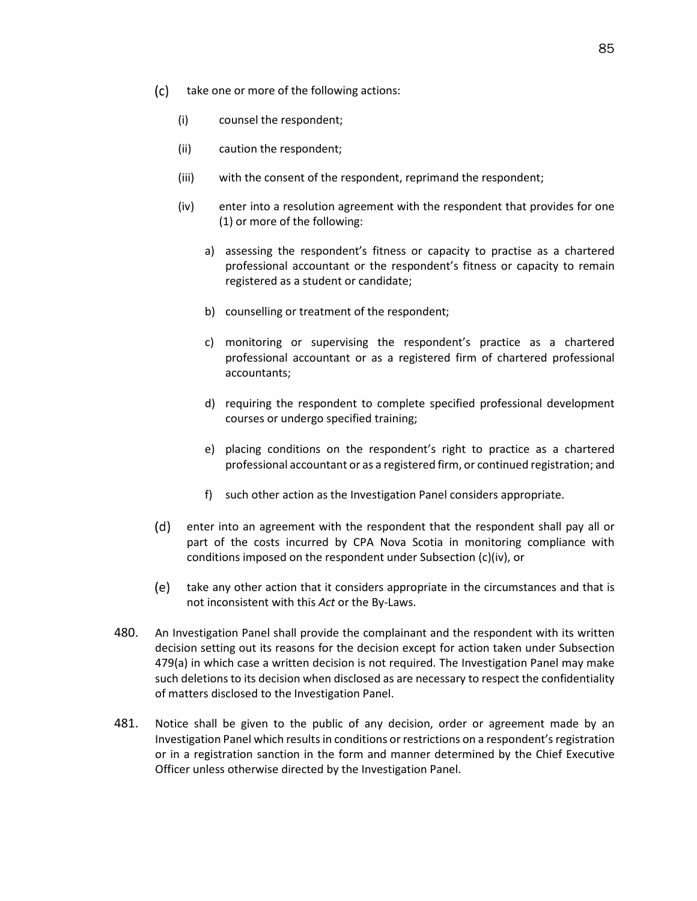(c) take one or more of the following actions:

   (i) counsel the respondent;

   (ii) caution the respondent;

   (iii) with the consent of the respondent, reprimand the respondent;

   (iv) enter into a resolution agreement with the respondent that provides for one (1) or more of the following:

      a) assessing the respondent's fitness or capacity to practise as a chartered professional accountant or the respondent's fitness or capacity to remain registered as a student or candidate;

      b) counselling or treatment of the respondent;

      c) monitoring or supervising the respondent's practice as a chartered professional accountant or as a registered firm of chartered professional accountants;

      d) requiring the respondent to complete specified professional development courses or undergo specified training;

      e) placing conditions on the respondent's right to practice as a chartered professional accountant or as a registered firm, or continued registration; and

      f) such other action as the Investigation Panel considers appropriate.

(d) enter into an agreement with the respondent that the respondent shall pay all or part of the costs incurred by CPA Nova Scotia in monitoring compliance with conditions imposed on the respondent under Subsection (c)(iv), or

(e) take any other action that it considers appropriate in the circumstances and that is not inconsistent with this *Act* or the By-Laws.

480. An Investigation Panel shall provide the complainant and the respondent with its written decision setting out its reasons for the decision except for action taken under Subsection 479(a) in which case a written decision is not required. The Investigation Panel may make such deletions to its decision when disclosed as are necessary to respect the confidentiality of matters disclosed to the Investigation Panel.

481. Notice shall be given to the public of any decision, order or agreement made by an Investigation Panel which results in conditions or restrictions on a respondent's registration or in a registration sanction in the form and manner determined by the Chief Executive Officer unless otherwise directed by the Investigation Panel.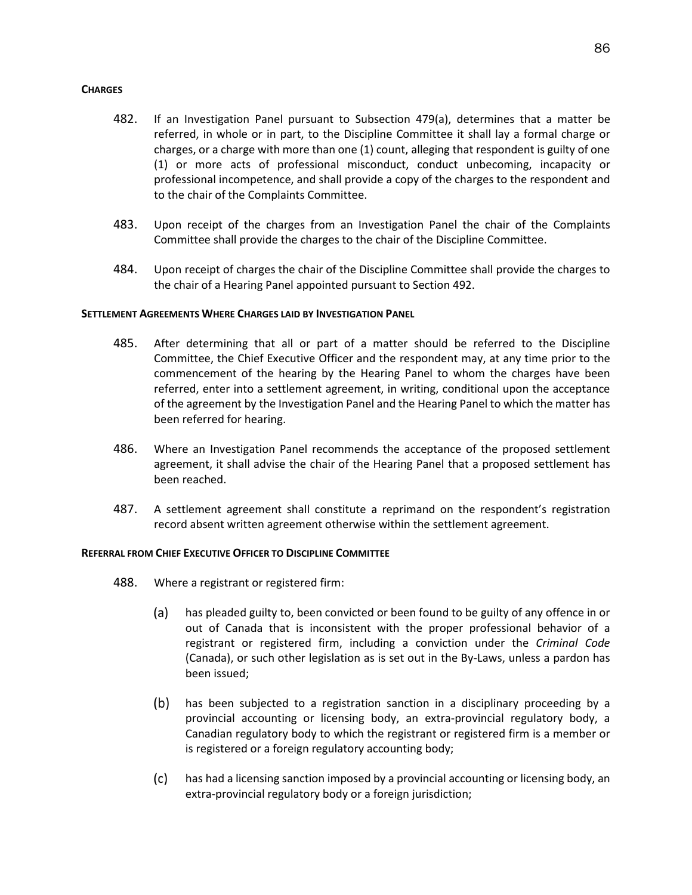**CHARGES**

482. If an Investigation Panel pursuant to Subsection 479(a), determines that a matter be referred, in whole or in part, to the Discipline Committee it shall lay a formal charge or charges, or a charge with more than one (1) count, alleging that respondent is guilty of one (1) or more acts of professional misconduct, conduct unbecoming, incapacity or professional incompetence, and shall provide a copy of the charges to the respondent and to the chair of the Complaints Committee.

483. Upon receipt of the charges from an Investigation Panel the chair of the Complaints Committee shall provide the charges to the chair of the Discipline Committee.

484. Upon receipt of charges the chair of the Discipline Committee shall provide the charges to the chair of a Hearing Panel appointed pursuant to Section 492.

**SETTLEMENT AGREEMENTS WHERE CHARGES LAID BY INVESTIGATION PANEL**

485. After determining that all or part of a matter should be referred to the Discipline Committee, the Chief Executive Officer and the respondent may, at any time prior to the commencement of the hearing by the Hearing Panel to whom the charges have been referred, enter into a settlement agreement, in writing, conditional upon the acceptance of the agreement by the Investigation Panel and the Hearing Panel to which the matter has been referred for hearing.

486. Where an Investigation Panel recommends the acceptance of the proposed settlement agreement, it shall advise the chair of the Hearing Panel that a proposed settlement has been reached.

487. A settlement agreement shall constitute a reprimand on the respondent's registration record absent written agreement otherwise within the settlement agreement.

**REFERRAL FROM CHIEF EXECUTIVE OFFICER TO DISCIPLINE COMMITTEE**

488. Where a registrant or registered firm:

(a) has pleaded guilty to, been convicted or been found to be guilty of any offence in or out of Canada that is inconsistent with the proper professional behavior of a registrant or registered firm, including a conviction under the *Criminal Code* (Canada), or such other legislation as is set out in the By-Laws, unless a pardon has been issued;

(b) has been subjected to a registration sanction in a disciplinary proceeding by a provincial accounting or licensing body, an extra-provincial regulatory body, a Canadian regulatory body to which the registrant or registered firm is a member or is registered or a foreign regulatory accounting body;

(c) has had a licensing sanction imposed by a provincial accounting or licensing body, an extra-provincial regulatory body or a foreign jurisdiction;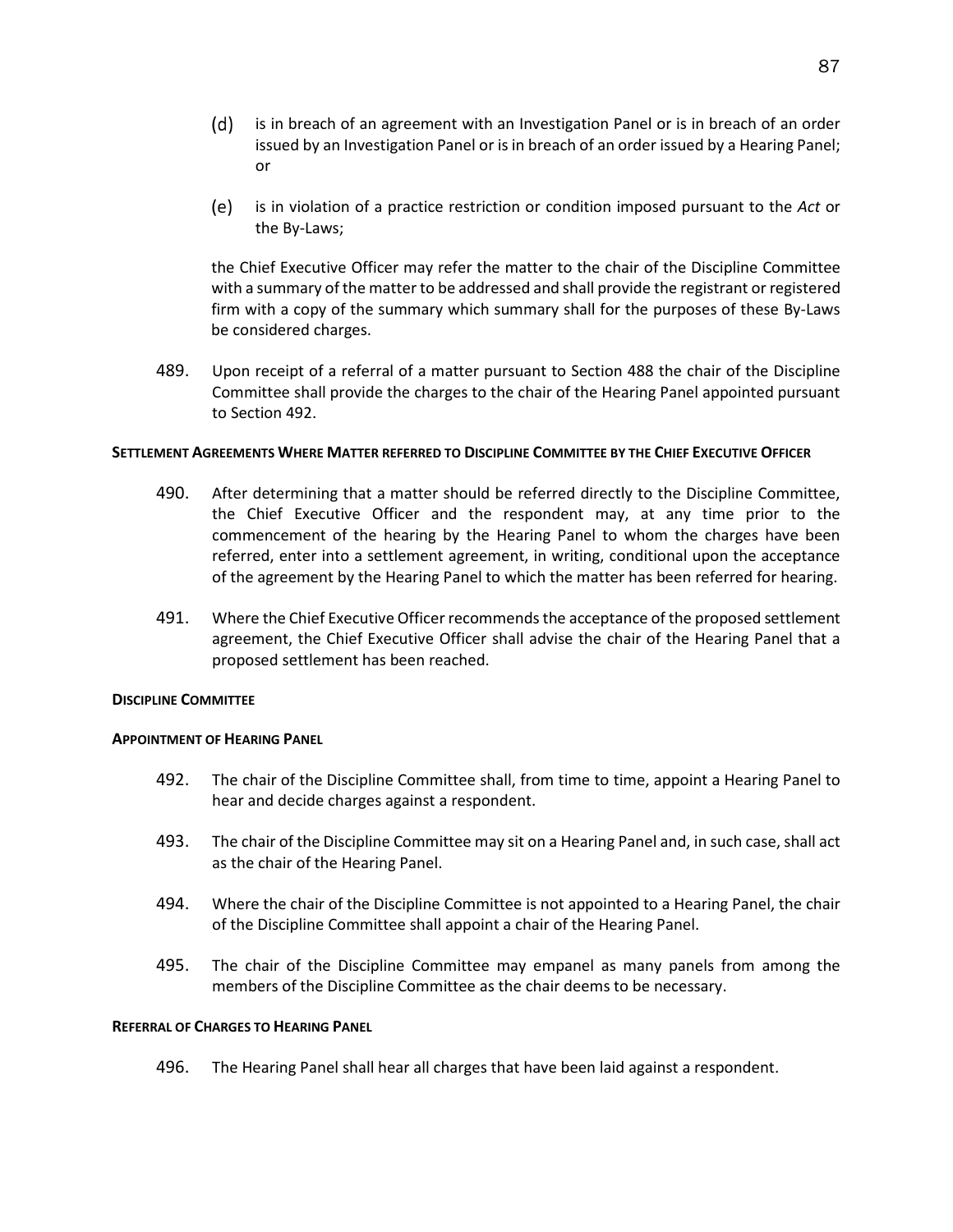(d) is in breach of an agreement with an Investigation Panel or is in breach of an order issued by an Investigation Panel or is in breach of an order issued by a Hearing Panel; or

(e) is in violation of a practice restriction or condition imposed pursuant to the *Act* or the By-Laws;

the Chief Executive Officer may refer the matter to the chair of the Discipline Committee with a summary of the matter to be addressed and shall provide the registrant or registered firm with a copy of the summary which summary shall for the purposes of these By-Laws be considered charges.

489. Upon receipt of a referral of a matter pursuant to Section 488 the chair of the Discipline Committee shall provide the charges to the chair of the Hearing Panel appointed pursuant to Section 492.

**SETTLEMENT AGREEMENTS WHERE MATTER REFERRED TO DISCIPLINE COMMITTEE BY THE CHIEF EXECUTIVE OFFICER**

490. After determining that a matter should be referred directly to the Discipline Committee, the Chief Executive Officer and the respondent may, at any time prior to the commencement of the hearing by the Hearing Panel to whom the charges have been referred, enter into a settlement agreement, in writing, conditional upon the acceptance of the agreement by the Hearing Panel to which the matter has been referred for hearing.

491. Where the Chief Executive Officer recommends the acceptance of the proposed settlement agreement, the Chief Executive Officer shall advise the chair of the Hearing Panel that a proposed settlement has been reached.

**DISCIPLINE COMMITTEE**

**APPOINTMENT OF HEARING PANEL**

492. The chair of the Discipline Committee shall, from time to time, appoint a Hearing Panel to hear and decide charges against a respondent.

493. The chair of the Discipline Committee may sit on a Hearing Panel and, in such case, shall act as the chair of the Hearing Panel.

494. Where the chair of the Discipline Committee is not appointed to a Hearing Panel, the chair of the Discipline Committee shall appoint a chair of the Hearing Panel.

495. The chair of the Discipline Committee may empanel as many panels from among the members of the Discipline Committee as the chair deems to be necessary.

**REFERRAL OF CHARGES TO HEARING PANEL**

496. The Hearing Panel shall hear all charges that have been laid against a respondent.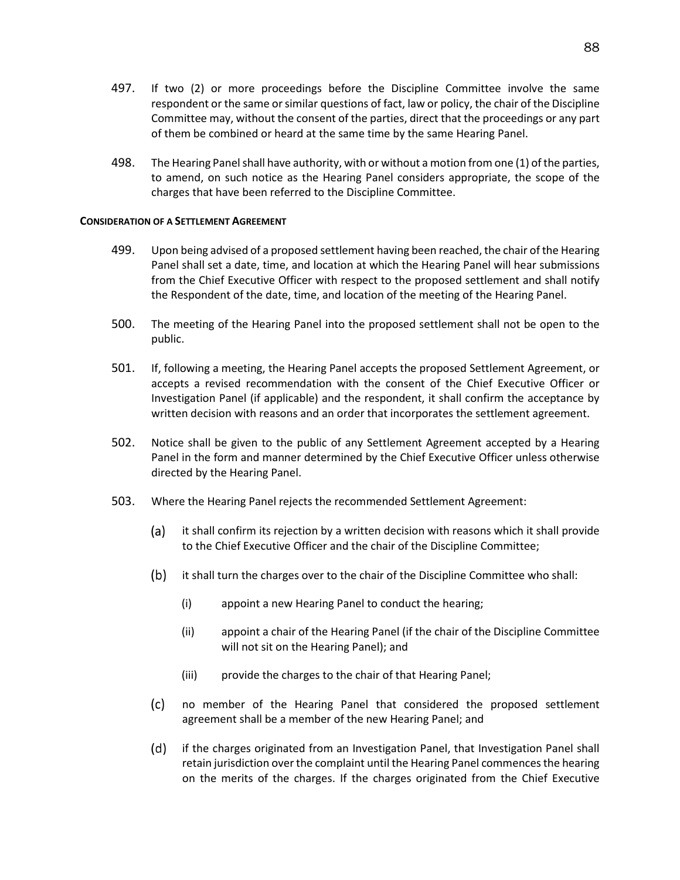497. If two (2) or more proceedings before the Discipline Committee involve the same respondent or the same or similar questions of fact, law or policy, the chair of the Discipline Committee may, without the consent of the parties, direct that the proceedings or any part of them be combined or heard at the same time by the same Hearing Panel.

498. The Hearing Panel shall have authority, with or without a motion from one (1) of the parties, to amend, on such notice as the Hearing Panel considers appropriate, the scope of the charges that have been referred to the Discipline Committee.

**CONSIDERATION OF A SETTLEMENT AGREEMENT**

499. Upon being advised of a proposed settlement having been reached, the chair of the Hearing Panel shall set a date, time, and location at which the Hearing Panel will hear submissions from the Chief Executive Officer with respect to the proposed settlement and shall notify the Respondent of the date, time, and location of the meeting of the Hearing Panel.

500. The meeting of the Hearing Panel into the proposed settlement shall not be open to the public.

501. If, following a meeting, the Hearing Panel accepts the proposed Settlement Agreement, or accepts a revised recommendation with the consent of the Chief Executive Officer or Investigation Panel (if applicable) and the respondent, it shall confirm the acceptance by written decision with reasons and an order that incorporates the settlement agreement.

502. Notice shall be given to the public of any Settlement Agreement accepted by a Hearing Panel in the form and manner determined by the Chief Executive Officer unless otherwise directed by the Hearing Panel.

503. Where the Hearing Panel rejects the recommended Settlement Agreement:

   (a) it shall confirm its rejection by a written decision with reasons which it shall provide to the Chief Executive Officer and the chair of the Discipline Committee;

   (b) it shall turn the charges over to the chair of the Discipline Committee who shall:

      (i) appoint a new Hearing Panel to conduct the hearing;

      (ii) appoint a chair of the Hearing Panel (if the chair of the Discipline Committee will not sit on the Hearing Panel); and

      (iii) provide the charges to the chair of that Hearing Panel;

   (c) no member of the Hearing Panel that considered the proposed settlement agreement shall be a member of the new Hearing Panel; and

   (d) if the charges originated from an Investigation Panel, that Investigation Panel shall retain jurisdiction over the complaint until the Hearing Panel commences the hearing on the merits of the charges. If the charges originated from the Chief Executive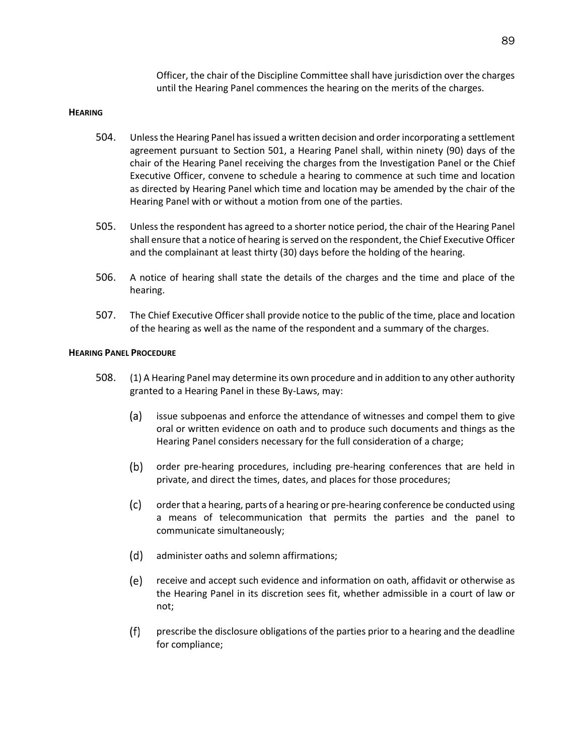Officer, the chair of the Discipline Committee shall have jurisdiction over the charges until the Hearing Panel commences the hearing on the merits of the charges.

**HEARING**

504. Unless the Hearing Panel has issued a written decision and order incorporating a settlement agreement pursuant to Section 501, a Hearing Panel shall, within ninety (90) days of the chair of the Hearing Panel receiving the charges from the Investigation Panel or the Chief Executive Officer, convene to schedule a hearing to commence at such time and location as directed by Hearing Panel which time and location may be amended by the chair of the Hearing Panel with or without a motion from one of the parties.

505. Unless the respondent has agreed to a shorter notice period, the chair of the Hearing Panel shall ensure that a notice of hearing is served on the respondent, the Chief Executive Officer and the complainant at least thirty (30) days before the holding of the hearing.

506. A notice of hearing shall state the details of the charges and the time and place of the hearing.

507. The Chief Executive Officer shall provide notice to the public of the time, place and location of the hearing as well as the name of the respondent and a summary of the charges.

**HEARING PANEL PROCEDURE**

508. (1) A Hearing Panel may determine its own procedure and in addition to any other authority granted to a Hearing Panel in these By-Laws, may:

(a) issue subpoenas and enforce the attendance of witnesses and compel them to give oral or written evidence on oath and to produce such documents and things as the Hearing Panel considers necessary for the full consideration of a charge;

(b) order pre-hearing procedures, including pre-hearing conferences that are held in private, and direct the times, dates, and places for those procedures;

(c) order that a hearing, parts of a hearing or pre-hearing conference be conducted using a means of telecommunication that permits the parties and the panel to communicate simultaneously;

(d) administer oaths and solemn affirmations;

(e) receive and accept such evidence and information on oath, affidavit or otherwise as the Hearing Panel in its discretion sees fit, whether admissible in a court of law or not;

(f) prescribe the disclosure obligations of the parties prior to a hearing and the deadline for compliance;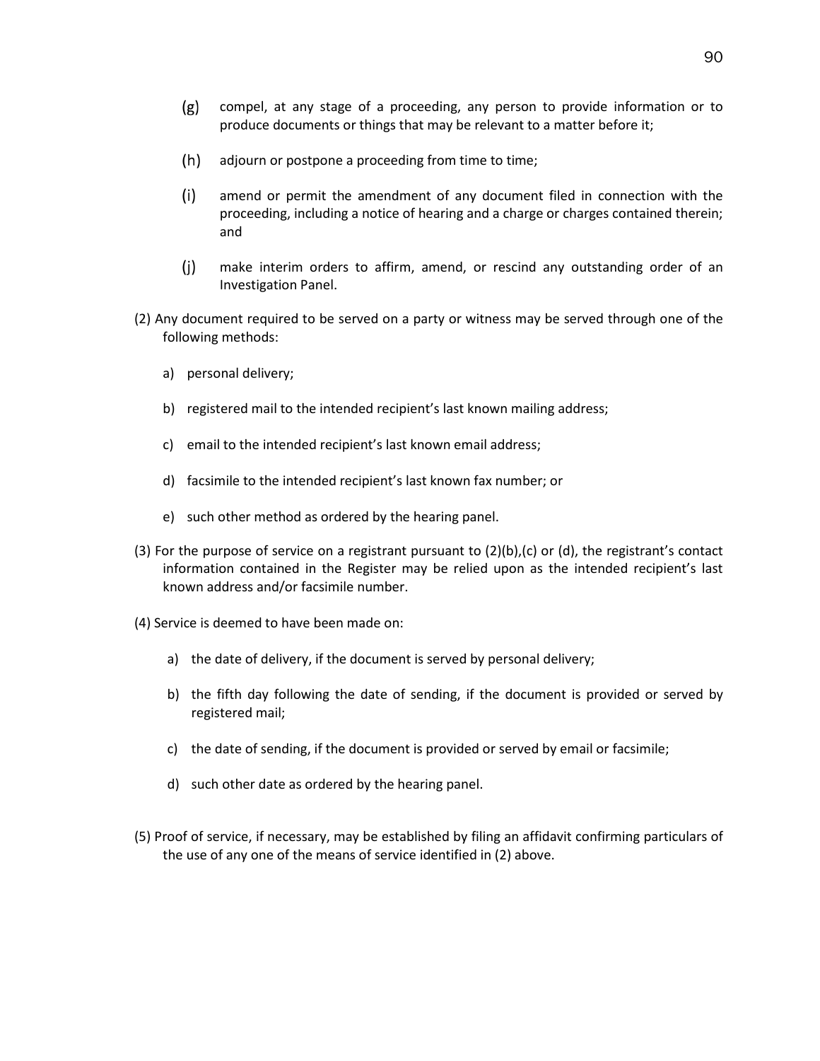(g) compel, at any stage of a proceeding, any person to provide information or to produce documents or things that may be relevant to a matter before it;

(h) adjourn or postpone a proceeding from time to time;

(i) amend or permit the amendment of any document filed in connection with the proceeding, including a notice of hearing and a charge or charges contained therein; and

(j) make interim orders to affirm, amend, or rescind any outstanding order of an Investigation Panel.

(2) Any document required to be served on a party or witness may be served through one of the following methods:

a) personal delivery;

b) registered mail to the intended recipient's last known mailing address;

c) email to the intended recipient's last known email address;

d) facsimile to the intended recipient's last known fax number; or

e) such other method as ordered by the hearing panel.

(3) For the purpose of service on a registrant pursuant to (2)(b),(c) or (d), the registrant's contact information contained in the Register may be relied upon as the intended recipient's last known address and/or facsimile number.

(4) Service is deemed to have been made on:

a) the date of delivery, if the document is served by personal delivery;

b) the fifth day following the date of sending, if the document is provided or served by registered mail;

c) the date of sending, if the document is provided or served by email or facsimile;

d) such other date as ordered by the hearing panel.

(5) Proof of service, if necessary, may be established by filing an affidavit confirming particulars of the use of any one of the means of service identified in (2) above.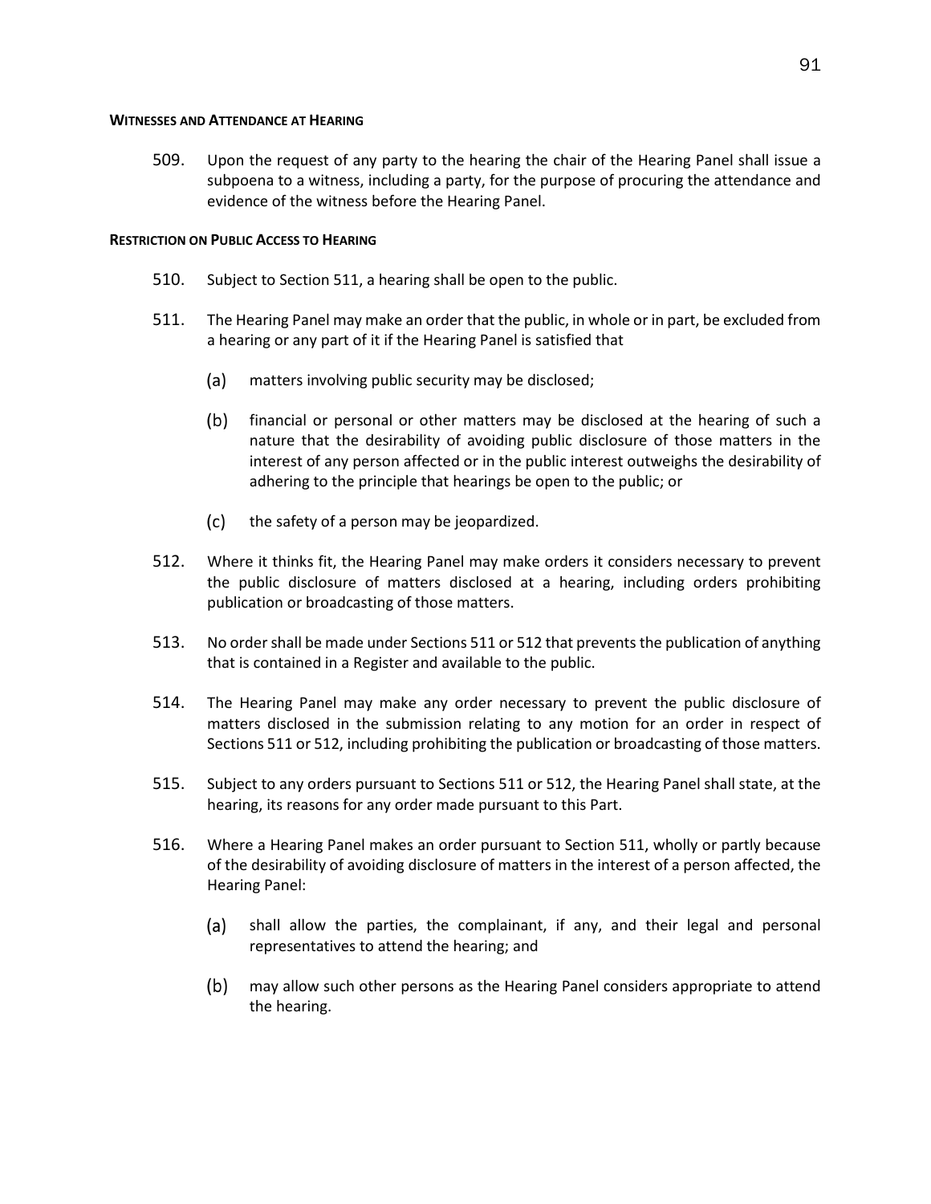#### WITNESSES AND ATTENDANCE AT HEARING

509. Upon the request of any party to the hearing the chair of the Hearing Panel shall issue a subpoena to a witness, including a party, for the purpose of procuring the attendance and evidence of the witness before the Hearing Panel.

#### RESTRICTION ON PUBLIC ACCESS TO HEARING

510. Subject to Section 511, a hearing shall be open to the public.

511. The Hearing Panel may make an order that the public, in whole or in part, be excluded from a hearing or any part of it if the Hearing Panel is satisfied that

   (a) matters involving public security may be disclosed;

   (b) financial or personal or other matters may be disclosed at the hearing of such a nature that the desirability of avoiding public disclosure of those matters in the interest of any person affected or in the public interest outweighs the desirability of adhering to the principle that hearings be open to the public; or

   (c) the safety of a person may be jeopardized.

512. Where it thinks fit, the Hearing Panel may make orders it considers necessary to prevent the public disclosure of matters disclosed at a hearing, including orders prohibiting publication or broadcasting of those matters.

513. No order shall be made under Sections 511 or 512 that prevents the publication of anything that is contained in a Register and available to the public.

514. The Hearing Panel may make any order necessary to prevent the public disclosure of matters disclosed in the submission relating to any motion for an order in respect of Sections 511 or 512, including prohibiting the publication or broadcasting of those matters.

515. Subject to any orders pursuant to Sections 511 or 512, the Hearing Panel shall state, at the hearing, its reasons for any order made pursuant to this Part.

516. Where a Hearing Panel makes an order pursuant to Section 511, wholly or partly because of the desirability of avoiding disclosure of matters in the interest of a person affected, the Hearing Panel:

   (a) shall allow the parties, the complainant, if any, and their legal and personal representatives to attend the hearing; and

   (b) may allow such other persons as the Hearing Panel considers appropriate to attend the hearing.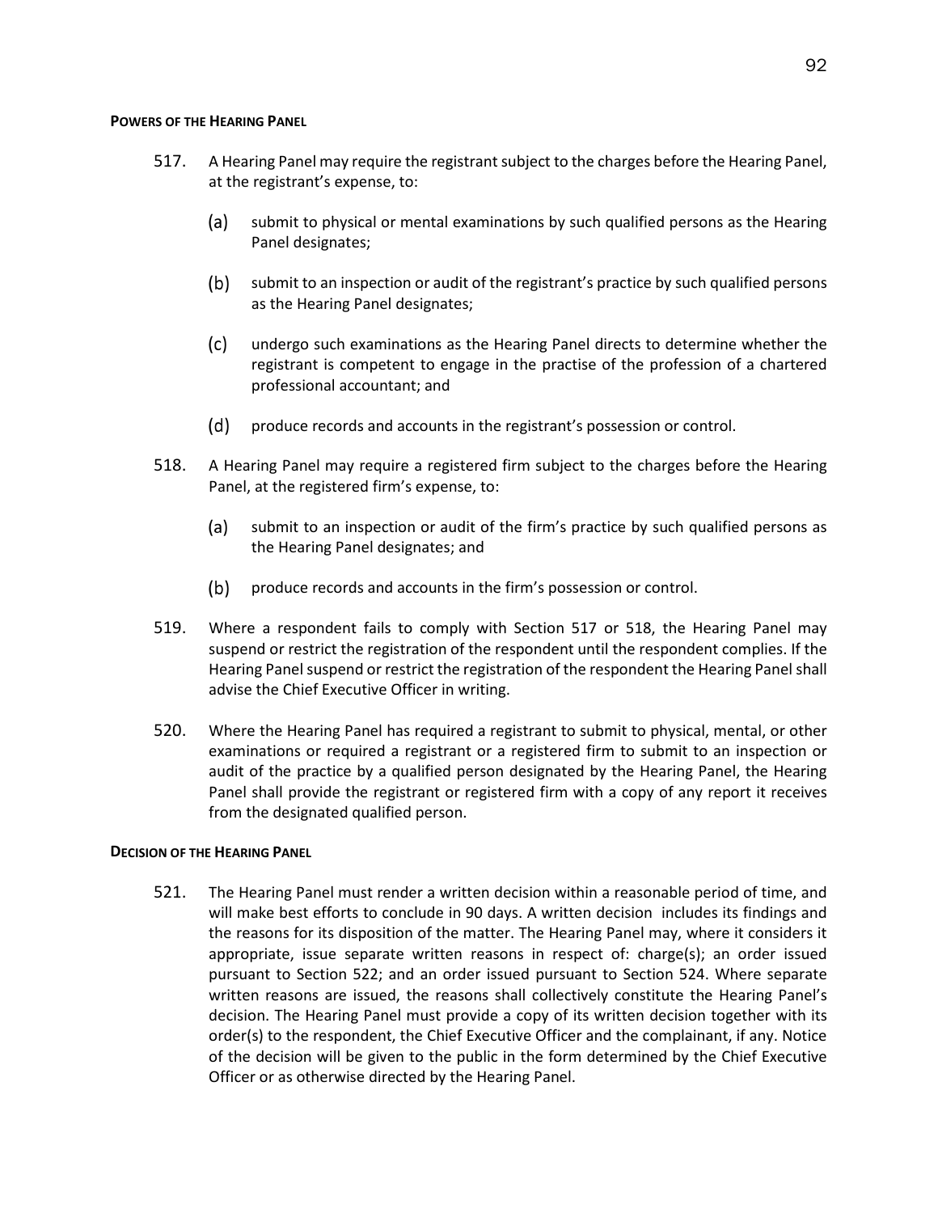**POWERS OF THE HEARING PANEL**

517. A Hearing Panel may require the registrant subject to the charges before the Hearing Panel, at the registrant's expense, to:

   (a) submit to physical or mental examinations by such qualified persons as the Hearing Panel designates;

   (b) submit to an inspection or audit of the registrant's practice by such qualified persons as the Hearing Panel designates;

   (c) undergo such examinations as the Hearing Panel directs to determine whether the registrant is competent to engage in the practise of the profession of a chartered professional accountant; and

   (d) produce records and accounts in the registrant's possession or control.

518. A Hearing Panel may require a registered firm subject to the charges before the Hearing Panel, at the registered firm's expense, to:

   (a) submit to an inspection or audit of the firm's practice by such qualified persons as the Hearing Panel designates; and

   (b) produce records and accounts in the firm's possession or control.

519. Where a respondent fails to comply with Section 517 or 518, the Hearing Panel may suspend or restrict the registration of the respondent until the respondent complies. If the Hearing Panel suspend or restrict the registration of the respondent the Hearing Panel shall advise the Chief Executive Officer in writing.

520. Where the Hearing Panel has required a registrant to submit to physical, mental, or other examinations or required a registrant or a registered firm to submit to an inspection or audit of the practice by a qualified person designated by the Hearing Panel, the Hearing Panel shall provide the registrant or registered firm with a copy of any report it receives from the designated qualified person.

**DECISION OF THE HEARING PANEL**

521. The Hearing Panel must render a written decision within a reasonable period of time, and will make best efforts to conclude in 90 days. A written decision includes its findings and the reasons for its disposition of the matter. The Hearing Panel may, where it considers it appropriate, issue separate written reasons in respect of: charge(s); an order issued pursuant to Section 522; and an order issued pursuant to Section 524. Where separate written reasons are issued, the reasons shall collectively constitute the Hearing Panel's decision. The Hearing Panel must provide a copy of its written decision together with its order(s) to the respondent, the Chief Executive Officer and the complainant, if any. Notice of the decision will be given to the public in the form determined by the Chief Executive Officer or as otherwise directed by the Hearing Panel.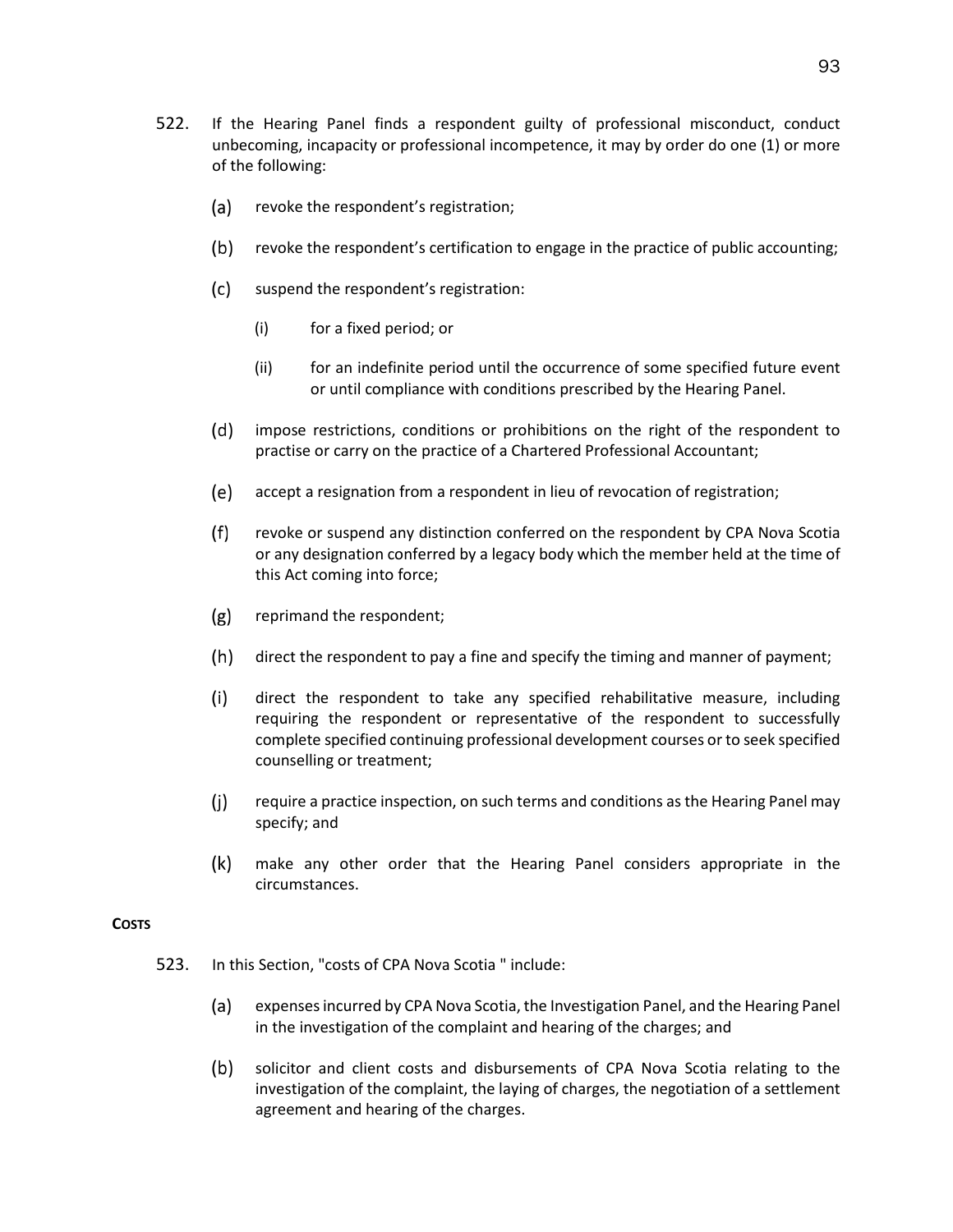522. If the Hearing Panel finds a respondent guilty of professional misconduct, conduct unbecoming, incapacity or professional incompetence, it may by order do one (1) or more of the following:

(a) revoke the respondent's registration;

(b) revoke the respondent's certification to engage in the practice of public accounting;

(c) suspend the respondent's registration:

(i) for a fixed period; or

(ii) for an indefinite period until the occurrence of some specified future event or until compliance with conditions prescribed by the Hearing Panel.

(d) impose restrictions, conditions or prohibitions on the right of the respondent to practise or carry on the practice of a Chartered Professional Accountant;

(e) accept a resignation from a respondent in lieu of revocation of registration;

(f) revoke or suspend any distinction conferred on the respondent by CPA Nova Scotia or any designation conferred by a legacy body which the member held at the time of this Act coming into force;

(g) reprimand the respondent;

(h) direct the respondent to pay a fine and specify the timing and manner of payment;

(i) direct the respondent to take any specified rehabilitative measure, including requiring the respondent or representative of the respondent to successfully complete specified continuing professional development courses or to seek specified counselling or treatment;

(j) require a practice inspection, on such terms and conditions as the Hearing Panel may specify; and

(k) make any other order that the Hearing Panel considers appropriate in the circumstances.

**COSTS**

523. In this Section, "costs of CPA Nova Scotia " include:

(a) expenses incurred by CPA Nova Scotia, the Investigation Panel, and the Hearing Panel in the investigation of the complaint and hearing of the charges; and

(b) solicitor and client costs and disbursements of CPA Nova Scotia relating to the investigation of the complaint, the laying of charges, the negotiation of a settlement agreement and hearing of the charges.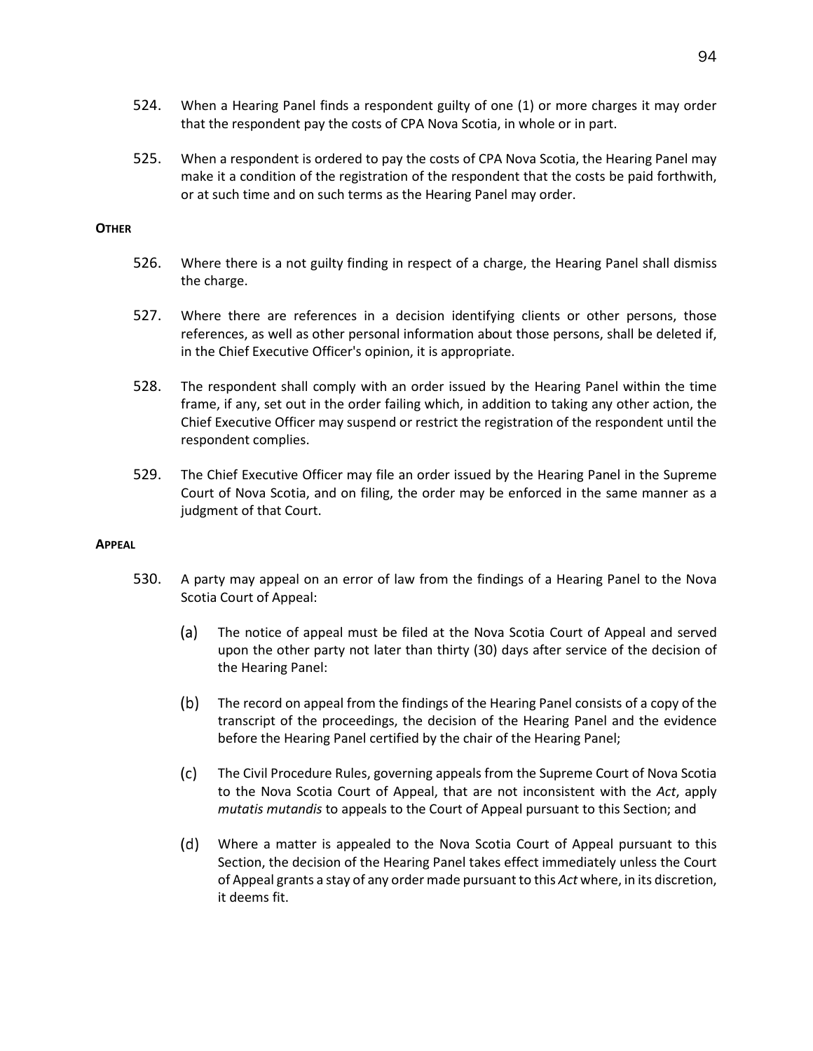524. When a Hearing Panel finds a respondent guilty of one (1) or more charges it may order that the respondent pay the costs of CPA Nova Scotia, in whole or in part.

525. When a respondent is ordered to pay the costs of CPA Nova Scotia, the Hearing Panel may make it a condition of the registration of the respondent that the costs be paid forthwith, or at such time and on such terms as the Hearing Panel may order.

**OTHER**

526. Where there is a not guilty finding in respect of a charge, the Hearing Panel shall dismiss the charge.

527. Where there are references in a decision identifying clients or other persons, those references, as well as other personal information about those persons, shall be deleted if, in the Chief Executive Officer's opinion, it is appropriate.

528. The respondent shall comply with an order issued by the Hearing Panel within the time frame, if any, set out in the order failing which, in addition to taking any other action, the Chief Executive Officer may suspend or restrict the registration of the respondent until the respondent complies.

529. The Chief Executive Officer may file an order issued by the Hearing Panel in the Supreme Court of Nova Scotia, and on filing, the order may be enforced in the same manner as a judgment of that Court.

**APPEAL**

530. A party may appeal on an error of law from the findings of a Hearing Panel to the Nova Scotia Court of Appeal:

   (a) The notice of appeal must be filed at the Nova Scotia Court of Appeal and served upon the other party not later than thirty (30) days after service of the decision of the Hearing Panel:

   (b) The record on appeal from the findings of the Hearing Panel consists of a copy of the transcript of the proceedings, the decision of the Hearing Panel and the evidence before the Hearing Panel certified by the chair of the Hearing Panel;

   (c) The Civil Procedure Rules, governing appeals from the Supreme Court of Nova Scotia to the Nova Scotia Court of Appeal, that are not inconsistent with the *Act*, apply *mutatis mutandis* to appeals to the Court of Appeal pursuant to this Section; and

   (d) Where a matter is appealed to the Nova Scotia Court of Appeal pursuant to this Section, the decision of the Hearing Panel takes effect immediately unless the Court of Appeal grants a stay of any order made pursuant to this *Act* where, in its discretion, it deems fit.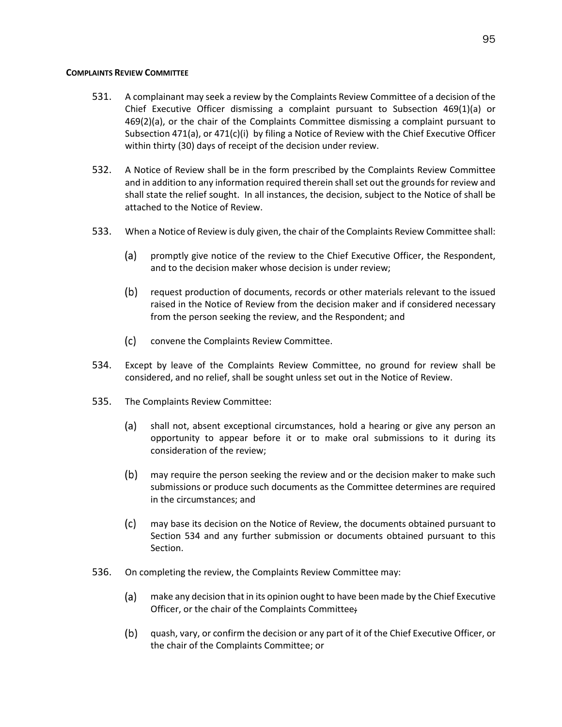**COMPLAINTS REVIEW COMMITTEE**

531. A complainant may seek a review by the Complaints Review Committee of a decision of the Chief Executive Officer dismissing a complaint pursuant to Subsection 469(1)(a) or 469(2)(a), or the chair of the Complaints Committee dismissing a complaint pursuant to Subsection 471(a), or 471(c)(i) by filing a Notice of Review with the Chief Executive Officer within thirty (30) days of receipt of the decision under review.

532. A Notice of Review shall be in the form prescribed by the Complaints Review Committee and in addition to any information required therein shall set out the grounds for review and shall state the relief sought. In all instances, the decision, subject to the Notice of shall be attached to the Notice of Review.

533. When a Notice of Review is duly given, the chair of the Complaints Review Committee shall:

   (a) promptly give notice of the review to the Chief Executive Officer, the Respondent, and to the decision maker whose decision is under review;

   (b) request production of documents, records or other materials relevant to the issued raised in the Notice of Review from the decision maker and if considered necessary from the person seeking the review, and the Respondent; and

   (c) convene the Complaints Review Committee.

534. Except by leave of the Complaints Review Committee, no ground for review shall be considered, and no relief, shall be sought unless set out in the Notice of Review.

535. The Complaints Review Committee:

   (a) shall not, absent exceptional circumstances, hold a hearing or give any person an opportunity to appear before it or to make oral submissions to it during its consideration of the review;

   (b) may require the person seeking the review and or the decision maker to make such submissions or produce such documents as the Committee determines are required in the circumstances; and

   (c) may base its decision on the Notice of Review, the documents obtained pursuant to Section 534 and any further submission or documents obtained pursuant to this Section.

536. On completing the review, the Complaints Review Committee may:

   (a) make any decision that in its opinion ought to have been made by the Chief Executive Officer, or the chair of the Complaints Committee~~,~~

   (b) quash, vary, or confirm the decision or any part of it of the Chief Executive Officer, or the chair of the Complaints Committee; or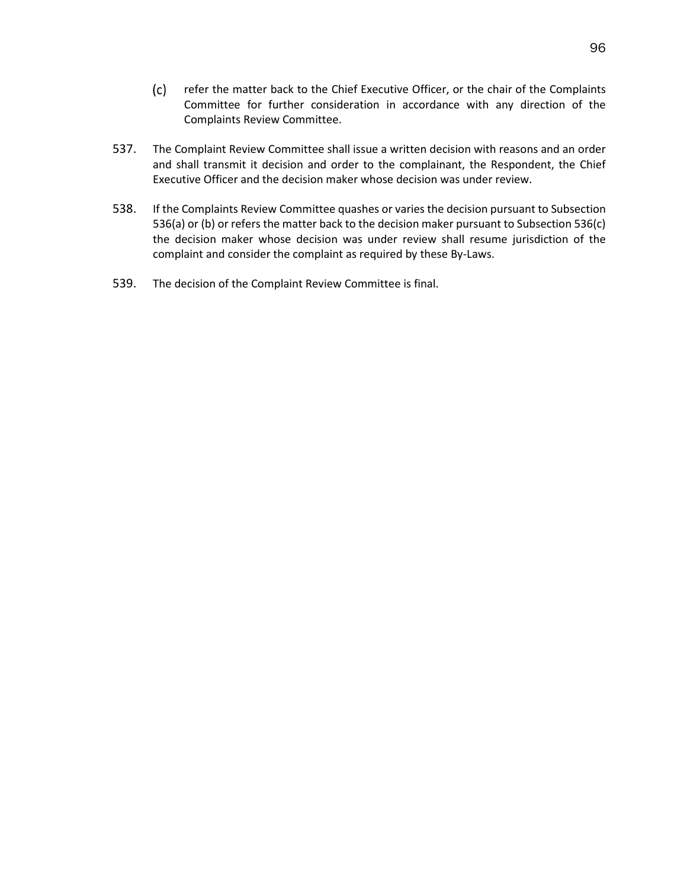(c) refer the matter back to the Chief Executive Officer, or the chair of the Complaints Committee for further consideration in accordance with any direction of the Complaints Review Committee.

537. The Complaint Review Committee shall issue a written decision with reasons and an order and shall transmit it decision and order to the complainant, the Respondent, the Chief Executive Officer and the decision maker whose decision was under review.

538. If the Complaints Review Committee quashes or varies the decision pursuant to Subsection 536(a) or (b) or refers the matter back to the decision maker pursuant to Subsection 536(c) the decision maker whose decision was under review shall resume jurisdiction of the complaint and consider the complaint as required by these By-Laws.

539. The decision of the Complaint Review Committee is final.